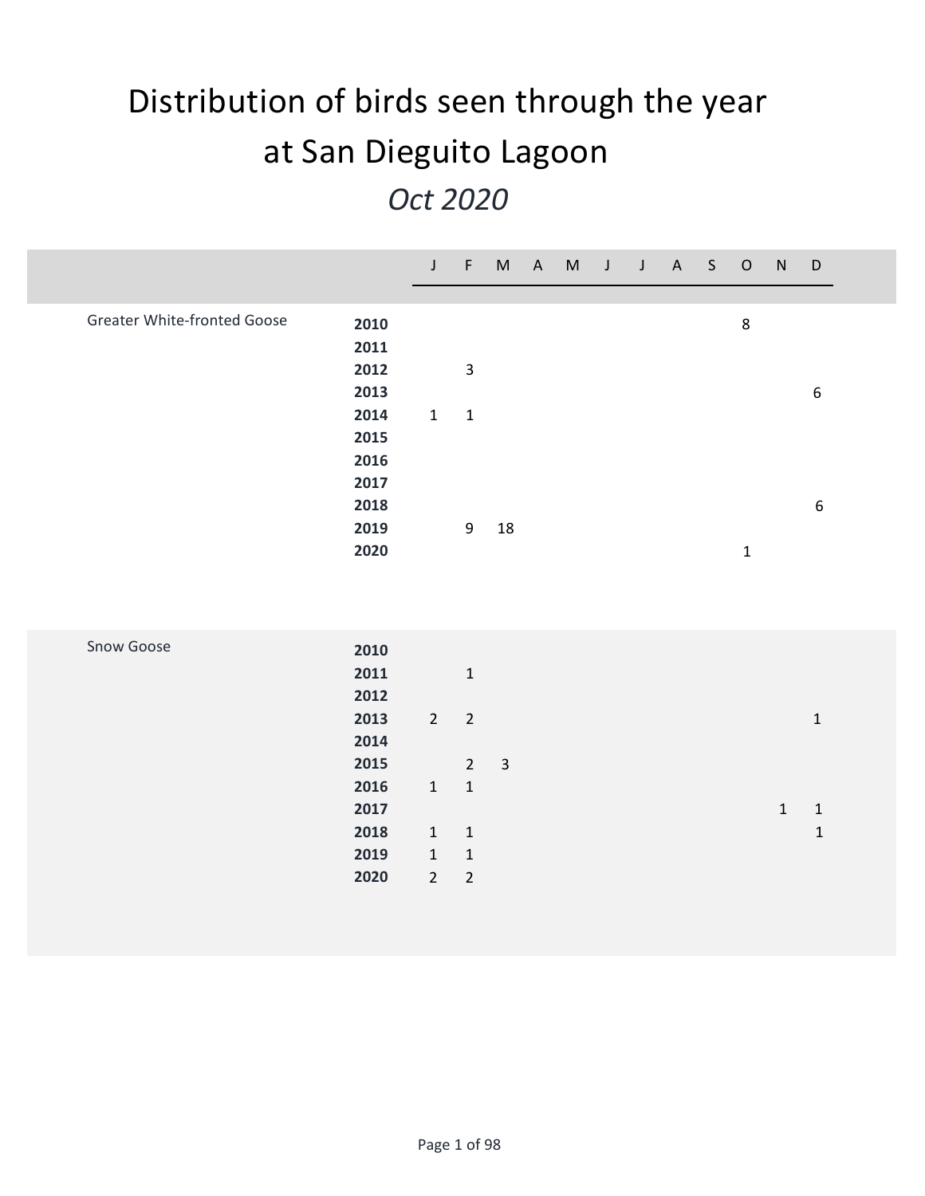# Distribution of birds seen through the year at San Dieguito Lagoon

*Oct 2020*

| | | J | F | M | A | M | J | J | A | S | O | N | D |
|---|---|---|---|---|---|---|---|---|---|---|---|---|---|
| Greater White-fronted Goose | **2010** | | | | | | | | | | 8 | | |
| | **2011** | | | | | | | | | | | | |
| | **2012** | | 3 | | | | | | | | | | |
| | **2013** | | | | | | | | | | | | 6 |
| | **2014** | 1 | 1 | | | | | | | | | | |
| | **2015** | | | | | | | | | | | | |
| | **2016** | | | | | | | | | | | | |
| | **2017** | | | | | | | | | | | | |
| | **2018** | | | | | | | | | | | | 6 |
| | **2019** | | 9 | 18 | | | | | | | | | |
| | **2020** | | | | | | | | | | 1 | | |
| Snow Goose | **2010** | | | | | | | | | | | | |
| | **2011** | | 1 | | | | | | | | | | |
| | **2012** | | | | | | | | | | | | |
| | **2013** | 2 | 2 | | | | | | | | | | 1 |
| | **2014** | | | | | | | | | | | | |
| | **2015** | | 2 | 3 | | | | | | | | | |
| | **2016** | 1 | 1 | | | | | | | | | | |
| | **2017** | | | | | | | | | | | 1 | 1 |
| | **2018** | 1 | 1 | | | | | | | | | | 1 |
| | **2019** | 1 | 1 | | | | | | | | | | |
| | **2020** | 2 | 2 | | | | | | | | | | |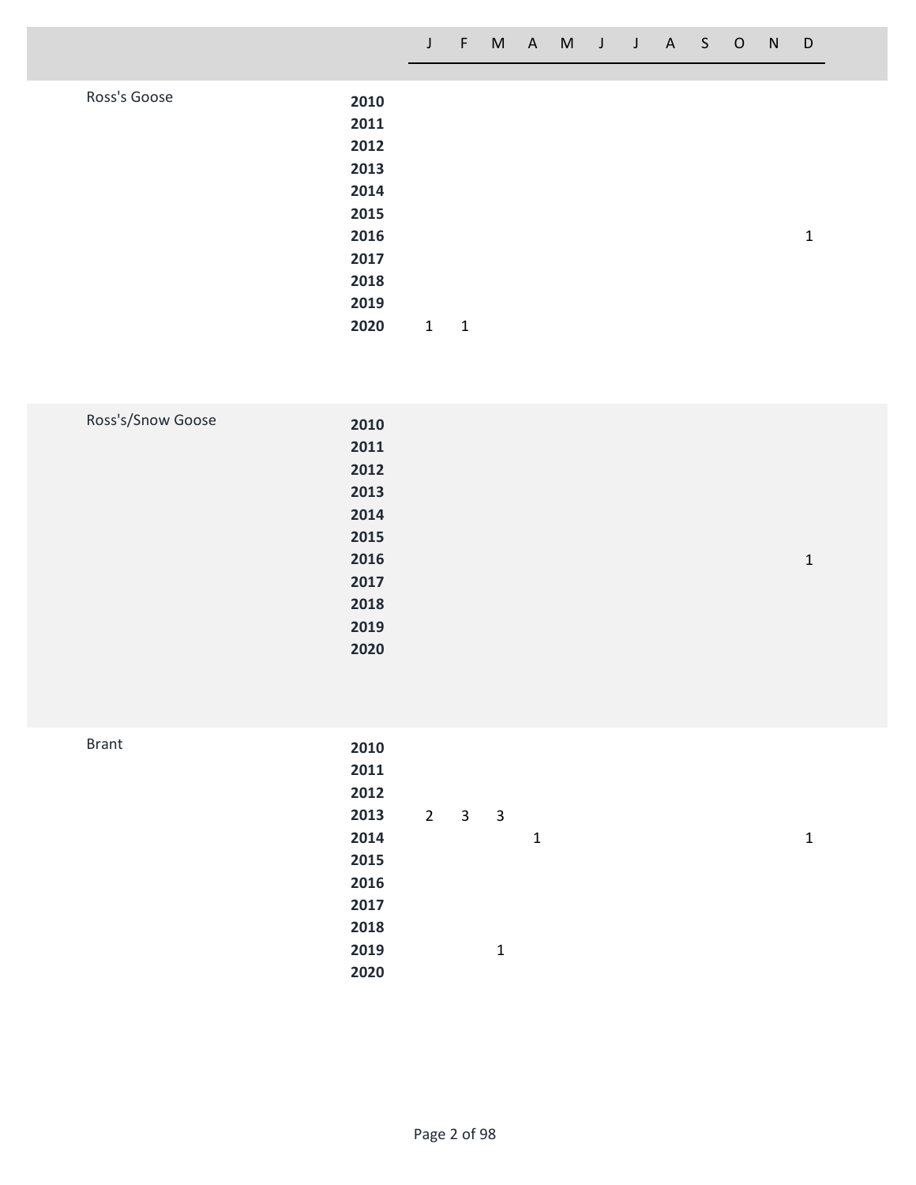| | | J | F | M | A | M | J | J | A | S | O | N | D |
|---|---|---|---|---|---|---|---|---|---|---|---|---|---|
| Ross's Goose | **2010** | | | | | | | | | | | | |
| | **2011** | | | | | | | | | | | | |
| | **2012** | | | | | | | | | | | | |
| | **2013** | | | | | | | | | | | | |
| | **2014** | | | | | | | | | | | | |
| | **2015** | | | | | | | | | | | | |
| | **2016** | | | | | | | | | | | | 1 |
| | **2017** | | | | | | | | | | | | |
| | **2018** | | | | | | | | | | | | |
| | **2019** | | | | | | | | | | | | |
| | **2020** | 1 | 1 | | | | | | | | | | |
| Ross's/Snow Goose | **2010** | | | | | | | | | | | | |
| | **2011** | | | | | | | | | | | | |
| | **2012** | | | | | | | | | | | | |
| | **2013** | | | | | | | | | | | | |
| | **2014** | | | | | | | | | | | | |
| | **2015** | | | | | | | | | | | | |
| | **2016** | | | | | | | | | | | | 1 |
| | **2017** | | | | | | | | | | | | |
| | **2018** | | | | | | | | | | | | |
| | **2019** | | | | | | | | | | | | |
| | **2020** | | | | | | | | | | | | |
| Brant | **2010** | | | | | | | | | | | | |
| | **2011** | | | | | | | | | | | | |
| | **2012** | | | | | | | | | | | | |
| | **2013** | 2 | 3 | 3 | | | | | | | | | |
| | **2014** | | | | 1 | | | | | | | | 1 |
| | **2015** | | | | | | | | | | | | |
| | **2016** | | | | | | | | | | | | |
| | **2017** | | | | | | | | | | | | |
| | **2018** | | | | | | | | | | | | |
| | **2019** | | | 1 | | | | | | | | | |
| | **2020** | | | | | | | | | | | | |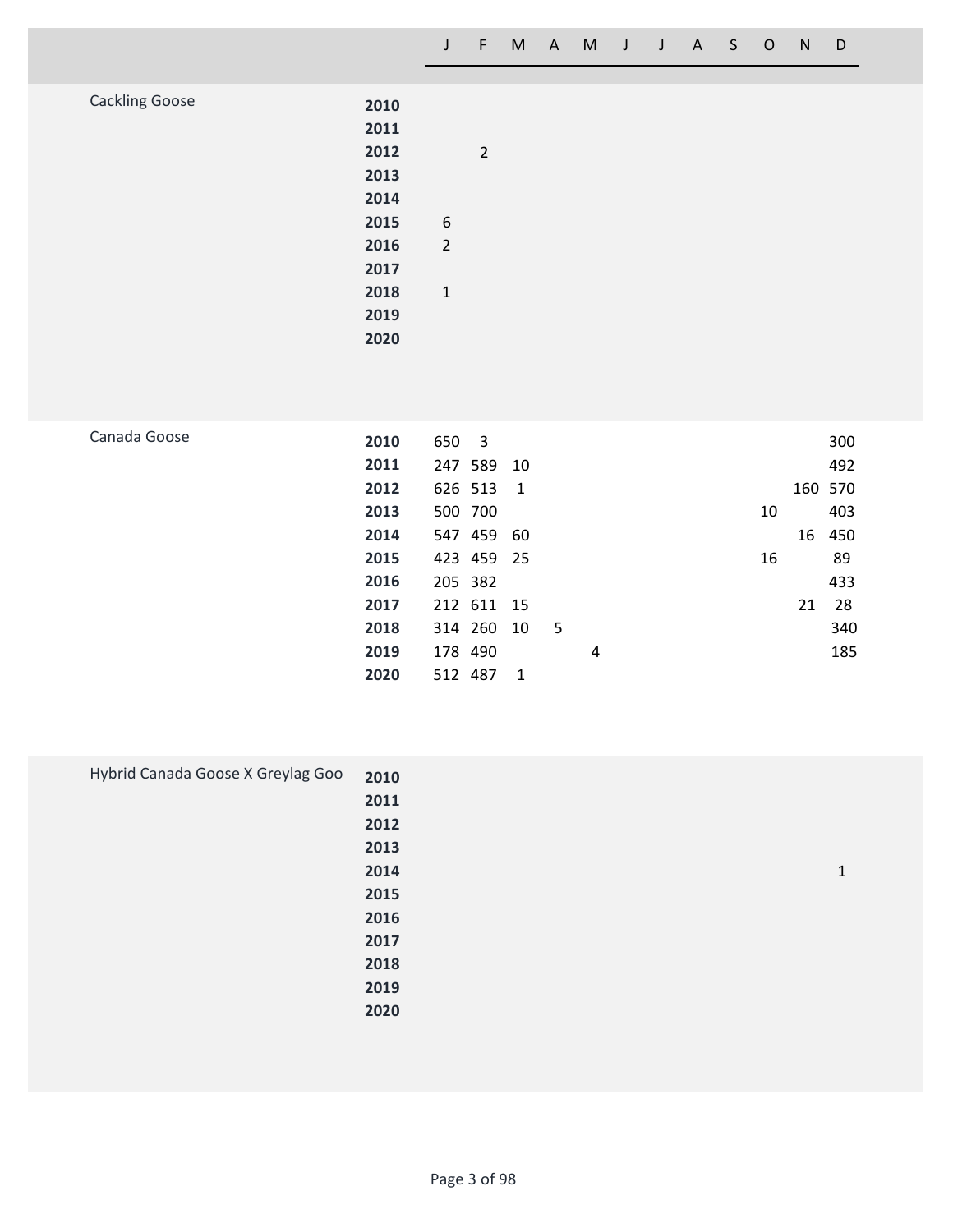| | | J | F | M | A | M | J | J | A | S | O | N | D |
|---|---|---|---|---|---|---|---|---|---|---|---|---|---|
| Cackling Goose | 2010 | | | | | | | | | | | | |
| | 2011 | | | | | | | | | | | | |
| | 2012 | | 2 | | | | | | | | | | |
| | 2013 | | | | | | | | | | | | |
| | 2014 | | | | | | | | | | | | |
| | 2015 | 6 | | | | | | | | | | | |
| | 2016 | 2 | | | | | | | | | | | |
| | 2017 | | | | | | | | | | | | |
| | 2018 | 1 | | | | | | | | | | | |
| | 2019 | | | | | | | | | | | | |
| | 2020 | | | | | | | | | | | | |
| Canada Goose | 2010 | 650 | 3 | | | | | | | | | | 300 |
| | 2011 | 247 | 589 | 10 | | | | | | | | | 492 |
| | 2012 | 626 | 513 | 1 | | | | | | | | 160 | 570 |
| | 2013 | 500 | 700 | | | | | | | | 10 | | 403 |
| | 2014 | 547 | 459 | 60 | | | | | | | | 16 | 450 |
| | 2015 | 423 | 459 | 25 | | | | | | | 16 | | 89 |
| | 2016 | 205 | 382 | | | | | | | | | | 433 |
| | 2017 | 212 | 611 | 15 | | | | | | | | 21 | 28 |
| | 2018 | 314 | 260 | 10 | 5 | | | | | | | | 340 |
| | 2019 | 178 | 490 | | | 4 | | | | | | | 185 |
| | 2020 | 512 | 487 | 1 | | | | | | | | | |
| Hybrid Canada Goose X Greylag Goo | 2010 | | | | | | | | | | | | |
| | 2011 | | | | | | | | | | | | |
| | 2012 | | | | | | | | | | | | |
| | 2013 | | | | | | | | | | | | |
| | 2014 | | | | | | | | | | | | 1 |
| | 2015 | | | | | | | | | | | | |
| | 2016 | | | | | | | | | | | | |
| | 2017 | | | | | | | | | | | | |
| | 2018 | | | | | | | | | | | | |
| | 2019 | | | | | | | | | | | | |
| | 2020 | | | | | | | | | | | | |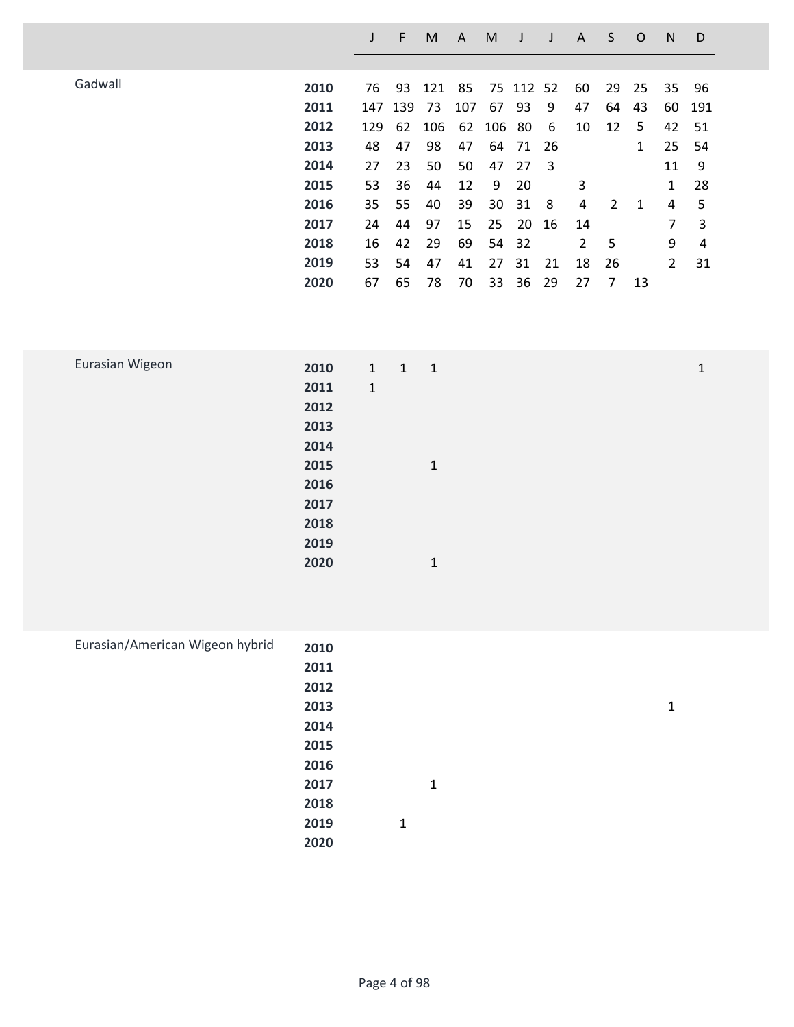| | | J | F | M | A | M | J | J | A | S | O | N | D |
|---|---|---|---|---|---|---|---|---|---|---|---|---|---|
| Gadwall | **2010** | 76 | 93 | 121 | 85 | 75 | 112 | 52 | 60 | 29 | 25 | 35 | 96 |
| | **2011** | 147 | 139 | 73 | 107 | 67 | 93 | 9 | 47 | 64 | 43 | 60 | 191 |
| | **2012** | 129 | 62 | 106 | 62 | 106 | 80 | 6 | 10 | 12 | 5 | 42 | 51 |
| | **2013** | 48 | 47 | 98 | 47 | 64 | 71 | 26 | | | 1 | 25 | 54 |
| | **2014** | 27 | 23 | 50 | 50 | 47 | 27 | 3 | | | | 11 | 9 |
| | **2015** | 53 | 36 | 44 | 12 | 9 | 20 | | 3 | | | 1 | 28 |
| | **2016** | 35 | 55 | 40 | 39 | 30 | 31 | 8 | 4 | 2 | 1 | 4 | 5 |
| | **2017** | 24 | 44 | 97 | 15 | 25 | 20 | 16 | 14 | | | 7 | 3 |
| | **2018** | 16 | 42 | 29 | 69 | 54 | 32 | | 2 | 5 | | 9 | 4 |
| | **2019** | 53 | 54 | 47 | 41 | 27 | 31 | 21 | 18 | 26 | | 2 | 31 |
| | **2020** | 67 | 65 | 78 | 70 | 33 | 36 | 29 | 27 | 7 | 13 | | |
| Eurasian Wigeon | **2010** | 1 | 1 | 1 | | | | | | | | | 1 |
| | **2011** | 1 | | | | | | | | | | | |
| | **2012** | | | | | | | | | | | | |
| | **2013** | | | | | | | | | | | | |
| | **2014** | | | | | | | | | | | | |
| | **2015** | | | 1 | | | | | | | | | |
| | **2016** | | | | | | | | | | | | |
| | **2017** | | | | | | | | | | | | |
| | **2018** | | | | | | | | | | | | |
| | **2019** | | | | | | | | | | | | |
| | **2020** | | | 1 | | | | | | | | | |
| Eurasian/American Wigeon hybrid | **2010** | | | | | | | | | | | | |
| | **2011** | | | | | | | | | | | | |
| | **2012** | | | | | | | | | | | | |
| | **2013** | | | | | | | | | | | 1 | |
| | **2014** | | | | | | | | | | | | |
| | **2015** | | | | | | | | | | | | |
| | **2016** | | | | | | | | | | | | |
| | **2017** | | | 1 | | | | | | | | | |
| | **2018** | | | | | | | | | | | | |
| | **2019** | | 1 | | | | | | | | | | |
| | **2020** | | | | | | | | | | | | |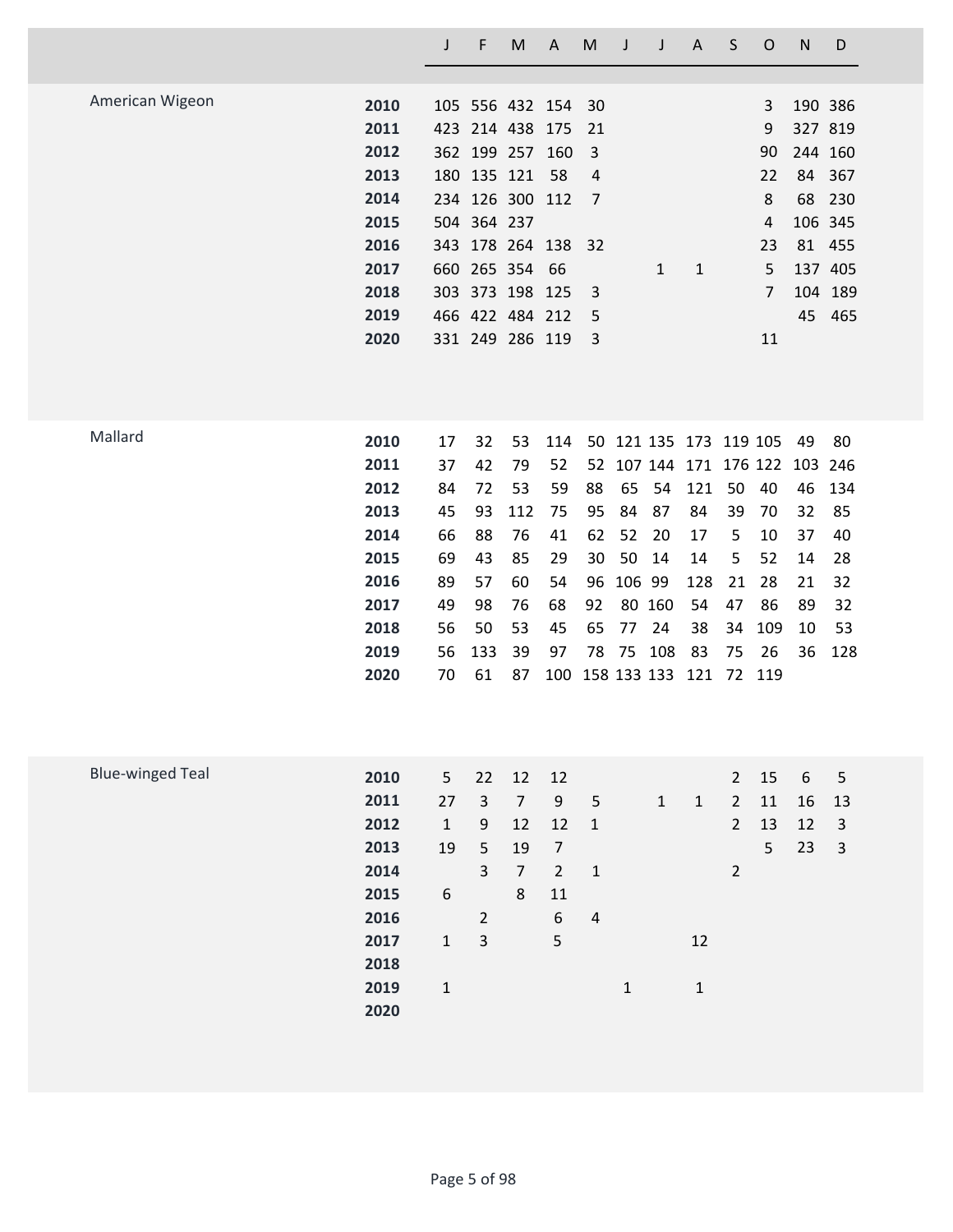| | | J | F | M | A | M | J | J | A | S | O | N | D |
|---|---|---|---|---|---|---|---|---|---|---|---|---|---|
| American Wigeon | **2010** | 105 | 556 | 432 | 154 | 30 | | | | | 3 | 190 | 386 |
| | **2011** | 423 | 214 | 438 | 175 | 21 | | | | | 9 | 327 | 819 |
| | **2012** | 362 | 199 | 257 | 160 | 3 | | | | | 90 | 244 | 160 |
| | **2013** | 180 | 135 | 121 | 58 | 4 | | | | | 22 | 84 | 367 |
| | **2014** | 234 | 126 | 300 | 112 | 7 | | | | | 8 | 68 | 230 |
| | **2015** | 504 | 364 | 237 | | | | | | | 4 | 106 | 345 |
| | **2016** | 343 | 178 | 264 | 138 | 32 | | | | | 23 | 81 | 455 |
| | **2017** | 660 | 265 | 354 | 66 | | | 1 | 1 | | 5 | 137 | 405 |
| | **2018** | 303 | 373 | 198 | 125 | 3 | | | | | 7 | 104 | 189 |
| | **2019** | 466 | 422 | 484 | 212 | 5 | | | | | | 45 | 465 |
| | **2020** | 331 | 249 | 286 | 119 | 3 | | | | | 11 | | |
| Mallard | **2010** | 17 | 32 | 53 | 114 | 50 | 121 | 135 | 173 | 119 | 105 | 49 | 80 |
| | **2011** | 37 | 42 | 79 | 52 | 52 | 107 | 144 | 171 | 176 | 122 | 103 | 246 |
| | **2012** | 84 | 72 | 53 | 59 | 88 | 65 | 54 | 121 | 50 | 40 | 46 | 134 |
| | **2013** | 45 | 93 | 112 | 75 | 95 | 84 | 87 | 84 | 39 | 70 | 32 | 85 |
| | **2014** | 66 | 88 | 76 | 41 | 62 | 52 | 20 | 17 | 5 | 10 | 37 | 40 |
| | **2015** | 69 | 43 | 85 | 29 | 30 | 50 | 14 | 14 | 5 | 52 | 14 | 28 |
| | **2016** | 89 | 57 | 60 | 54 | 96 | 106 | 99 | 128 | 21 | 28 | 21 | 32 |
| | **2017** | 49 | 98 | 76 | 68 | 92 | 80 | 160 | 54 | 47 | 86 | 89 | 32 |
| | **2018** | 56 | 50 | 53 | 45 | 65 | 77 | 24 | 38 | 34 | 109 | 10 | 53 |
| | **2019** | 56 | 133 | 39 | 97 | 78 | 75 | 108 | 83 | 75 | 26 | 36 | 128 |
| | **2020** | 70 | 61 | 87 | 100 | 158 | 133 | 133 | 121 | 72 | 119 | | |
| Blue-winged Teal | **2010** | 5 | 22 | 12 | 12 | | | | | 2 | 15 | 6 | 5 |
| | **2011** | 27 | 3 | 7 | 9 | 5 | | 1 | 1 | 2 | 11 | 16 | 13 |
| | **2012** | 1 | 9 | 12 | 12 | 1 | | | | 2 | 13 | 12 | 3 |
| | **2013** | 19 | 5 | 19 | 7 | | | | | | 5 | 23 | 3 |
| | **2014** | | 3 | 7 | 2 | 1 | | | | 2 | | | |
| | **2015** | 6 | | 8 | 11 | | | | | | | | |
| | **2016** | | 2 | | 6 | 4 | | | | | | | |
| | **2017** | 1 | 3 | | 5 | | | | 12 | | | | |
| | **2018** | | | | | | | | | | | | |
| | **2019** | 1 | | | | | 1 | | 1 | | | | |
| | **2020** | | | | | | | | | | | | |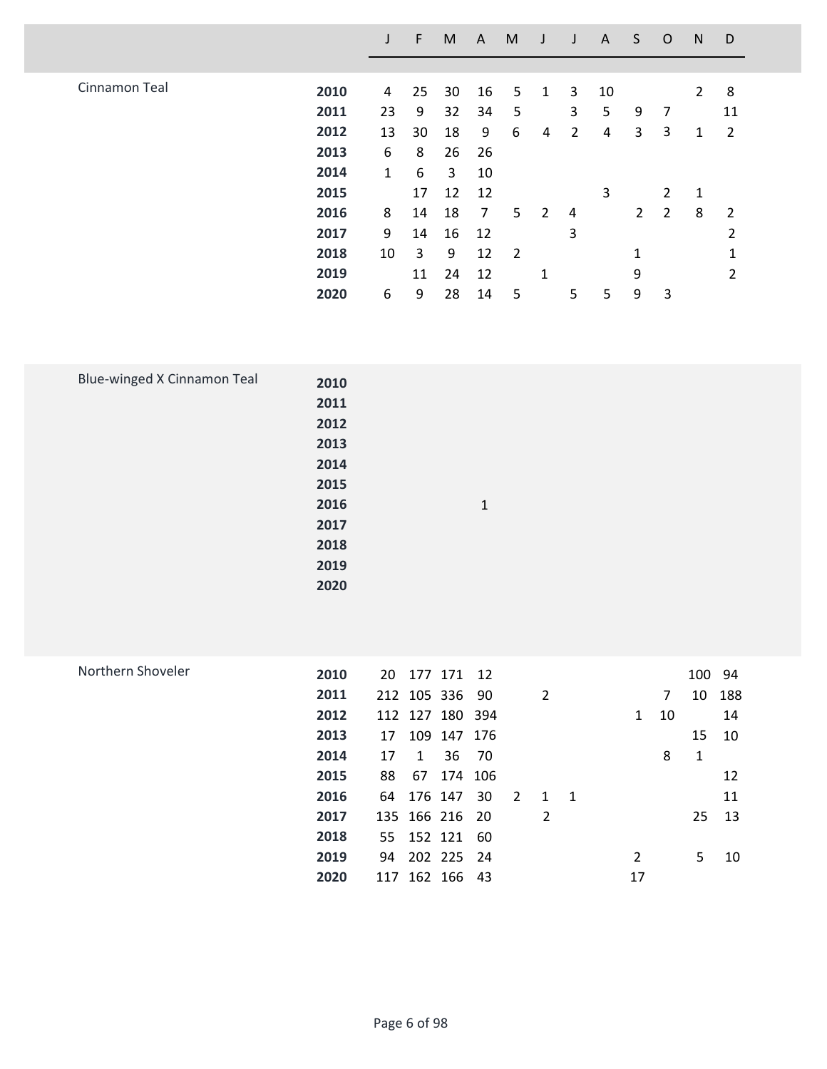| Species | Year | J | F | M | A | M | J | J | A | S | O | N | D |
|---|---|---|---|---|---|---|---|---|---|---|---|---|---|
| Cinnamon Teal | **2010** | 4 | 25 | 30 | 16 | 5 | 1 | 3 | 10 | | | 2 | 8 |
| | **2011** | 23 | 9 | 32 | 34 | 5 | | 3 | 5 | 9 | 7 | | 11 |
| | **2012** | 13 | 30 | 18 | 9 | 6 | 4 | 2 | 4 | 3 | 3 | 1 | 2 |
| | **2013** | 6 | 8 | 26 | 26 | | | | | | | | |
| | **2014** | 1 | 6 | 3 | 10 | | | | | | | | |
| | **2015** | | 17 | 12 | 12 | | | | 3 | | 2 | 1 | |
| | **2016** | 8 | 14 | 18 | 7 | 5 | 2 | 4 | | 2 | 2 | 8 | 2 |
| | **2017** | 9 | 14 | 16 | 12 | | | 3 | | | | | 2 |
| | **2018** | 10 | 3 | 9 | 12 | 2 | | | | 1 | | | 1 |
| | **2019** | | 11 | 24 | 12 | | 1 | | | 9 | | | 2 |
| | **2020** | 6 | 9 | 28 | 14 | 5 | | 5 | 5 | 9 | 3 | | |
| Blue-winged X Cinnamon Teal | **2010** | | | | | | | | | | | | |
| | **2011** | | | | | | | | | | | | |
| | **2012** | | | | | | | | | | | | |
| | **2013** | | | | | | | | | | | | |
| | **2014** | | | | | | | | | | | | |
| | **2015** | | | | | | | | | | | | |
| | **2016** | | | | 1 | | | | | | | | |
| | **2017** | | | | | | | | | | | | |
| | **2018** | | | | | | | | | | | | |
| | **2019** | | | | | | | | | | | | |
| | **2020** | | | | | | | | | | | | |
| Northern Shoveler | **2010** | 20 | 177 | 171 | 12 | | | | | | | 100 | 94 |
| | **2011** | 212 | 105 | 336 | 90 | | 2 | | | | 7 | 10 | 188 |
| | **2012** | 112 | 127 | 180 | 394 | | | | | 1 | 10 | | 14 |
| | **2013** | 17 | 109 | 147 | 176 | | | | | | | 15 | 10 |
| | **2014** | 17 | 1 | 36 | 70 | | | | | | 8 | 1 | |
| | **2015** | 88 | 67 | 174 | 106 | | | | | | | | 12 |
| | **2016** | 64 | 176 | 147 | 30 | 2 | 1 | 1 | | | | | 11 |
| | **2017** | 135 | 166 | 216 | 20 | | 2 | | | | | 25 | 13 |
| | **2018** | 55 | 152 | 121 | 60 | | | | | | | | |
| | **2019** | 94 | 202 | 225 | 24 | | | | | 2 | | 5 | 10 |
| | **2020** | 117 | 162 | 166 | 43 | | | | | 17 | | | |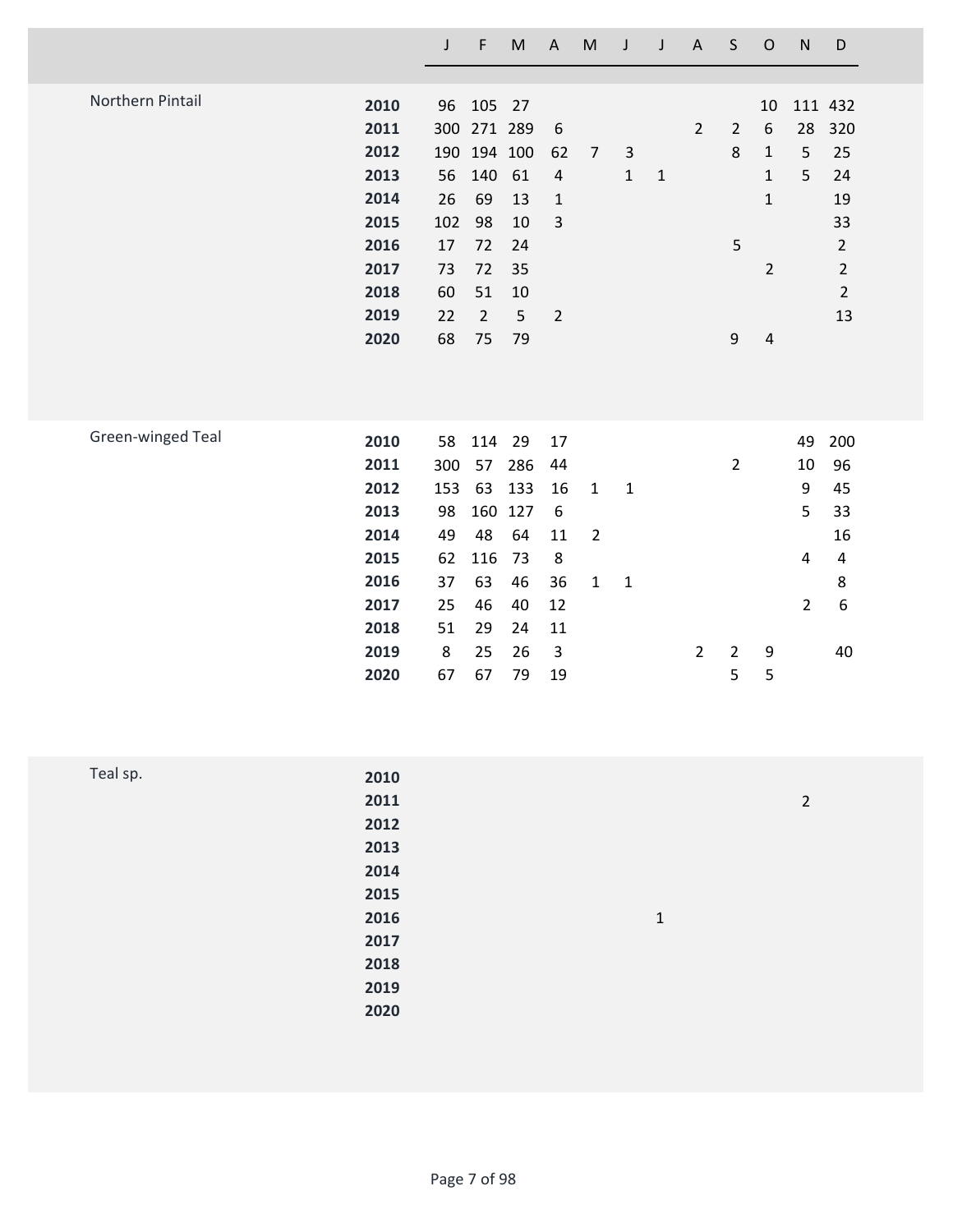| | | J | F | M | A | M | J | J | A | S | O | N | D |
|---|---|---|---|---|---|---|---|---|---|---|---|---|---|
| Northern Pintail | **2010** | 96 | 105 | 27 | | | | | | | 10 | 111 | 432 |
| | **2011** | 300 | 271 | 289 | 6 | | | | 2 | 2 | 6 | 28 | 320 |
| | **2012** | 190 | 194 | 100 | 62 | 7 | 3 | | | 8 | 1 | 5 | 25 |
| | **2013** | 56 | 140 | 61 | 4 | | 1 | 1 | | | 1 | 5 | 24 |
| | **2014** | 26 | 69 | 13 | 1 | | | | | | 1 | | 19 |
| | **2015** | 102 | 98 | 10 | 3 | | | | | | | | 33 |
| | **2016** | 17 | 72 | 24 | | | | | | 5 | | | 2 |
| | **2017** | 73 | 72 | 35 | | | | | | | 2 | | 2 |
| | **2018** | 60 | 51 | 10 | | | | | | | | | 2 |
| | **2019** | 22 | 2 | 5 | 2 | | | | | | | | 13 |
| | **2020** | 68 | 75 | 79 | | | | | | 9 | 4 | | |
| Green-winged Teal | **2010** | 58 | 114 | 29 | 17 | | | | | | | 49 | 200 |
| | **2011** | 300 | 57 | 286 | 44 | | | | | 2 | | 10 | 96 |
| | **2012** | 153 | 63 | 133 | 16 | 1 | 1 | | | | | 9 | 45 |
| | **2013** | 98 | 160 | 127 | 6 | | | | | | | 5 | 33 |
| | **2014** | 49 | 48 | 64 | 11 | 2 | | | | | | | 16 |
| | **2015** | 62 | 116 | 73 | 8 | | | | | | | 4 | 4 |
| | **2016** | 37 | 63 | 46 | 36 | 1 | 1 | | | | | | 8 |
| | **2017** | 25 | 46 | 40 | 12 | | | | | | | 2 | 6 |
| | **2018** | 51 | 29 | 24 | 11 | | | | | | | | |
| | **2019** | 8 | 25 | 26 | 3 | | | | 2 | 2 | 9 | | 40 |
| | **2020** | 67 | 67 | 79 | 19 | | | | | 5 | 5 | | |
| Teal sp. | **2010** | | | | | | | | | | | | |
| | **2011** | | | | | | | | | | | 2 | |
| | **2012** | | | | | | | | | | | | |
| | **2013** | | | | | | | | | | | | |
| | **2014** | | | | | | | | | | | | |
| | **2015** | | | | | | | | | | | | |
| | **2016** | | | | | | | 1 | | | | | |
| | **2017** | | | | | | | | | | | | |
| | **2018** | | | | | | | | | | | | |
| | **2019** | | | | | | | | | | | | |
| | **2020** | | | | | | | | | | | | |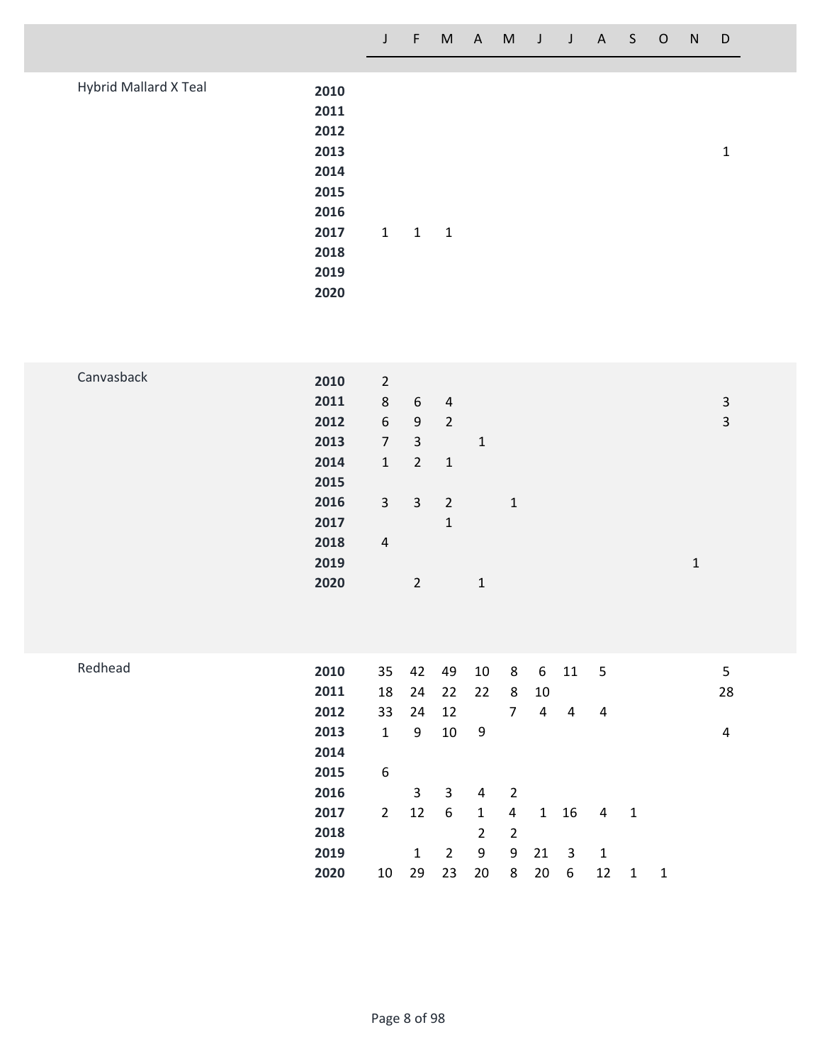| Species | Year | J | F | M | A | M | J | J | A | S | O | N | D |
|---|---|---|---|---|---|---|---|---|---|---|---|---|---|
| Hybrid Mallard X Teal | **2010** | | | | | | | | | | | | |
| | **2011** | | | | | | | | | | | | |
| | **2012** | | | | | | | | | | | | |
| | **2013** | | | | | | | | | | | | 1 |
| | **2014** | | | | | | | | | | | | |
| | **2015** | | | | | | | | | | | | |
| | **2016** | | | | | | | | | | | | |
| | **2017** | 1 | 1 | 1 | | | | | | | | | |
| | **2018** | | | | | | | | | | | | |
| | **2019** | | | | | | | | | | | | |
| | **2020** | | | | | | | | | | | | |
| Canvasback | **2010** | 2 | | | | | | | | | | | |
| | **2011** | 8 | 6 | 4 | | | | | | | | | 3 |
| | **2012** | 6 | 9 | 2 | | | | | | | | | 3 |
| | **2013** | 7 | 3 | | 1 | | | | | | | | |
| | **2014** | 1 | 2 | 1 | | | | | | | | | |
| | **2015** | | | | | | | | | | | | |
| | **2016** | 3 | 3 | 2 | | 1 | | | | | | | |
| | **2017** | | | 1 | | | | | | | | | |
| | **2018** | 4 | | | | | | | | | | | |
| | **2019** | | | | | | | | | | | 1 | |
| | **2020** | | 2 | | 1 | | | | | | | | |
| Redhead | **2010** | 35 | 42 | 49 | 10 | 8 | 6 | 11 | 5 | | | | 5 |
| | **2011** | 18 | 24 | 22 | 22 | 8 | 10 | | | | | | 28 |
| | **2012** | 33 | 24 | 12 | | 7 | 4 | 4 | 4 | | | | |
| | **2013** | 1 | 9 | 10 | 9 | | | | | | | | 4 |
| | **2014** | | | | | | | | | | | | |
| | **2015** | 6 | | | | | | | | | | | |
| | **2016** | | 3 | 3 | 4 | 2 | | | | | | | |
| | **2017** | 2 | 12 | 6 | 1 | 4 | 1 | 16 | 4 | 1 | | | |
| | **2018** | | | | 2 | 2 | | | | | | | |
| | **2019** | | 1 | 2 | 9 | 9 | 21 | 3 | 1 | | | | |
| | **2020** | 10 | 29 | 23 | 20 | 8 | 20 | 6 | 12 | 1 | 1 | | |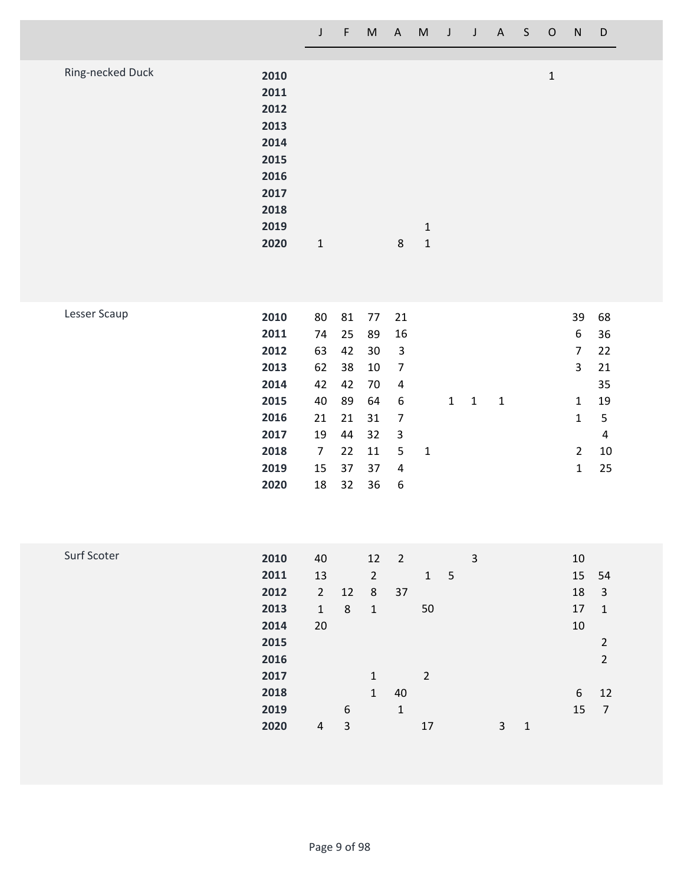| Species | Year | J | F | M | A | M | J | J | A | S | O | N | D |
|---|---|---|---|---|---|---|---|---|---|---|---|---|---|
| Ring-necked Duck | **2010** | | | | | | | | | | 1 | | |
| | **2011** | | | | | | | | | | | | |
| | **2012** | | | | | | | | | | | | |
| | **2013** | | | | | | | | | | | | |
| | **2014** | | | | | | | | | | | | |
| | **2015** | | | | | | | | | | | | |
| | **2016** | | | | | | | | | | | | |
| | **2017** | | | | | | | | | | | | |
| | **2018** | | | | | | | | | | | | |
| | **2019** | | | | | 1 | | | | | | | |
| | **2020** | 1 | | | 8 | 1 | | | | | | | |
| Lesser Scaup | **2010** | 80 | 81 | 77 | 21 | | | | | | | 39 | 68 |
| | **2011** | 74 | 25 | 89 | 16 | | | | | | | 6 | 36 |
| | **2012** | 63 | 42 | 30 | 3 | | | | | | | 7 | 22 |
| | **2013** | 62 | 38 | 10 | 7 | | | | | | | 3 | 21 |
| | **2014** | 42 | 42 | 70 | 4 | | | | | | | | 35 |
| | **2015** | 40 | 89 | 64 | 6 | | 1 | 1 | 1 | | | 1 | 19 |
| | **2016** | 21 | 21 | 31 | 7 | | | | | | | 1 | 5 |
| | **2017** | 19 | 44 | 32 | 3 | | | | | | | | 4 |
| | **2018** | 7 | 22 | 11 | 5 | 1 | | | | | | 2 | 10 |
| | **2019** | 15 | 37 | 37 | 4 | | | | | | | 1 | 25 |
| | **2020** | 18 | 32 | 36 | 6 | | | | | | | | |
| Surf Scoter | **2010** | 40 | | 12 | 2 | | | 3 | | | | 10 | |
| | **2011** | 13 | | 2 | | 1 | 5 | | | | | 15 | 54 |
| | **2012** | 2 | 12 | 8 | 37 | | | | | | | 18 | 3 |
| | **2013** | 1 | 8 | 1 | | 50 | | | | | | 17 | 1 |
| | **2014** | 20 | | | | | | | | | | 10 | |
| | **2015** | | | | | | | | | | | | 2 |
| | **2016** | | | | | | | | | | | | 2 |
| | **2017** | | | 1 | | 2 | | | | | | | |
| | **2018** | | | 1 | 40 | | | | | | | 6 | 12 |
| | **2019** | | 6 | | 1 | | | | | | | 15 | 7 |
| | **2020** | 4 | 3 | | | 17 | | | 3 | 1 | | | |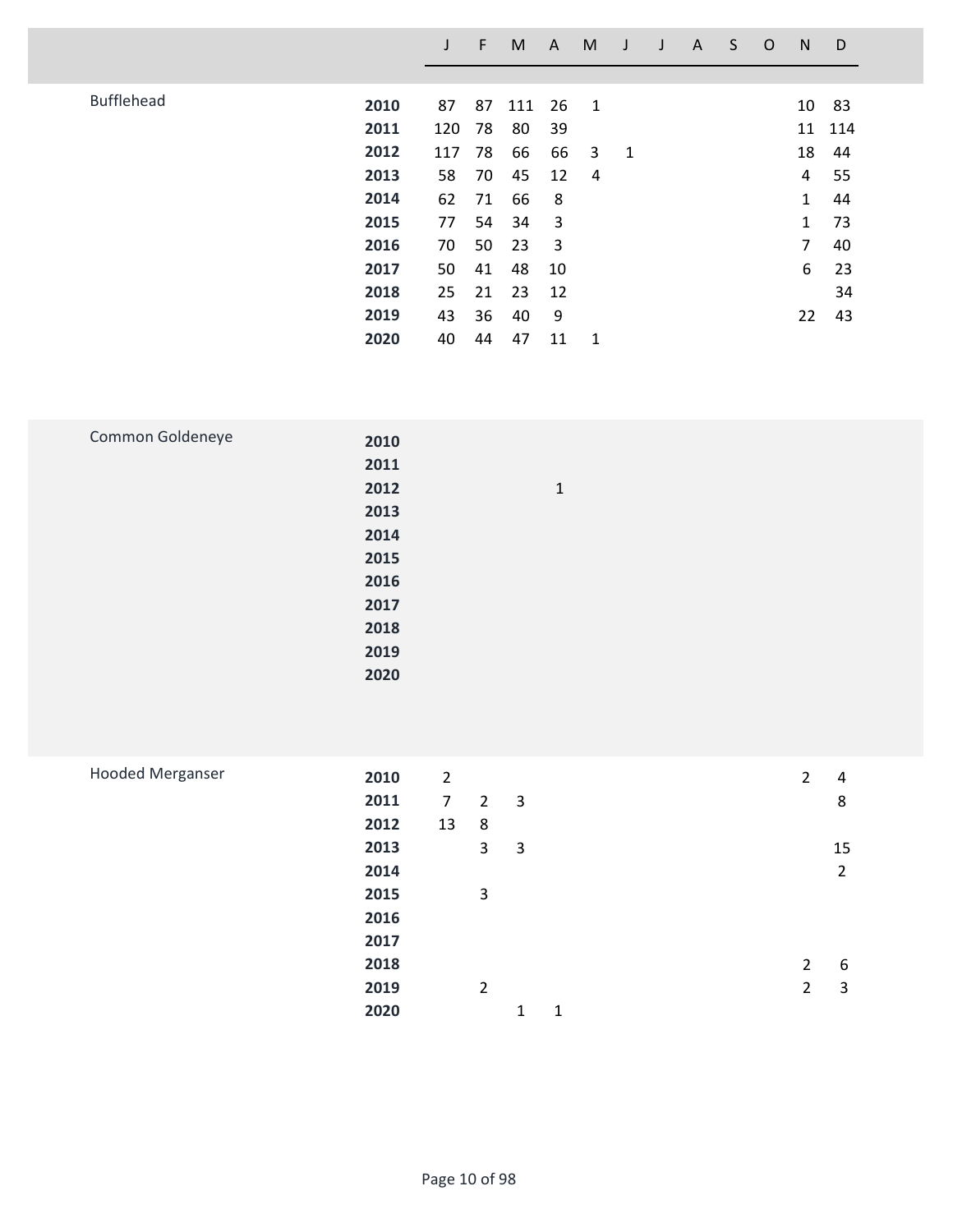| | | J | F | M | A | M | J | J | A | S | O | N | D |
|---|---|---|---|---|---|---|---|---|---|---|---|---|---|
| Bufflehead | **2010** | 87 | 87 | 111 | 26 | 1 | | | | | | 10 | 83 |
| | **2011** | 120 | 78 | 80 | 39 | | | | | | | 11 | 114 |
| | **2012** | 117 | 78 | 66 | 66 | 3 | 1 | | | | | 18 | 44 |
| | **2013** | 58 | 70 | 45 | 12 | 4 | | | | | | 4 | 55 |
| | **2014** | 62 | 71 | 66 | 8 | | | | | | | 1 | 44 |
| | **2015** | 77 | 54 | 34 | 3 | | | | | | | 1 | 73 |
| | **2016** | 70 | 50 | 23 | 3 | | | | | | | 7 | 40 |
| | **2017** | 50 | 41 | 48 | 10 | | | | | | | 6 | 23 |
| | **2018** | 25 | 21 | 23 | 12 | | | | | | | | 34 |
| | **2019** | 43 | 36 | 40 | 9 | | | | | | | 22 | 43 |
| | **2020** | 40 | 44 | 47 | 11 | 1 | | | | | | | |
| Common Goldeneye | **2010** | | | | | | | | | | | | |
| | **2011** | | | | | | | | | | | | |
| | **2012** | | | | 1 | | | | | | | | |
| | **2013** | | | | | | | | | | | | |
| | **2014** | | | | | | | | | | | | |
| | **2015** | | | | | | | | | | | | |
| | **2016** | | | | | | | | | | | | |
| | **2017** | | | | | | | | | | | | |
| | **2018** | | | | | | | | | | | | |
| | **2019** | | | | | | | | | | | | |
| | **2020** | | | | | | | | | | | | |
| Hooded Merganser | **2010** | 2 | | | | | | | | | | 2 | 4 |
| | **2011** | 7 | 2 | 3 | | | | | | | | | 8 |
| | **2012** | 13 | 8 | | | | | | | | | | |
| | **2013** | | 3 | 3 | | | | | | | | | 15 |
| | **2014** | | | | | | | | | | | | 2 |
| | **2015** | | 3 | | | | | | | | | | |
| | **2016** | | | | | | | | | | | | |
| | **2017** | | | | | | | | | | | | |
| | **2018** | | | | | | | | | | | 2 | 6 |
| | **2019** | | 2 | | | | | | | | | 2 | 3 |
| | **2020** | | | 1 | 1 | | | | | | | | |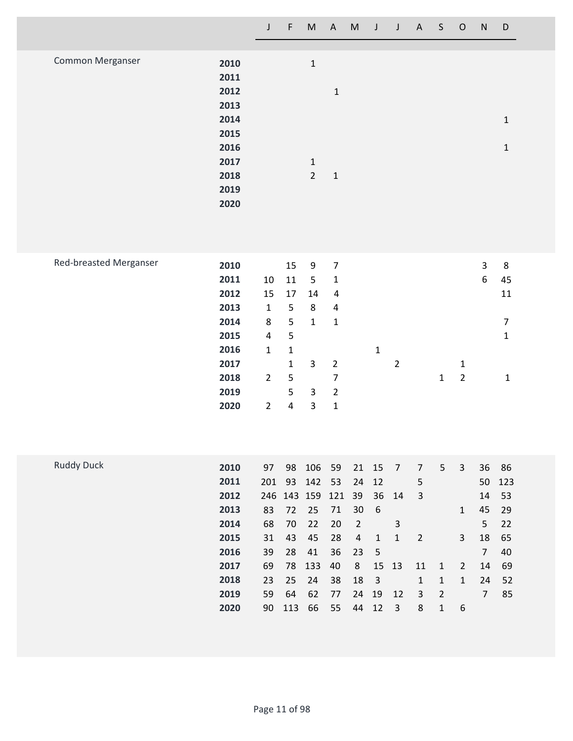| | | J | F | M | A | M | J | J | A | S | O | N | D |
|---|---|---|---|---|---|---|---|---|---|---|---|---|---|
| Common Merganser | 2010 | | | 1 | | | | | | | | | |
| | 2011 | | | | | | | | | | | | |
| | 2012 | | | | 1 | | | | | | | | |
| | 2013 | | | | | | | | | | | | |
| | 2014 | | | | | | | | | | | | 1 |
| | 2015 | | | | | | | | | | | | |
| | 2016 | | | | | | | | | | | | 1 |
| | 2017 | | | 1 | | | | | | | | | |
| | 2018 | | | 2 | 1 | | | | | | | | |
| | 2019 | | | | | | | | | | | | |
| | 2020 | | | | | | | | | | | | |
| Red-breasted Merganser | 2010 | | 15 | 9 | 7 | | | | | | | 3 | 8 |
| | 2011 | 10 | 11 | 5 | 1 | | | | | | | 6 | 45 |
| | 2012 | 15 | 17 | 14 | 4 | | | | | | | | 11 |
| | 2013 | 1 | 5 | 8 | 4 | | | | | | | | |
| | 2014 | 8 | 5 | 1 | 1 | | | | | | | | 7 |
| | 2015 | 4 | 5 | | | | | | | | | | 1 |
| | 2016 | 1 | 1 | | | | 1 | | | | | | |
| | 2017 | | 1 | 3 | 2 | | | 2 | | | 1 | | |
| | 2018 | 2 | 5 | | 7 | | | | | 1 | 2 | | 1 |
| | 2019 | | 5 | 3 | 2 | | | | | | | | |
| | 2020 | 2 | 4 | 3 | 1 | | | | | | | | |
| Ruddy Duck | 2010 | 97 | 98 | 106 | 59 | 21 | 15 | 7 | 7 | 5 | 3 | 36 | 86 |
| | 2011 | 201 | 93 | 142 | 53 | 24 | 12 | | 5 | | | 50 | 123 |
| | 2012 | 246 | 143 | 159 | 121 | 39 | 36 | 14 | 3 | | | 14 | 53 |
| | 2013 | 83 | 72 | 25 | 71 | 30 | 6 | | | | 1 | 45 | 29 |
| | 2014 | 68 | 70 | 22 | 20 | 2 | | 3 | | | | 5 | 22 |
| | 2015 | 31 | 43 | 45 | 28 | 4 | 1 | 1 | 2 | | 3 | 18 | 65 |
| | 2016 | 39 | 28 | 41 | 36 | 23 | 5 | | | | | 7 | 40 |
| | 2017 | 69 | 78 | 133 | 40 | 8 | 15 | 13 | 11 | 1 | 2 | 14 | 69 |
| | 2018 | 23 | 25 | 24 | 38 | 18 | 3 | | 1 | 1 | 1 | 24 | 52 |
| | 2019 | 59 | 64 | 62 | 77 | 24 | 19 | 12 | 3 | 2 | | 7 | 85 |
| | 2020 | 90 | 113 | 66 | 55 | 44 | 12 | 3 | 8 | 1 | 6 | | |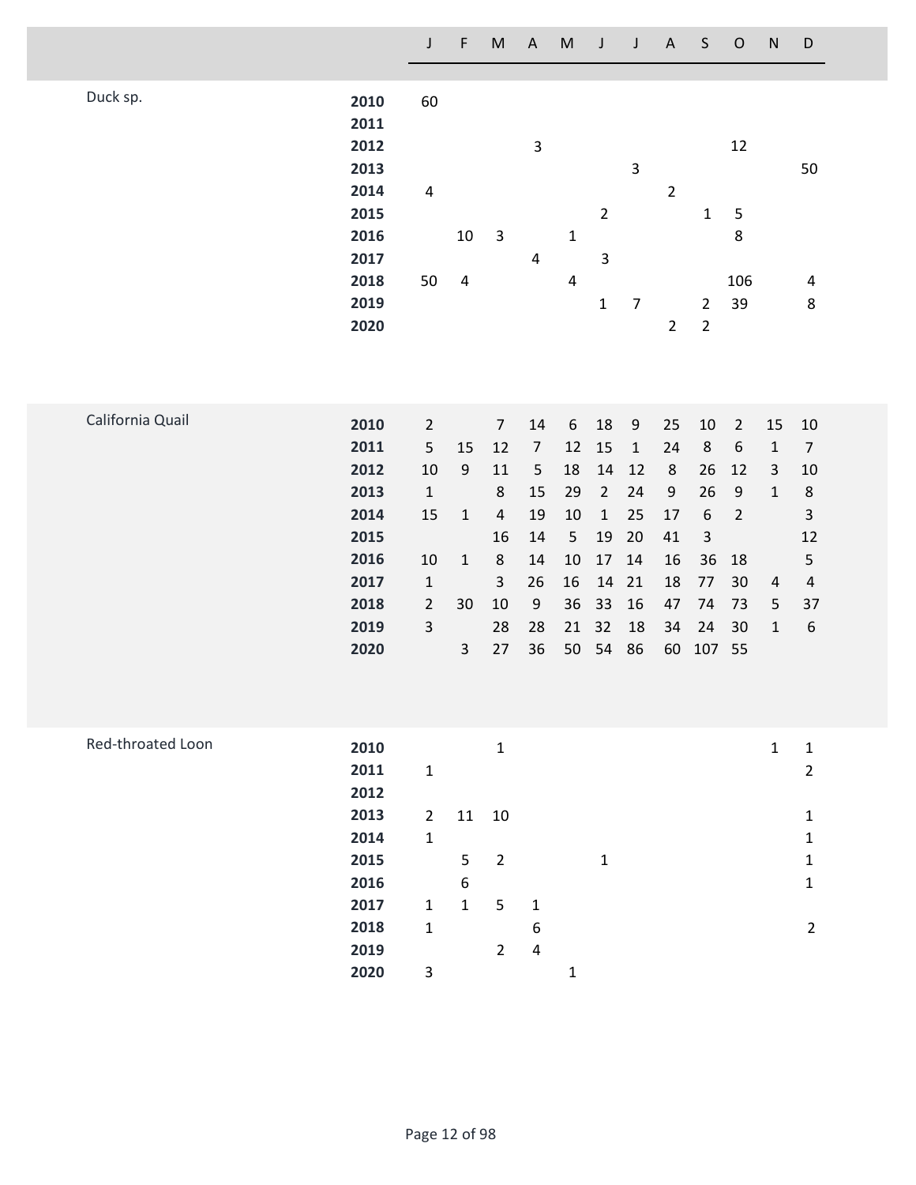| Species | Year | J | F | M | A | M | J | J | A | S | O | N | D |
|---|---|---|---|---|---|---|---|---|---|---|---|---|---|
| Duck sp. | **2010** | 60 | | | | | | | | | | | |
| | **2011** | | | | | | | | | | | | |
| | **2012** | | | | 3 | | | | | | 12 | | |
| | **2013** | | | | | | | 3 | | | | | 50 |
| | **2014** | 4 | | | | | | | 2 | | | | |
| | **2015** | | | | | | 2 | | | 1 | 5 | | |
| | **2016** | | 10 | 3 | | 1 | | | | | 8 | | |
| | **2017** | | | | 4 | | 3 | | | | | | |
| | **2018** | 50 | 4 | | | 4 | | | | | 106 | | 4 |
| | **2019** | | | | | | 1 | 7 | | 2 | 39 | | 8 |
| | **2020** | | | | | | | | 2 | 2 | | | |
| California Quail | **2010** | 2 | | 7 | 14 | 6 | 18 | 9 | 25 | 10 | 2 | 15 | 10 |
| | **2011** | 5 | 15 | 12 | 7 | 12 | 15 | 1 | 24 | 8 | 6 | 1 | 7 |
| | **2012** | 10 | 9 | 11 | 5 | 18 | 14 | 12 | 8 | 26 | 12 | 3 | 10 |
| | **2013** | 1 | | 8 | 15 | 29 | 2 | 24 | 9 | 26 | 9 | 1 | 8 |
| | **2014** | 15 | 1 | 4 | 19 | 10 | 1 | 25 | 17 | 6 | 2 | | 3 |
| | **2015** | | | 16 | 14 | 5 | 19 | 20 | 41 | 3 | | | 12 |
| | **2016** | 10 | 1 | 8 | 14 | 10 | 17 | 14 | 16 | 36 | 18 | | 5 |
| | **2017** | 1 | | 3 | 26 | 16 | 14 | 21 | 18 | 77 | 30 | 4 | 4 |
| | **2018** | 2 | 30 | 10 | 9 | 36 | 33 | 16 | 47 | 74 | 73 | 5 | 37 |
| | **2019** | 3 | | 28 | 28 | 21 | 32 | 18 | 34 | 24 | 30 | 1 | 6 |
| | **2020** | | 3 | 27 | 36 | 50 | 54 | 86 | 60 | 107 | 55 | | |
| Red-throated Loon | **2010** | | | 1 | | | | | | | | 1 | 1 |
| | **2011** | 1 | | | | | | | | | | | 2 |
| | **2012** | | | | | | | | | | | | |
| | **2013** | 2 | 11 | 10 | | | | | | | | | 1 |
| | **2014** | 1 | | | | | | | | | | | 1 |
| | **2015** | | 5 | 2 | | | 1 | | | | | | 1 |
| | **2016** | | 6 | | | | | | | | | | 1 |
| | **2017** | 1 | 1 | 5 | 1 | | | | | | | | |
| | **2018** | 1 | | | 6 | | | | | | | | 2 |
| | **2019** | | | 2 | 4 | | | | | | | | |
| | **2020** | 3 | | | | 1 | | | | | | | |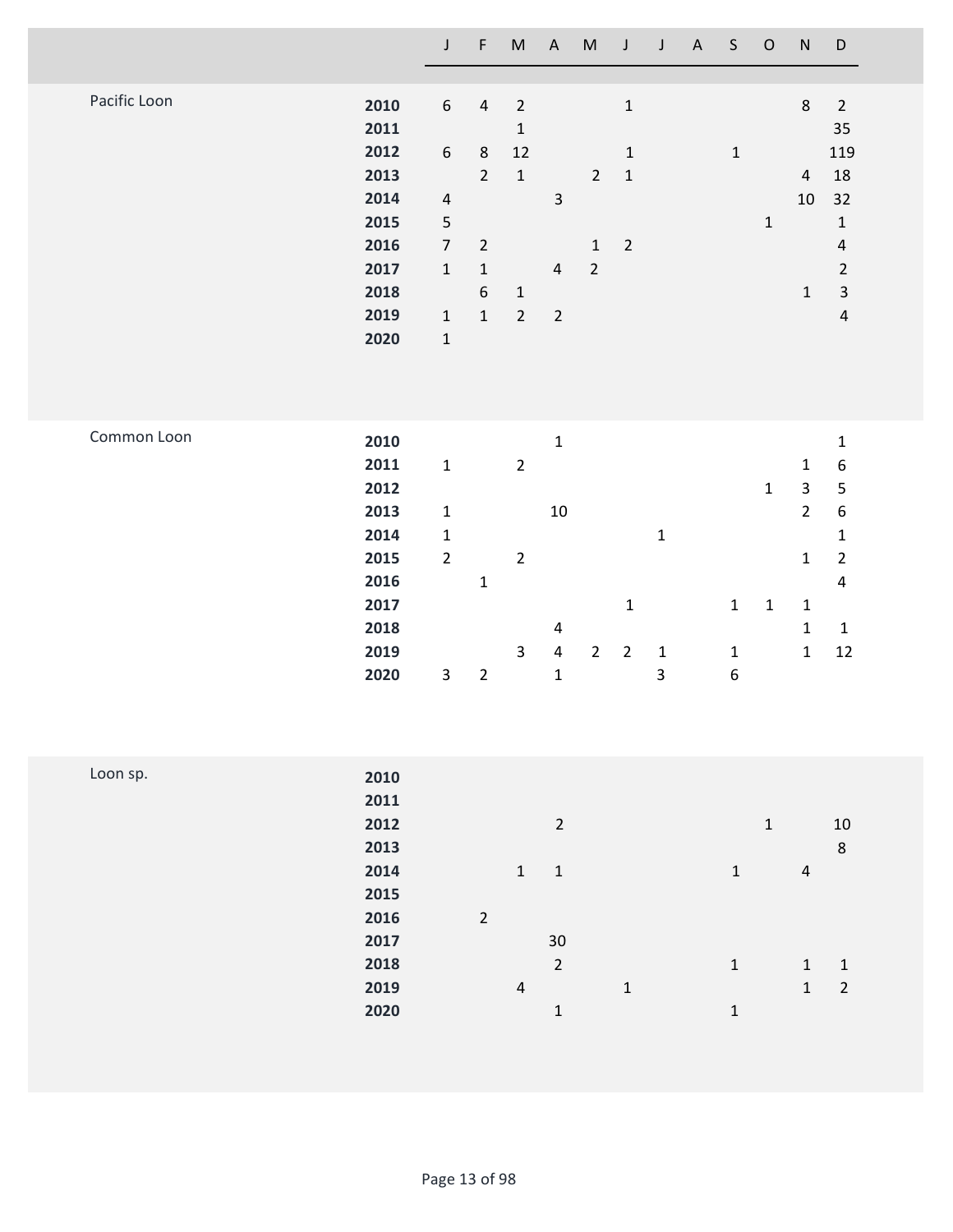| | | J | F | M | A | M | J | J | A | S | O | N | D |
|---|---|---|---|---|---|---|---|---|---|---|---|---|---|
| Pacific Loon | **2010** | 6 | 4 | 2 | | | 1 | | | | | 8 | 2 |
| | **2011** | | | 1 | | | | | | | | | 35 |
| | **2012** | 6 | 8 | 12 | | | 1 | | | 1 | | | 119 |
| | **2013** | | 2 | 1 | | 2 | 1 | | | | | 4 | 18 |
| | **2014** | 4 | | | 3 | | | | | | | 10 | 32 |
| | **2015** | 5 | | | | | | | | | 1 | | 1 |
| | **2016** | 7 | 2 | | | 1 | 2 | | | | | | 4 |
| | **2017** | 1 | 1 | | 4 | 2 | | | | | | | 2 |
| | **2018** | | 6 | 1 | | | | | | | | 1 | 3 |
| | **2019** | 1 | 1 | 2 | 2 | | | | | | | | 4 |
| | **2020** | 1 | | | | | | | | | | | |
| Common Loon | **2010** | | | | 1 | | | | | | | | 1 |
| | **2011** | 1 | | 2 | | | | | | | | 1 | 6 |
| | **2012** | | | | | | | | | | 1 | 3 | 5 |
| | **2013** | 1 | | | 10 | | | | | | | 2 | 6 |
| | **2014** | 1 | | | | | | 1 | | | | | 1 |
| | **2015** | 2 | | 2 | | | | | | | | 1 | 2 |
| | **2016** | | 1 | | | | | | | | | | 4 |
| | **2017** | | | | | | 1 | | | 1 | 1 | 1 | |
| | **2018** | | | | 4 | | | | | | | 1 | 1 |
| | **2019** | | | 3 | 4 | 2 | 2 | 1 | | 1 | | 1 | 12 |
| | **2020** | 3 | 2 | | 1 | | | 3 | | 6 | | | |
| Loon sp. | **2010** | | | | | | | | | | | | |
| | **2011** | | | | | | | | | | | | |
| | **2012** | | | | 2 | | | | | | 1 | | 10 |
| | **2013** | | | | | | | | | | | | 8 |
| | **2014** | | | 1 | 1 | | | | | 1 | | 4 | |
| | **2015** | | | | | | | | | | | | |
| | **2016** | | 2 | | | | | | | | | | |
| | **2017** | | | | 30 | | | | | | | | |
| | **2018** | | | | 2 | | | | | 1 | | 1 | 1 |
| | **2019** | | | 4 | | | 1 | | | | | 1 | 2 |
| | **2020** | | | | 1 | | | | | 1 | | | |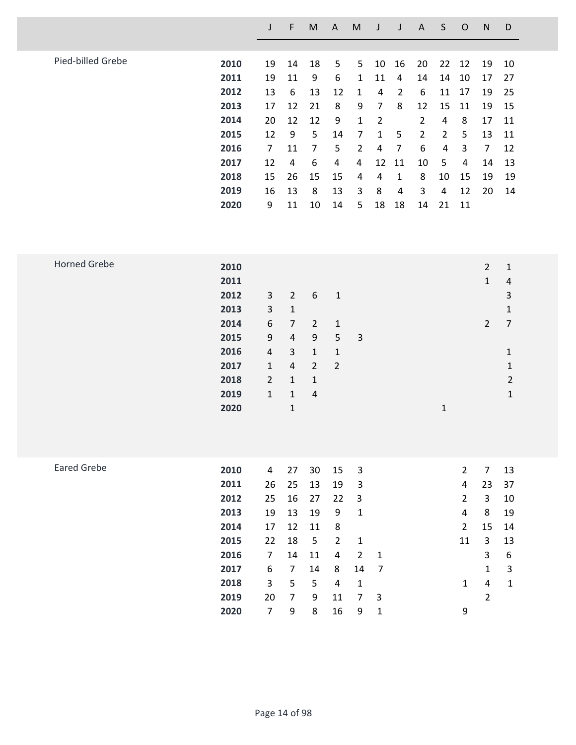| | | J | F | M | A | M | J | J | A | S | O | N | D |
|---|---|---|---|---|---|---|---|---|---|---|---|---|---|
| Pied-billed Grebe | **2010** | 19 | 14 | 18 | 5 | 5 | 10 | 16 | 20 | 22 | 12 | 19 | 10 |
| | **2011** | 19 | 11 | 9 | 6 | 1 | 11 | 4 | 14 | 14 | 10 | 17 | 27 |
| | **2012** | 13 | 6 | 13 | 12 | 1 | 4 | 2 | 6 | 11 | 17 | 19 | 25 |
| | **2013** | 17 | 12 | 21 | 8 | 9 | 7 | 8 | 12 | 15 | 11 | 19 | 15 |
| | **2014** | 20 | 12 | 12 | 9 | 1 | 2 | | 2 | 4 | 8 | 17 | 11 |
| | **2015** | 12 | 9 | 5 | 14 | 7 | 1 | 5 | 2 | 2 | 5 | 13 | 11 |
| | **2016** | 7 | 11 | 7 | 5 | 2 | 4 | 7 | 6 | 4 | 3 | 7 | 12 |
| | **2017** | 12 | 4 | 6 | 4 | 4 | 12 | 11 | 10 | 5 | 4 | 14 | 13 |
| | **2018** | 15 | 26 | 15 | 15 | 4 | 4 | 1 | 8 | 10 | 15 | 19 | 19 |
| | **2019** | 16 | 13 | 8 | 13 | 3 | 8 | 4 | 3 | 4 | 12 | 20 | 14 |
| | **2020** | 9 | 11 | 10 | 14 | 5 | 18 | 18 | 14 | 21 | 11 | | |
| Horned Grebe | **2010** | | | | | | | | | | | 2 | 1 |
| | **2011** | | | | | | | | | | | 1 | 4 |
| | **2012** | 3 | 2 | 6 | 1 | | | | | | | | 3 |
| | **2013** | 3 | 1 | | | | | | | | | | 1 |
| | **2014** | 6 | 7 | 2 | 1 | | | | | | | 2 | 7 |
| | **2015** | 9 | 4 | 9 | 5 | 3 | | | | | | | |
| | **2016** | 4 | 3 | 1 | 1 | | | | | | | | 1 |
| | **2017** | 1 | 4 | 2 | 2 | | | | | | | | 1 |
| | **2018** | 2 | 1 | 1 | | | | | | | | | 2 |
| | **2019** | 1 | 1 | 4 | | | | | | | | | 1 |
| | **2020** | | 1 | | | | | | | 1 | | | |
| Eared Grebe | **2010** | 4 | 27 | 30 | 15 | 3 | | | | | 2 | 7 | 13 |
| | **2011** | 26 | 25 | 13 | 19 | 3 | | | | | 4 | 23 | 37 |
| | **2012** | 25 | 16 | 27 | 22 | 3 | | | | | 2 | 3 | 10 |
| | **2013** | 19 | 13 | 19 | 9 | 1 | | | | | 4 | 8 | 19 |
| | **2014** | 17 | 12 | 11 | 8 | | | | | | 2 | 15 | 14 |
| | **2015** | 22 | 18 | 5 | 2 | 1 | | | | | 11 | 3 | 13 |
| | **2016** | 7 | 14 | 11 | 4 | 2 | 1 | | | | | 3 | 6 |
| | **2017** | 6 | 7 | 14 | 8 | 14 | 7 | | | | | 1 | 3 |
| | **2018** | 3 | 5 | 5 | 4 | 1 | | | | | 1 | 4 | 1 |
| | **2019** | 20 | 7 | 9 | 11 | 7 | 3 | | | | | 2 | |
| | **2020** | 7 | 9 | 8 | 16 | 9 | 1 | | | | 9 | | |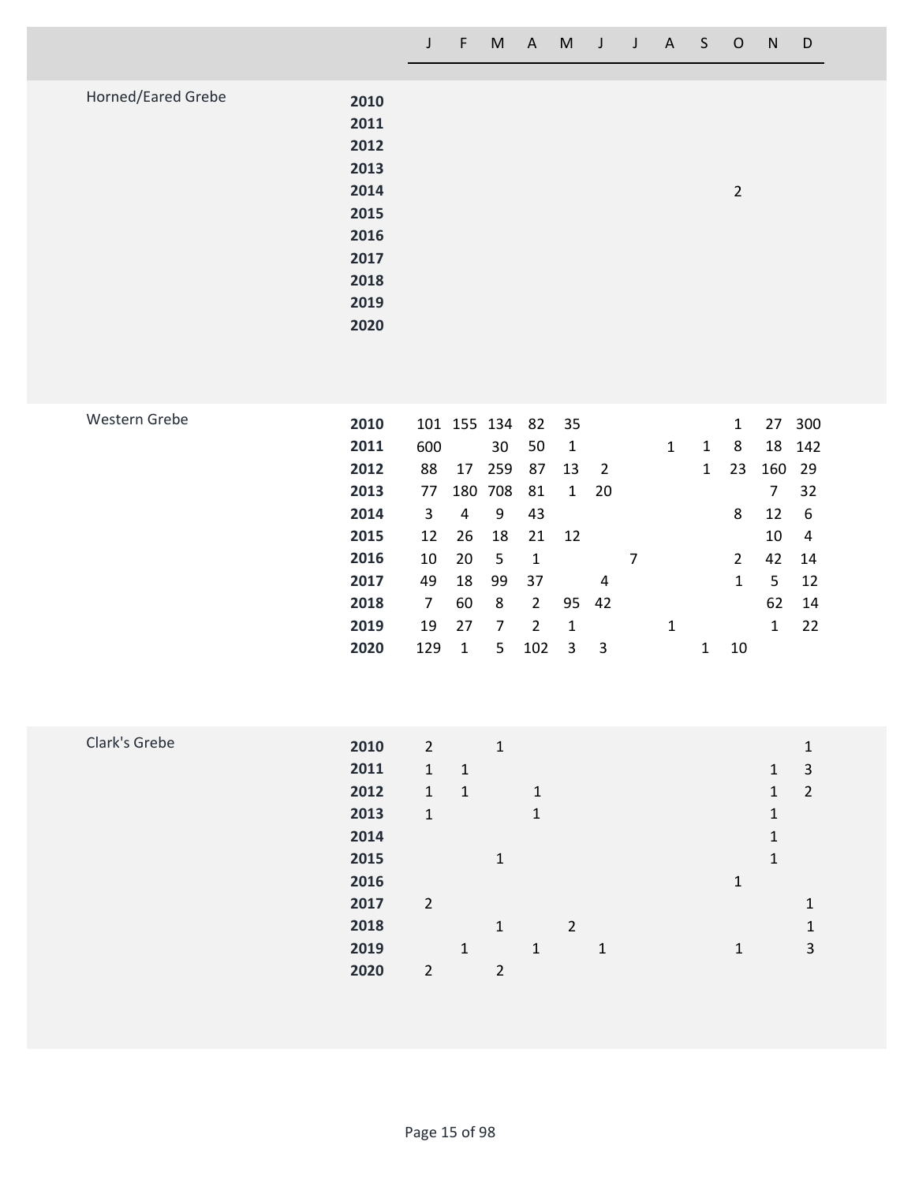| Horned/Eared Grebe | J | F | M | A | M | J | J | A | S | O | N | D |
|---|---|---|---|---|---|---|---|---|---|---|---|---|
| **2010** | | | | | | | | | | | | |
| **2011** | | | | | | | | | | | | |
| **2012** | | | | | | | | | | | | |
| **2013** | | | | | | | | | | | | |
| **2014** | | | | | | | | | | 2 | | |
| **2015** | | | | | | | | | | | | |
| **2016** | | | | | | | | | | | | |
| **2017** | | | | | | | | | | | | |
| **2018** | | | | | | | | | | | | |
| **2019** | | | | | | | | | | | | |
| **2020** | | | | | | | | | | | | |

| Western Grebe | J | F | M | A | M | J | J | A | S | O | N | D |
|---|---|---|---|---|---|---|---|---|---|---|---|---|
| **2010** | 101 | 155 | 134 | 82 | 35 | | | | | 1 | 27 | 300 |
| **2011** | 600 | | 30 | 50 | 1 | | | 1 | 1 | 8 | 18 | 142 |
| **2012** | 88 | 17 | 259 | 87 | 13 | 2 | | | 1 | 23 | 160 | 29 |
| **2013** | 77 | 180 | 708 | 81 | 1 | 20 | | | | | 7 | 32 |
| **2014** | 3 | 4 | 9 | 43 | | | | | | 8 | 12 | 6 |
| **2015** | 12 | 26 | 18 | 21 | 12 | | | | | | 10 | 4 |
| **2016** | 10 | 20 | 5 | 1 | | | 7 | | | 2 | 42 | 14 |
| **2017** | 49 | 18 | 99 | 37 | | 4 | | | | 1 | 5 | 12 |
| **2018** | 7 | 60 | 8 | 2 | 95 | 42 | | | | | 62 | 14 |
| **2019** | 19 | 27 | 7 | 2 | 1 | | | 1 | | | 1 | 22 |
| **2020** | 129 | 1 | 5 | 102 | 3 | 3 | | | 1 | 10 | | |

| Clark's Grebe | J | F | M | A | M | J | J | A | S | O | N | D |
|---|---|---|---|---|---|---|---|---|---|---|---|---|
| **2010** | 2 | | 1 | | | | | | | | | 1 |
| **2011** | 1 | 1 | | | | | | | | | 1 | 3 |
| **2012** | 1 | 1 | | 1 | | | | | | | 1 | 2 |
| **2013** | 1 | | | 1 | | | | | | | 1 | |
| **2014** | | | | | | | | | | | 1 | |
| **2015** | | | 1 | | | | | | | | 1 | |
| **2016** | | | | | | | | | | 1 | | |
| **2017** | 2 | | | | | | | | | | | 1 |
| **2018** | | | 1 | | 2 | | | | | | | 1 |
| **2019** | | 1 | | 1 | | 1 | | | | 1 | | 3 |
| **2020** | 2 | | 2 | | | | | | | | | |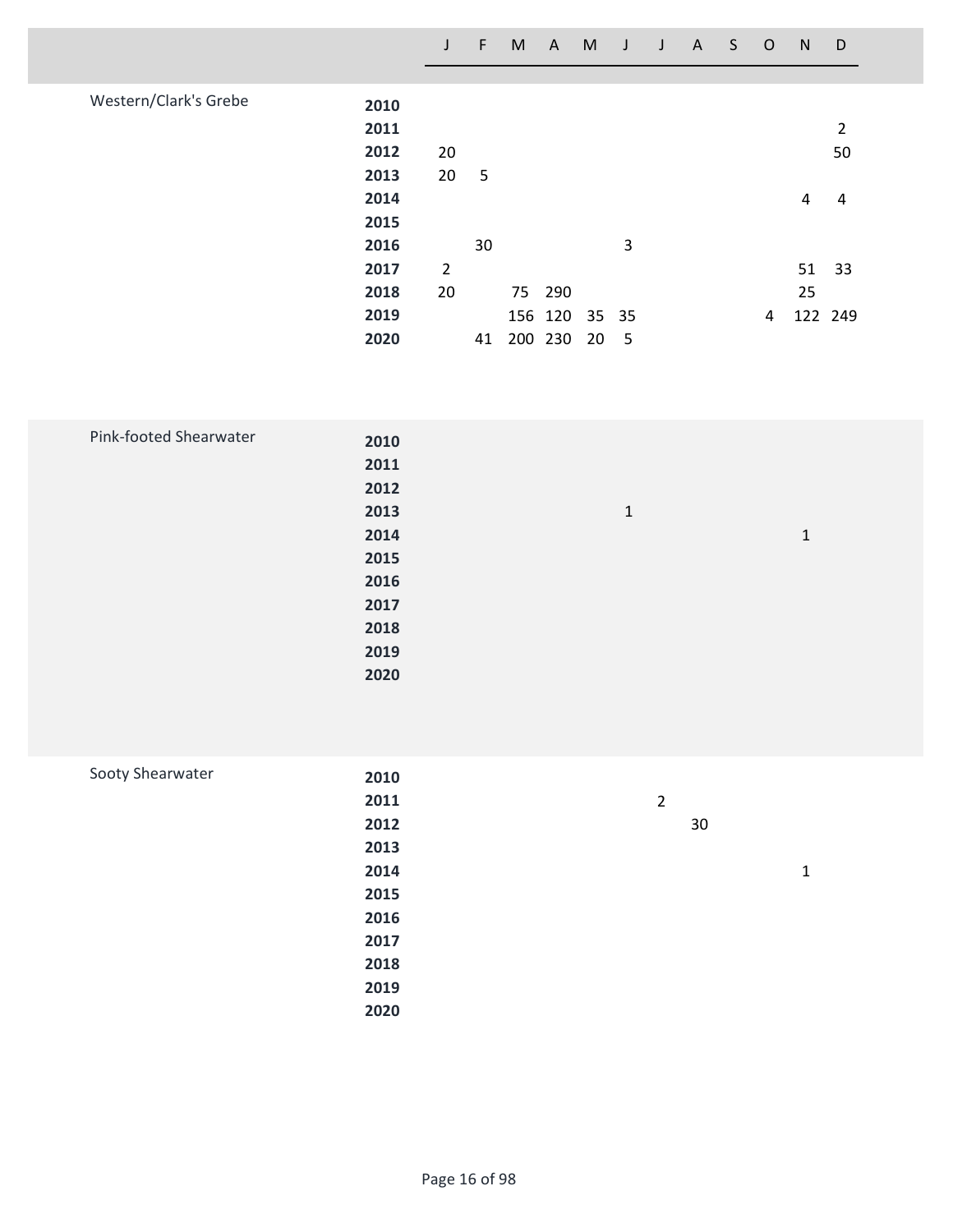| | | J | F | M | A | M | J | J | A | S | O | N | D |
|---|---|---|---|---|---|---|---|---|---|---|---|---|---|
| Western/Clark's Grebe | **2010** | | | | | | | | | | | | |
| | **2011** | | | | | | | | | | | | 2 |
| | **2012** | 20 | | | | | | | | | | | 50 |
| | **2013** | 20 | 5 | | | | | | | | | | |
| | **2014** | | | | | | | | | | | 4 | 4 |
| | **2015** | | | | | | | | | | | | |
| | **2016** | | 30 | | | | 3 | | | | | | |
| | **2017** | 2 | | | | | | | | | | 51 | 33 |
| | **2018** | 20 | | 75 | 290 | | | | | | | 25 | |
| | **2019** | | | 156 | 120 | 35 | 35 | | | | 4 | 122 | 249 |
| | **2020** | | 41 | 200 | 230 | 20 | 5 | | | | | | |
| Pink-footed Shearwater | **2010** | | | | | | | | | | | | |
| | **2011** | | | | | | | | | | | | |
| | **2012** | | | | | | | | | | | | |
| | **2013** | | | | | | 1 | | | | | | |
| | **2014** | | | | | | | | | | | 1 | |
| | **2015** | | | | | | | | | | | | |
| | **2016** | | | | | | | | | | | | |
| | **2017** | | | | | | | | | | | | |
| | **2018** | | | | | | | | | | | | |
| | **2019** | | | | | | | | | | | | |
| | **2020** | | | | | | | | | | | | |
| Sooty Shearwater | **2010** | | | | | | | | | | | | |
| | **2011** | | | | | | | 2 | | | | | |
| | **2012** | | | | | | | | 30 | | | | |
| | **2013** | | | | | | | | | | | | |
| | **2014** | | | | | | | | | | | 1 | |
| | **2015** | | | | | | | | | | | | |
| | **2016** | | | | | | | | | | | | |
| | **2017** | | | | | | | | | | | | |
| | **2018** | | | | | | | | | | | | |
| | **2019** | | | | | | | | | | | | |
| | **2020** | | | | | | | | | | | | |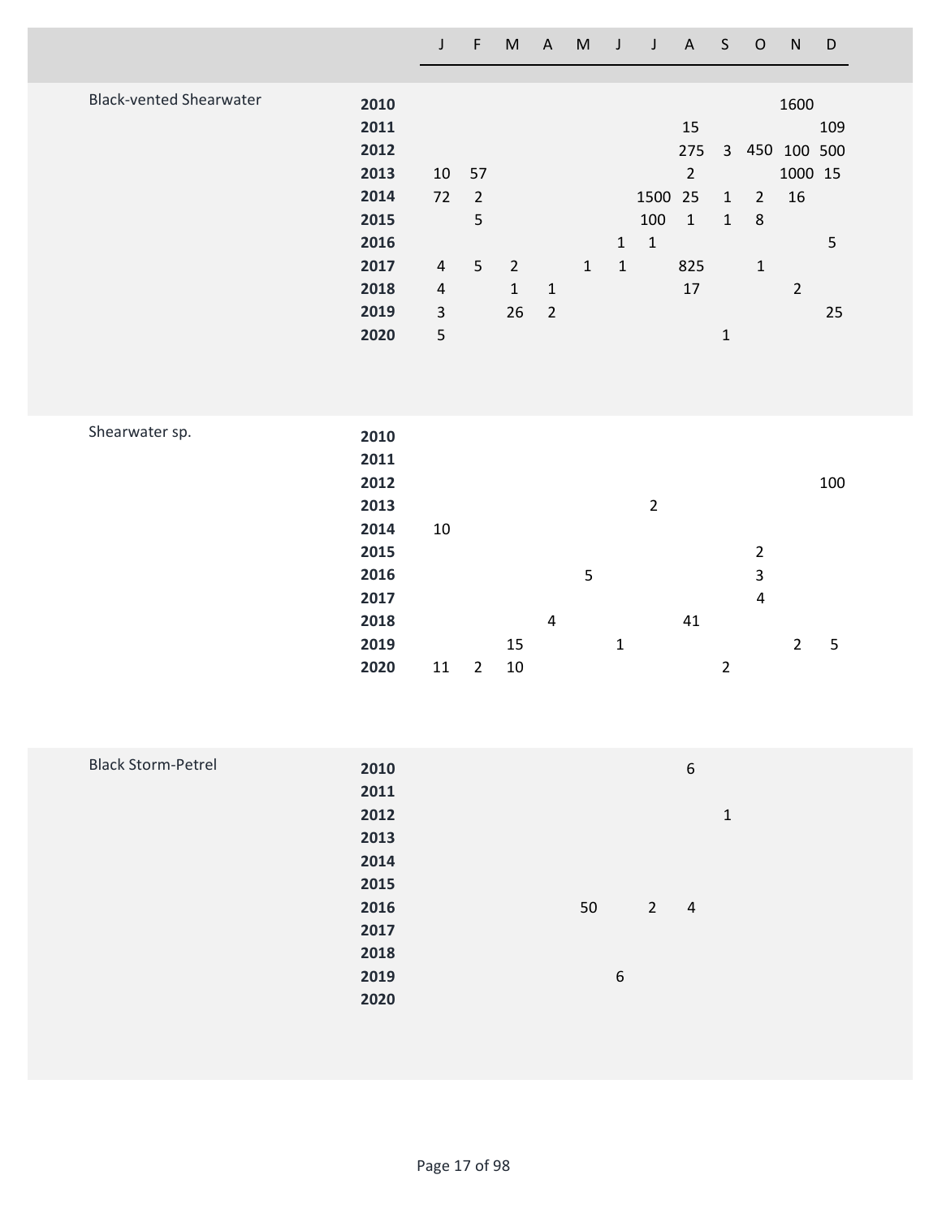| | | J | F | M | A | M | J | J | A | S | O | N | D |
|---|---|---|---|---|---|---|---|---|---|---|---|---|---|
| Black-vented Shearwater | **2010** | | | | | | | | | | | 1600 | |
| | **2011** | | | | | | | | 15 | | | | 109 |
| | **2012** | | | | | | | | 275 | 3 | 450 | 100 | 500 |
| | **2013** | 10 | 57 | | | | | | 2 | | | 1000 | 15 |
| | **2014** | 72 | 2 | | | | | 1500 | 25 | 1 | 2 | 16 | |
| | **2015** | | 5 | | | | | 100 | 1 | 1 | 8 | | |
| | **2016** | | | | | | 1 | 1 | | | | | 5 |
| | **2017** | 4 | 5 | 2 | | 1 | 1 | | 825 | | 1 | | |
| | **2018** | 4 | | 1 | 1 | | | | 17 | | | 2 | |
| | **2019** | 3 | | 26 | 2 | | | | | | | | 25 |
| | **2020** | 5 | | | | | | | | 1 | | | |
| Shearwater sp. | **2010** | | | | | | | | | | | | |
| | **2011** | | | | | | | | | | | | |
| | **2012** | | | | | | | | | | | | 100 |
| | **2013** | | | | | | | 2 | | | | | |
| | **2014** | 10 | | | | | | | | | | | |
| | **2015** | | | | | | | | | | 2 | | |
| | **2016** | | | | | 5 | | | | | 3 | | |
| | **2017** | | | | | | | | | | 4 | | |
| | **2018** | | | | 4 | | | | 41 | | | | |
| | **2019** | | | 15 | | | 1 | | | | | 2 | 5 |
| | **2020** | 11 | 2 | 10 | | | | | | 2 | | | |
| Black Storm-Petrel | **2010** | | | | | | | | 6 | | | | |
| | **2011** | | | | | | | | | | | | |
| | **2012** | | | | | | | | | 1 | | | |
| | **2013** | | | | | | | | | | | | |
| | **2014** | | | | | | | | | | | | |
| | **2015** | | | | | | | | | | | | |
| | **2016** | | | | | 50 | | 2 | 4 | | | | |
| | **2017** | | | | | | | | | | | | |
| | **2018** | | | | | | | | | | | | |
| | **2019** | | | | | | 6 | | | | | | |
| | **2020** | | | | | | | | | | | | |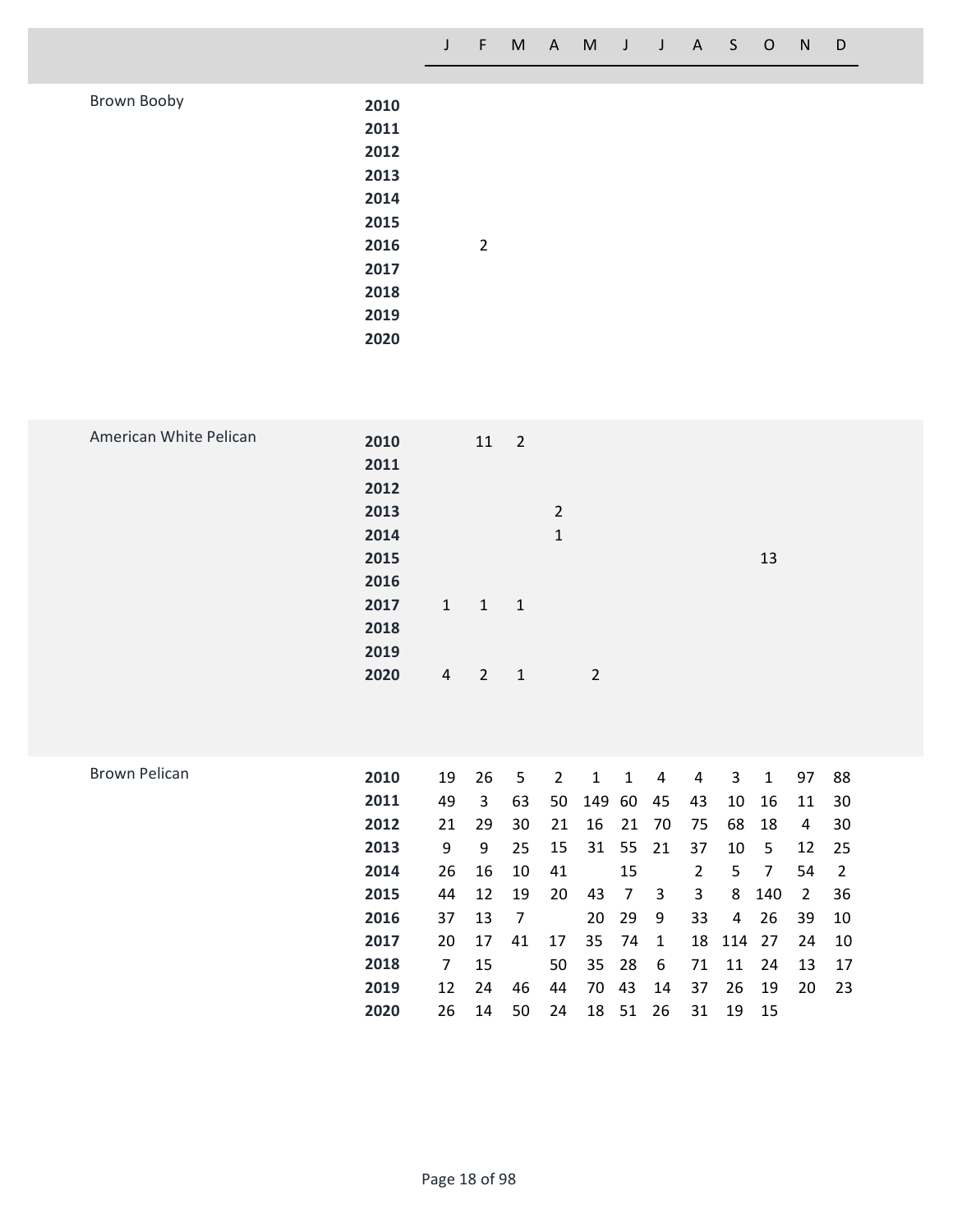| Species | Year | J | F | M | A | M | J | J | A | S | O | N | D |
|---|---|---|---|---|---|---|---|---|---|---|---|---|---|
| Brown Booby | **2010** | | | | | | | | | | | | |
| | **2011** | | | | | | | | | | | | |
| | **2012** | | | | | | | | | | | | |
| | **2013** | | | | | | | | | | | | |
| | **2014** | | | | | | | | | | | | |
| | **2015** | | | | | | | | | | | | |
| | **2016** | | 2 | | | | | | | | | | |
| | **2017** | | | | | | | | | | | | |
| | **2018** | | | | | | | | | | | | |
| | **2019** | | | | | | | | | | | | |
| | **2020** | | | | | | | | | | | | |
| American White Pelican | **2010** | | 11 | 2 | | | | | | | | | |
| | **2011** | | | | | | | | | | | | |
| | **2012** | | | | | | | | | | | | |
| | **2013** | | | | 2 | | | | | | | | |
| | **2014** | | | | 1 | | | | | | | | |
| | **2015** | | | | | | | | | | 13 | | |
| | **2016** | | | | | | | | | | | | |
| | **2017** | 1 | 1 | 1 | | | | | | | | | |
| | **2018** | | | | | | | | | | | | |
| | **2019** | | | | | | | | | | | | |
| | **2020** | 4 | 2 | 1 | | 2 | | | | | | | |
| Brown Pelican | **2010** | 19 | 26 | 5 | 2 | 1 | 1 | 4 | 4 | 3 | 1 | 97 | 88 |
| | **2011** | 49 | 3 | 63 | 50 | 149 | 60 | 45 | 43 | 10 | 16 | 11 | 30 |
| | **2012** | 21 | 29 | 30 | 21 | 16 | 21 | 70 | 75 | 68 | 18 | 4 | 30 |
| | **2013** | 9 | 9 | 25 | 15 | 31 | 55 | 21 | 37 | 10 | 5 | 12 | 25 |
| | **2014** | 26 | 16 | 10 | 41 | | 15 | | 2 | 5 | 7 | 54 | 2 |
| | **2015** | 44 | 12 | 19 | 20 | 43 | 7 | 3 | 3 | 8 | 140 | 2 | 36 |
| | **2016** | 37 | 13 | 7 | | 20 | 29 | 9 | 33 | 4 | 26 | 39 | 10 |
| | **2017** | 20 | 17 | 41 | 17 | 35 | 74 | 1 | 18 | 114 | 27 | 24 | 10 |
| | **2018** | 7 | 15 | | 50 | 35 | 28 | 6 | 71 | 11 | 24 | 13 | 17 |
| | **2019** | 12 | 24 | 46 | 44 | 70 | 43 | 14 | 37 | 26 | 19 | 20 | 23 |
| | **2020** | 26 | 14 | 50 | 24 | 18 | 51 | 26 | 31 | 19 | 15 | | |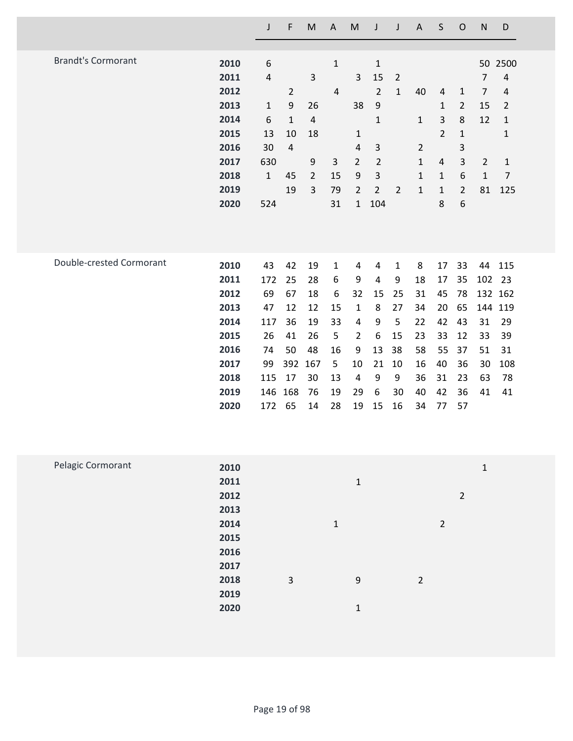| Species | Year | J | F | M | A | M | J | J | A | S | O | N | D |
|---|---|---|---|---|---|---|---|---|---|---|---|---|---|
| Brandt's Cormorant | **2010** | 6 | | | 1 | | 1 | | | | | 50 | 2500 |
| | **2011** | 4 | | 3 | | 3 | 15 | 2 | | | | 7 | 4 |
| | **2012** | | 2 | | 4 | | 2 | 1 | 40 | 4 | 1 | 7 | 4 |
| | **2013** | 1 | 9 | 26 | | 38 | 9 | | | 1 | 2 | 15 | 2 |
| | **2014** | 6 | 1 | 4 | | | 1 | | 1 | 3 | 8 | 12 | 1 |
| | **2015** | 13 | 10 | 18 | | 1 | | | | 2 | 1 | | 1 |
| | **2016** | 30 | 4 | | | 4 | 3 | | 2 | | 3 | | |
| | **2017** | 630 | | 9 | 3 | 2 | 2 | | 1 | 4 | 3 | 2 | 1 |
| | **2018** | 1 | 45 | 2 | 15 | 9 | 3 | | 1 | 1 | 6 | 1 | 7 |
| | **2019** | | 19 | 3 | 79 | 2 | 2 | 2 | 1 | 1 | 2 | 81 | 125 |
| | **2020** | 524 | | | 31 | 1 | 104 | | | 8 | 6 | | |
| Double-crested Cormorant | **2010** | 43 | 42 | 19 | 1 | 4 | 4 | 1 | 8 | 17 | 33 | 44 | 115 |
| | **2011** | 172 | 25 | 28 | 6 | 9 | 4 | 9 | 18 | 17 | 35 | 102 | 23 |
| | **2012** | 69 | 67 | 18 | 6 | 32 | 15 | 25 | 31 | 45 | 78 | 132 | 162 |
| | **2013** | 47 | 12 | 12 | 15 | 1 | 8 | 27 | 34 | 20 | 65 | 144 | 119 |
| | **2014** | 117 | 36 | 19 | 33 | 4 | 9 | 5 | 22 | 42 | 43 | 31 | 29 |
| | **2015** | 26 | 41 | 26 | 5 | 2 | 6 | 15 | 23 | 33 | 12 | 33 | 39 |
| | **2016** | 74 | 50 | 48 | 16 | 9 | 13 | 38 | 58 | 55 | 37 | 51 | 31 |
| | **2017** | 99 | 392 | 167 | 5 | 10 | 21 | 10 | 16 | 40 | 36 | 30 | 108 |
| | **2018** | 115 | 17 | 30 | 13 | 4 | 9 | 9 | 36 | 31 | 23 | 63 | 78 |
| | **2019** | 146 | 168 | 76 | 19 | 29 | 6 | 30 | 40 | 42 | 36 | 41 | 41 |
| | **2020** | 172 | 65 | 14 | 28 | 19 | 15 | 16 | 34 | 77 | 57 | | |
| Pelagic Cormorant | **2010** | | | | | | | | | | | 1 | |
| | **2011** | | | | | 1 | | | | | | | |
| | **2012** | | | | | | | | | | 2 | | |
| | **2013** | | | | | | | | | | | | |
| | **2014** | | | | 1 | | | | | 2 | | | |
| | **2015** | | | | | | | | | | | | |
| | **2016** | | | | | | | | | | | | |
| | **2017** | | | | | | | | | | | | |
| | **2018** | | 3 | | | 9 | | | 2 | | | | |
| | **2019** | | | | | | | | | | | | |
| | **2020** | | | | | 1 | | | | | | | |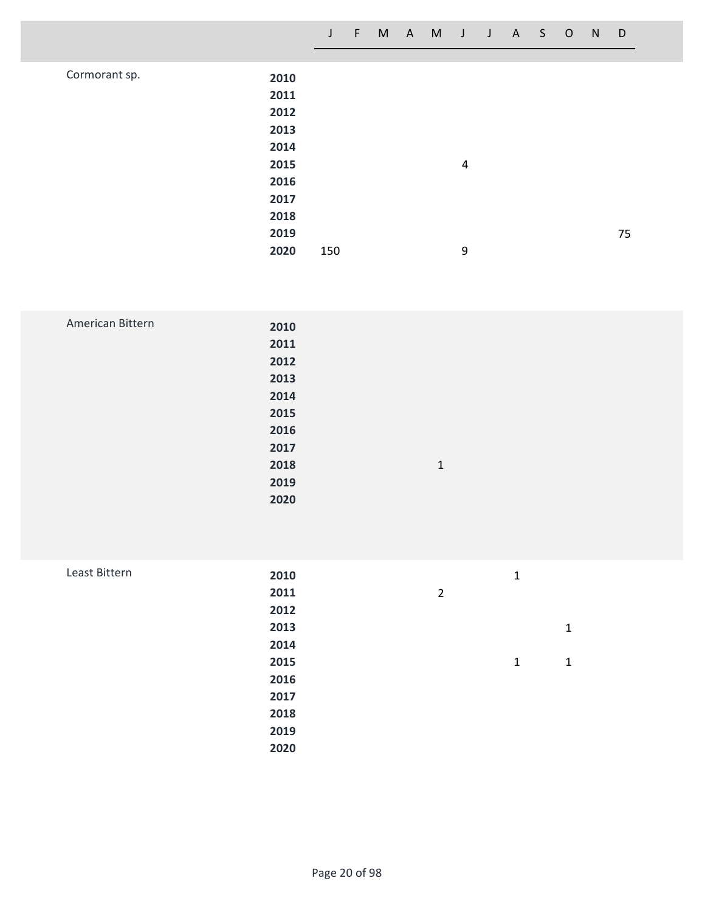| Species | Year | J | F | M | A | M | J | J | A | S | O | N | D |
|---|---|---|---|---|---|---|---|---|---|---|---|---|---|
| Cormorant sp. | **2010** | | | | | | | | | | | | |
| | **2011** | | | | | | | | | | | | |
| | **2012** | | | | | | | | | | | | |
| | **2013** | | | | | | | | | | | | |
| | **2014** | | | | | | | | | | | | |
| | **2015** | | | | | | 4 | | | | | | |
| | **2016** | | | | | | | | | | | | |
| | **2017** | | | | | | | | | | | | |
| | **2018** | | | | | | | | | | | | |
| | **2019** | | | | | | | | | | | | 75 |
| | **2020** | 150 | | | | | 9 | | | | | | |
| American Bittern | **2010** | | | | | | | | | | | | |
| | **2011** | | | | | | | | | | | | |
| | **2012** | | | | | | | | | | | | |
| | **2013** | | | | | | | | | | | | |
| | **2014** | | | | | | | | | | | | |
| | **2015** | | | | | | | | | | | | |
| | **2016** | | | | | | | | | | | | |
| | **2017** | | | | | | | | | | | | |
| | **2018** | | | | | 1 | | | | | | | |
| | **2019** | | | | | | | | | | | | |
| | **2020** | | | | | | | | | | | | |
| Least Bittern | **2010** | | | | | | | | 1 | | | | |
| | **2011** | | | | | 2 | | | | | | | |
| | **2012** | | | | | | | | | | | | |
| | **2013** | | | | | | | | | | 1 | | |
| | **2014** | | | | | | | | | | | | |
| | **2015** | | | | | | | | 1 | | 1 | | |
| | **2016** | | | | | | | | | | | | |
| | **2017** | | | | | | | | | | | | |
| | **2018** | | | | | | | | | | | | |
| | **2019** | | | | | | | | | | | | |
| | **2020** | | | | | | | | | | | | |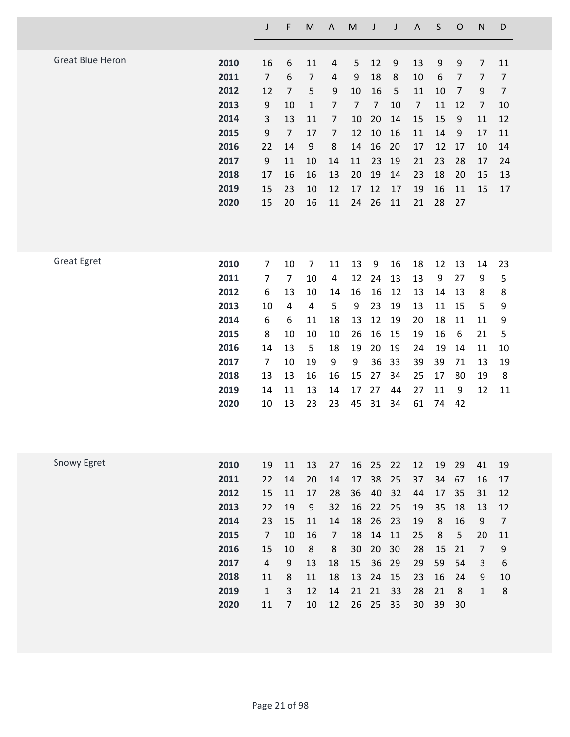| | | J | F | M | A | M | J | J | A | S | O | N | D |
|---|---|---|---|---|---|---|---|---|---|---|---|---|---|
| Great Blue Heron | **2010** | 16 | 6 | 11 | 4 | 5 | 12 | 9 | 13 | 9 | 9 | 7 | 11 |
| | **2011** | 7 | 6 | 7 | 4 | 9 | 18 | 8 | 10 | 6 | 7 | 7 | 7 |
| | **2012** | 12 | 7 | 5 | 9 | 10 | 16 | 5 | 11 | 10 | 7 | 9 | 7 |
| | **2013** | 9 | 10 | 1 | 7 | 7 | 7 | 10 | 7 | 11 | 12 | 7 | 10 |
| | **2014** | 3 | 13 | 11 | 7 | 10 | 20 | 14 | 15 | 15 | 9 | 11 | 12 |
| | **2015** | 9 | 7 | 17 | 7 | 12 | 10 | 16 | 11 | 14 | 9 | 17 | 11 |
| | **2016** | 22 | 14 | 9 | 8 | 14 | 16 | 20 | 17 | 12 | 17 | 10 | 14 |
| | **2017** | 9 | 11 | 10 | 14 | 11 | 23 | 19 | 21 | 23 | 28 | 17 | 24 |
| | **2018** | 17 | 16 | 16 | 13 | 20 | 19 | 14 | 23 | 18 | 20 | 15 | 13 |
| | **2019** | 15 | 23 | 10 | 12 | 17 | 12 | 17 | 19 | 16 | 11 | 15 | 17 |
| | **2020** | 15 | 20 | 16 | 11 | 24 | 26 | 11 | 21 | 28 | 27 | | |
| Great Egret | **2010** | 7 | 10 | 7 | 11 | 13 | 9 | 16 | 18 | 12 | 13 | 14 | 23 |
| | **2011** | 7 | 7 | 10 | 4 | 12 | 24 | 13 | 13 | 9 | 27 | 9 | 5 |
| | **2012** | 6 | 13 | 10 | 14 | 16 | 16 | 12 | 13 | 14 | 13 | 8 | 8 |
| | **2013** | 10 | 4 | 4 | 5 | 9 | 23 | 19 | 13 | 11 | 15 | 5 | 9 |
| | **2014** | 6 | 6 | 11 | 18 | 13 | 12 | 19 | 20 | 18 | 11 | 11 | 9 |
| | **2015** | 8 | 10 | 10 | 10 | 26 | 16 | 15 | 19 | 16 | 6 | 21 | 5 |
| | **2016** | 14 | 13 | 5 | 18 | 19 | 20 | 19 | 24 | 19 | 14 | 11 | 10 |
| | **2017** | 7 | 10 | 19 | 9 | 9 | 36 | 33 | 39 | 39 | 71 | 13 | 19 |
| | **2018** | 13 | 13 | 16 | 16 | 15 | 27 | 34 | 25 | 17 | 80 | 19 | 8 |
| | **2019** | 14 | 11 | 13 | 14 | 17 | 27 | 44 | 27 | 11 | 9 | 12 | 11 |
| | **2020** | 10 | 13 | 23 | 23 | 45 | 31 | 34 | 61 | 74 | 42 | | |
| Snowy Egret | **2010** | 19 | 11 | 13 | 27 | 16 | 25 | 22 | 12 | 19 | 29 | 41 | 19 |
| | **2011** | 22 | 14 | 20 | 14 | 17 | 38 | 25 | 37 | 34 | 67 | 16 | 17 |
| | **2012** | 15 | 11 | 17 | 28 | 36 | 40 | 32 | 44 | 17 | 35 | 31 | 12 |
| | **2013** | 22 | 19 | 9 | 32 | 16 | 22 | 25 | 19 | 35 | 18 | 13 | 12 |
| | **2014** | 23 | 15 | 11 | 14 | 18 | 26 | 23 | 19 | 8 | 16 | 9 | 7 |
| | **2015** | 7 | 10 | 16 | 7 | 18 | 14 | 11 | 25 | 8 | 5 | 20 | 11 |
| | **2016** | 15 | 10 | 8 | 8 | 30 | 20 | 30 | 28 | 15 | 21 | 7 | 9 |
| | **2017** | 4 | 9 | 13 | 18 | 15 | 36 | 29 | 29 | 59 | 54 | 3 | 6 |
| | **2018** | 11 | 8 | 11 | 18 | 13 | 24 | 15 | 23 | 16 | 24 | 9 | 10 |
| | **2019** | 1 | 3 | 12 | 14 | 21 | 21 | 33 | 28 | 21 | 8 | 1 | 8 |
| | **2020** | 11 | 7 | 10 | 12 | 26 | 25 | 33 | 30 | 39 | 30 | | |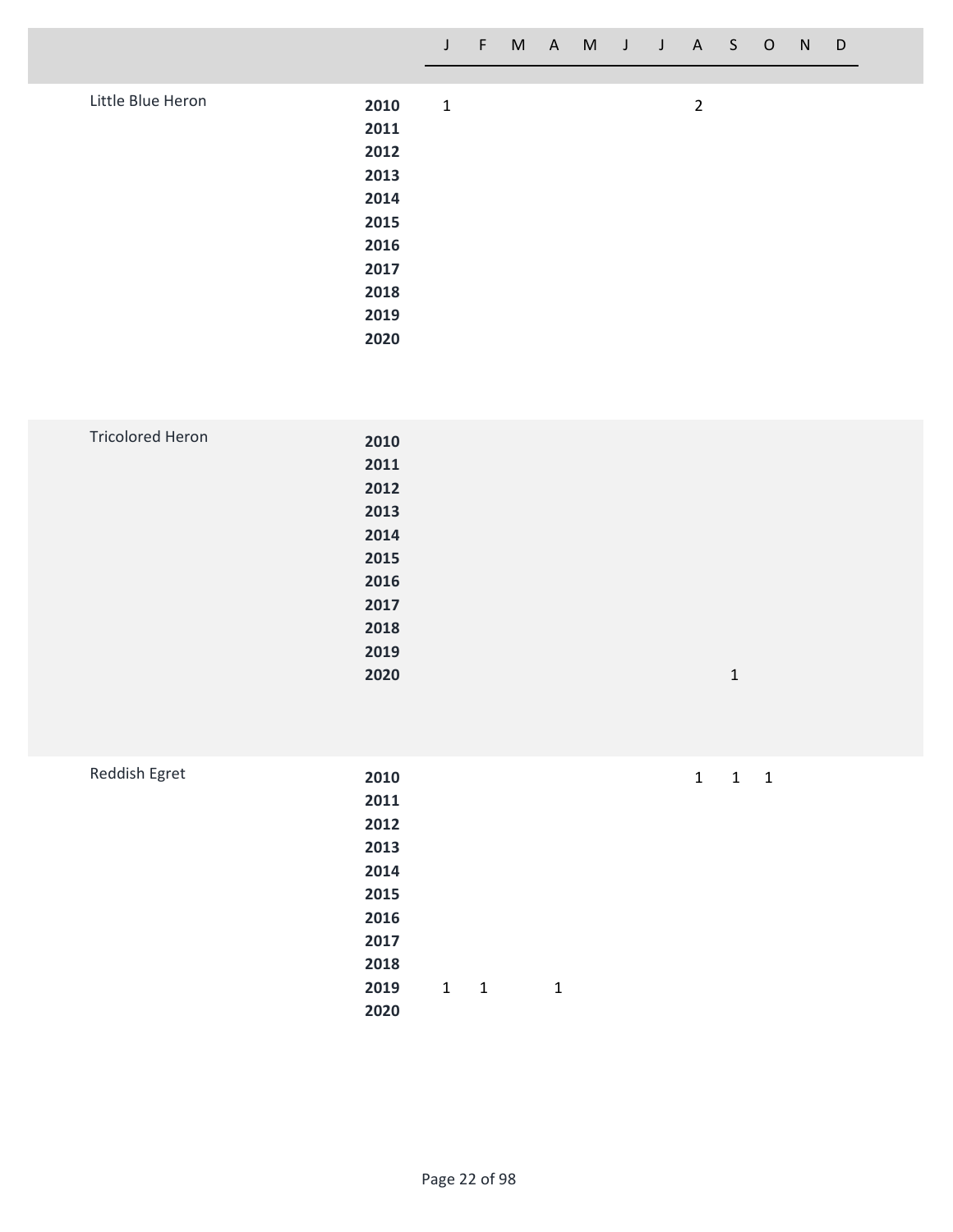| | | J | F | M | A | M | J | J | A | S | O | N | D |
|---|---|---|---|---|---|---|---|---|---|---|---|---|---|
| Little Blue Heron | **2010** | 1 | | | | | | | 2 | | | | |
| | **2011** | | | | | | | | | | | | |
| | **2012** | | | | | | | | | | | | |
| | **2013** | | | | | | | | | | | | |
| | **2014** | | | | | | | | | | | | |
| | **2015** | | | | | | | | | | | | |
| | **2016** | | | | | | | | | | | | |
| | **2017** | | | | | | | | | | | | |
| | **2018** | | | | | | | | | | | | |
| | **2019** | | | | | | | | | | | | |
| | **2020** | | | | | | | | | | | | |
| Tricolored Heron | **2010** | | | | | | | | | | | | |
| | **2011** | | | | | | | | | | | | |
| | **2012** | | | | | | | | | | | | |
| | **2013** | | | | | | | | | | | | |
| | **2014** | | | | | | | | | | | | |
| | **2015** | | | | | | | | | | | | |
| | **2016** | | | | | | | | | | | | |
| | **2017** | | | | | | | | | | | | |
| | **2018** | | | | | | | | | | | | |
| | **2019** | | | | | | | | | | | | |
| | **2020** | | | | | | | | | 1 | | | |
| Reddish Egret | **2010** | | | | | | | | 1 | 1 | 1 | | |
| | **2011** | | | | | | | | | | | | |
| | **2012** | | | | | | | | | | | | |
| | **2013** | | | | | | | | | | | | |
| | **2014** | | | | | | | | | | | | |
| | **2015** | | | | | | | | | | | | |
| | **2016** | | | | | | | | | | | | |
| | **2017** | | | | | | | | | | | | |
| | **2018** | | | | | | | | | | | | |
| | **2019** | 1 | 1 | | 1 | | | | | | | | |
| | **2020** | | | | | | | | | | | | |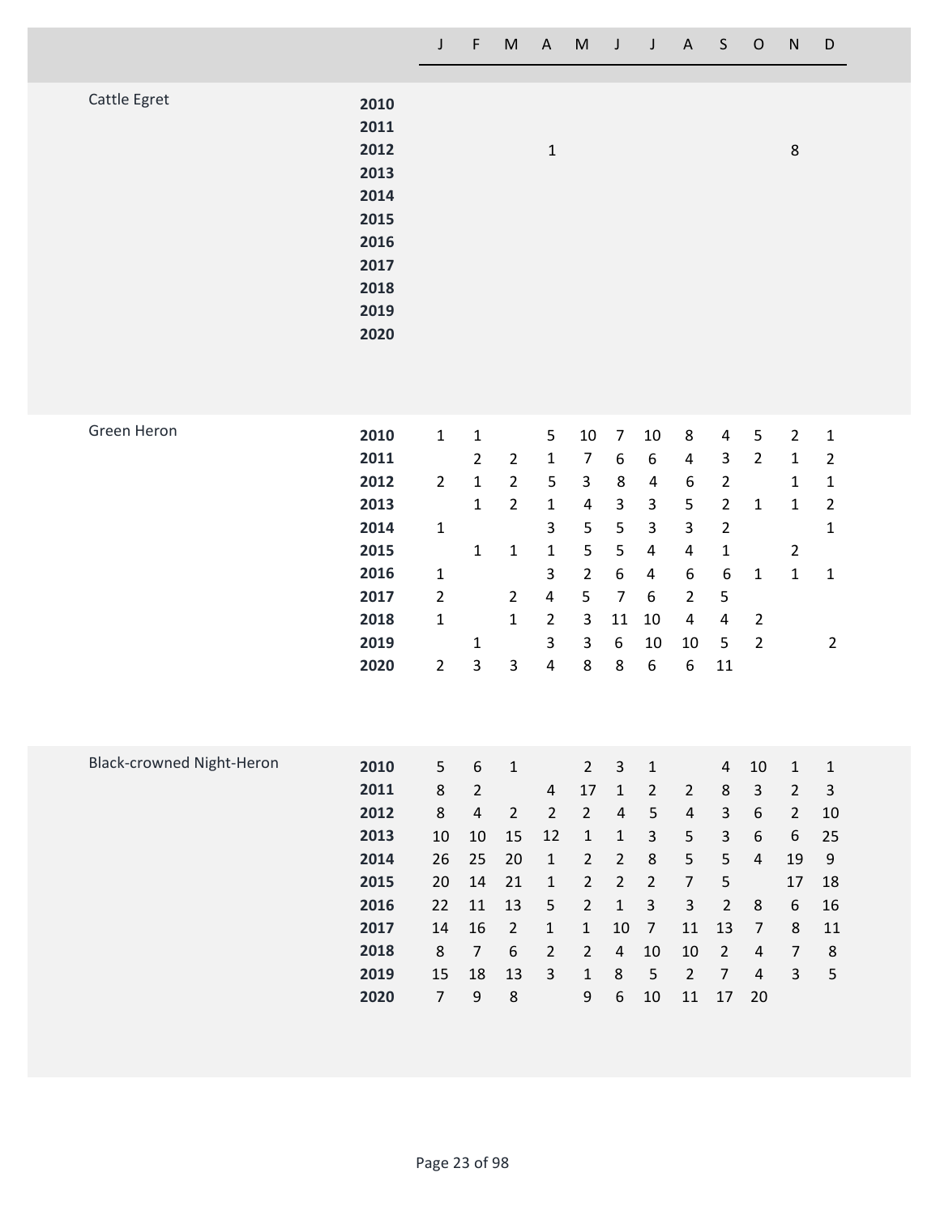| Species | Year | J | F | M | A | M | J | J | A | S | O | N | D |
|---|---|---|---|---|---|---|---|---|---|---|---|---|---|
| Cattle Egret | **2010** | | | | | | | | | | | | |
| | **2011** | | | | | | | | | | | | |
| | **2012** | | | | 1 | | | | | | | 8 | |
| | **2013** | | | | | | | | | | | | |
| | **2014** | | | | | | | | | | | | |
| | **2015** | | | | | | | | | | | | |
| | **2016** | | | | | | | | | | | | |
| | **2017** | | | | | | | | | | | | |
| | **2018** | | | | | | | | | | | | |
| | **2019** | | | | | | | | | | | | |
| | **2020** | | | | | | | | | | | | |
| Green Heron | **2010** | 1 | 1 | | 5 | 10 | 7 | 10 | 8 | 4 | 5 | 2 | 1 |
| | **2011** | | 2 | 2 | 1 | 7 | 6 | 6 | 4 | 3 | 2 | 1 | 2 |
| | **2012** | 2 | 1 | 2 | 5 | 3 | 8 | 4 | 6 | 2 | | 1 | 1 |
| | **2013** | | 1 | 2 | 1 | 4 | 3 | 3 | 5 | 2 | 1 | 1 | 2 |
| | **2014** | 1 | | | 3 | 5 | 5 | 3 | 3 | 2 | | | 1 |
| | **2015** | | 1 | 1 | 1 | 5 | 5 | 4 | 4 | 1 | | 2 | |
| | **2016** | 1 | | | 3 | 2 | 6 | 4 | 6 | 6 | 1 | 1 | 1 |
| | **2017** | 2 | | 2 | 4 | 5 | 7 | 6 | 2 | 5 | | | |
| | **2018** | 1 | | 1 | 2 | 3 | 11 | 10 | 4 | 4 | 2 | | |
| | **2019** | | 1 | | 3 | 3 | 6 | 10 | 10 | 5 | 2 | | 2 |
| | **2020** | 2 | 3 | 3 | 4 | 8 | 8 | 6 | 6 | 11 | | | |
| Black-crowned Night-Heron | **2010** | 5 | 6 | 1 | | 2 | 3 | 1 | | 4 | 10 | 1 | 1 |
| | **2011** | 8 | 2 | | 4 | 17 | 1 | 2 | 2 | 8 | 3 | 2 | 3 |
| | **2012** | 8 | 4 | 2 | 2 | 2 | 4 | 5 | 4 | 3 | 6 | 2 | 10 |
| | **2013** | 10 | 10 | 15 | 12 | 1 | 1 | 3 | 5 | 3 | 6 | 6 | 25 |
| | **2014** | 26 | 25 | 20 | 1 | 2 | 2 | 8 | 5 | 5 | 4 | 19 | 9 |
| | **2015** | 20 | 14 | 21 | 1 | 2 | 2 | 2 | 7 | 5 | | 17 | 18 |
| | **2016** | 22 | 11 | 13 | 5 | 2 | 1 | 3 | 3 | 2 | 8 | 6 | 16 |
| | **2017** | 14 | 16 | 2 | 1 | 1 | 10 | 7 | 11 | 13 | 7 | 8 | 11 |
| | **2018** | 8 | 7 | 6 | 2 | 2 | 4 | 10 | 10 | 2 | 4 | 7 | 8 |
| | **2019** | 15 | 18 | 13 | 3 | 1 | 8 | 5 | 2 | 7 | 4 | 3 | 5 |
| | **2020** | 7 | 9 | 8 | | 9 | 6 | 10 | 11 | 17 | 20 | | |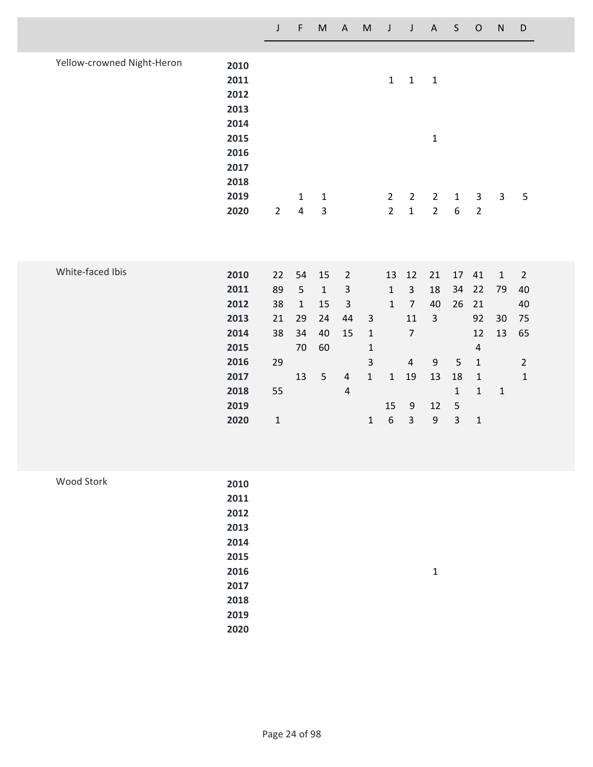| | | J | F | M | A | M | J | J | A | S | O | N | D |
|---|---|---|---|---|---|---|---|---|---|---|---|---|---|
| Yellow-crowned Night-Heron | **2010** | | | | | | | | | | | | |
| | **2011** | | | | | | 1 | 1 | 1 | | | | |
| | **2012** | | | | | | | | | | | | |
| | **2013** | | | | | | | | | | | | |
| | **2014** | | | | | | | | | | | | |
| | **2015** | | | | | | | | 1 | | | | |
| | **2016** | | | | | | | | | | | | |
| | **2017** | | | | | | | | | | | | |
| | **2018** | | | | | | | | | | | | |
| | **2019** | | 1 | 1 | | | 2 | 2 | 2 | 1 | 3 | 3 | 5 |
| | **2020** | 2 | 4 | 3 | | | 2 | 1 | 2 | 6 | 2 | | |
| White-faced Ibis | **2010** | 22 | 54 | 15 | 2 | | 13 | 12 | 21 | 17 | 41 | 1 | 2 |
| | **2011** | 89 | 5 | 1 | 3 | | 1 | 3 | 18 | 34 | 22 | 79 | 40 |
| | **2012** | 38 | 1 | 15 | 3 | | 1 | 7 | 40 | 26 | 21 | | 40 |
| | **2013** | 21 | 29 | 24 | 44 | 3 | | 11 | 3 | | 92 | 30 | 75 |
| | **2014** | 38 | 34 | 40 | 15 | 1 | | 7 | | | 12 | 13 | 65 |
| | **2015** | | 70 | 60 | | 1 | | | | | 4 | | |
| | **2016** | 29 | | | | 3 | | 4 | 9 | 5 | 1 | | 2 |
| | **2017** | | 13 | 5 | 4 | 1 | 1 | 19 | 13 | 18 | 1 | | 1 |
| | **2018** | 55 | | | 4 | | | | | 1 | 1 | 1 | |
| | **2019** | | | | | | 15 | 9 | 12 | 5 | | | |
| | **2020** | 1 | | | | 1 | 6 | 3 | 9 | 3 | 1 | | |
| Wood Stork | **2010** | | | | | | | | | | | | |
| | **2011** | | | | | | | | | | | | |
| | **2012** | | | | | | | | | | | | |
| | **2013** | | | | | | | | | | | | |
| | **2014** | | | | | | | | | | | | |
| | **2015** | | | | | | | | | | | | |
| | **2016** | | | | | | | | 1 | | | | |
| | **2017** | | | | | | | | | | | | |
| | **2018** | | | | | | | | | | | | |
| | **2019** | | | | | | | | | | | | |
| | **2020** | | | | | | | | | | | | |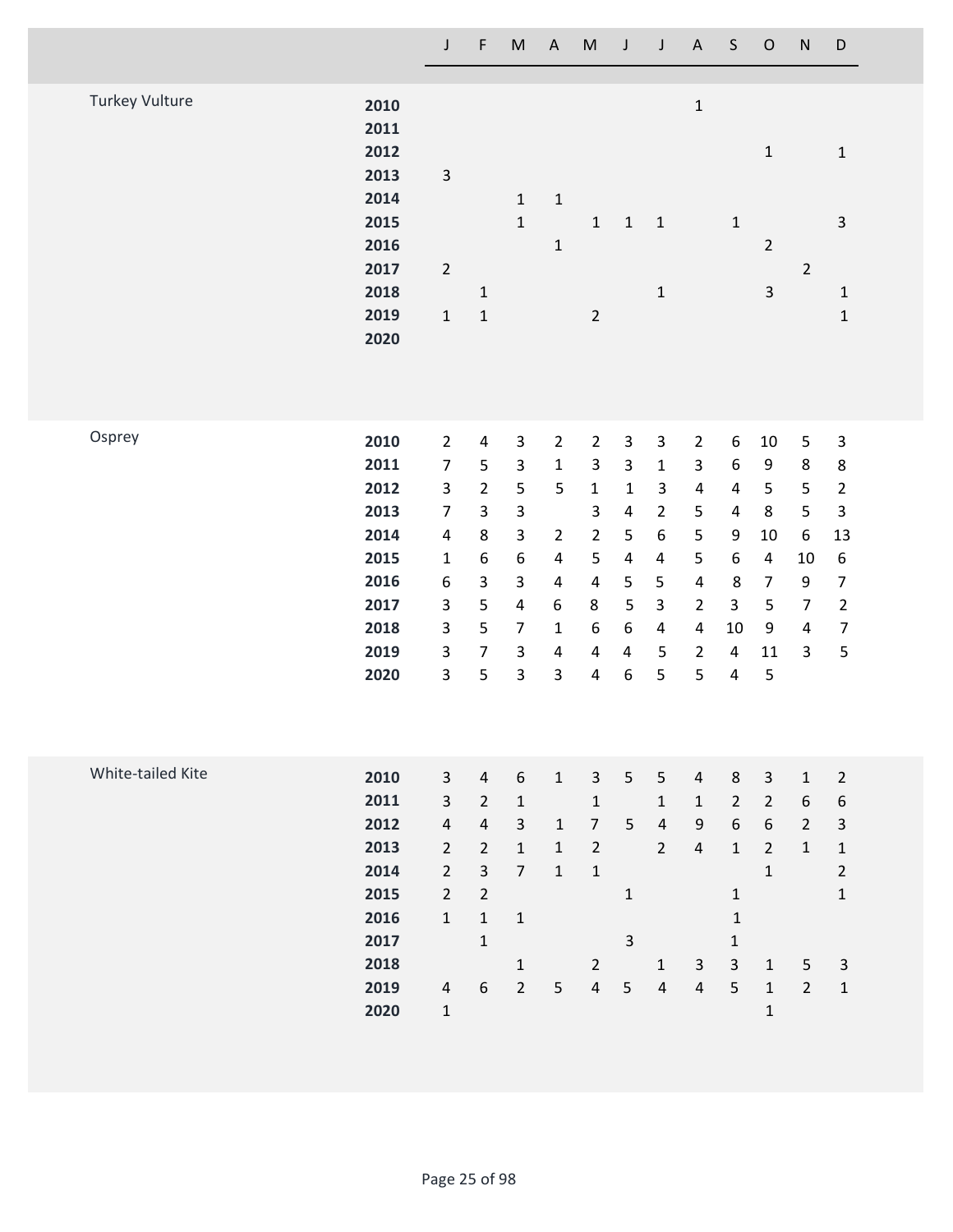| | | J | F | M | A | M | J | J | A | S | O | N | D |
|---|---|---|---|---|---|---|---|---|---|---|---|---|---|
| Turkey Vulture | **2010** | | | | | | | | 1 | | | | |
| | **2011** | | | | | | | | | | | | |
| | **2012** | | | | | | | | | | 1 | | 1 |
| | **2013** | 3 | | | | | | | | | | | |
| | **2014** | | | 1 | 1 | | | | | | | | |
| | **2015** | | | 1 | | 1 | 1 | 1 | | 1 | | | 3 |
| | **2016** | | | | 1 | | | | | | 2 | | |
| | **2017** | 2 | | | | | | | | | | 2 | |
| | **2018** | | 1 | | | | | 1 | | | 3 | | 1 |
| | **2019** | 1 | 1 | | | 2 | | | | | | | 1 |
| | **2020** | | | | | | | | | | | | |
| Osprey | **2010** | 2 | 4 | 3 | 2 | 2 | 3 | 3 | 2 | 6 | 10 | 5 | 3 |
| | **2011** | 7 | 5 | 3 | 1 | 3 | 3 | 1 | 3 | 6 | 9 | 8 | 8 |
| | **2012** | 3 | 2 | 5 | 5 | 1 | 1 | 3 | 4 | 4 | 5 | 5 | 2 |
| | **2013** | 7 | 3 | 3 | | 3 | 4 | 2 | 5 | 4 | 8 | 5 | 3 |
| | **2014** | 4 | 8 | 3 | 2 | 2 | 5 | 6 | 5 | 9 | 10 | 6 | 13 |
| | **2015** | 1 | 6 | 6 | 4 | 5 | 4 | 4 | 5 | 6 | 4 | 10 | 6 |
| | **2016** | 6 | 3 | 3 | 4 | 4 | 5 | 5 | 4 | 8 | 7 | 9 | 7 |
| | **2017** | 3 | 5 | 4 | 6 | 8 | 5 | 3 | 2 | 3 | 5 | 7 | 2 |
| | **2018** | 3 | 5 | 7 | 1 | 6 | 6 | 4 | 4 | 10 | 9 | 4 | 7 |
| | **2019** | 3 | 7 | 3 | 4 | 4 | 4 | 5 | 2 | 4 | 11 | 3 | 5 |
| | **2020** | 3 | 5 | 3 | 3 | 4 | 6 | 5 | 5 | 4 | 5 | | |
| White-tailed Kite | **2010** | 3 | 4 | 6 | 1 | 3 | 5 | 5 | 4 | 8 | 3 | 1 | 2 |
| | **2011** | 3 | 2 | 1 | | 1 | | 1 | 1 | 2 | 2 | 6 | 6 |
| | **2012** | 4 | 4 | 3 | 1 | 7 | 5 | 4 | 9 | 6 | 6 | 2 | 3 |
| | **2013** | 2 | 2 | 1 | 1 | 2 | | 2 | 4 | 1 | 2 | 1 | 1 |
| | **2014** | 2 | 3 | 7 | 1 | 1 | | | | | 1 | | 2 |
| | **2015** | 2 | 2 | | | | 1 | | | 1 | | | 1 |
| | **2016** | 1 | 1 | 1 | | | | | | 1 | | | |
| | **2017** | | 1 | | | | 3 | | | 1 | | | |
| | **2018** | | | 1 | | 2 | | 1 | 3 | 3 | 1 | 5 | 3 |
| | **2019** | 4 | 6 | 2 | 5 | 4 | 5 | 4 | 4 | 5 | 1 | 2 | 1 |
| | **2020** | 1 | | | | | | | | | 1 | | |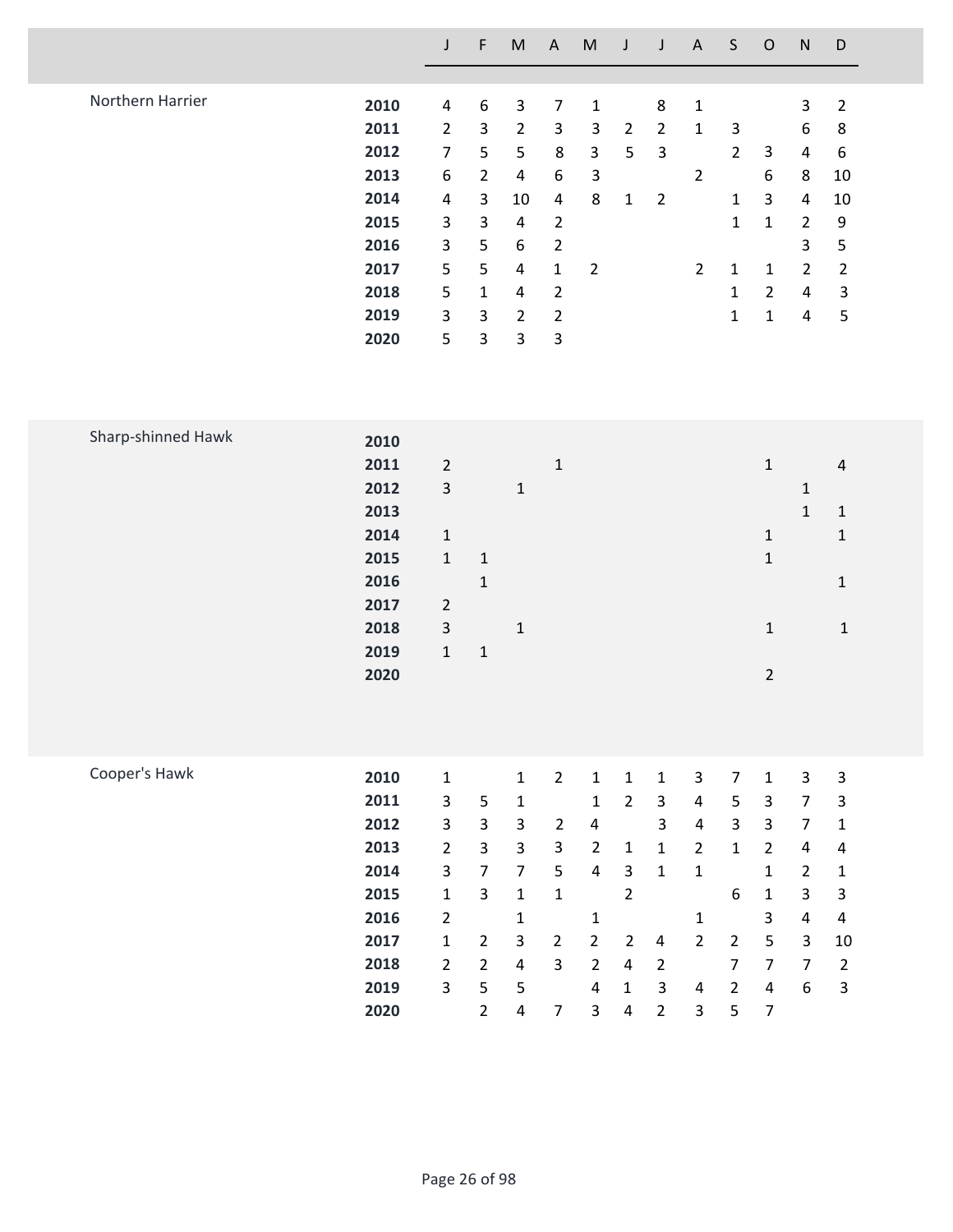| | | J | F | M | A | M | J | J | A | S | O | N | D |
|---|---|---|---|---|---|---|---|---|---|---|---|---|---|
| Northern Harrier | **2010** | 4 | 6 | 3 | 7 | 1 | | 8 | 1 | | | 3 | 2 |
| | **2011** | 2 | 3 | 2 | 3 | 3 | 2 | 2 | 1 | 3 | | 6 | 8 |
| | **2012** | 7 | 5 | 5 | 8 | 3 | 5 | 3 | | 2 | 3 | 4 | 6 |
| | **2013** | 6 | 2 | 4 | 6 | 3 | | | 2 | | 6 | 8 | 10 |
| | **2014** | 4 | 3 | 10 | 4 | 8 | 1 | 2 | | 1 | 3 | 4 | 10 |
| | **2015** | 3 | 3 | 4 | 2 | | | | | 1 | 1 | 2 | 9 |
| | **2016** | 3 | 5 | 6 | 2 | | | | | | | 3 | 5 |
| | **2017** | 5 | 5 | 4 | 1 | 2 | | | 2 | 1 | 1 | 2 | 2 |
| | **2018** | 5 | 1 | 4 | 2 | | | | | 1 | 2 | 4 | 3 |
| | **2019** | 3 | 3 | 2 | 2 | | | | | 1 | 1 | 4 | 5 |
| | **2020** | 5 | 3 | 3 | 3 | | | | | | | | |
| Sharp-shinned Hawk | **2010** | | | | | | | | | | | | |
| | **2011** | 2 | | | 1 | | | | | | 1 | | 4 |
| | **2012** | 3 | | 1 | | | | | | | | 1 | |
| | **2013** | | | | | | | | | | | 1 | 1 |
| | **2014** | 1 | | | | | | | | | 1 | | 1 |
| | **2015** | 1 | 1 | | | | | | | | 1 | | |
| | **2016** | | 1 | | | | | | | | | | 1 |
| | **2017** | 2 | | | | | | | | | | | |
| | **2018** | 3 | | 1 | | | | | | | 1 | | 1 |
| | **2019** | 1 | 1 | | | | | | | | | | |
| | **2020** | | | | | | | | | | 2 | | |
| Cooper's Hawk | **2010** | 1 | | 1 | 2 | 1 | 1 | 1 | 3 | 7 | 1 | 3 | 3 |
| | **2011** | 3 | 5 | 1 | | 1 | 2 | 3 | 4 | 5 | 3 | 7 | 3 |
| | **2012** | 3 | 3 | 3 | 2 | 4 | | 3 | 4 | 3 | 3 | 7 | 1 |
| | **2013** | 2 | 3 | 3 | 3 | 2 | 1 | 1 | 2 | 1 | 2 | 4 | 4 |
| | **2014** | 3 | 7 | 7 | 5 | 4 | 3 | 1 | 1 | | 1 | 2 | 1 |
| | **2015** | 1 | 3 | 1 | 1 | | 2 | | | 6 | 1 | 3 | 3 |
| | **2016** | 2 | | 1 | | 1 | | | 1 | | 3 | 4 | 4 |
| | **2017** | 1 | 2 | 3 | 2 | 2 | 2 | 4 | 2 | 2 | 5 | 3 | 10 |
| | **2018** | 2 | 2 | 4 | 3 | 2 | 4 | 2 | | 7 | 7 | 7 | 2 |
| | **2019** | 3 | 5 | 5 | | 4 | 1 | 3 | 4 | 2 | 4 | 6 | 3 |
| | **2020** | | 2 | 4 | 7 | 3 | 4 | 2 | 3 | 5 | 7 | | |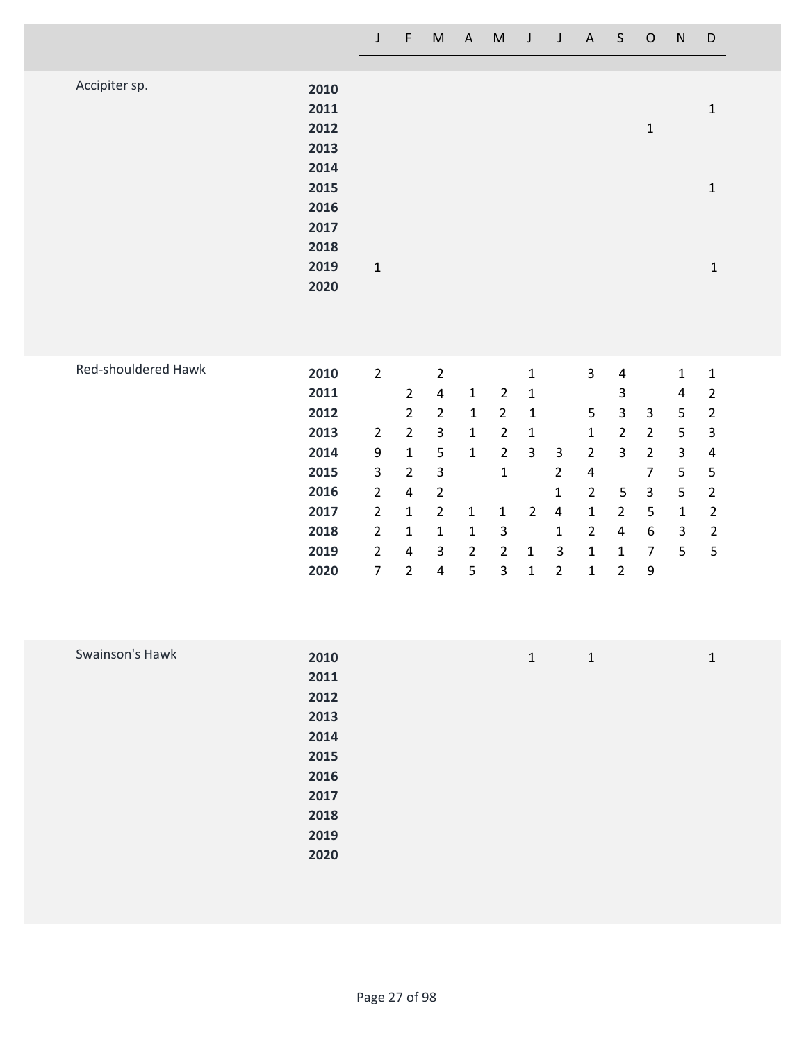| | | J | F | M | A | M | J | J | A | S | O | N | D |
|---|---|---|---|---|---|---|---|---|---|---|---|---|---|
| Accipiter sp. | **2010** | | | | | | | | | | | | |
| | **2011** | | | | | | | | | | | | 1 |
| | **2012** | | | | | | | | | | 1 | | |
| | **2013** | | | | | | | | | | | | |
| | **2014** | | | | | | | | | | | | |
| | **2015** | | | | | | | | | | | | 1 |
| | **2016** | | | | | | | | | | | | |
| | **2017** | | | | | | | | | | | | |
| | **2018** | | | | | | | | | | | | |
| | **2019** | 1 | | | | | | | | | | | 1 |
| | **2020** | | | | | | | | | | | | |
| Red-shouldered Hawk | **2010** | 2 | | 2 | | | 1 | | 3 | 4 | | 1 | 1 |
| | **2011** | | 2 | 4 | 1 | 2 | 1 | | | 3 | | 4 | 2 |
| | **2012** | | 2 | 2 | 1 | 2 | 1 | | 5 | 3 | 3 | 5 | 2 |
| | **2013** | 2 | 2 | 3 | 1 | 2 | 1 | | 1 | 2 | 2 | 5 | 3 |
| | **2014** | 9 | 1 | 5 | 1 | 2 | 3 | 3 | 2 | 3 | 2 | 3 | 4 |
| | **2015** | 3 | 2 | 3 | | 1 | | 2 | 4 | | 7 | 5 | 5 |
| | **2016** | 2 | 4 | 2 | | | | 1 | 2 | 5 | 3 | 5 | 2 |
| | **2017** | 2 | 1 | 2 | 1 | 1 | 2 | 4 | 1 | 2 | 5 | 1 | 2 |
| | **2018** | 2 | 1 | 1 | 1 | 3 | | 1 | 2 | 4 | 6 | 3 | 2 |
| | **2019** | 2 | 4 | 3 | 2 | 2 | 1 | 3 | 1 | 1 | 7 | 5 | 5 |
| | **2020** | 7 | 2 | 4 | 5 | 3 | 1 | 2 | 1 | 2 | 9 | | |
| Swainson's Hawk | **2010** | | | | | | 1 | | 1 | | | | 1 |
| | **2011** | | | | | | | | | | | | |
| | **2012** | | | | | | | | | | | | |
| | **2013** | | | | | | | | | | | | |
| | **2014** | | | | | | | | | | | | |
| | **2015** | | | | | | | | | | | | |
| | **2016** | | | | | | | | | | | | |
| | **2017** | | | | | | | | | | | | |
| | **2018** | | | | | | | | | | | | |
| | **2019** | | | | | | | | | | | | |
| | **2020** | | | | | | | | | | | | |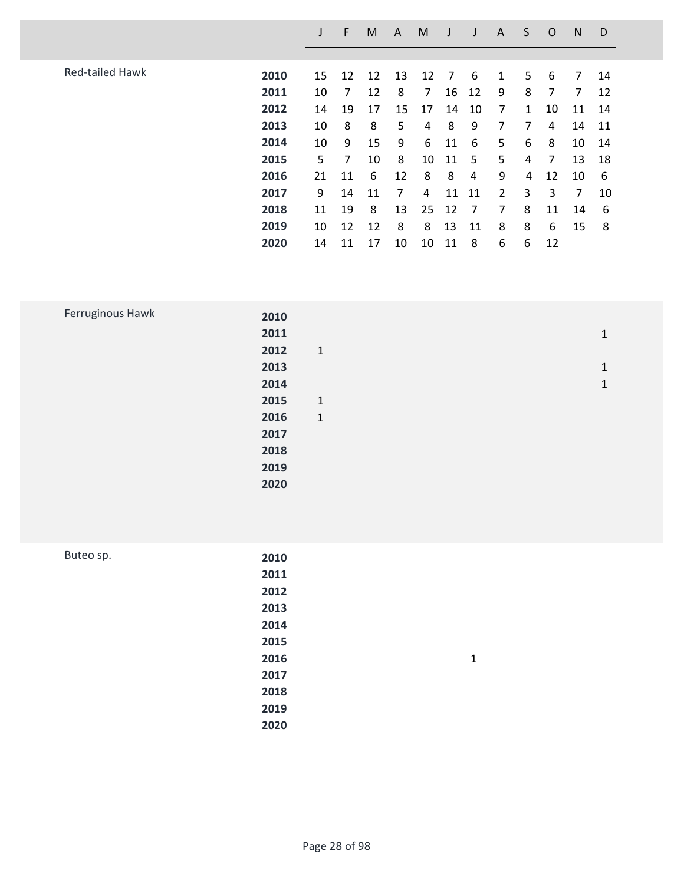| | | J | F | M | A | M | J | J | A | S | O | N | D |
|---|---|---|---|---|---|---|---|---|---|---|---|---|---|
| Red-tailed Hawk | **2010** | 15 | 12 | 12 | 13 | 12 | 7 | 6 | 1 | 5 | 6 | 7 | 14 |
| | **2011** | 10 | 7 | 12 | 8 | 7 | 16 | 12 | 9 | 8 | 7 | 7 | 12 |
| | **2012** | 14 | 19 | 17 | 15 | 17 | 14 | 10 | 7 | 1 | 10 | 11 | 14 |
| | **2013** | 10 | 8 | 8 | 5 | 4 | 8 | 9 | 7 | 7 | 4 | 14 | 11 |
| | **2014** | 10 | 9 | 15 | 9 | 6 | 11 | 6 | 5 | 6 | 8 | 10 | 14 |
| | **2015** | 5 | 7 | 10 | 8 | 10 | 11 | 5 | 5 | 4 | 7 | 13 | 18 |
| | **2016** | 21 | 11 | 6 | 12 | 8 | 8 | 4 | 9 | 4 | 12 | 10 | 6 |
| | **2017** | 9 | 14 | 11 | 7 | 4 | 11 | 11 | 2 | 3 | 3 | 7 | 10 |
| | **2018** | 11 | 19 | 8 | 13 | 25 | 12 | 7 | 7 | 8 | 11 | 14 | 6 |
| | **2019** | 10 | 12 | 12 | 8 | 8 | 13 | 11 | 8 | 8 | 6 | 15 | 8 |
| | **2020** | 14 | 11 | 17 | 10 | 10 | 11 | 8 | 6 | 6 | 12 | | |
| Ferruginous Hawk | **2010** | | | | | | | | | | | | |
| | **2011** | | | | | | | | | | | | 1 |
| | **2012** | 1 | | | | | | | | | | | |
| | **2013** | | | | | | | | | | | | 1 |
| | **2014** | | | | | | | | | | | | 1 |
| | **2015** | 1 | | | | | | | | | | | |
| | **2016** | 1 | | | | | | | | | | | |
| | **2017** | | | | | | | | | | | | |
| | **2018** | | | | | | | | | | | | |
| | **2019** | | | | | | | | | | | | |
| | **2020** | | | | | | | | | | | | |
| Buteo sp. | **2010** | | | | | | | | | | | | |
| | **2011** | | | | | | | | | | | | |
| | **2012** | | | | | | | | | | | | |
| | **2013** | | | | | | | | | | | | |
| | **2014** | | | | | | | | | | | | |
| | **2015** | | | | | | | | | | | | |
| | **2016** | | | | | | | 1 | | | | | |
| | **2017** | | | | | | | | | | | | |
| | **2018** | | | | | | | | | | | | |
| | **2019** | | | | | | | | | | | | |
| | **2020** | | | | | | | | | | | | |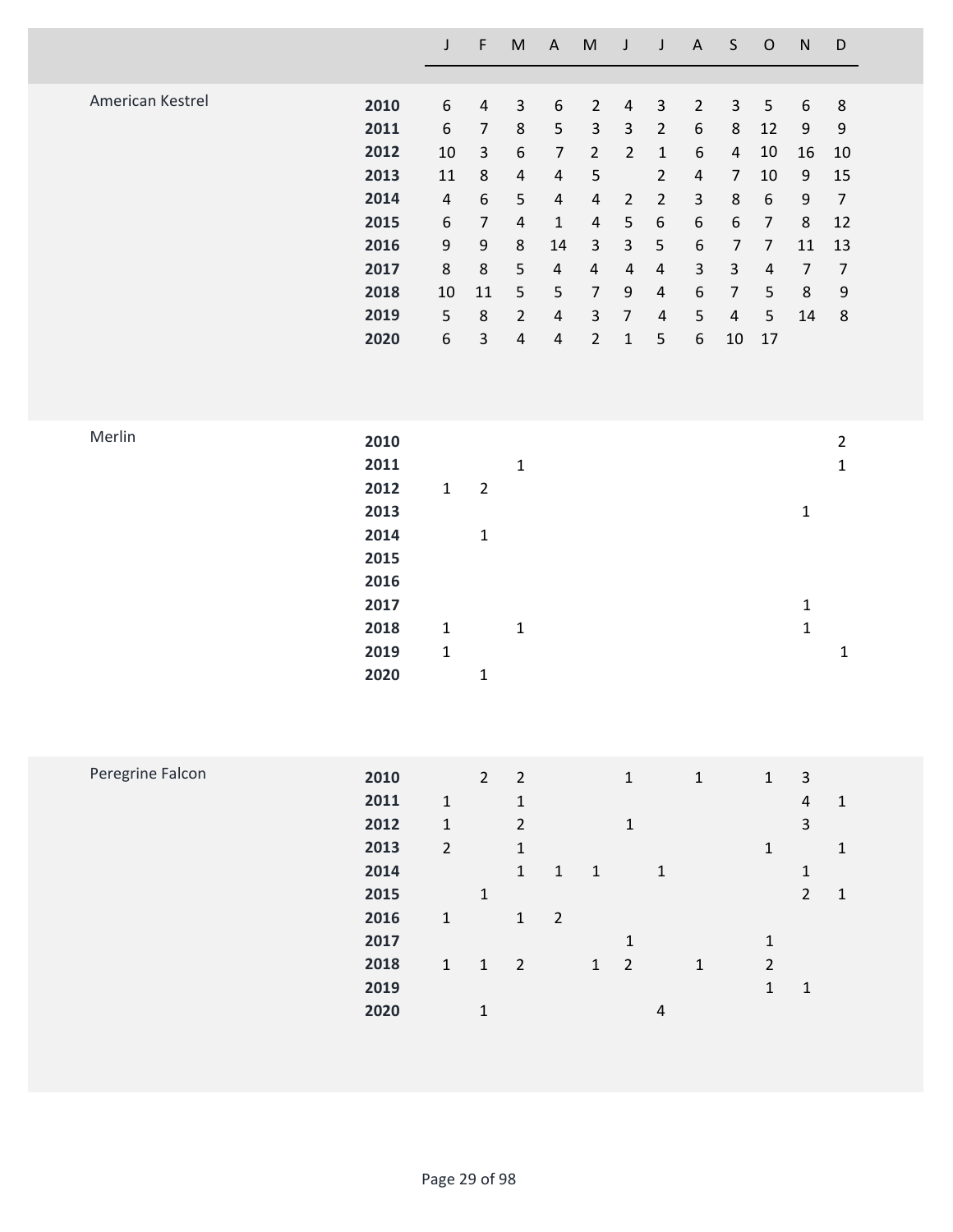| | | J | F | M | A | M | J | J | A | S | O | N | D |
|---|---|---|---|---|---|---|---|---|---|---|---|---|---|
| American Kestrel | **2010** | 6 | 4 | 3 | 6 | 2 | 4 | 3 | 2 | 3 | 5 | 6 | 8 |
| | **2011** | 6 | 7 | 8 | 5 | 3 | 3 | 2 | 6 | 8 | 12 | 9 | 9 |
| | **2012** | 10 | 3 | 6 | 7 | 2 | 2 | 1 | 6 | 4 | 10 | 16 | 10 |
| | **2013** | 11 | 8 | 4 | 4 | 5 | | 2 | 4 | 7 | 10 | 9 | 15 |
| | **2014** | 4 | 6 | 5 | 4 | 4 | 2 | 2 | 3 | 8 | 6 | 9 | 7 |
| | **2015** | 6 | 7 | 4 | 1 | 4 | 5 | 6 | 6 | 6 | 7 | 8 | 12 |
| | **2016** | 9 | 9 | 8 | 14 | 3 | 3 | 5 | 6 | 7 | 7 | 11 | 13 |
| | **2017** | 8 | 8 | 5 | 4 | 4 | 4 | 4 | 3 | 3 | 4 | 7 | 7 |
| | **2018** | 10 | 11 | 5 | 5 | 7 | 9 | 4 | 6 | 7 | 5 | 8 | 9 |
| | **2019** | 5 | 8 | 2 | 4 | 3 | 7 | 4 | 5 | 4 | 5 | 14 | 8 |
| | **2020** | 6 | 3 | 4 | 4 | 2 | 1 | 5 | 6 | 10 | 17 | | |
| Merlin | **2010** | | | | | | | | | | | | 2 |
| | **2011** | | | 1 | | | | | | | | | 1 |
| | **2012** | 1 | 2 | | | | | | | | | | |
| | **2013** | | | | | | | | | | | 1 | |
| | **2014** | | 1 | | | | | | | | | | |
| | **2015** | | | | | | | | | | | | |
| | **2016** | | | | | | | | | | | | |
| | **2017** | | | | | | | | | | | 1 | |
| | **2018** | 1 | | 1 | | | | | | | | 1 | |
| | **2019** | 1 | | | | | | | | | | | 1 |
| | **2020** | | 1 | | | | | | | | | | |
| Peregrine Falcon | **2010** | | 2 | 2 | | | 1 | | 1 | | 1 | 3 | |
| | **2011** | 1 | | 1 | | | | | | | | 4 | 1 |
| | **2012** | 1 | | 2 | | | 1 | | | | | 3 | |
| | **2013** | 2 | | 1 | | | | | | | 1 | | 1 |
| | **2014** | | | 1 | 1 | 1 | | 1 | | | | 1 | |
| | **2015** | | 1 | | | | | | | | | 2 | 1 |
| | **2016** | 1 | | 1 | 2 | | | | | | | | |
| | **2017** | | | | | | 1 | | | | 1 | | |
| | **2018** | 1 | 1 | 2 | | 1 | 2 | | 1 | | 2 | | |
| | **2019** | | | | | | | | | | 1 | 1 | |
| | **2020** | | 1 | | | | | 4 | | | | | |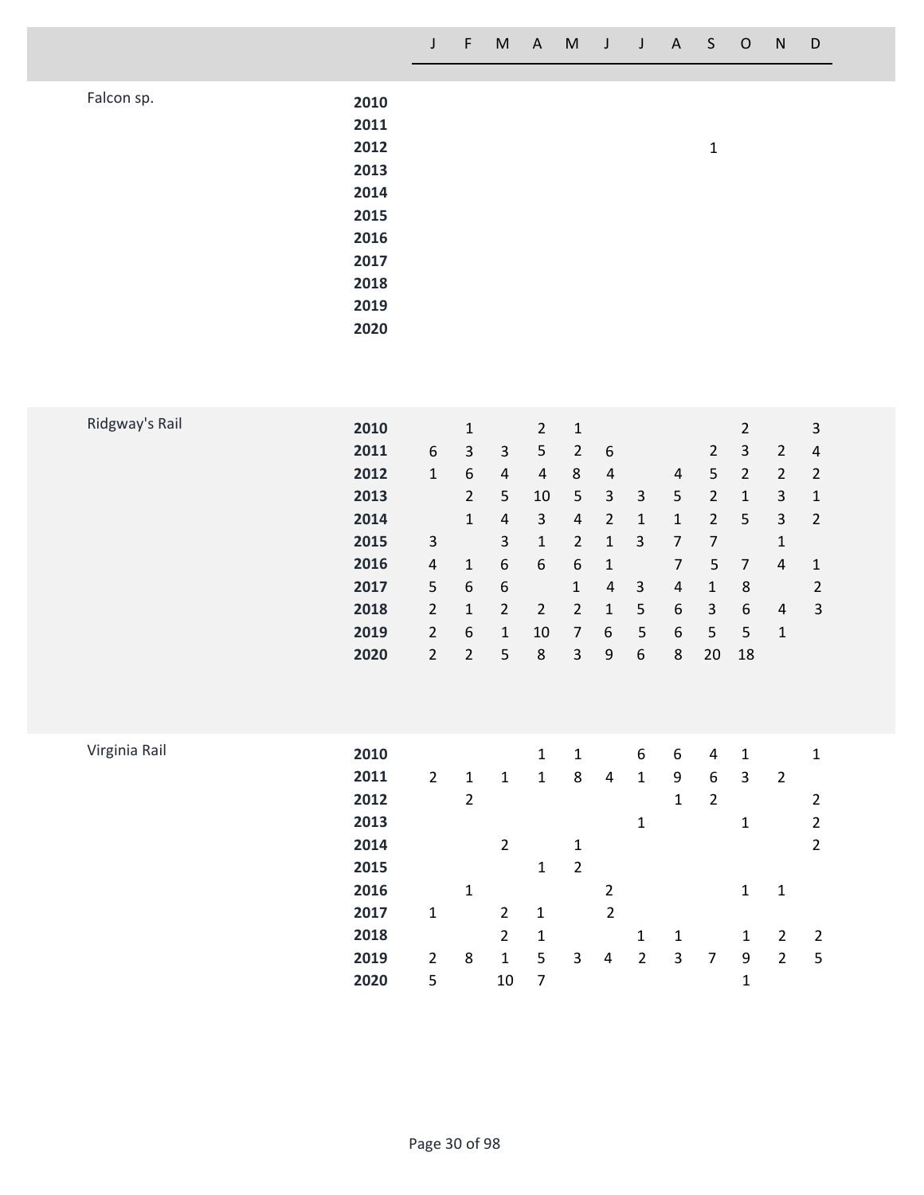| Species | Year | J | F | M | A | M | J | J | A | S | O | N | D |
|---|---|---|---|---|---|---|---|---|---|---|---|---|---|
| Falcon sp. | **2010** | | | | | | | | | | | | |
| | **2011** | | | | | | | | | | | | |
| | **2012** | | | | | | | | | 1 | | | |
| | **2013** | | | | | | | | | | | | |
| | **2014** | | | | | | | | | | | | |
| | **2015** | | | | | | | | | | | | |
| | **2016** | | | | | | | | | | | | |
| | **2017** | | | | | | | | | | | | |
| | **2018** | | | | | | | | | | | | |
| | **2019** | | | | | | | | | | | | |
| | **2020** | | | | | | | | | | | | |
| Ridgway's Rail | **2010** | | 1 | | 2 | 1 | | | | | 2 | | 3 |
| | **2011** | 6 | 3 | 3 | 5 | 2 | 6 | | | 2 | 3 | 2 | 4 |
| | **2012** | 1 | 6 | 4 | 4 | 8 | 4 | | 4 | 5 | 2 | 2 | 2 |
| | **2013** | | 2 | 5 | 10 | 5 | 3 | 3 | 5 | 2 | 1 | 3 | 1 |
| | **2014** | | 1 | 4 | 3 | 4 | 2 | 1 | 1 | 2 | 5 | 3 | 2 |
| | **2015** | 3 | | 3 | 1 | 2 | 1 | 3 | 7 | 7 | | 1 | |
| | **2016** | 4 | 1 | 6 | 6 | 6 | 1 | | 7 | 5 | 7 | 4 | 1 |
| | **2017** | 5 | 6 | 6 | | 1 | 4 | 3 | 4 | 1 | 8 | | 2 |
| | **2018** | 2 | 1 | 2 | 2 | 2 | 1 | 5 | 6 | 3 | 6 | 4 | 3 |
| | **2019** | 2 | 6 | 1 | 10 | 7 | 6 | 5 | 6 | 5 | 5 | 1 | |
| | **2020** | 2 | 2 | 5 | 8 | 3 | 9 | 6 | 8 | 20 | 18 | | |
| Virginia Rail | **2010** | | | | 1 | 1 | | 6 | 6 | 4 | 1 | | 1 |
| | **2011** | 2 | 1 | 1 | 1 | 8 | 4 | 1 | 9 | 6 | 3 | 2 | |
| | **2012** | | 2 | | | | | | 1 | 2 | | | 2 |
| | **2013** | | | | | | | 1 | | | 1 | | 2 |
| | **2014** | | | 2 | | 1 | | | | | | | 2 |
| | **2015** | | | | 1 | 2 | | | | | | | |
| | **2016** | | 1 | | | | 2 | | | | 1 | 1 | |
| | **2017** | 1 | | 2 | 1 | | 2 | | | | | | |
| | **2018** | | | 2 | 1 | | | 1 | 1 | | 1 | 2 | 2 |
| | **2019** | 2 | 8 | 1 | 5 | 3 | 4 | 2 | 3 | 7 | 9 | 2 | 5 |
| | **2020** | 5 | | 10 | 7 | | | | | | 1 | | |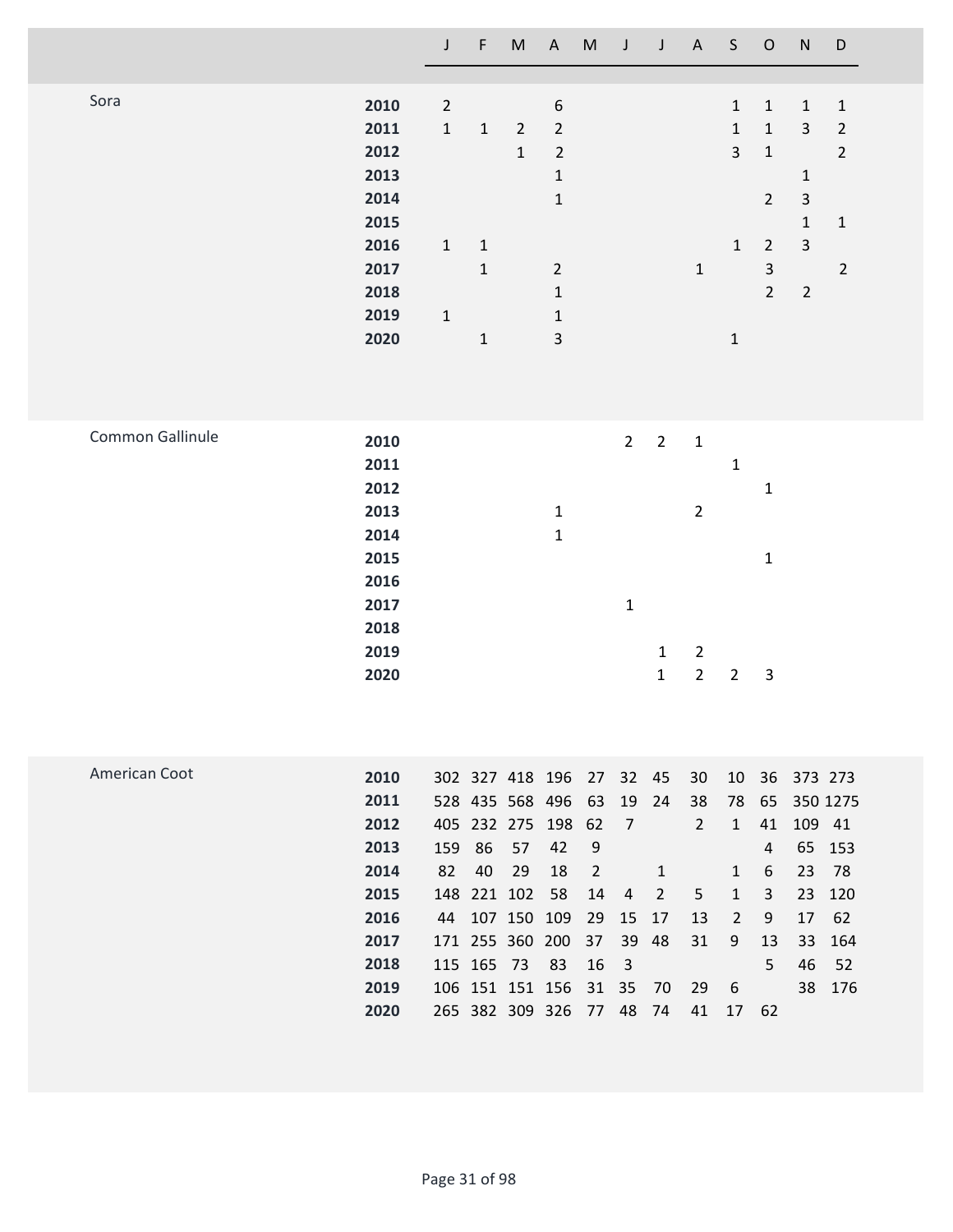| | | J | F | M | A | M | J | J | A | S | O | N | D |
|---|---|---|---|---|---|---|---|---|---|---|---|---|---|
| Sora | **2010** | 2 | | | 6 | | | | | 1 | 1 | 1 | 1 |
| | **2011** | 1 | 1 | 2 | 2 | | | | | 1 | 1 | 3 | 2 |
| | **2012** | | | 1 | 2 | | | | | 3 | 1 | | 2 |
| | **2013** | | | | 1 | | | | | | | 1 | |
| | **2014** | | | | 1 | | | | | | 2 | 3 | |
| | **2015** | | | | | | | | | | | 1 | 1 |
| | **2016** | 1 | 1 | | | | | | | 1 | 2 | 3 | |
| | **2017** | | 1 | | 2 | | | | 1 | | 3 | | 2 |
| | **2018** | | | | 1 | | | | | | 2 | 2 | |
| | **2019** | 1 | | | 1 | | | | | | | | |
| | **2020** | | 1 | | 3 | | | | | 1 | | | |
| Common Gallinule | **2010** | | | | | | 2 | 2 | 1 | | | | |
| | **2011** | | | | | | | | | 1 | | | |
| | **2012** | | | | | | | | | | 1 | | |
| | **2013** | | | | 1 | | | | 2 | | | | |
| | **2014** | | | | 1 | | | | | | | | |
| | **2015** | | | | | | | | | | 1 | | |
| | **2016** | | | | | | | | | | | | |
| | **2017** | | | | | | 1 | | | | | | |
| | **2018** | | | | | | | | | | | | |
| | **2019** | | | | | | | 1 | 2 | | | | |
| | **2020** | | | | | | | 1 | 2 | 2 | 3 | | |
| American Coot | **2010** | 302 | 327 | 418 | 196 | 27 | 32 | 45 | 30 | 10 | 36 | 373 | 273 |
| | **2011** | 528 | 435 | 568 | 496 | 63 | 19 | 24 | 38 | 78 | 65 | 350 | 1275 |
| | **2012** | 405 | 232 | 275 | 198 | 62 | 7 | | 2 | 1 | 41 | 109 | 41 |
| | **2013** | 159 | 86 | 57 | 42 | 9 | | | | | 4 | 65 | 153 |
| | **2014** | 82 | 40 | 29 | 18 | 2 | | 1 | | 1 | 6 | 23 | 78 |
| | **2015** | 148 | 221 | 102 | 58 | 14 | 4 | 2 | 5 | 1 | 3 | 23 | 120 |
| | **2016** | 44 | 107 | 150 | 109 | 29 | 15 | 17 | 13 | 2 | 9 | 17 | 62 |
| | **2017** | 171 | 255 | 360 | 200 | 37 | 39 | 48 | 31 | 9 | 13 | 33 | 164 |
| | **2018** | 115 | 165 | 73 | 83 | 16 | 3 | | | | 5 | 46 | 52 |
| | **2019** | 106 | 151 | 151 | 156 | 31 | 35 | 70 | 29 | 6 | | 38 | 176 |
| | **2020** | 265 | 382 | 309 | 326 | 77 | 48 | 74 | 41 | 17 | 62 | | |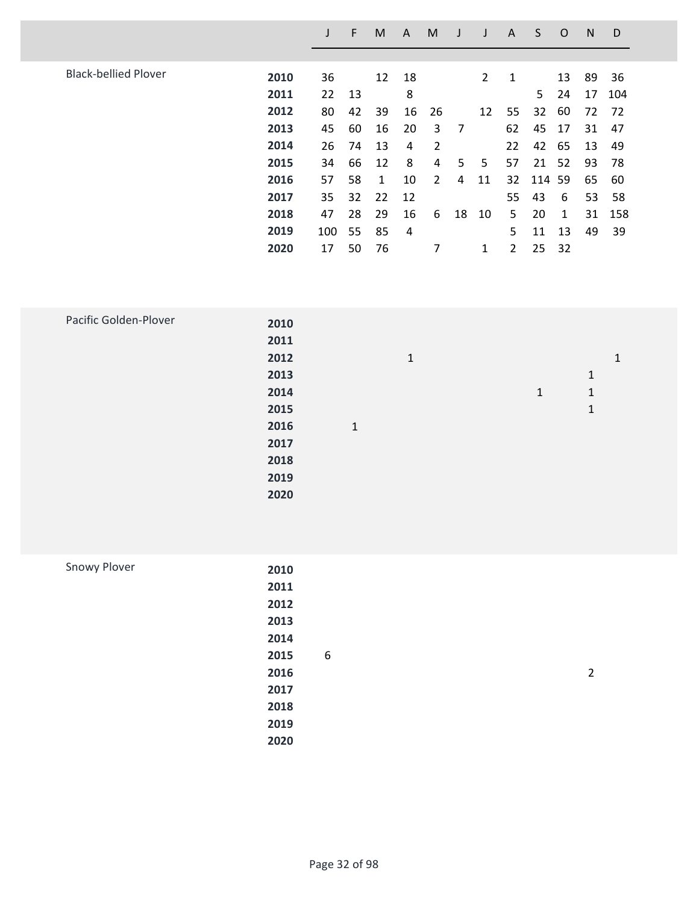| Species | Year | J | F | M | A | M | J | J | A | S | O | N | D |
|---|---|---|---|---|---|---|---|---|---|---|---|---|---|
| Black-bellied Plover | **2010** | 36 | | 12 | 18 | | | 2 | 1 | | 13 | 89 | 36 |
| | **2011** | 22 | 13 | | 8 | | | | | 5 | 24 | 17 | 104 |
| | **2012** | 80 | 42 | 39 | 16 | 26 | | 12 | 55 | 32 | 60 | 72 | 72 |
| | **2013** | 45 | 60 | 16 | 20 | 3 | 7 | | 62 | 45 | 17 | 31 | 47 |
| | **2014** | 26 | 74 | 13 | 4 | 2 | | | 22 | 42 | 65 | 13 | 49 |
| | **2015** | 34 | 66 | 12 | 8 | 4 | 5 | 5 | 57 | 21 | 52 | 93 | 78 |
| | **2016** | 57 | 58 | 1 | 10 | 2 | 4 | 11 | 32 | 114 | 59 | 65 | 60 |
| | **2017** | 35 | 32 | 22 | 12 | | | | 55 | 43 | 6 | 53 | 58 |
| | **2018** | 47 | 28 | 29 | 16 | 6 | 18 | 10 | 5 | 20 | 1 | 31 | 158 |
| | **2019** | 100 | 55 | 85 | 4 | | | | 5 | 11 | 13 | 49 | 39 |
| | **2020** | 17 | 50 | 76 | | 7 | | 1 | 2 | 25 | 32 | | |
| Pacific Golden-Plover | **2010** | | | | | | | | | | | | |
| | **2011** | | | | | | | | | | | | |
| | **2012** | | | | 1 | | | | | | | | 1 |
| | **2013** | | | | | | | | | | | 1 | |
| | **2014** | | | | | | | | | 1 | | 1 | |
| | **2015** | | | | | | | | | | | 1 | |
| | **2016** | | 1 | | | | | | | | | | |
| | **2017** | | | | | | | | | | | | |
| | **2018** | | | | | | | | | | | | |
| | **2019** | | | | | | | | | | | | |
| | **2020** | | | | | | | | | | | | |
| Snowy Plover | **2010** | | | | | | | | | | | | |
| | **2011** | | | | | | | | | | | | |
| | **2012** | | | | | | | | | | | | |
| | **2013** | | | | | | | | | | | | |
| | **2014** | | | | | | | | | | | | |
| | **2015** | 6 | | | | | | | | | | | |
| | **2016** | | | | | | | | | | | 2 | |
| | **2017** | | | | | | | | | | | | |
| | **2018** | | | | | | | | | | | | |
| | **2019** | | | | | | | | | | | | |
| | **2020** | | | | | | | | | | | | |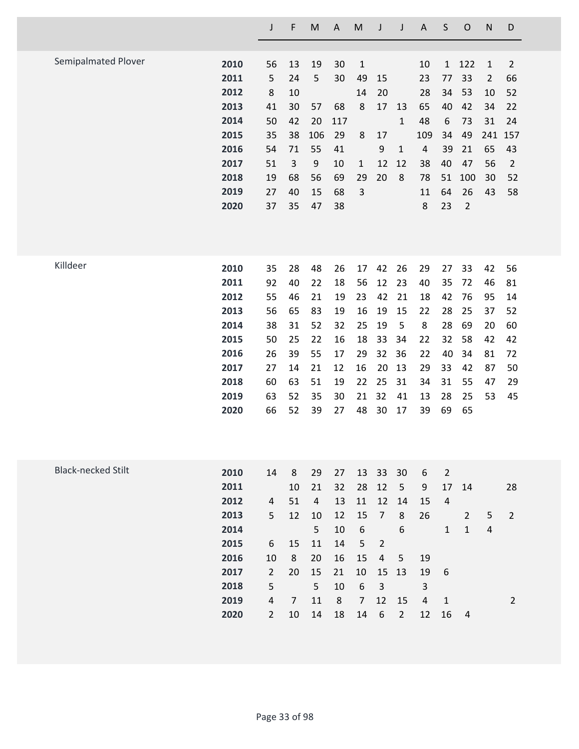| | | J | F | M | A | M | J | J | A | S | O | N | D |
|---|---|---|---|---|---|---|---|---|---|---|---|---|---|
| Semipalmated Plover | **2010** | 56 | 13 | 19 | 30 | 1 | | | 10 | 1 | 122 | 1 | 2 |
| | **2011** | 5 | 24 | 5 | 30 | 49 | 15 | | 23 | 77 | 33 | 2 | 66 |
| | **2012** | 8 | 10 | | | 14 | 20 | | 28 | 34 | 53 | 10 | 52 |
| | **2013** | 41 | 30 | 57 | 68 | 8 | 17 | 13 | 65 | 40 | 42 | 34 | 22 |
| | **2014** | 50 | 42 | 20 | 117 | | | 1 | 48 | 6 | 73 | 31 | 24 |
| | **2015** | 35 | 38 | 106 | 29 | 8 | 17 | | 109 | 34 | 49 | 241 | 157 |
| | **2016** | 54 | 71 | 55 | 41 | | 9 | 1 | 4 | 39 | 21 | 65 | 43 |
| | **2017** | 51 | 3 | 9 | 10 | 1 | 12 | 12 | 38 | 40 | 47 | 56 | 2 |
| | **2018** | 19 | 68 | 56 | 69 | 29 | 20 | 8 | 78 | 51 | 100 | 30 | 52 |
| | **2019** | 27 | 40 | 15 | 68 | 3 | | | 11 | 64 | 26 | 43 | 58 |
| | **2020** | 37 | 35 | 47 | 38 | | | | 8 | 23 | 2 | | |
| Killdeer | **2010** | 35 | 28 | 48 | 26 | 17 | 42 | 26 | 29 | 27 | 33 | 42 | 56 |
| | **2011** | 92 | 40 | 22 | 18 | 56 | 12 | 23 | 40 | 35 | 72 | 46 | 81 |
| | **2012** | 55 | 46 | 21 | 19 | 23 | 42 | 21 | 18 | 42 | 76 | 95 | 14 |
| | **2013** | 56 | 65 | 83 | 19 | 16 | 19 | 15 | 22 | 28 | 25 | 37 | 52 |
| | **2014** | 38 | 31 | 52 | 32 | 25 | 19 | 5 | 8 | 28 | 69 | 20 | 60 |
| | **2015** | 50 | 25 | 22 | 16 | 18 | 33 | 34 | 22 | 32 | 58 | 42 | 42 |
| | **2016** | 26 | 39 | 55 | 17 | 29 | 32 | 36 | 22 | 40 | 34 | 81 | 72 |
| | **2017** | 27 | 14 | 21 | 12 | 16 | 20 | 13 | 29 | 33 | 42 | 87 | 50 |
| | **2018** | 60 | 63 | 51 | 19 | 22 | 25 | 31 | 34 | 31 | 55 | 47 | 29 |
| | **2019** | 63 | 52 | 35 | 30 | 21 | 32 | 41 | 13 | 28 | 25 | 53 | 45 |
| | **2020** | 66 | 52 | 39 | 27 | 48 | 30 | 17 | 39 | 69 | 65 | | |
| Black-necked Stilt | **2010** | 14 | 8 | 29 | 27 | 13 | 33 | 30 | 6 | 2 | | | |
| | **2011** | | 10 | 21 | 32 | 28 | 12 | 5 | 9 | 17 | 14 | | 28 |
| | **2012** | 4 | 51 | 4 | 13 | 11 | 12 | 14 | 15 | 4 | | | |
| | **2013** | 5 | 12 | 10 | 12 | 15 | 7 | 8 | 26 | | 2 | 5 | 2 |
| | **2014** | | | 5 | 10 | 6 | | 6 | | 1 | 1 | 4 | |
| | **2015** | 6 | 15 | 11 | 14 | 5 | 2 | | | | | | |
| | **2016** | 10 | 8 | 20 | 16 | 15 | 4 | 5 | 19 | | | | |
| | **2017** | 2 | 20 | 15 | 21 | 10 | 15 | 13 | 19 | 6 | | | |
| | **2018** | 5 | | 5 | 10 | 6 | 3 | | 3 | | | | |
| | **2019** | 4 | 7 | 11 | 8 | 7 | 12 | 15 | 4 | 1 | | | 2 |
| | **2020** | 2 | 10 | 14 | 18 | 14 | 6 | 2 | 12 | 16 | 4 | | |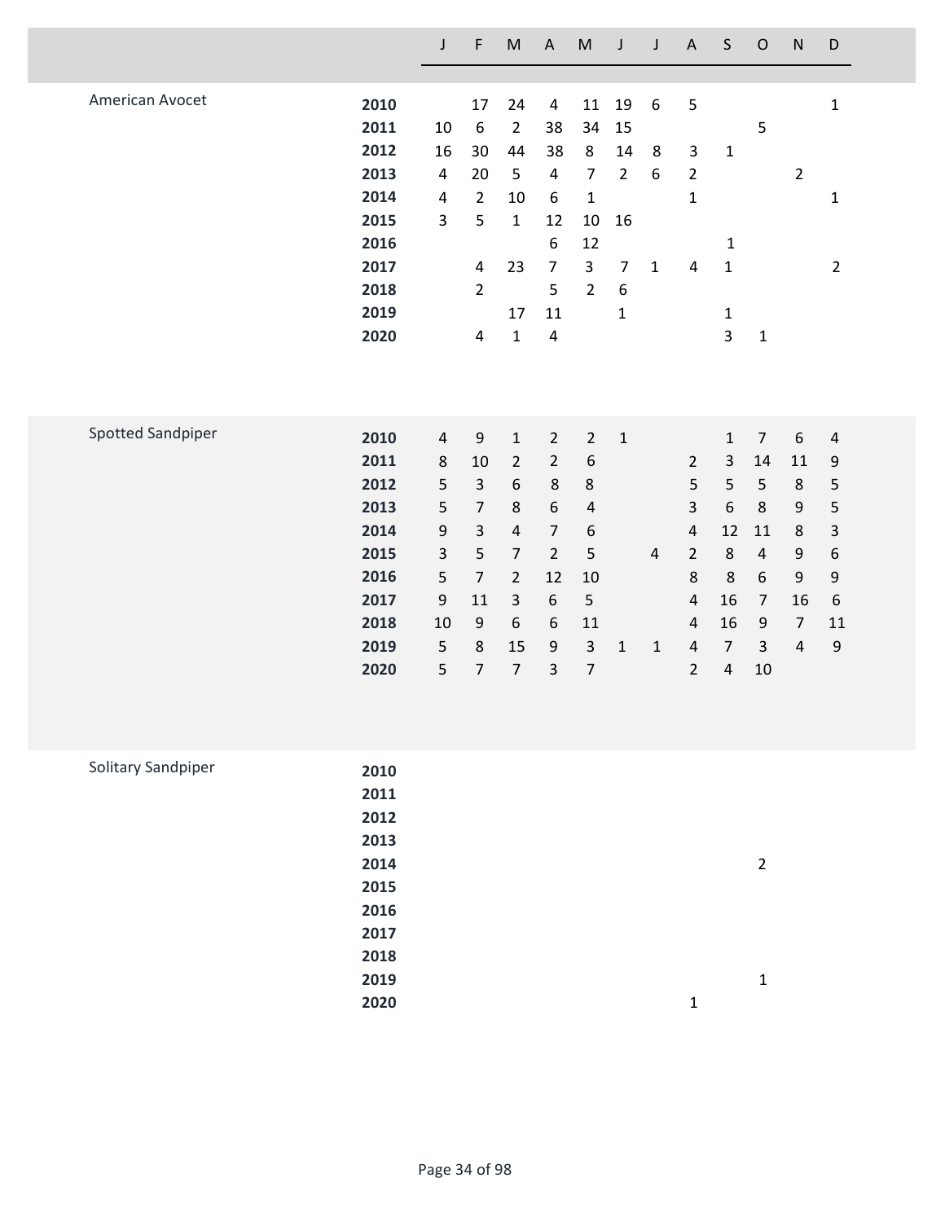| | | J | F | M | A | M | J | J | A | S | O | N | D |
|---|---|---|---|---|---|---|---|---|---|---|---|---|---|
| American Avocet | **2010** | | 17 | 24 | 4 | 11 | 19 | 6 | 5 | | | | 1 |
| | **2011** | 10 | 6 | 2 | 38 | 34 | 15 | | | | 5 | | |
| | **2012** | 16 | 30 | 44 | 38 | 8 | 14 | 8 | 3 | 1 | | | |
| | **2013** | 4 | 20 | 5 | 4 | 7 | 2 | 6 | 2 | | | 2 | |
| | **2014** | 4 | 2 | 10 | 6 | 1 | | | 1 | | | | 1 |
| | **2015** | 3 | 5 | 1 | 12 | 10 | 16 | | | | | | |
| | **2016** | | | | 6 | 12 | | | | 1 | | | |
| | **2017** | | 4 | 23 | 7 | 3 | 7 | 1 | 4 | 1 | | | 2 |
| | **2018** | | 2 | | 5 | 2 | 6 | | | | | | |
| | **2019** | | | 17 | 11 | | 1 | | | 1 | | | |
| | **2020** | | 4 | 1 | 4 | | | | | 3 | 1 | | |
| Spotted Sandpiper | **2010** | 4 | 9 | 1 | 2 | 2 | 1 | | | 1 | 7 | 6 | 4 |
| | **2011** | 8 | 10 | 2 | 2 | 6 | | | 2 | 3 | 14 | 11 | 9 |
| | **2012** | 5 | 3 | 6 | 8 | 8 | | | 5 | 5 | 5 | 8 | 5 |
| | **2013** | 5 | 7 | 8 | 6 | 4 | | | 3 | 6 | 8 | 9 | 5 |
| | **2014** | 9 | 3 | 4 | 7 | 6 | | | 4 | 12 | 11 | 8 | 3 |
| | **2015** | 3 | 5 | 7 | 2 | 5 | | 4 | 2 | 8 | 4 | 9 | 6 |
| | **2016** | 5 | 7 | 2 | 12 | 10 | | | 8 | 8 | 6 | 9 | 9 |
| | **2017** | 9 | 11 | 3 | 6 | 5 | | | 4 | 16 | 7 | 16 | 6 |
| | **2018** | 10 | 9 | 6 | 6 | 11 | | | 4 | 16 | 9 | 7 | 11 |
| | **2019** | 5 | 8 | 15 | 9 | 3 | 1 | 1 | 4 | 7 | 3 | 4 | 9 |
| | **2020** | 5 | 7 | 7 | 3 | 7 | | | 2 | 4 | 10 | | |
| Solitary Sandpiper | **2010** | | | | | | | | | | | | |
| | **2011** | | | | | | | | | | | | |
| | **2012** | | | | | | | | | | | | |
| | **2013** | | | | | | | | | | | | |
| | **2014** | | | | | | | | | | 2 | | |
| | **2015** | | | | | | | | | | | | |
| | **2016** | | | | | | | | | | | | |
| | **2017** | | | | | | | | | | | | |
| | **2018** | | | | | | | | | | | | |
| | **2019** | | | | | | | | | | 1 | | |
| | **2020** | | | | | | | | 1 | | | | |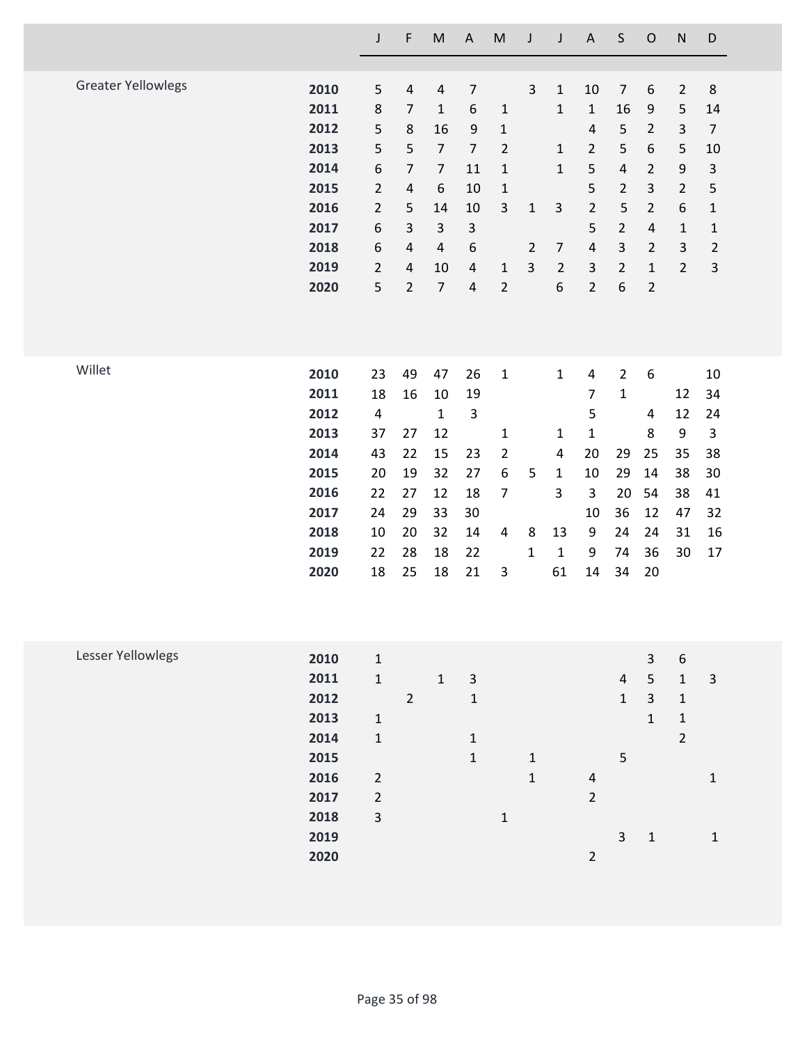| | | J | F | M | A | M | J | J | A | S | O | N | D |
|---|---|---|---|---|---|---|---|---|---|---|---|---|---|
| Greater Yellowlegs | **2010** | 5 | 4 | 4 | 7 | | 3 | 1 | 10 | 7 | 6 | 2 | 8 |
| | **2011** | 8 | 7 | 1 | 6 | 1 | | 1 | 1 | 16 | 9 | 5 | 14 |
| | **2012** | 5 | 8 | 16 | 9 | 1 | | | 4 | 5 | 2 | 3 | 7 |
| | **2013** | 5 | 5 | 7 | 7 | 2 | | 1 | 2 | 5 | 6 | 5 | 10 |
| | **2014** | 6 | 7 | 7 | 11 | 1 | | 1 | 5 | 4 | 2 | 9 | 3 |
| | **2015** | 2 | 4 | 6 | 10 | 1 | | | 5 | 2 | 3 | 2 | 5 |
| | **2016** | 2 | 5 | 14 | 10 | 3 | 1 | 3 | 2 | 5 | 2 | 6 | 1 |
| | **2017** | 6 | 3 | 3 | 3 | | | | 5 | 2 | 4 | 1 | 1 |
| | **2018** | 6 | 4 | 4 | 6 | | 2 | 7 | 4 | 3 | 2 | 3 | 2 |
| | **2019** | 2 | 4 | 10 | 4 | 1 | 3 | 2 | 3 | 2 | 1 | 2 | 3 |
| | **2020** | 5 | 2 | 7 | 4 | 2 | | 6 | 2 | 6 | 2 | | |
| Willet | **2010** | 23 | 49 | 47 | 26 | 1 | | 1 | 4 | 2 | 6 | | 10 |
| | **2011** | 18 | 16 | 10 | 19 | | | | 7 | 1 | | 12 | 34 |
| | **2012** | 4 | | 1 | 3 | | | | 5 | | 4 | 12 | 24 |
| | **2013** | 37 | 27 | 12 | | 1 | | 1 | 1 | | 8 | 9 | 3 |
| | **2014** | 43 | 22 | 15 | 23 | 2 | | 4 | 20 | 29 | 25 | 35 | 38 |
| | **2015** | 20 | 19 | 32 | 27 | 6 | 5 | 1 | 10 | 29 | 14 | 38 | 30 |
| | **2016** | 22 | 27 | 12 | 18 | 7 | | 3 | 3 | 20 | 54 | 38 | 41 |
| | **2017** | 24 | 29 | 33 | 30 | | | | 10 | 36 | 12 | 47 | 32 |
| | **2018** | 10 | 20 | 32 | 14 | 4 | 8 | 13 | 9 | 24 | 24 | 31 | 16 |
| | **2019** | 22 | 28 | 18 | 22 | | 1 | 1 | 9 | 74 | 36 | 30 | 17 |
| | **2020** | 18 | 25 | 18 | 21 | 3 | | 61 | 14 | 34 | 20 | | |
| Lesser Yellowlegs | **2010** | 1 | | | | | | | | | 3 | 6 | |
| | **2011** | 1 | | 1 | 3 | | | | | 4 | 5 | 1 | 3 |
| | **2012** | | 2 | | 1 | | | | | 1 | 3 | 1 | |
| | **2013** | 1 | | | | | | | | | 1 | 1 | |
| | **2014** | 1 | | | 1 | | | | | | | 2 | |
| | **2015** | | | | 1 | | 1 | | | 5 | | | |
| | **2016** | 2 | | | | | 1 | | 4 | | | | 1 |
| | **2017** | 2 | | | | | | | 2 | | | | |
| | **2018** | 3 | | | | 1 | | | | | | | |
| | **2019** | | | | | | | | | 3 | 1 | | 1 |
| | **2020** | | | | | | | | 2 | | | | |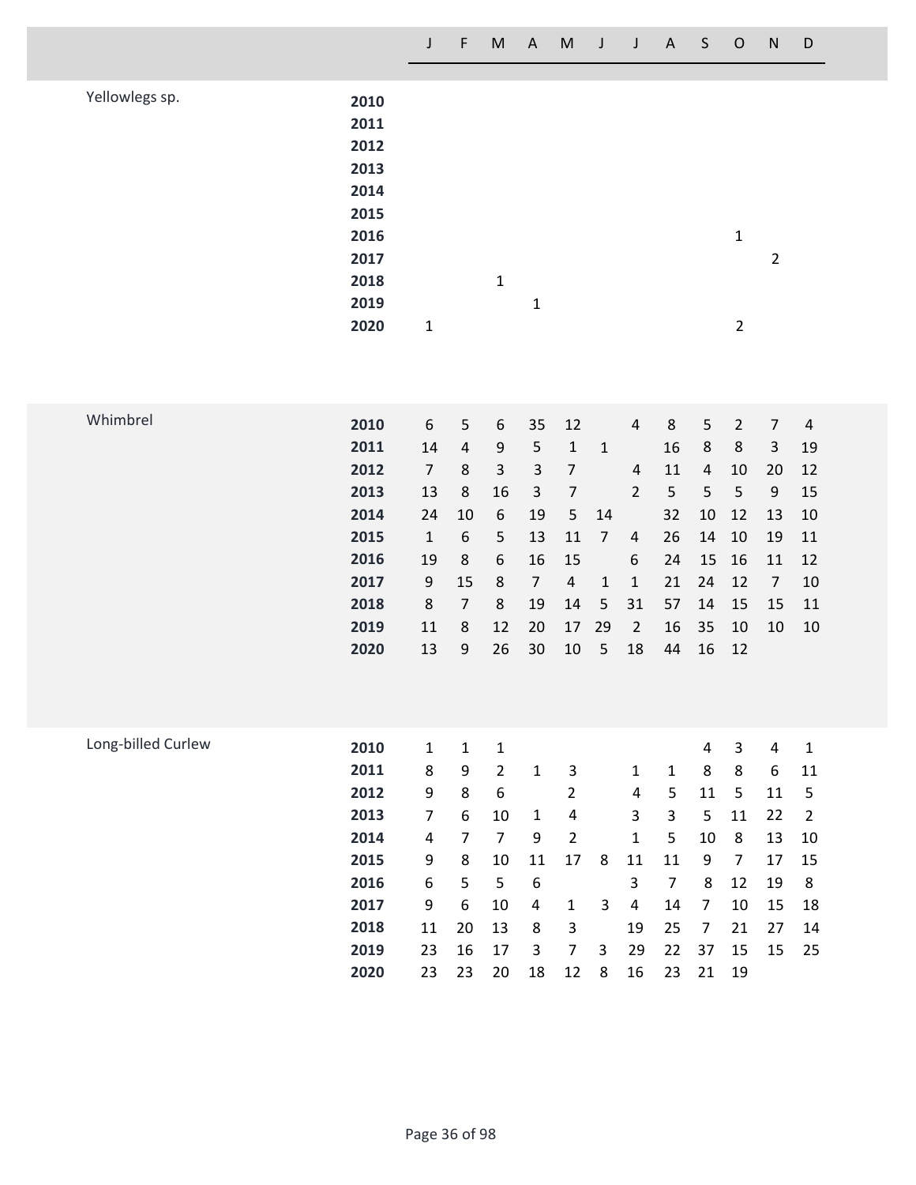| Species | Year | J | F | M | A | M | J | J | A | S | O | N | D |
|---|---|---|---|---|---|---|---|---|---|---|---|---|---|
| Yellowlegs sp. | **2010** | | | | | | | | | | | | |
| | **2011** | | | | | | | | | | | | |
| | **2012** | | | | | | | | | | | | |
| | **2013** | | | | | | | | | | | | |
| | **2014** | | | | | | | | | | | | |
| | **2015** | | | | | | | | | | | | |
| | **2016** | | | | | | | | | | 1 | | |
| | **2017** | | | | | | | | | | | 2 | |
| | **2018** | | | 1 | | | | | | | | | |
| | **2019** | | | | 1 | | | | | | | | |
| | **2020** | 1 | | | | | | | | | 2 | | |
| Whimbrel | **2010** | 6 | 5 | 6 | 35 | 12 | | 4 | 8 | 5 | 2 | 7 | 4 |
| | **2011** | 14 | 4 | 9 | 5 | 1 | 1 | | 16 | 8 | 8 | 3 | 19 |
| | **2012** | 7 | 8 | 3 | 3 | 7 | | 4 | 11 | 4 | 10 | 20 | 12 |
| | **2013** | 13 | 8 | 16 | 3 | 7 | | 2 | 5 | 5 | 5 | 9 | 15 |
| | **2014** | 24 | 10 | 6 | 19 | 5 | 14 | | 32 | 10 | 12 | 13 | 10 |
| | **2015** | 1 | 6 | 5 | 13 | 11 | 7 | 4 | 26 | 14 | 10 | 19 | 11 |
| | **2016** | 19 | 8 | 6 | 16 | 15 | | 6 | 24 | 15 | 16 | 11 | 12 |
| | **2017** | 9 | 15 | 8 | 7 | 4 | 1 | 1 | 21 | 24 | 12 | 7 | 10 |
| | **2018** | 8 | 7 | 8 | 19 | 14 | 5 | 31 | 57 | 14 | 15 | 15 | 11 |
| | **2019** | 11 | 8 | 12 | 20 | 17 | 29 | 2 | 16 | 35 | 10 | 10 | 10 |
| | **2020** | 13 | 9 | 26 | 30 | 10 | 5 | 18 | 44 | 16 | 12 | | |
| Long-billed Curlew | **2010** | 1 | 1 | 1 | | | | | | 4 | 3 | 4 | 1 |
| | **2011** | 8 | 9 | 2 | 1 | 3 | | 1 | 1 | 8 | 8 | 6 | 11 |
| | **2012** | 9 | 8 | 6 | | 2 | | 4 | 5 | 11 | 5 | 11 | 5 |
| | **2013** | 7 | 6 | 10 | 1 | 4 | | 3 | 3 | 5 | 11 | 22 | 2 |
| | **2014** | 4 | 7 | 7 | 9 | 2 | | 1 | 5 | 10 | 8 | 13 | 10 |
| | **2015** | 9 | 8 | 10 | 11 | 17 | 8 | 11 | 11 | 9 | 7 | 17 | 15 |
| | **2016** | 6 | 5 | 5 | 6 | | | 3 | 7 | 8 | 12 | 19 | 8 |
| | **2017** | 9 | 6 | 10 | 4 | 1 | 3 | 4 | 14 | 7 | 10 | 15 | 18 |
| | **2018** | 11 | 20 | 13 | 8 | 3 | | 19 | 25 | 7 | 21 | 27 | 14 |
| | **2019** | 23 | 16 | 17 | 3 | 7 | 3 | 29 | 22 | 37 | 15 | 15 | 25 |
| | **2020** | 23 | 23 | 20 | 18 | 12 | 8 | 16 | 23 | 21 | 19 | | |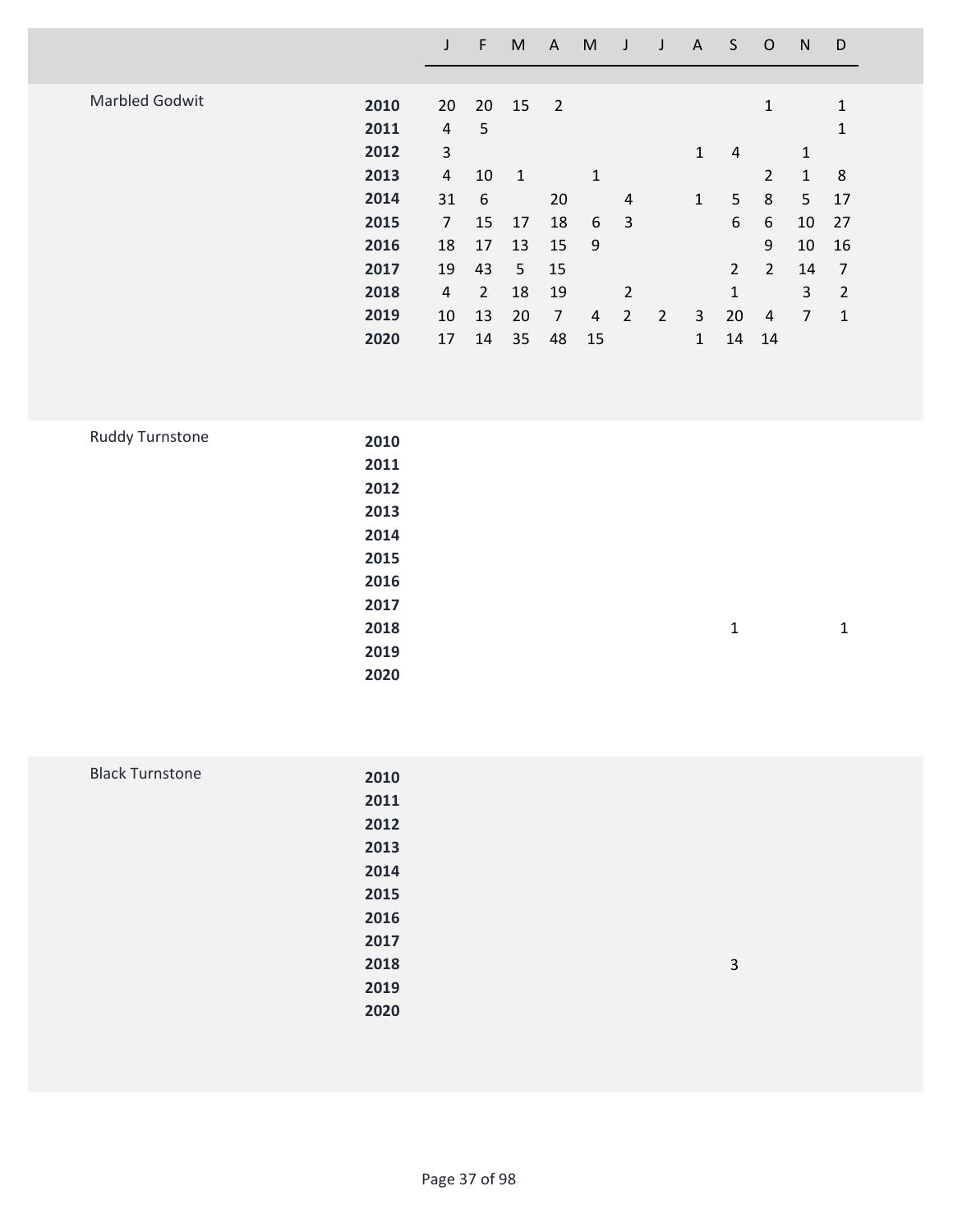| | | J | F | M | A | M | J | J | A | S | O | N | D |
|---|---|---|---|---|---|---|---|---|---|---|---|---|---|
| Marbled Godwit | **2010** | 20 | 20 | 15 | 2 | | | | | | 1 | | 1 |
| | **2011** | 4 | 5 | | | | | | | | | | 1 |
| | **2012** | 3 | | | | | | | 1 | 4 | | 1 | |
| | **2013** | 4 | 10 | 1 | | 1 | | | | | 2 | 1 | 8 |
| | **2014** | 31 | 6 | | 20 | | 4 | | 1 | 5 | 8 | 5 | 17 |
| | **2015** | 7 | 15 | 17 | 18 | 6 | 3 | | | 6 | 6 | 10 | 27 |
| | **2016** | 18 | 17 | 13 | 15 | 9 | | | | | 9 | 10 | 16 |
| | **2017** | 19 | 43 | 5 | 15 | | | | | 2 | 2 | 14 | 7 |
| | **2018** | 4 | 2 | 18 | 19 | | 2 | | | 1 | | 3 | 2 |
| | **2019** | 10 | 13 | 20 | 7 | 4 | 2 | 2 | 3 | 20 | 4 | 7 | 1 |
| | **2020** | 17 | 14 | 35 | 48 | 15 | | | 1 | 14 | 14 | | |
| Ruddy Turnstone | **2010** | | | | | | | | | | | | |
| | **2011** | | | | | | | | | | | | |
| | **2012** | | | | | | | | | | | | |
| | **2013** | | | | | | | | | | | | |
| | **2014** | | | | | | | | | | | | |
| | **2015** | | | | | | | | | | | | |
| | **2016** | | | | | | | | | | | | |
| | **2017** | | | | | | | | | | | | |
| | **2018** | | | | | | | | | 1 | | | 1 |
| | **2019** | | | | | | | | | | | | |
| | **2020** | | | | | | | | | | | | |
| Black Turnstone | **2010** | | | | | | | | | | | | |
| | **2011** | | | | | | | | | | | | |
| | **2012** | | | | | | | | | | | | |
| | **2013** | | | | | | | | | | | | |
| | **2014** | | | | | | | | | | | | |
| | **2015** | | | | | | | | | | | | |
| | **2016** | | | | | | | | | | | | |
| | **2017** | | | | | | | | | | | | |
| | **2018** | | | | | | | | | 3 | | | |
| | **2019** | | | | | | | | | | | | |
| | **2020** | | | | | | | | | | | | |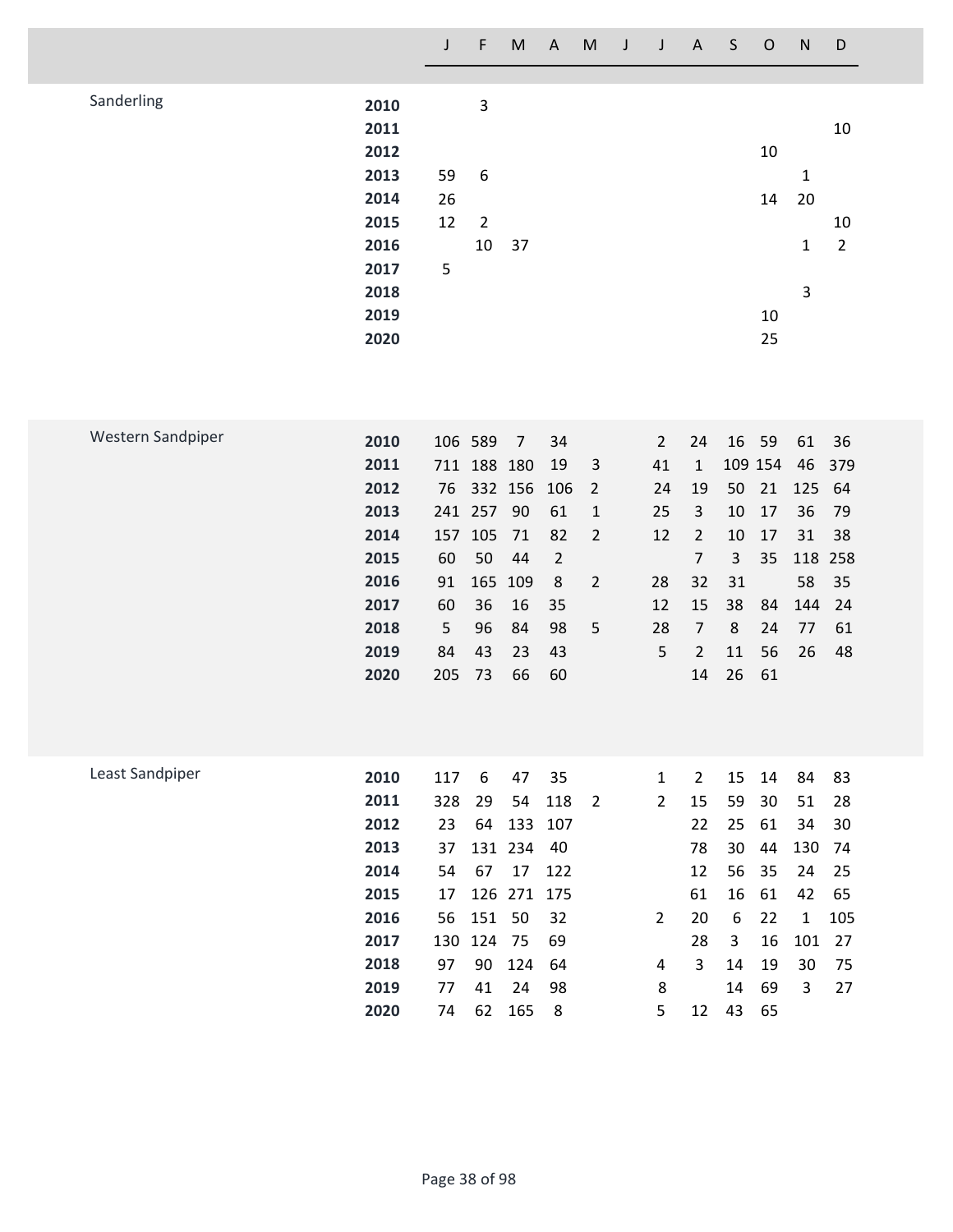| Species | Year | J | F | M | A | M | J | J | A | S | O | N | D |
|---|---|---|---|---|---|---|---|---|---|---|---|---|---|
| Sanderling | **2010** | | 3 | | | | | | | | | | |
| | **2011** | | | | | | | | | | | | 10 |
| | **2012** | | | | | | | | | | 10 | | |
| | **2013** | 59 | 6 | | | | | | | | | 1 | |
| | **2014** | 26 | | | | | | | | | 14 | 20 | |
| | **2015** | 12 | 2 | | | | | | | | | | 10 |
| | **2016** | | 10 | 37 | | | | | | | | 1 | 2 |
| | **2017** | 5 | | | | | | | | | | | |
| | **2018** | | | | | | | | | | | 3 | |
| | **2019** | | | | | | | | | | 10 | | |
| | **2020** | | | | | | | | | | 25 | | |
| Western Sandpiper | **2010** | 106 | 589 | 7 | 34 | | | 2 | 24 | 16 | 59 | 61 | 36 |
| | **2011** | 711 | 188 | 180 | 19 | 3 | | 41 | 1 | 109 | 154 | 46 | 379 |
| | **2012** | 76 | 332 | 156 | 106 | 2 | | 24 | 19 | 50 | 21 | 125 | 64 |
| | **2013** | 241 | 257 | 90 | 61 | 1 | | 25 | 3 | 10 | 17 | 36 | 79 |
| | **2014** | 157 | 105 | 71 | 82 | 2 | | 12 | 2 | 10 | 17 | 31 | 38 |
| | **2015** | 60 | 50 | 44 | 2 | | | | 7 | 3 | 35 | 118 | 258 |
| | **2016** | 91 | 165 | 109 | 8 | 2 | | 28 | 32 | 31 | | 58 | 35 |
| | **2017** | 60 | 36 | 16 | 35 | | | 12 | 15 | 38 | 84 | 144 | 24 |
| | **2018** | 5 | 96 | 84 | 98 | 5 | | 28 | 7 | 8 | 24 | 77 | 61 |
| | **2019** | 84 | 43 | 23 | 43 | | | 5 | 2 | 11 | 56 | 26 | 48 |
| | **2020** | 205 | 73 | 66 | 60 | | | | 14 | 26 | 61 | | |
| Least Sandpiper | **2010** | 117 | 6 | 47 | 35 | | | 1 | 2 | 15 | 14 | 84 | 83 |
| | **2011** | 328 | 29 | 54 | 118 | 2 | | 2 | 15 | 59 | 30 | 51 | 28 |
| | **2012** | 23 | 64 | 133 | 107 | | | | 22 | 25 | 61 | 34 | 30 |
| | **2013** | 37 | 131 | 234 | 40 | | | | 78 | 30 | 44 | 130 | 74 |
| | **2014** | 54 | 67 | 17 | 122 | | | | 12 | 56 | 35 | 24 | 25 |
| | **2015** | 17 | 126 | 271 | 175 | | | | 61 | 16 | 61 | 42 | 65 |
| | **2016** | 56 | 151 | 50 | 32 | | | 2 | 20 | 6 | 22 | 1 | 105 |
| | **2017** | 130 | 124 | 75 | 69 | | | | 28 | 3 | 16 | 101 | 27 |
| | **2018** | 97 | 90 | 124 | 64 | | | 4 | 3 | 14 | 19 | 30 | 75 |
| | **2019** | 77 | 41 | 24 | 98 | | | 8 | | 14 | 69 | 3 | 27 |
| | **2020** | 74 | 62 | 165 | 8 | | | 5 | 12 | 43 | 65 | | |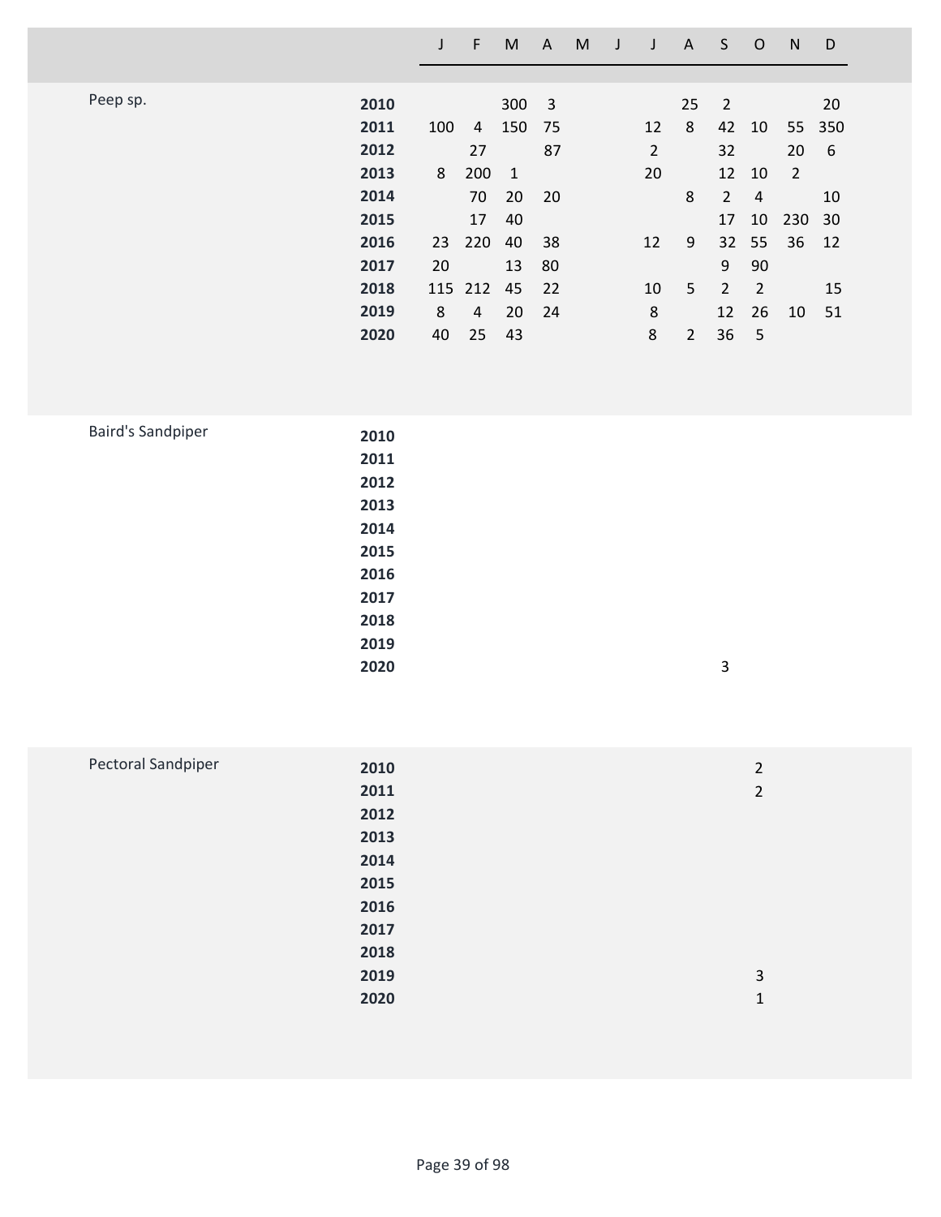### Peep sp.

| Year | J | F | M | A | M | J | J | A | S | O | N | D |
|---|---|---|---|---|---|---|---|---|---|---|---|---|
| **2010** | | | 300 | 3 | | | | 25 | 2 | | | 20 |
| **2011** | 100 | 4 | 150 | 75 | | | 12 | 8 | 42 | 10 | 55 | 350 |
| **2012** | | 27 | | 87 | | | 2 | | 32 | | 20 | 6 |
| **2013** | 8 | 200 | 1 | | | | 20 | | 12 | 10 | 2 | |
| **2014** | | 70 | 20 | 20 | | | | 8 | 2 | 4 | | 10 |
| **2015** | | 17 | 40 | | | | | | 17 | 10 | 230 | 30 |
| **2016** | 23 | 220 | 40 | 38 | | | 12 | 9 | 32 | 55 | 36 | 12 |
| **2017** | 20 | | 13 | 80 | | | | | 9 | 90 | | |
| **2018** | 115 | 212 | 45 | 22 | | | 10 | 5 | 2 | 2 | | 15 |
| **2019** | 8 | 4 | 20 | 24 | | | 8 | | 12 | 26 | 10 | 51 |
| **2020** | 40 | 25 | 43 | | | | 8 | 2 | 36 | 5 | | |

### Baird's Sandpiper

| Year | J | F | M | A | M | J | J | A | S | O | N | D |
|---|---|---|---|---|---|---|---|---|---|---|---|---|
| **2010** | | | | | | | | | | | | |
| **2011** | | | | | | | | | | | | |
| **2012** | | | | | | | | | | | | |
| **2013** | | | | | | | | | | | | |
| **2014** | | | | | | | | | | | | |
| **2015** | | | | | | | | | | | | |
| **2016** | | | | | | | | | | | | |
| **2017** | | | | | | | | | | | | |
| **2018** | | | | | | | | | | | | |
| **2019** | | | | | | | | | | | | |
| **2020** | | | | | | | | | 3 | | | |

### Pectoral Sandpiper

| Year | J | F | M | A | M | J | J | A | S | O | N | D |
|---|---|---|---|---|---|---|---|---|---|---|---|---|
| **2010** | | | | | | | | | | 2 | | |
| **2011** | | | | | | | | | | 2 | | |
| **2012** | | | | | | | | | | | | |
| **2013** | | | | | | | | | | | | |
| **2014** | | | | | | | | | | | | |
| **2015** | | | | | | | | | | | | |
| **2016** | | | | | | | | | | | | |
| **2017** | | | | | | | | | | | | |
| **2018** | | | | | | | | | | | | |
| **2019** | | | | | | | | | | 3 | | |
| **2020** | | | | | | | | | | 1 | | |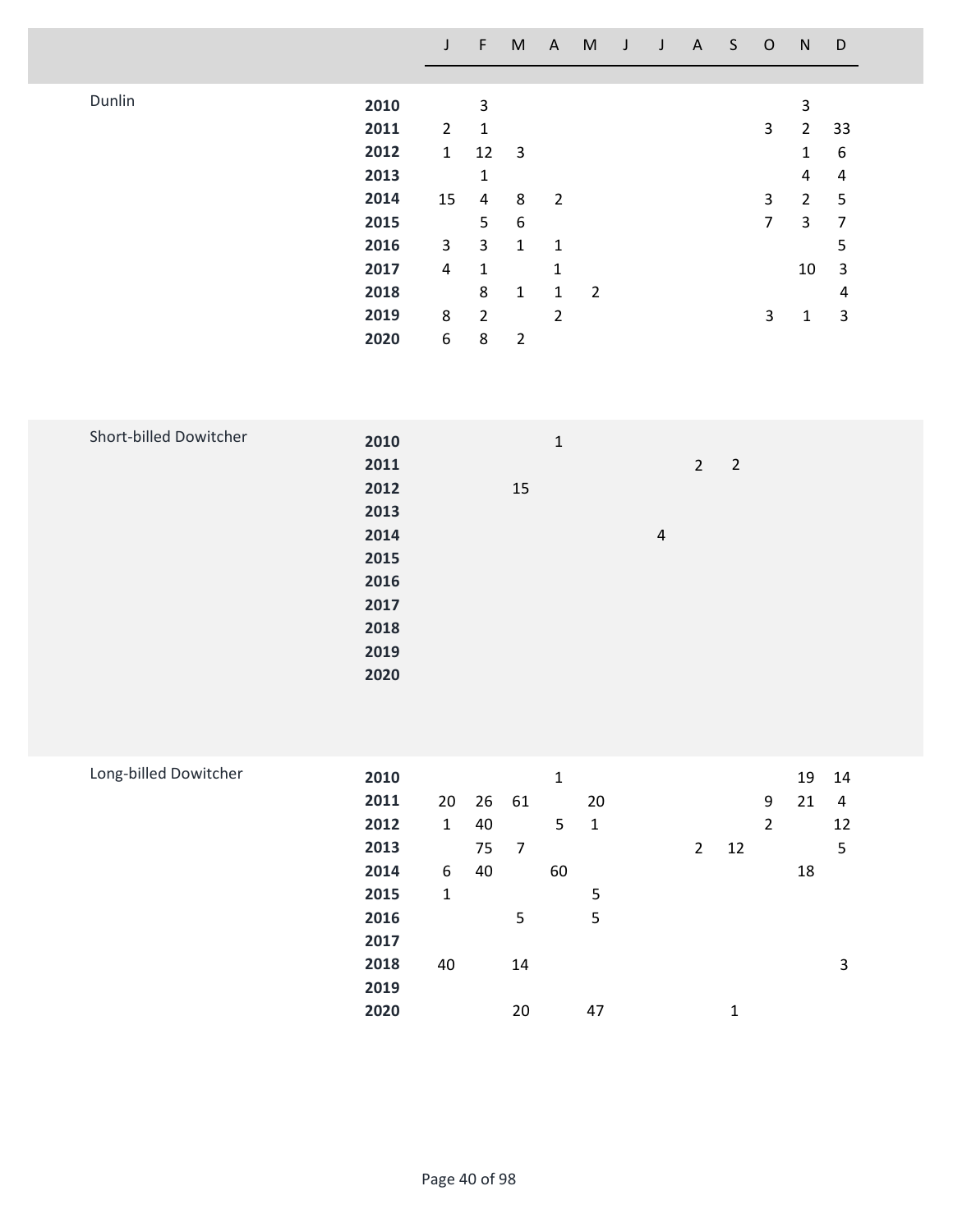| Species | Year | J | F | M | A | M | J | J | A | S | O | N | D |
|---|---|---|---|---|---|---|---|---|---|---|---|---|---|
| Dunlin | **2010** | | 3 | | | | | | | | | 3 | |
| | **2011** | 2 | 1 | | | | | | | | 3 | 2 | 33 |
| | **2012** | 1 | 12 | 3 | | | | | | | | 1 | 6 |
| | **2013** | | 1 | | | | | | | | | 4 | 4 |
| | **2014** | 15 | 4 | 8 | 2 | | | | | | 3 | 2 | 5 |
| | **2015** | | 5 | 6 | | | | | | | 7 | 3 | 7 |
| | **2016** | 3 | 3 | 1 | 1 | | | | | | | | 5 |
| | **2017** | 4 | 1 | | 1 | | | | | | | 10 | 3 |
| | **2018** | | 8 | 1 | 1 | 2 | | | | | | | 4 |
| | **2019** | 8 | 2 | | 2 | | | | | | 3 | 1 | 3 |
| | **2020** | 6 | 8 | 2 | | | | | | | | | |
| Short-billed Dowitcher | **2010** | | | | 1 | | | | | | | | |
| | **2011** | | | | | | | | 2 | 2 | | | |
| | **2012** | | | 15 | | | | | | | | | |
| | **2013** | | | | | | | | | | | | |
| | **2014** | | | | | | | 4 | | | | | |
| | **2015** | | | | | | | | | | | | |
| | **2016** | | | | | | | | | | | | |
| | **2017** | | | | | | | | | | | | |
| | **2018** | | | | | | | | | | | | |
| | **2019** | | | | | | | | | | | | |
| | **2020** | | | | | | | | | | | | |
| Long-billed Dowitcher | **2010** | | | | 1 | | | | | | | 19 | 14 |
| | **2011** | 20 | 26 | 61 | | 20 | | | | | 9 | 21 | 4 |
| | **2012** | 1 | 40 | | 5 | 1 | | | | | 2 | | 12 |
| | **2013** | | 75 | 7 | | | | | 2 | 12 | | | 5 |
| | **2014** | 6 | 40 | | 60 | | | | | | | 18 | |
| | **2015** | 1 | | | | 5 | | | | | | | |
| | **2016** | | | 5 | | 5 | | | | | | | |
| | **2017** | | | | | | | | | | | | |
| | **2018** | 40 | | 14 | | | | | | | | | 3 |
| | **2019** | | | | | | | | | | | | |
| | **2020** | | | 20 | | 47 | | | | 1 | | | |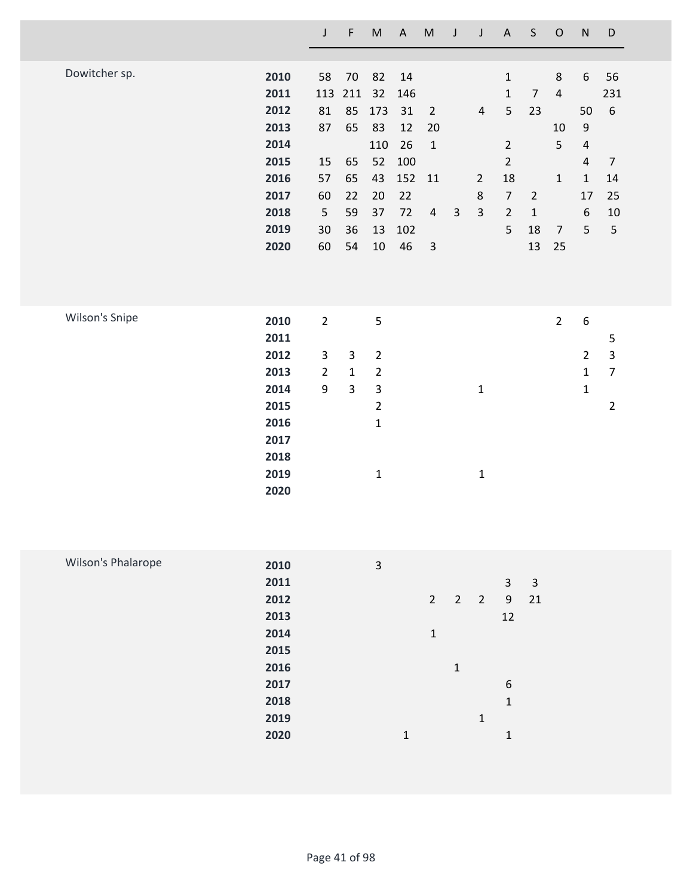| | | J | F | M | A | M | J | J | A | S | O | N | D |
|---|---|---|---|---|---|---|---|---|---|---|---|---|---|
| Dowitcher sp. | **2010** | 58 | 70 | 82 | 14 | | | | 1 | | 8 | 6 | 56 |
| | **2011** | 113 | 211 | 32 | 146 | | | | 1 | 7 | 4 | | 231 |
| | **2012** | 81 | 85 | 173 | 31 | 2 | | 4 | 5 | 23 | | 50 | 6 |
| | **2013** | 87 | 65 | 83 | 12 | 20 | | | | | 10 | 9 | |
| | **2014** | | | 110 | 26 | 1 | | | 2 | | 5 | 4 | |
| | **2015** | 15 | 65 | 52 | 100 | | | | 2 | | | 4 | 7 |
| | **2016** | 57 | 65 | 43 | 152 | 11 | | 2 | 18 | | 1 | 1 | 14 |
| | **2017** | 60 | 22 | 20 | 22 | | | 8 | 7 | 2 | | 17 | 25 |
| | **2018** | 5 | 59 | 37 | 72 | 4 | 3 | 3 | 2 | 1 | | 6 | 10 |
| | **2019** | 30 | 36 | 13 | 102 | | | | 5 | 18 | 7 | 5 | 5 |
| | **2020** | 60 | 54 | 10 | 46 | 3 | | | | 13 | 25 | | |
| Wilson's Snipe | **2010** | 2 | | 5 | | | | | | | 2 | 6 | |
| | **2011** | | | | | | | | | | | | 5 |
| | **2012** | 3 | 3 | 2 | | | | | | | | 2 | 3 |
| | **2013** | 2 | 1 | 2 | | | | | | | | 1 | 7 |
| | **2014** | 9 | 3 | 3 | | | | 1 | | | | 1 | |
| | **2015** | | | 2 | | | | | | | | | 2 |
| | **2016** | | | 1 | | | | | | | | | |
| | **2017** | | | | | | | | | | | | |
| | **2018** | | | | | | | | | | | | |
| | **2019** | | | 1 | | | | 1 | | | | | |
| | **2020** | | | | | | | | | | | | |
| Wilson's Phalarope | **2010** | | | 3 | | | | | | | | | |
| | **2011** | | | | | | | | 3 | 3 | | | |
| | **2012** | | | | | 2 | 2 | 2 | 9 | 21 | | | |
| | **2013** | | | | | | | | 12 | | | | |
| | **2014** | | | | | 1 | | | | | | | |
| | **2015** | | | | | | | | | | | | |
| | **2016** | | | | | | 1 | | | | | | |
| | **2017** | | | | | | | | 6 | | | | |
| | **2018** | | | | | | | | 1 | | | | |
| | **2019** | | | | | | | 1 | | | | | |
| | **2020** | | | | 1 | | | | 1 | | | | |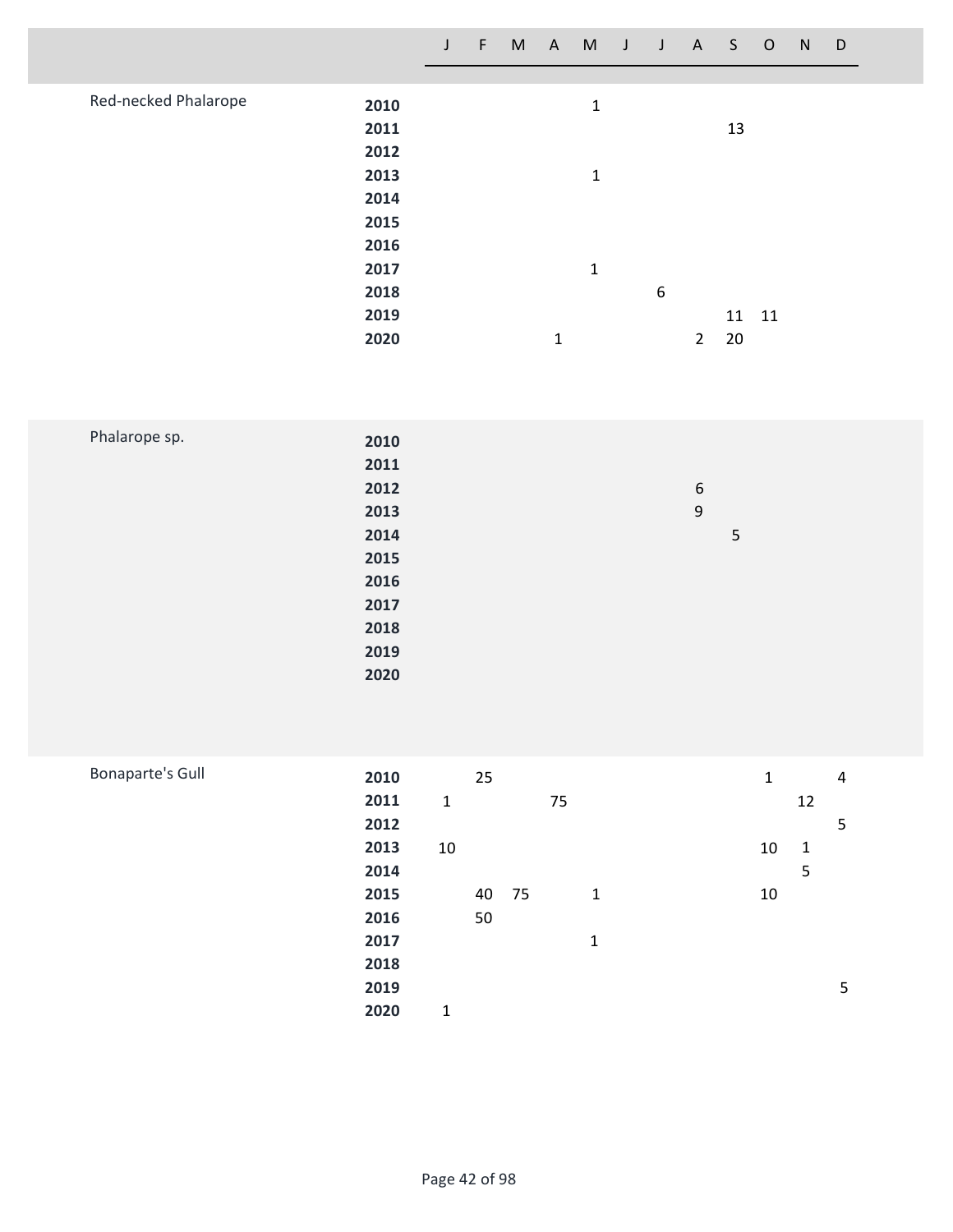| Species | Year | J | F | M | A | M | J | J | A | S | O | N | D |
|---|---|---|---|---|---|---|---|---|---|---|---|---|---|
| Red-necked Phalarope | **2010** | | | | | 1 | | | | | | | |
| | **2011** | | | | | | | | | 13 | | | |
| | **2012** | | | | | | | | | | | | |
| | **2013** | | | | | 1 | | | | | | | |
| | **2014** | | | | | | | | | | | | |
| | **2015** | | | | | | | | | | | | |
| | **2016** | | | | | | | | | | | | |
| | **2017** | | | | | 1 | | | | | | | |
| | **2018** | | | | | | | 6 | | | | | |
| | **2019** | | | | | | | | | 11 | 11 | | |
| | **2020** | | | | 1 | | | | 2 | 20 | | | |
| Phalarope sp. | **2010** | | | | | | | | | | | | |
| | **2011** | | | | | | | | | | | | |
| | **2012** | | | | | | | | 6 | | | | |
| | **2013** | | | | | | | | 9 | | | | |
| | **2014** | | | | | | | | | 5 | | | |
| | **2015** | | | | | | | | | | | | |
| | **2016** | | | | | | | | | | | | |
| | **2017** | | | | | | | | | | | | |
| | **2018** | | | | | | | | | | | | |
| | **2019** | | | | | | | | | | | | |
| | **2020** | | | | | | | | | | | | |
| Bonaparte's Gull | **2010** | | 25 | | | | | | | | 1 | | 4 |
| | **2011** | 1 | | | 75 | | | | | | | 12 | |
| | **2012** | | | | | | | | | | | | 5 |
| | **2013** | 10 | | | | | | | | | 10 | 1 | |
| | **2014** | | | | | | | | | | | 5 | |
| | **2015** | | 40 | 75 | | 1 | | | | | 10 | | |
| | **2016** | | 50 | | | | | | | | | | |
| | **2017** | | | | | 1 | | | | | | | |
| | **2018** | | | | | | | | | | | | |
| | **2019** | | | | | | | | | | | | 5 |
| | **2020** | 1 | | | | | | | | | | | |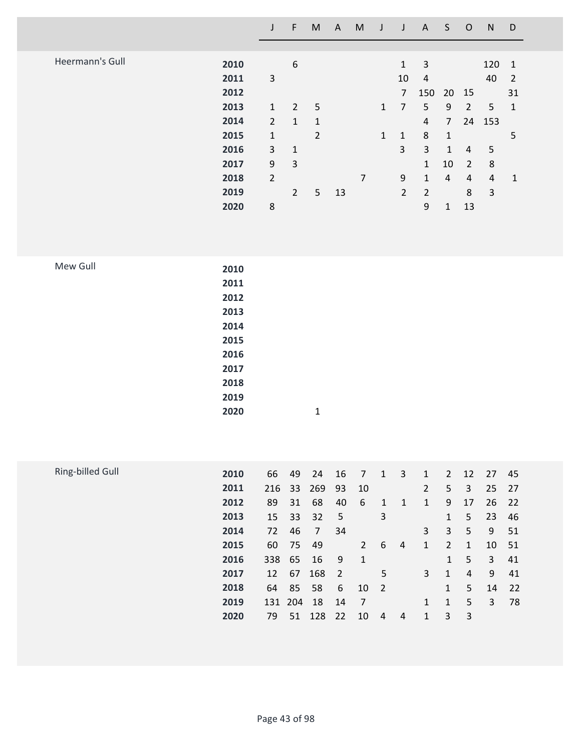| | | J | F | M | A | M | J | J | A | S | O | N | D |
|---|---|---|---|---|---|---|---|---|---|---|---|---|---|
| Heermann's Gull | **2010** | | 6 | | | | | 1 | 3 | | | 120 | 1 |
| | **2011** | 3 | | | | | | 10 | 4 | | | 40 | 2 |
| | **2012** | | | | | | | 7 | 150 | 20 | 15 | | 31 |
| | **2013** | 1 | 2 | 5 | | | 1 | 7 | 5 | 9 | 2 | 5 | 1 |
| | **2014** | 2 | 1 | 1 | | | | | 4 | 7 | 24 | 153 | |
| | **2015** | 1 | | 2 | | | 1 | 1 | 8 | 1 | | | 5 |
| | **2016** | 3 | 1 | | | | | 3 | 3 | 1 | 4 | 5 | |
| | **2017** | 9 | 3 | | | | | | 1 | 10 | 2 | 8 | |
| | **2018** | 2 | | | | 7 | | 9 | 1 | 4 | 4 | 4 | 1 |
| | **2019** | | 2 | 5 | 13 | | | 2 | 2 | | 8 | 3 | |
| | **2020** | 8 | | | | | | | 9 | 1 | 13 | | |
| Mew Gull | **2010** | | | | | | | | | | | | |
| | **2011** | | | | | | | | | | | | |
| | **2012** | | | | | | | | | | | | |
| | **2013** | | | | | | | | | | | | |
| | **2014** | | | | | | | | | | | | |
| | **2015** | | | | | | | | | | | | |
| | **2016** | | | | | | | | | | | | |
| | **2017** | | | | | | | | | | | | |
| | **2018** | | | | | | | | | | | | |
| | **2019** | | | | | | | | | | | | |
| | **2020** | | | 1 | | | | | | | | | |
| Ring-billed Gull | **2010** | 66 | 49 | 24 | 16 | 7 | 1 | 3 | 1 | 2 | 12 | 27 | 45 |
| | **2011** | 216 | 33 | 269 | 93 | 10 | | | 2 | 5 | 3 | 25 | 27 |
| | **2012** | 89 | 31 | 68 | 40 | 6 | 1 | 1 | 1 | 9 | 17 | 26 | 22 |
| | **2013** | 15 | 33 | 32 | 5 | | 3 | | | 1 | 5 | 23 | 46 |
| | **2014** | 72 | 46 | 7 | 34 | | | | 3 | 3 | 5 | 9 | 51 |
| | **2015** | 60 | 75 | 49 | | 2 | 6 | 4 | 1 | 2 | 1 | 10 | 51 |
| | **2016** | 338 | 65 | 16 | 9 | 1 | | | | 1 | 5 | 3 | 41 |
| | **2017** | 12 | 67 | 168 | 2 | | 5 | | 3 | 1 | 4 | 9 | 41 |
| | **2018** | 64 | 85 | 58 | 6 | 10 | 2 | | | 1 | 5 | 14 | 22 |
| | **2019** | 131 | 204 | 18 | 14 | 7 | | | 1 | 1 | 5 | 3 | 78 |
| | **2020** | 79 | 51 | 128 | 22 | 10 | 4 | 4 | 1 | 3 | 3 | | |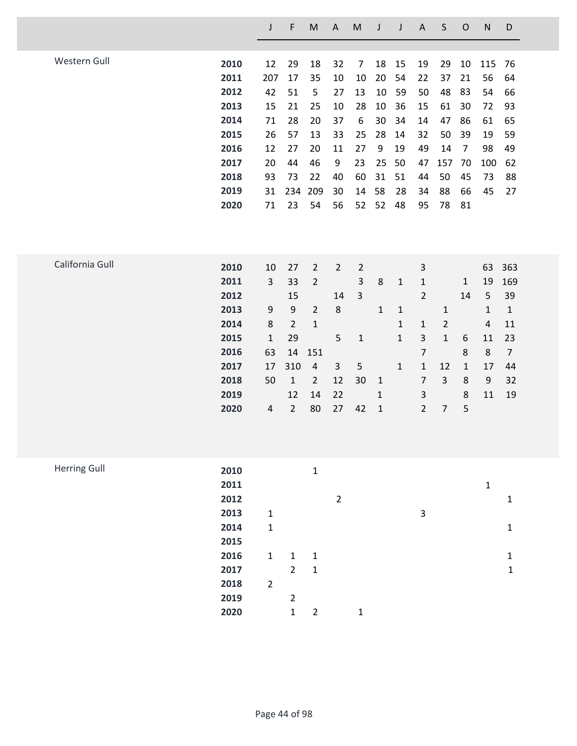| | | J | F | M | A | M | J | J | A | S | O | N | D |
|---|---|---|---|---|---|---|---|---|---|---|---|---|---|
| Western Gull | **2010** | 12 | 29 | 18 | 32 | 7 | 18 | 15 | 19 | 29 | 10 | 115 | 76 |
| | **2011** | 207 | 17 | 35 | 10 | 10 | 20 | 54 | 22 | 37 | 21 | 56 | 64 |
| | **2012** | 42 | 51 | 5 | 27 | 13 | 10 | 59 | 50 | 48 | 83 | 54 | 66 |
| | **2013** | 15 | 21 | 25 | 10 | 28 | 10 | 36 | 15 | 61 | 30 | 72 | 93 |
| | **2014** | 71 | 28 | 20 | 37 | 6 | 30 | 34 | 14 | 47 | 86 | 61 | 65 |
| | **2015** | 26 | 57 | 13 | 33 | 25 | 28 | 14 | 32 | 50 | 39 | 19 | 59 |
| | **2016** | 12 | 27 | 20 | 11 | 27 | 9 | 19 | 49 | 14 | 7 | 98 | 49 |
| | **2017** | 20 | 44 | 46 | 9 | 23 | 25 | 50 | 47 | 157 | 70 | 100 | 62 |
| | **2018** | 93 | 73 | 22 | 40 | 60 | 31 | 51 | 44 | 50 | 45 | 73 | 88 |
| | **2019** | 31 | 234 | 209 | 30 | 14 | 58 | 28 | 34 | 88 | 66 | 45 | 27 |
| | **2020** | 71 | 23 | 54 | 56 | 52 | 52 | 48 | 95 | 78 | 81 | | |
| California Gull | **2010** | 10 | 27 | 2 | 2 | 2 | | | 3 | | | 63 | 363 |
| | **2011** | 3 | 33 | 2 | | 3 | 8 | 1 | 1 | | 1 | 19 | 169 |
| | **2012** | | 15 | | 14 | 3 | | | 2 | | 14 | 5 | 39 |
| | **2013** | 9 | 9 | 2 | 8 | | 1 | 1 | | 1 | | 1 | 1 |
| | **2014** | 8 | 2 | 1 | | | | 1 | 1 | 2 | | 4 | 11 |
| | **2015** | 1 | 29 | | 5 | 1 | | 1 | 3 | 1 | 6 | 11 | 23 |
| | **2016** | 63 | 14 | 151 | | | | | 7 | | 8 | 8 | 7 |
| | **2017** | 17 | 310 | 4 | 3 | 5 | | 1 | 1 | 12 | 1 | 17 | 44 |
| | **2018** | 50 | 1 | 2 | 12 | 30 | 1 | | 7 | 3 | 8 | 9 | 32 |
| | **2019** | | 12 | 14 | 22 | | 1 | | 3 | | 8 | 11 | 19 |
| | **2020** | 4 | 2 | 80 | 27 | 42 | 1 | | 2 | 7 | 5 | | |
| Herring Gull | **2010** | | | 1 | | | | | | | | | |
| | **2011** | | | | | | | | | | | 1 | |
| | **2012** | | | | 2 | | | | | | | | 1 |
| | **2013** | 1 | | | | | | | 3 | | | | |
| | **2014** | 1 | | | | | | | | | | | 1 |
| | **2015** | | | | | | | | | | | | |
| | **2016** | 1 | 1 | 1 | | | | | | | | | 1 |
| | **2017** | | 2 | 1 | | | | | | | | | 1 |
| | **2018** | 2 | | | | | | | | | | | |
| | **2019** | | 2 | | | | | | | | | | |
| | **2020** | | 1 | 2 | | 1 | | | | | | | |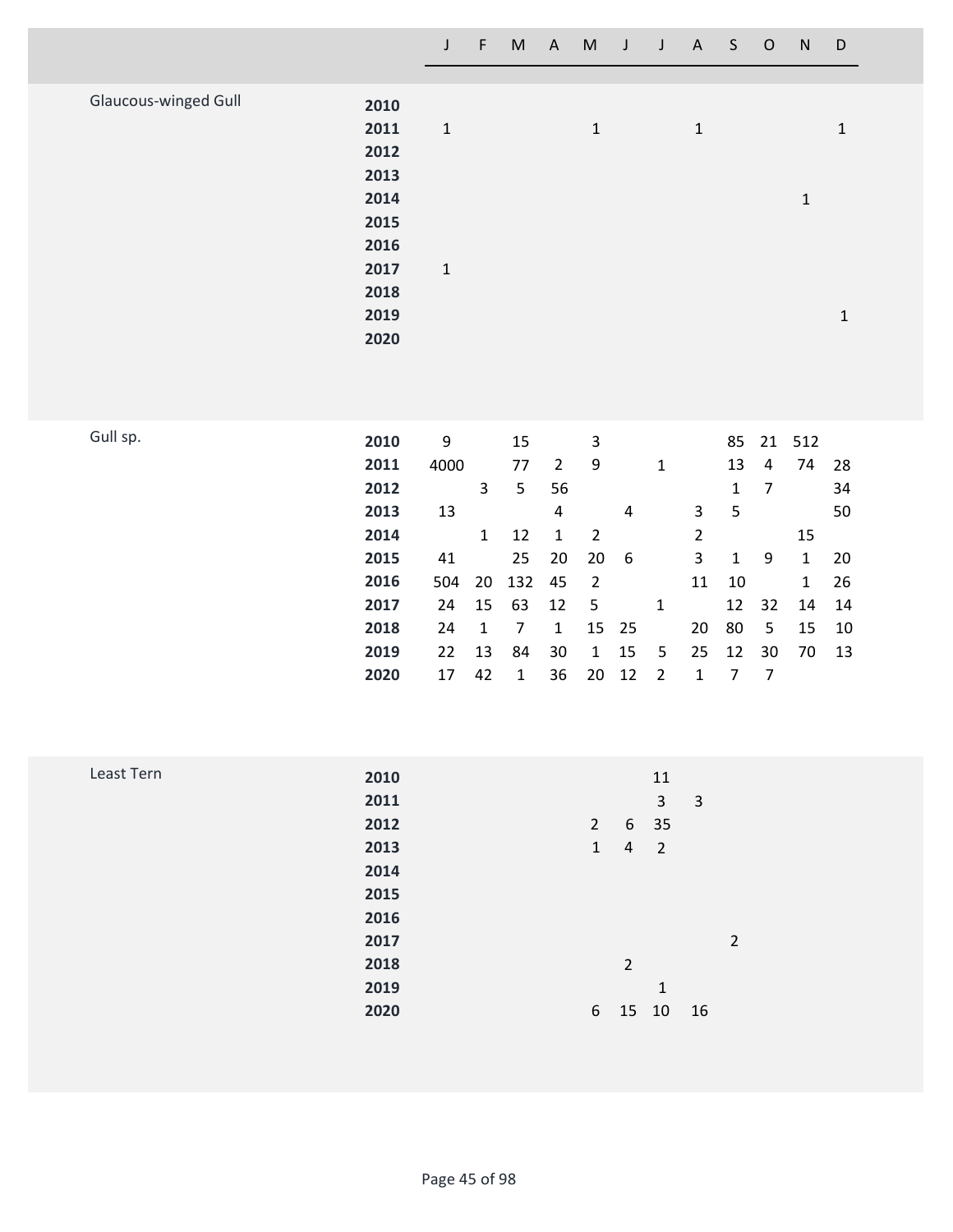| | | J | F | M | A | M | J | J | A | S | O | N | D |
|---|---|---|---|---|---|---|---|---|---|---|---|---|---|
| Glaucous-winged Gull | **2010** | | | | | | | | | | | | |
| | **2011** | 1 | | | | 1 | | | 1 | | | | 1 |
| | **2012** | | | | | | | | | | | | |
| | **2013** | | | | | | | | | | | | |
| | **2014** | | | | | | | | | | | 1 | |
| | **2015** | | | | | | | | | | | | |
| | **2016** | | | | | | | | | | | | |
| | **2017** | 1 | | | | | | | | | | | |
| | **2018** | | | | | | | | | | | | |
| | **2019** | | | | | | | | | | | | 1 |
| | **2020** | | | | | | | | | | | | |
| Gull sp. | **2010** | 9 | | 15 | | 3 | | | | 85 | 21 | 512 | |
| | **2011** | 4000 | | 77 | 2 | 9 | | 1 | | 13 | 4 | 74 | 28 |
| | **2012** | | 3 | 5 | 56 | | | | | 1 | 7 | | 34 |
| | **2013** | 13 | | | 4 | | 4 | | 3 | 5 | | | 50 |
| | **2014** | | 1 | 12 | 1 | 2 | | | 2 | | | 15 | |
| | **2015** | 41 | | 25 | 20 | 20 | 6 | | 3 | 1 | 9 | 1 | 20 |
| | **2016** | 504 | 20 | 132 | 45 | 2 | | | 11 | 10 | | 1 | 26 |
| | **2017** | 24 | 15 | 63 | 12 | 5 | | 1 | | 12 | 32 | 14 | 14 |
| | **2018** | 24 | 1 | 7 | 1 | 15 | 25 | | 20 | 80 | 5 | 15 | 10 |
| | **2019** | 22 | 13 | 84 | 30 | 1 | 15 | 5 | 25 | 12 | 30 | 70 | 13 |
| | **2020** | 17 | 42 | 1 | 36 | 20 | 12 | 2 | 1 | 7 | 7 | | |
| Least Tern | **2010** | | | | | | | 11 | | | | | |
| | **2011** | | | | | | | 3 | 3 | | | | |
| | **2012** | | | | | 2 | 6 | 35 | | | | | |
| | **2013** | | | | | 1 | 4 | 2 | | | | | |
| | **2014** | | | | | | | | | | | | |
| | **2015** | | | | | | | | | | | | |
| | **2016** | | | | | | | | | | | | |
| | **2017** | | | | | | | | | 2 | | | |
| | **2018** | | | | | | 2 | | | | | | |
| | **2019** | | | | | | | 1 | | | | | |
| | **2020** | | | | | 6 | 15 | 10 | 16 | | | | |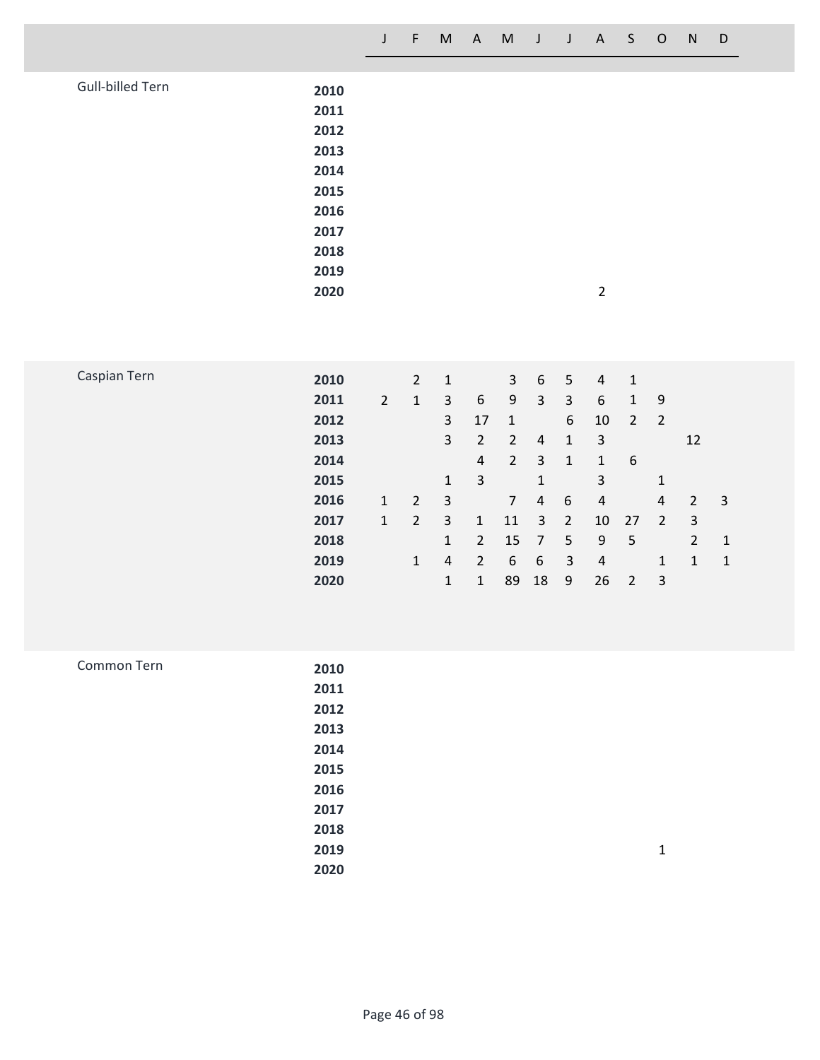| Species | Year | J | F | M | A | M | J | J | A | S | O | N | D |
|---|---|---|---|---|---|---|---|---|---|---|---|---|---|
| Gull-billed Tern | **2010** | | | | | | | | | | | | |
| | **2011** | | | | | | | | | | | | |
| | **2012** | | | | | | | | | | | | |
| | **2013** | | | | | | | | | | | | |
| | **2014** | | | | | | | | | | | | |
| | **2015** | | | | | | | | | | | | |
| | **2016** | | | | | | | | | | | | |
| | **2017** | | | | | | | | | | | | |
| | **2018** | | | | | | | | | | | | |
| | **2019** | | | | | | | | | | | | |
| | **2020** | | | | | | | | 2 | | | | |
| Caspian Tern | **2010** | | 2 | 1 | | 3 | 6 | 5 | 4 | 1 | | | |
| | **2011** | 2 | 1 | 3 | 6 | 9 | 3 | 3 | 6 | 1 | 9 | | |
| | **2012** | | | 3 | 17 | 1 | | 6 | 10 | 2 | 2 | | |
| | **2013** | | | 3 | 2 | 2 | 4 | 1 | 3 | | | 12 | |
| | **2014** | | | | 4 | 2 | 3 | 1 | 1 | 6 | | | |
| | **2015** | | | 1 | 3 | | 1 | | 3 | | 1 | | |
| | **2016** | 1 | 2 | 3 | | 7 | 4 | 6 | 4 | | 4 | 2 | 3 |
| | **2017** | 1 | 2 | 3 | 1 | 11 | 3 | 2 | 10 | 27 | 2 | 3 | |
| | **2018** | | | 1 | 2 | 15 | 7 | 5 | 9 | 5 | | 2 | 1 |
| | **2019** | | 1 | 4 | 2 | 6 | 6 | 3 | 4 | | 1 | 1 | 1 |
| | **2020** | | | 1 | 1 | 89 | 18 | 9 | 26 | 2 | 3 | | |
| Common Tern | **2010** | | | | | | | | | | | | |
| | **2011** | | | | | | | | | | | | |
| | **2012** | | | | | | | | | | | | |
| | **2013** | | | | | | | | | | | | |
| | **2014** | | | | | | | | | | | | |
| | **2015** | | | | | | | | | | | | |
| | **2016** | | | | | | | | | | | | |
| | **2017** | | | | | | | | | | | | |
| | **2018** | | | | | | | | | | | | |
| | **2019** | | | | | | | | | | 1 | | |
| | **2020** | | | | | | | | | | | | |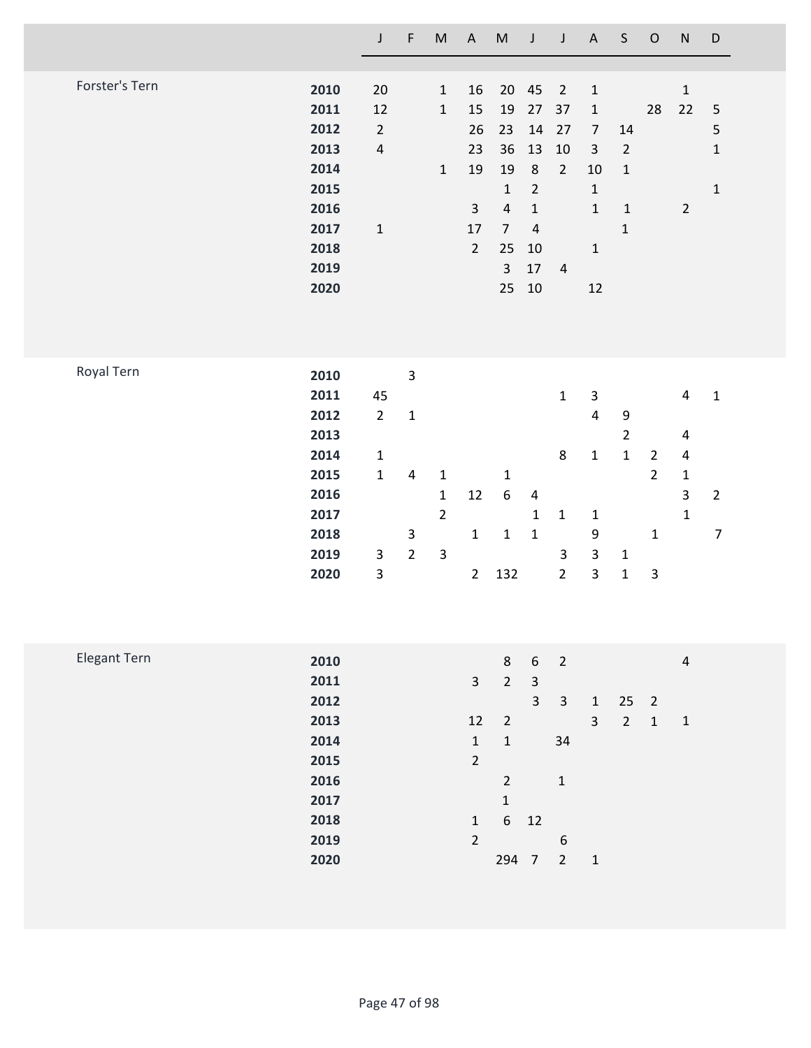| Species | Year | J | F | M | A | M | J | J | A | S | O | N | D |
|---|---|---|---|---|---|---|---|---|---|---|---|---|---|
| Forster's Tern | **2010** | 20 | | 1 | 16 | 20 | 45 | 2 | 1 | | | 1 | |
| | **2011** | 12 | | 1 | 15 | 19 | 27 | 37 | 1 | | 28 | 22 | 5 |
| | **2012** | 2 | | | 26 | 23 | 14 | 27 | 7 | 14 | | | 5 |
| | **2013** | 4 | | | 23 | 36 | 13 | 10 | 3 | 2 | | | 1 |
| | **2014** | | | 1 | 19 | 19 | 8 | 2 | 10 | 1 | | | |
| | **2015** | | | | | 1 | 2 | | 1 | | | | 1 |
| | **2016** | | | | 3 | 4 | 1 | | 1 | 1 | | 2 | |
| | **2017** | 1 | | | 17 | 7 | 4 | | | 1 | | | |
| | **2018** | | | | 2 | 25 | 10 | | 1 | | | | |
| | **2019** | | | | | 3 | 17 | 4 | | | | | |
| | **2020** | | | | | 25 | 10 | | 12 | | | | |
| Royal Tern | **2010** | | 3 | | | | | | | | | | |
| | **2011** | 45 | | | | | | 1 | 3 | | | 4 | 1 |
| | **2012** | 2 | 1 | | | | | | 4 | 9 | | | |
| | **2013** | | | | | | | | | 2 | | 4 | |
| | **2014** | 1 | | | | | | 8 | 1 | 1 | 2 | 4 | |
| | **2015** | 1 | 4 | 1 | | 1 | | | | | 2 | 1 | |
| | **2016** | | | 1 | 12 | 6 | 4 | | | | | 3 | 2 |
| | **2017** | | | 2 | | | 1 | 1 | 1 | | | 1 | |
| | **2018** | | 3 | | 1 | 1 | 1 | | 9 | | 1 | | 7 |
| | **2019** | 3 | 2 | 3 | | | | 3 | 3 | 1 | | | |
| | **2020** | 3 | | | 2 | 132 | | 2 | 3 | 1 | 3 | | |
| Elegant Tern | **2010** | | | | | 8 | 6 | 2 | | | | 4 | |
| | **2011** | | | | 3 | 2 | 3 | | | | | | |
| | **2012** | | | | | | 3 | 3 | 1 | 25 | 2 | | |
| | **2013** | | | | 12 | 2 | | | 3 | 2 | 1 | 1 | |
| | **2014** | | | | 1 | 1 | | 34 | | | | | |
| | **2015** | | | | 2 | | | | | | | | |
| | **2016** | | | | | 2 | | 1 | | | | | |
| | **2017** | | | | | 1 | | | | | | | |
| | **2018** | | | | 1 | 6 | 12 | | | | | | |
| | **2019** | | | | 2 | | | 6 | | | | | |
| | **2020** | | | | | 294 | 7 | 2 | 1 | | | | |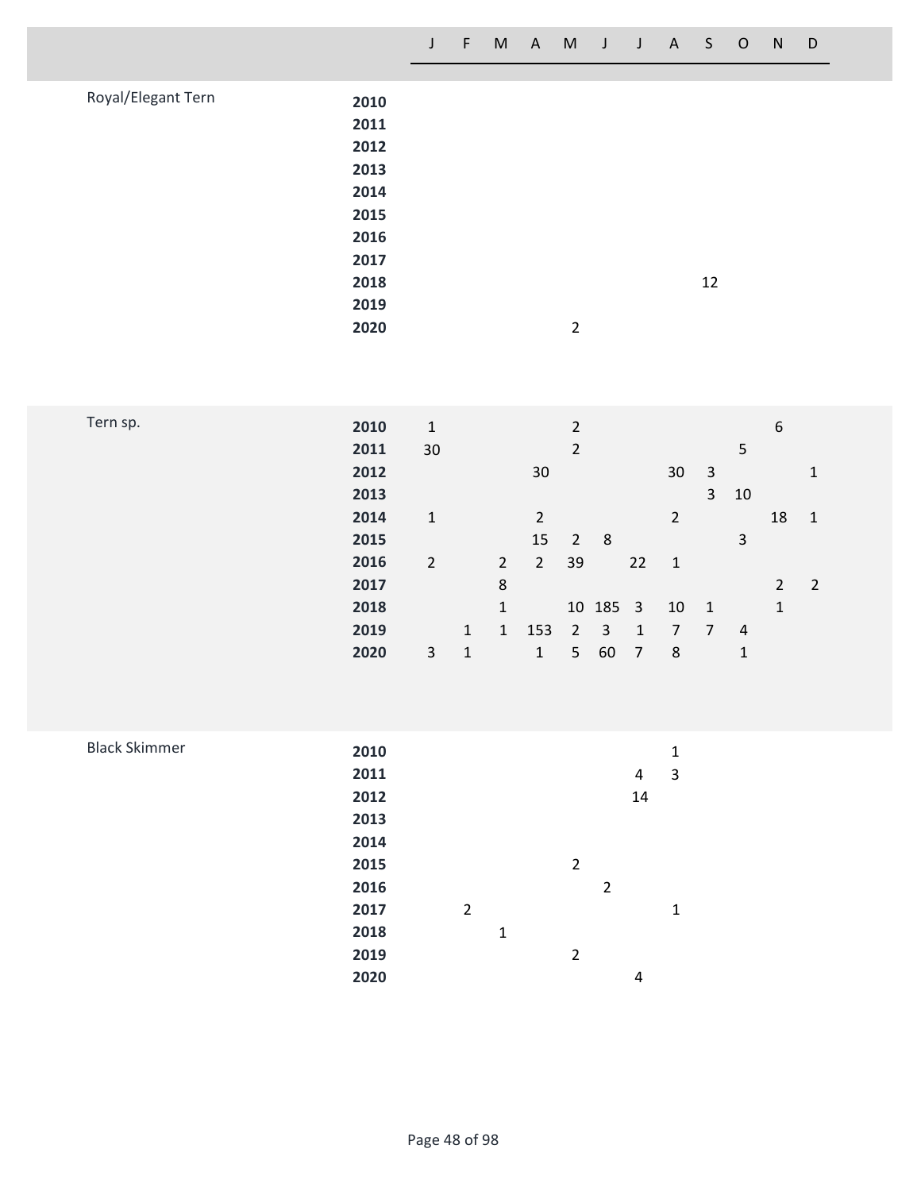| | | J | F | M | A | M | J | J | A | S | O | N | D |
|---|---|---|---|---|---|---|---|---|---|---|---|---|---|
| Royal/Elegant Tern | **2010** | | | | | | | | | | | | |
| | **2011** | | | | | | | | | | | | |
| | **2012** | | | | | | | | | | | | |
| | **2013** | | | | | | | | | | | | |
| | **2014** | | | | | | | | | | | | |
| | **2015** | | | | | | | | | | | | |
| | **2016** | | | | | | | | | | | | |
| | **2017** | | | | | | | | | | | | |
| | **2018** | | | | | | | | | 12 | | | |
| | **2019** | | | | | | | | | | | | |
| | **2020** | | | | | 2 | | | | | | | |
| Tern sp. | **2010** | 1 | | | | 2 | | | | | | 6 | |
| | **2011** | 30 | | | | 2 | | | | | 5 | | |
| | **2012** | | | | 30 | | | | 30 | 3 | | | 1 |
| | **2013** | | | | | | | | | 3 | 10 | | |
| | **2014** | 1 | | | 2 | | | | 2 | | | 18 | 1 |
| | **2015** | | | | 15 | 2 | 8 | | | | 3 | | |
| | **2016** | 2 | | 2 | 2 | 39 | | 22 | 1 | | | | |
| | **2017** | | | 8 | | | | | | | | 2 | 2 |
| | **2018** | | | 1 | | 10 | 185 | 3 | 10 | 1 | | 1 | |
| | **2019** | | 1 | 1 | 153 | 2 | 3 | 1 | 7 | 7 | 4 | | |
| | **2020** | 3 | 1 | | 1 | 5 | 60 | 7 | 8 | | 1 | | |
| Black Skimmer | **2010** | | | | | | | | 1 | | | | |
| | **2011** | | | | | | | 4 | 3 | | | | |
| | **2012** | | | | | | | 14 | | | | | |
| | **2013** | | | | | | | | | | | | |
| | **2014** | | | | | | | | | | | | |
| | **2015** | | | | | 2 | | | | | | | |
| | **2016** | | | | | | 2 | | | | | | |
| | **2017** | | 2 | | | | | | 1 | | | | |
| | **2018** | | | 1 | | | | | | | | | |
| | **2019** | | | | | 2 | | | | | | | |
| | **2020** | | | | | | | 4 | | | | | |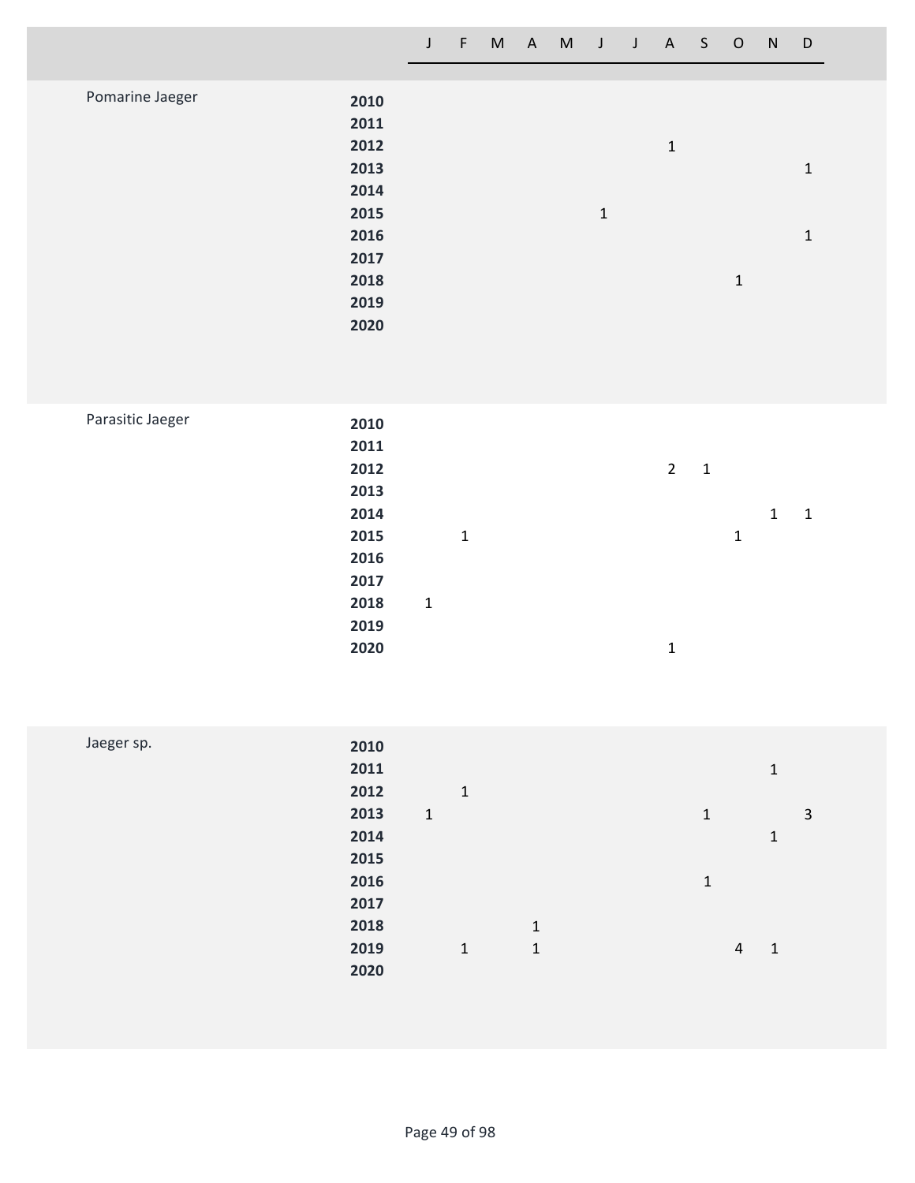| | | J | F | M | A | M | J | J | A | S | O | N | D |
|---|---|---|---|---|---|---|---|---|---|---|---|---|---|
| Pomarine Jaeger | 2010 | | | | | | | | | | | | |
| | 2011 | | | | | | | | | | | | |
| | 2012 | | | | | | | | 1 | | | | |
| | 2013 | | | | | | | | | | | | 1 |
| | 2014 | | | | | | | | | | | | |
| | 2015 | | | | | | 1 | | | | | | |
| | 2016 | | | | | | | | | | | | 1 |
| | 2017 | | | | | | | | | | | | |
| | 2018 | | | | | | | | | | 1 | | |
| | 2019 | | | | | | | | | | | | |
| | 2020 | | | | | | | | | | | | |
| Parasitic Jaeger | 2010 | | | | | | | | | | | | |
| | 2011 | | | | | | | | | | | | |
| | 2012 | | | | | | | | 2 | 1 | | | |
| | 2013 | | | | | | | | | | | | |
| | 2014 | | | | | | | | | | | 1 | 1 |
| | 2015 | | 1 | | | | | | | | 1 | | |
| | 2016 | | | | | | | | | | | | |
| | 2017 | | | | | | | | | | | | |
| | 2018 | 1 | | | | | | | | | | | |
| | 2019 | | | | | | | | | | | | |
| | 2020 | | | | | | | | 1 | | | | |
| Jaeger sp. | 2010 | | | | | | | | | | | | |
| | 2011 | | | | | | | | | | | 1 | |
| | 2012 | | 1 | | | | | | | | | | |
| | 2013 | 1 | | | | | | | | 1 | | | 3 |
| | 2014 | | | | | | | | | | | 1 | |
| | 2015 | | | | | | | | | | | | |
| | 2016 | | | | | | | | | 1 | | | |
| | 2017 | | | | | | | | | | | | |
| | 2018 | | | | 1 | | | | | | | | |
| | 2019 | | 1 | | 1 | | | | | | 4 | 1 | |
| | 2020 | | | | | | | | | | | | |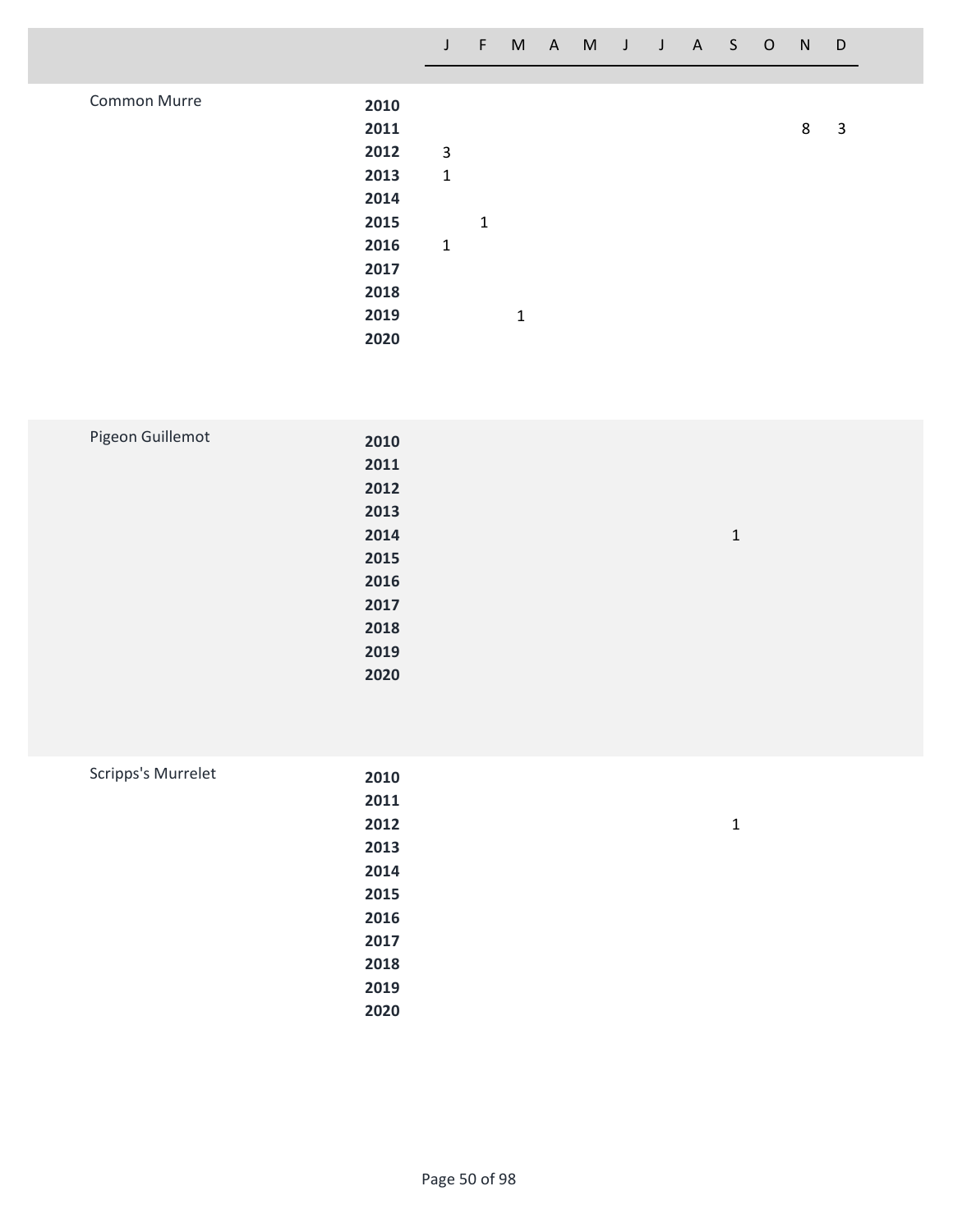| | | J | F | M | A | M | J | J | A | S | O | N | D |
|---|---|---|---|---|---|---|---|---|---|---|---|---|---|
| Common Murre | 2010 | | | | | | | | | | | | |
| | 2011 | | | | | | | | | | | 8 | 3 |
| | 2012 | 3 | | | | | | | | | | | |
| | 2013 | 1 | | | | | | | | | | | |
| | 2014 | | | | | | | | | | | | |
| | 2015 | | 1 | | | | | | | | | | |
| | 2016 | 1 | | | | | | | | | | | |
| | 2017 | | | | | | | | | | | | |
| | 2018 | | | | | | | | | | | | |
| | 2019 | | | 1 | | | | | | | | | |
| | 2020 | | | | | | | | | | | | |
| Pigeon Guillemot | 2010 | | | | | | | | | | | | |
| | 2011 | | | | | | | | | | | | |
| | 2012 | | | | | | | | | | | | |
| | 2013 | | | | | | | | | | | | |
| | 2014 | | | | | | | | | 1 | | | |
| | 2015 | | | | | | | | | | | | |
| | 2016 | | | | | | | | | | | | |
| | 2017 | | | | | | | | | | | | |
| | 2018 | | | | | | | | | | | | |
| | 2019 | | | | | | | | | | | | |
| | 2020 | | | | | | | | | | | | |
| Scripps's Murrelet | 2010 | | | | | | | | | | | | |
| | 2011 | | | | | | | | | | | | |
| | 2012 | | | | | | | | | 1 | | | |
| | 2013 | | | | | | | | | | | | |
| | 2014 | | | | | | | | | | | | |
| | 2015 | | | | | | | | | | | | |
| | 2016 | | | | | | | | | | | | |
| | 2017 | | | | | | | | | | | | |
| | 2018 | | | | | | | | | | | | |
| | 2019 | | | | | | | | | | | | |
| | 2020 | | | | | | | | | | | | |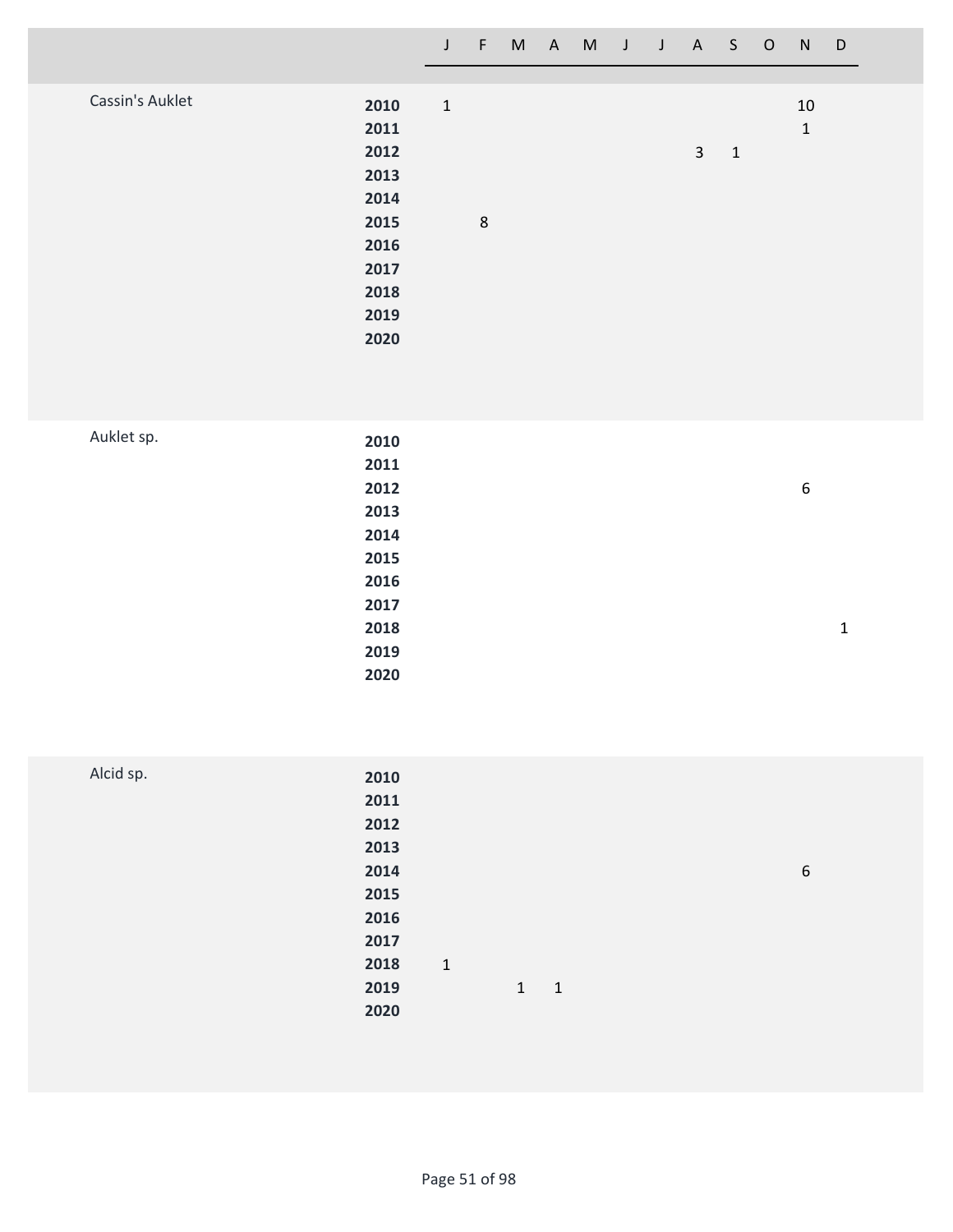| Species | Year | J | F | M | A | M | J | J | A | S | O | N | D |
|---|---|---|---|---|---|---|---|---|---|---|---|---|---|
| Cassin's Auklet | 2010 | 1 | | | | | | | | | | 10 | |
| | 2011 | | | | | | | | | | | 1 | |
| | 2012 | | | | | | | | 3 | 1 | | | |
| | 2013 | | | | | | | | | | | | |
| | 2014 | | | | | | | | | | | | |
| | 2015 | | 8 | | | | | | | | | | |
| | 2016 | | | | | | | | | | | | |
| | 2017 | | | | | | | | | | | | |
| | 2018 | | | | | | | | | | | | |
| | 2019 | | | | | | | | | | | | |
| | 2020 | | | | | | | | | | | | |
| Auklet sp. | 2010 | | | | | | | | | | | | |
| | 2011 | | | | | | | | | | | | |
| | 2012 | | | | | | | | | | | 6 | |
| | 2013 | | | | | | | | | | | | |
| | 2014 | | | | | | | | | | | | |
| | 2015 | | | | | | | | | | | | |
| | 2016 | | | | | | | | | | | | |
| | 2017 | | | | | | | | | | | | |
| | 2018 | | | | | | | | | | | | 1 |
| | 2019 | | | | | | | | | | | | |
| | 2020 | | | | | | | | | | | | |
| Alcid sp. | 2010 | | | | | | | | | | | | |
| | 2011 | | | | | | | | | | | | |
| | 2012 | | | | | | | | | | | | |
| | 2013 | | | | | | | | | | | | |
| | 2014 | | | | | | | | | | | 6 | |
| | 2015 | | | | | | | | | | | | |
| | 2016 | | | | | | | | | | | | |
| | 2017 | | | | | | | | | | | | |
| | 2018 | 1 | | | | | | | | | | | |
| | 2019 | | | 1 | 1 | | | | | | | | |
| | 2020 | | | | | | | | | | | | |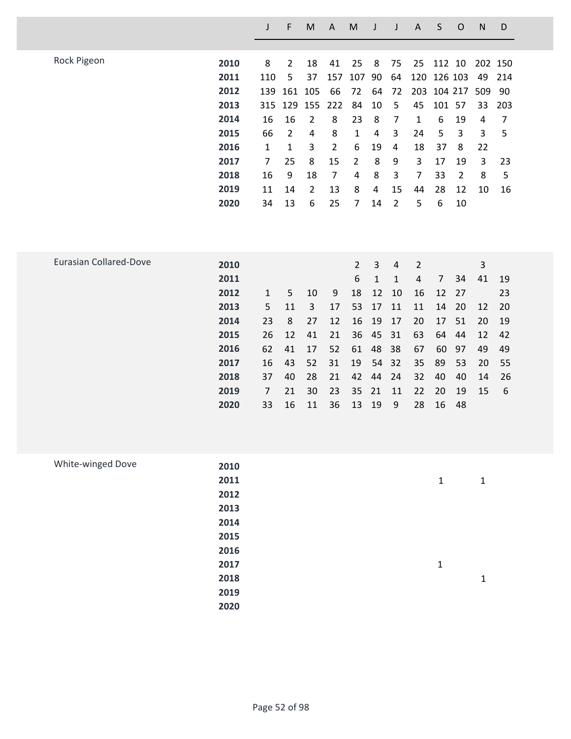| Species | Year | J | F | M | A | M | J | J | A | S | O | N | D |
|---|---|---|---|---|---|---|---|---|---|---|---|---|---|
| Rock Pigeon | 2010 | 8 | 2 | 18 | 41 | 25 | 8 | 75 | 25 | 112 | 10 | 202 | 150 |
| | 2011 | 110 | 5 | 37 | 157 | 107 | 90 | 64 | 120 | 126 | 103 | 49 | 214 |
| | 2012 | 139 | 161 | 105 | 66 | 72 | 64 | 72 | 203 | 104 | 217 | 509 | 90 |
| | 2013 | 315 | 129 | 155 | 222 | 84 | 10 | 5 | 45 | 101 | 57 | 33 | 203 |
| | 2014 | 16 | 16 | 2 | 8 | 23 | 8 | 7 | 1 | 6 | 19 | 4 | 7 |
| | 2015 | 66 | 2 | 4 | 8 | 1 | 4 | 3 | 24 | 5 | 3 | 3 | 5 |
| | 2016 | 1 | 1 | 3 | 2 | 6 | 19 | 4 | 18 | 37 | 8 | 22 | |
| | 2017 | 7 | 25 | 8 | 15 | 2 | 8 | 9 | 3 | 17 | 19 | 3 | 23 |
| | 2018 | 16 | 9 | 18 | 7 | 4 | 8 | 3 | 7 | 33 | 2 | 8 | 5 |
| | 2019 | 11 | 14 | 2 | 13 | 8 | 4 | 15 | 44 | 28 | 12 | 10 | 16 |
| | 2020 | 34 | 13 | 6 | 25 | 7 | 14 | 2 | 5 | 6 | 10 | | |
| Eurasian Collared-Dove | 2010 | | | | | 2 | 3 | 4 | 2 | | | 3 | |
| | 2011 | | | | | 6 | 1 | 1 | 4 | 7 | 34 | 41 | 19 |
| | 2012 | 1 | 5 | 10 | 9 | 18 | 12 | 10 | 16 | 12 | 27 | | 23 |
| | 2013 | 5 | 11 | 3 | 17 | 53 | 17 | 11 | 11 | 14 | 20 | 12 | 20 |
| | 2014 | 23 | 8 | 27 | 12 | 16 | 19 | 17 | 20 | 17 | 51 | 20 | 19 |
| | 2015 | 26 | 12 | 41 | 21 | 36 | 45 | 31 | 63 | 64 | 44 | 12 | 42 |
| | 2016 | 62 | 41 | 17 | 52 | 61 | 48 | 38 | 67 | 60 | 97 | 49 | 49 |
| | 2017 | 16 | 43 | 52 | 31 | 19 | 54 | 32 | 35 | 89 | 53 | 20 | 55 |
| | 2018 | 37 | 40 | 28 | 21 | 42 | 44 | 24 | 32 | 40 | 40 | 14 | 26 |
| | 2019 | 7 | 21 | 30 | 23 | 35 | 21 | 11 | 22 | 20 | 19 | 15 | 6 |
| | 2020 | 33 | 16 | 11 | 36 | 13 | 19 | 9 | 28 | 16 | 48 | | |
| White-winged Dove | 2010 | | | | | | | | | | | | |
| | 2011 | | | | | | | | | 1 | | 1 | |
| | 2012 | | | | | | | | | | | | |
| | 2013 | | | | | | | | | | | | |
| | 2014 | | | | | | | | | | | | |
| | 2015 | | | | | | | | | | | | |
| | 2016 | | | | | | | | | | | | |
| | 2017 | | | | | | | | | 1 | | | |
| | 2018 | | | | | | | | | | | 1 | |
| | 2019 | | | | | | | | | | | | |
| | 2020 | | | | | | | | | | | | |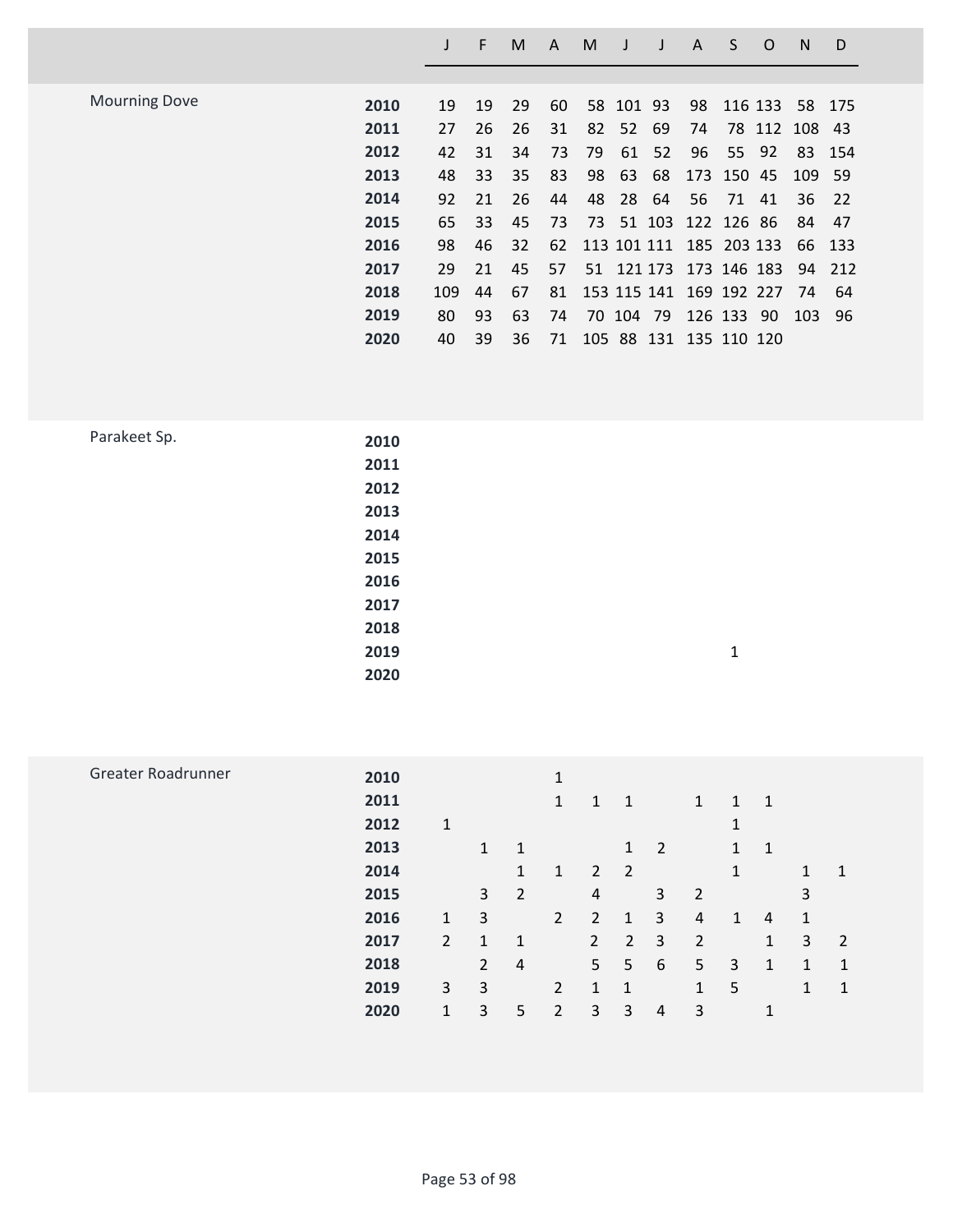| | | J | F | M | A | M | J | J | A | S | O | N | D |
|---|---|---|---|---|---|---|---|---|---|---|---|---|---|
| Mourning Dove | **2010** | 19 | 19 | 29 | 60 | 58 | 101 | 93 | 98 | 116 | 133 | 58 | 175 |
| | **2011** | 27 | 26 | 26 | 31 | 82 | 52 | 69 | 74 | 78 | 112 | 108 | 43 |
| | **2012** | 42 | 31 | 34 | 73 | 79 | 61 | 52 | 96 | 55 | 92 | 83 | 154 |
| | **2013** | 48 | 33 | 35 | 83 | 98 | 63 | 68 | 173 | 150 | 45 | 109 | 59 |
| | **2014** | 92 | 21 | 26 | 44 | 48 | 28 | 64 | 56 | 71 | 41 | 36 | 22 |
| | **2015** | 65 | 33 | 45 | 73 | 73 | 51 | 103 | 122 | 126 | 86 | 84 | 47 |
| | **2016** | 98 | 46 | 32 | 62 | 113 | 101 | 111 | 185 | 203 | 133 | 66 | 133 |
| | **2017** | 29 | 21 | 45 | 57 | 51 | 121 | 173 | 173 | 146 | 183 | 94 | 212 |
| | **2018** | 109 | 44 | 67 | 81 | 153 | 115 | 141 | 169 | 192 | 227 | 74 | 64 |
| | **2019** | 80 | 93 | 63 | 74 | 70 | 104 | 79 | 126 | 133 | 90 | 103 | 96 |
| | **2020** | 40 | 39 | 36 | 71 | 105 | 88 | 131 | 135 | 110 | 120 | | |
| Parakeet Sp. | **2010** | | | | | | | | | | | | |
| | **2011** | | | | | | | | | | | | |
| | **2012** | | | | | | | | | | | | |
| | **2013** | | | | | | | | | | | | |
| | **2014** | | | | | | | | | | | | |
| | **2015** | | | | | | | | | | | | |
| | **2016** | | | | | | | | | | | | |
| | **2017** | | | | | | | | | | | | |
| | **2018** | | | | | | | | | | | | |
| | **2019** | | | | | | | | | 1 | | | |
| | **2020** | | | | | | | | | | | | |
| Greater Roadrunner | **2010** | | | | 1 | | | | | | | | |
| | **2011** | | | | 1 | 1 | 1 | | 1 | 1 | 1 | | |
| | **2012** | 1 | | | | | | | | 1 | | | |
| | **2013** | | 1 | 1 | | | 1 | 2 | | 1 | 1 | | |
| | **2014** | | | 1 | 1 | 2 | 2 | | | 1 | | 1 | 1 |
| | **2015** | | 3 | 2 | | 4 | | 3 | 2 | | | 3 | |
| | **2016** | 1 | 3 | | 2 | 2 | 1 | 3 | 4 | 1 | 4 | 1 | |
| | **2017** | 2 | 1 | 1 | | 2 | 2 | 3 | 2 | | 1 | 3 | 2 |
| | **2018** | | 2 | 4 | | 5 | 5 | 6 | 5 | 3 | 1 | 1 | 1 |
| | **2019** | 3 | 3 | | 2 | 1 | 1 | | 1 | 5 | | 1 | 1 |
| | **2020** | 1 | 3 | 5 | 2 | 3 | 3 | 4 | 3 | | 1 | | |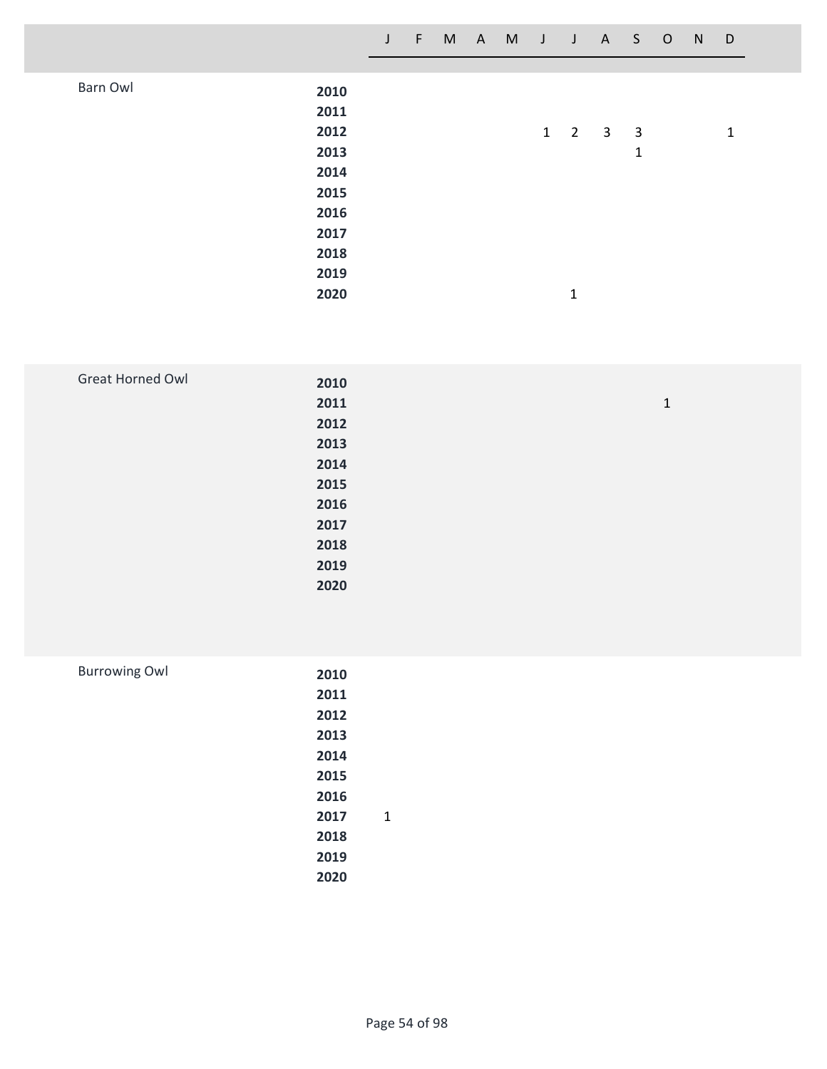| Species | Year | J | F | M | A | M | J | J | A | S | O | N | D |
|---|---|---|---|---|---|---|---|---|---|---|---|---|---|
| Barn Owl | **2010** | | | | | | | | | | | | |
| | **2011** | | | | | | | | | | | | |
| | **2012** | | | | | | 1 | 2 | 3 | 3 | | | 1 |
| | **2013** | | | | | | | | | 1 | | | |
| | **2014** | | | | | | | | | | | | |
| | **2015** | | | | | | | | | | | | |
| | **2016** | | | | | | | | | | | | |
| | **2017** | | | | | | | | | | | | |
| | **2018** | | | | | | | | | | | | |
| | **2019** | | | | | | | | | | | | |
| | **2020** | | | | | | | 1 | | | | | |
| Great Horned Owl | **2010** | | | | | | | | | | | | |
| | **2011** | | | | | | | | | | 1 | | |
| | **2012** | | | | | | | | | | | | |
| | **2013** | | | | | | | | | | | | |
| | **2014** | | | | | | | | | | | | |
| | **2015** | | | | | | | | | | | | |
| | **2016** | | | | | | | | | | | | |
| | **2017** | | | | | | | | | | | | |
| | **2018** | | | | | | | | | | | | |
| | **2019** | | | | | | | | | | | | |
| | **2020** | | | | | | | | | | | | |
| Burrowing Owl | **2010** | | | | | | | | | | | | |
| | **2011** | | | | | | | | | | | | |
| | **2012** | | | | | | | | | | | | |
| | **2013** | | | | | | | | | | | | |
| | **2014** | | | | | | | | | | | | |
| | **2015** | | | | | | | | | | | | |
| | **2016** | | | | | | | | | | | | |
| | **2017** | 1 | | | | | | | | | | | |
| | **2018** | | | | | | | | | | | | |
| | **2019** | | | | | | | | | | | | |
| | **2020** | | | | | | | | | | | | |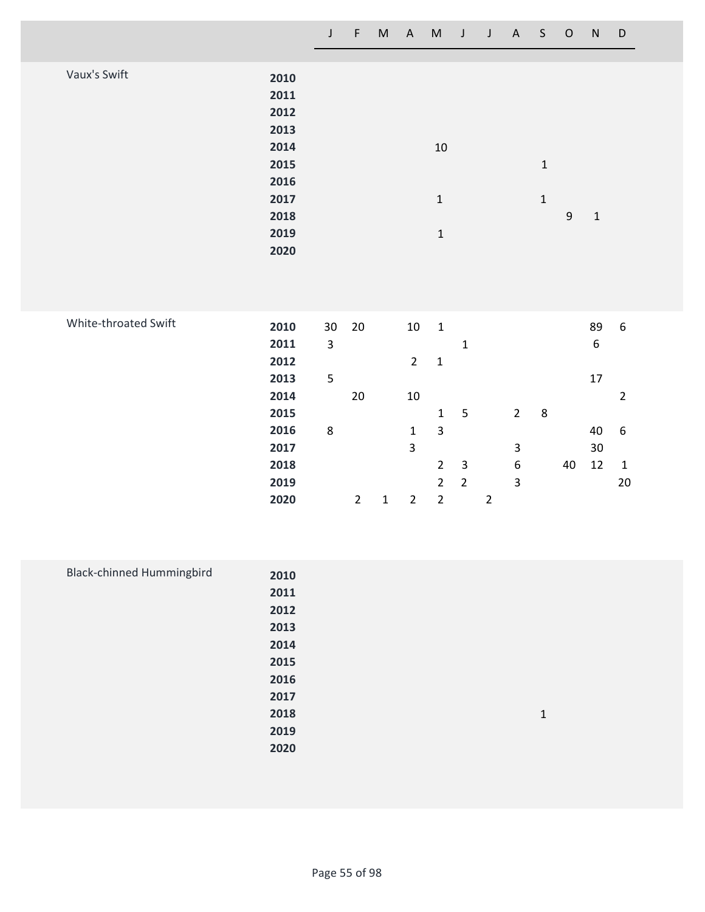| | | J | F | M | A | M | J | J | A | S | O | N | D |
|---|---|---|---|---|---|---|---|---|---|---|---|---|---|
| Vaux's Swift | **2010** | | | | | | | | | | | | |
| | **2011** | | | | | | | | | | | | |
| | **2012** | | | | | | | | | | | | |
| | **2013** | | | | | | | | | | | | |
| | **2014** | | | | | 10 | | | | | | | |
| | **2015** | | | | | | | | | 1 | | | |
| | **2016** | | | | | | | | | | | | |
| | **2017** | | | | | 1 | | | | 1 | | | |
| | **2018** | | | | | | | | | | 9 | 1 | |
| | **2019** | | | | | 1 | | | | | | | |
| | **2020** | | | | | | | | | | | | |
| White-throated Swift | **2010** | 30 | 20 | | 10 | 1 | | | | | | 89 | 6 |
| | **2011** | 3 | | | | | 1 | | | | | 6 | |
| | **2012** | | | | 2 | 1 | | | | | | | |
| | **2013** | 5 | | | | | | | | | | 17 | |
| | **2014** | | 20 | | 10 | | | | | | | | 2 |
| | **2015** | | | | | 1 | 5 | | 2 | 8 | | | |
| | **2016** | 8 | | | 1 | 3 | | | | | | 40 | 6 |
| | **2017** | | | | 3 | | | | 3 | | | 30 | |
| | **2018** | | | | | 2 | 3 | | 6 | | 40 | 12 | 1 |
| | **2019** | | | | | 2 | 2 | | 3 | | | | 20 |
| | **2020** | | 2 | 1 | 2 | 2 | | 2 | | | | | |
| Black-chinned Hummingbird | **2010** | | | | | | | | | | | | |
| | **2011** | | | | | | | | | | | | |
| | **2012** | | | | | | | | | | | | |
| | **2013** | | | | | | | | | | | | |
| | **2014** | | | | | | | | | | | | |
| | **2015** | | | | | | | | | | | | |
| | **2016** | | | | | | | | | | | | |
| | **2017** | | | | | | | | | | | | |
| | **2018** | | | | | | | | | 1 | | | |
| | **2019** | | | | | | | | | | | | |
| | **2020** | | | | | | | | | | | | |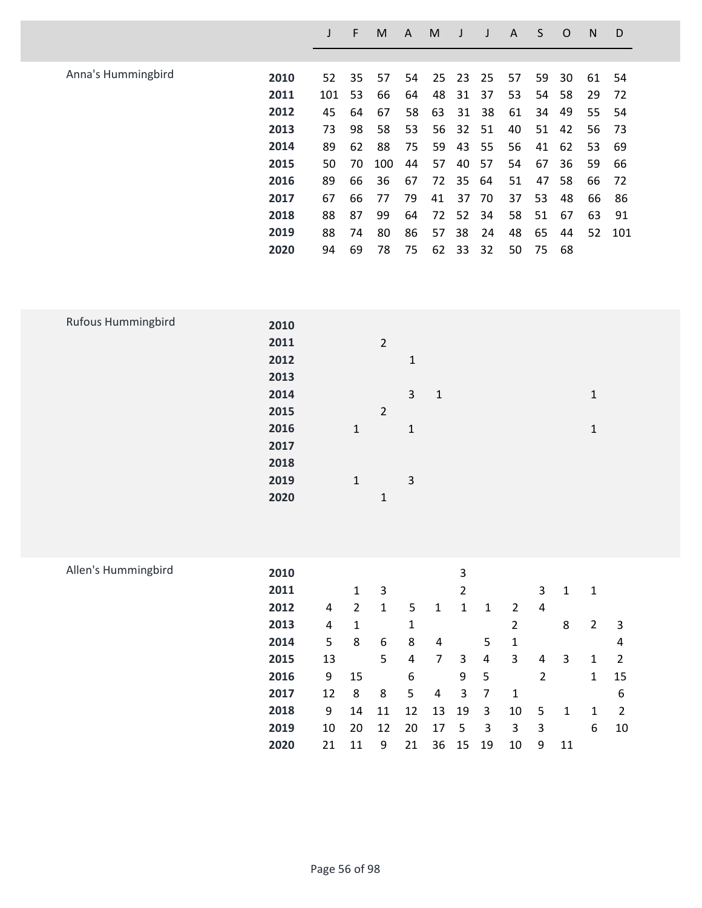| | | J | F | M | A | M | J | J | A | S | O | N | D |
|---|---|---|---|---|---|---|---|---|---|---|---|---|---|
| Anna's Hummingbird | **2010** | 52 | 35 | 57 | 54 | 25 | 23 | 25 | 57 | 59 | 30 | 61 | 54 |
| | **2011** | 101 | 53 | 66 | 64 | 48 | 31 | 37 | 53 | 54 | 58 | 29 | 72 |
| | **2012** | 45 | 64 | 67 | 58 | 63 | 31 | 38 | 61 | 34 | 49 | 55 | 54 |
| | **2013** | 73 | 98 | 58 | 53 | 56 | 32 | 51 | 40 | 51 | 42 | 56 | 73 |
| | **2014** | 89 | 62 | 88 | 75 | 59 | 43 | 55 | 56 | 41 | 62 | 53 | 69 |
| | **2015** | 50 | 70 | 100 | 44 | 57 | 40 | 57 | 54 | 67 | 36 | 59 | 66 |
| | **2016** | 89 | 66 | 36 | 67 | 72 | 35 | 64 | 51 | 47 | 58 | 66 | 72 |
| | **2017** | 67 | 66 | 77 | 79 | 41 | 37 | 70 | 37 | 53 | 48 | 66 | 86 |
| | **2018** | 88 | 87 | 99 | 64 | 72 | 52 | 34 | 58 | 51 | 67 | 63 | 91 |
| | **2019** | 88 | 74 | 80 | 86 | 57 | 38 | 24 | 48 | 65 | 44 | 52 | 101 |
| | **2020** | 94 | 69 | 78 | 75 | 62 | 33 | 32 | 50 | 75 | 68 | | |
| Rufous Hummingbird | **2010** | | | | | | | | | | | | |
| | **2011** | | | 2 | | | | | | | | | |
| | **2012** | | | | 1 | | | | | | | | |
| | **2013** | | | | | | | | | | | | |
| | **2014** | | | | 3 | 1 | | | | | | 1 | |
| | **2015** | | | 2 | | | | | | | | | |
| | **2016** | | 1 | | 1 | | | | | | | 1 | |
| | **2017** | | | | | | | | | | | | |
| | **2018** | | | | | | | | | | | | |
| | **2019** | | 1 | | 3 | | | | | | | | |
| | **2020** | | | 1 | | | | | | | | | |
| Allen's Hummingbird | **2010** | | | | | | 3 | | | | | | |
| | **2011** | | 1 | 3 | | | 2 | | | 3 | 1 | 1 | |
| | **2012** | 4 | 2 | 1 | 5 | 1 | 1 | 1 | 2 | 4 | | | |
| | **2013** | 4 | 1 | | 1 | | | | 2 | | 8 | 2 | 3 |
| | **2014** | 5 | 8 | 6 | 8 | 4 | | 5 | 1 | | | | 4 |
| | **2015** | 13 | | 5 | 4 | 7 | 3 | 4 | 3 | 4 | 3 | 1 | 2 |
| | **2016** | 9 | 15 | | 6 | | 9 | 5 | | 2 | | 1 | 15 |
| | **2017** | 12 | 8 | 8 | 5 | 4 | 3 | 7 | 1 | | | | 6 |
| | **2018** | 9 | 14 | 11 | 12 | 13 | 19 | 3 | 10 | 5 | 1 | 1 | 2 |
| | **2019** | 10 | 20 | 12 | 20 | 17 | 5 | 3 | 3 | 3 | | 6 | 10 |
| | **2020** | 21 | 11 | 9 | 21 | 36 | 15 | 19 | 10 | 9 | 11 | | |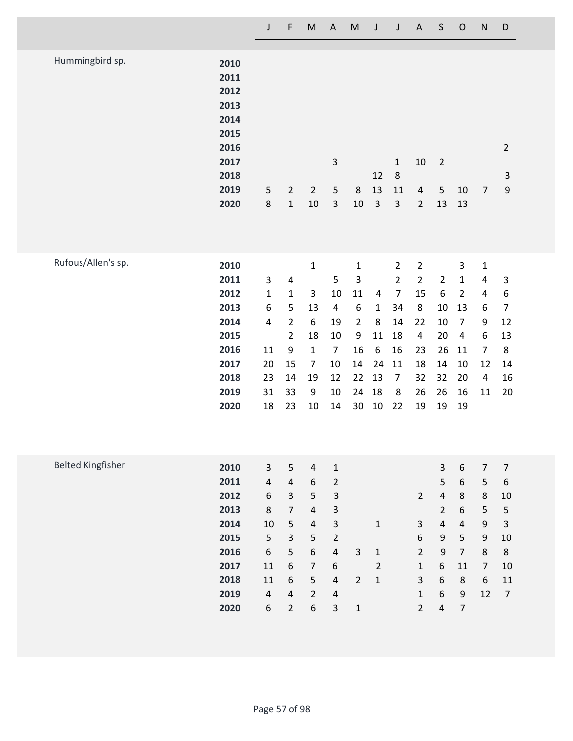| | | J | F | M | A | M | J | J | A | S | O | N | D |
|---|---|---|---|---|---|---|---|---|---|---|---|---|---|
| Hummingbird sp. | **2010** | | | | | | | | | | | | |
| | **2011** | | | | | | | | | | | | |
| | **2012** | | | | | | | | | | | | |
| | **2013** | | | | | | | | | | | | |
| | **2014** | | | | | | | | | | | | |
| | **2015** | | | | | | | | | | | | |
| | **2016** | | | | | | | | | | | | 2 |
| | **2017** | | | | 3 | | | 1 | 10 | 2 | | | |
| | **2018** | | | | | | 12 | 8 | | | | | 3 |
| | **2019** | 5 | 2 | 2 | 5 | 8 | 13 | 11 | 4 | 5 | 10 | 7 | 9 |
| | **2020** | 8 | 1 | 10 | 3 | 10 | 3 | 3 | 2 | 13 | 13 | | |
| Rufous/Allen's sp. | **2010** | | | 1 | | 1 | | 2 | 2 | | 3 | 1 | |
| | **2011** | 3 | 4 | | 5 | 3 | | 2 | 2 | 2 | 1 | 4 | 3 |
| | **2012** | 1 | 1 | 3 | 10 | 11 | 4 | 7 | 15 | 6 | 2 | 4 | 6 |
| | **2013** | 6 | 5 | 13 | 4 | 6 | 1 | 34 | 8 | 10 | 13 | 6 | 7 |
| | **2014** | 4 | 2 | 6 | 19 | 2 | 8 | 14 | 22 | 10 | 7 | 9 | 12 |
| | **2015** | | 2 | 18 | 10 | 9 | 11 | 18 | 4 | 20 | 4 | 6 | 13 |
| | **2016** | 11 | 9 | 1 | 7 | 16 | 6 | 16 | 23 | 26 | 11 | 7 | 8 |
| | **2017** | 20 | 15 | 7 | 10 | 14 | 24 | 11 | 18 | 14 | 10 | 12 | 14 |
| | **2018** | 23 | 14 | 19 | 12 | 22 | 13 | 7 | 32 | 32 | 20 | 4 | 16 |
| | **2019** | 31 | 33 | 9 | 10 | 24 | 18 | 8 | 26 | 26 | 16 | 11 | 20 |
| | **2020** | 18 | 23 | 10 | 14 | 30 | 10 | 22 | 19 | 19 | 19 | | |
| Belted Kingfisher | **2010** | 3 | 5 | 4 | 1 | | | | | 3 | 6 | 7 | 7 |
| | **2011** | 4 | 4 | 6 | 2 | | | | | 5 | 6 | 5 | 6 |
| | **2012** | 6 | 3 | 5 | 3 | | | | 2 | 4 | 8 | 8 | 10 |
| | **2013** | 8 | 7 | 4 | 3 | | | | | 2 | 6 | 5 | 5 |
| | **2014** | 10 | 5 | 4 | 3 | | 1 | | 3 | 4 | 4 | 9 | 3 |
| | **2015** | 5 | 3 | 5 | 2 | | | | 6 | 9 | 5 | 9 | 10 |
| | **2016** | 6 | 5 | 6 | 4 | 3 | 1 | | 2 | 9 | 7 | 8 | 8 |
| | **2017** | 11 | 6 | 7 | 6 | | 2 | | 1 | 6 | 11 | 7 | 10 |
| | **2018** | 11 | 6 | 5 | 4 | 2 | 1 | | 3 | 6 | 8 | 6 | 11 |
| | **2019** | 4 | 4 | 2 | 4 | | | | 1 | 6 | 9 | 12 | 7 |
| | **2020** | 6 | 2 | 6 | 3 | 1 | | | 2 | 4 | 7 | | |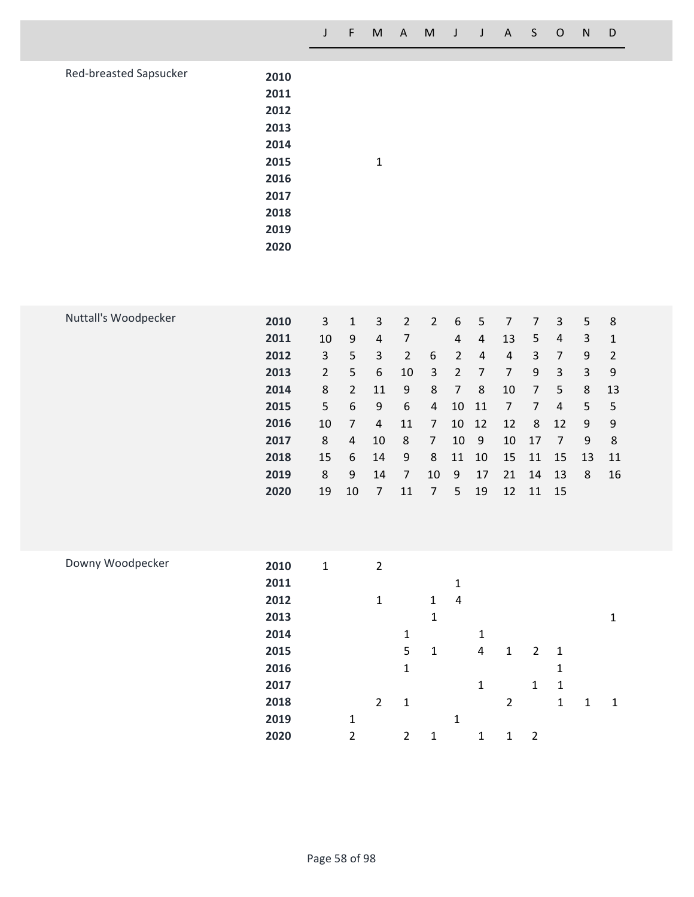| Species | Year | J | F | M | A | M | J | J | A | S | O | N | D |
|---|---|---|---|---|---|---|---|---|---|---|---|---|---|
| Red-breasted Sapsucker | **2010** | | | | | | | | | | | | |
| | **2011** | | | | | | | | | | | | |
| | **2012** | | | | | | | | | | | | |
| | **2013** | | | | | | | | | | | | |
| | **2014** | | | | | | | | | | | | |
| | **2015** | | | 1 | | | | | | | | | |
| | **2016** | | | | | | | | | | | | |
| | **2017** | | | | | | | | | | | | |
| | **2018** | | | | | | | | | | | | |
| | **2019** | | | | | | | | | | | | |
| | **2020** | | | | | | | | | | | | |
| Nuttall's Woodpecker | **2010** | 3 | 1 | 3 | 2 | 2 | 6 | 5 | 7 | 7 | 3 | 5 | 8 |
| | **2011** | 10 | 9 | 4 | 7 | | 4 | 4 | 13 | 5 | 4 | 3 | 1 |
| | **2012** | 3 | 5 | 3 | 2 | 6 | 2 | 4 | 4 | 3 | 7 | 9 | 2 |
| | **2013** | 2 | 5 | 6 | 10 | 3 | 2 | 7 | 7 | 9 | 3 | 3 | 9 |
| | **2014** | 8 | 2 | 11 | 9 | 8 | 7 | 8 | 10 | 7 | 5 | 8 | 13 |
| | **2015** | 5 | 6 | 9 | 6 | 4 | 10 | 11 | 7 | 7 | 4 | 5 | 5 |
| | **2016** | 10 | 7 | 4 | 11 | 7 | 10 | 12 | 12 | 8 | 12 | 9 | 9 |
| | **2017** | 8 | 4 | 10 | 8 | 7 | 10 | 9 | 10 | 17 | 7 | 9 | 8 |
| | **2018** | 15 | 6 | 14 | 9 | 8 | 11 | 10 | 15 | 11 | 15 | 13 | 11 |
| | **2019** | 8 | 9 | 14 | 7 | 10 | 9 | 17 | 21 | 14 | 13 | 8 | 16 |
| | **2020** | 19 | 10 | 7 | 11 | 7 | 5 | 19 | 12 | 11 | 15 | | |
| Downy Woodpecker | **2010** | 1 | | 2 | | | | | | | | | |
| | **2011** | | | | | | 1 | | | | | | |
| | **2012** | | | 1 | | 1 | 4 | | | | | | |
| | **2013** | | | | | 1 | | | | | | | 1 |
| | **2014** | | | | 1 | | | 1 | | | | | |
| | **2015** | | | | 5 | 1 | | 4 | 1 | 2 | 1 | | |
| | **2016** | | | | 1 | | | | | | 1 | | |
| | **2017** | | | | | | | 1 | | 1 | 1 | | |
| | **2018** | | | 2 | 1 | | | | 2 | | 1 | 1 | 1 |
| | **2019** | | 1 | | | | 1 | | | | | | |
| | **2020** | | 2 | | 2 | 1 | | 1 | 1 | 2 | | | |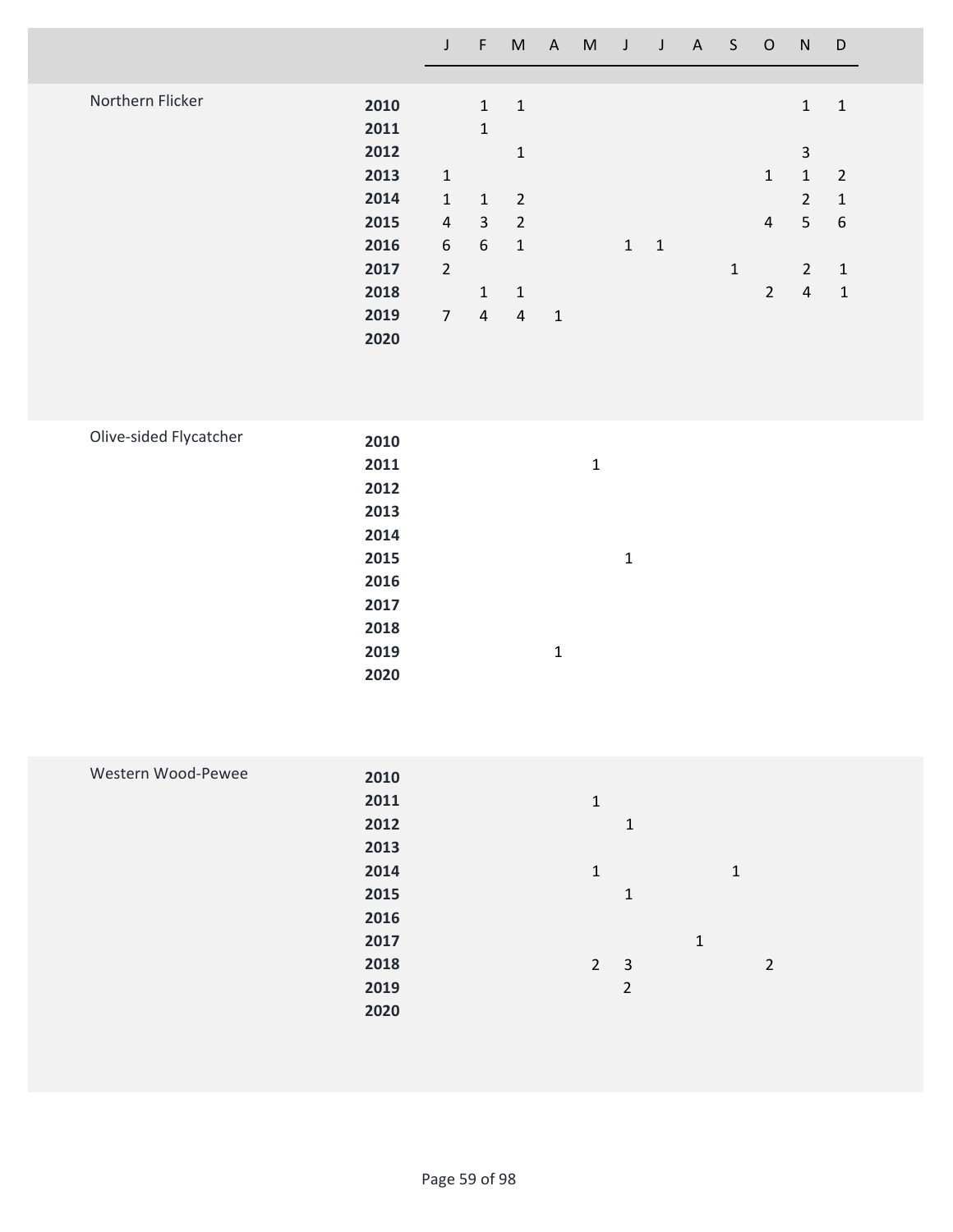| | | J | F | M | A | M | J | J | A | S | O | N | D |
|---|---|---|---|---|---|---|---|---|---|---|---|---|---|
| Northern Flicker | **2010** | | 1 | 1 | | | | | | | | 1 | 1 |
| | **2011** | | 1 | | | | | | | | | | |
| | **2012** | | | 1 | | | | | | | | 3 | |
| | **2013** | 1 | | | | | | | | | 1 | 1 | 2 |
| | **2014** | 1 | 1 | 2 | | | | | | | | 2 | 1 |
| | **2015** | 4 | 3 | 2 | | | | | | | 4 | 5 | 6 |
| | **2016** | 6 | 6 | 1 | | | 1 | 1 | | | | | |
| | **2017** | 2 | | | | | | | | 1 | | 2 | 1 |
| | **2018** | | 1 | 1 | | | | | | | 2 | 4 | 1 |
| | **2019** | 7 | 4 | 4 | 1 | | | | | | | | |
| | **2020** | | | | | | | | | | | | |
| Olive-sided Flycatcher | **2010** | | | | | | | | | | | | |
| | **2011** | | | | | 1 | | | | | | | |
| | **2012** | | | | | | | | | | | | |
| | **2013** | | | | | | | | | | | | |
| | **2014** | | | | | | | | | | | | |
| | **2015** | | | | | | 1 | | | | | | |
| | **2016** | | | | | | | | | | | | |
| | **2017** | | | | | | | | | | | | |
| | **2018** | | | | | | | | | | | | |
| | **2019** | | | | 1 | | | | | | | | |
| | **2020** | | | | | | | | | | | | |
| Western Wood-Pewee | **2010** | | | | | | | | | | | | |
| | **2011** | | | | | 1 | | | | | | | |
| | **2012** | | | | | | 1 | | | | | | |
| | **2013** | | | | | | | | | | | | |
| | **2014** | | | | | 1 | | | | 1 | | | |
| | **2015** | | | | | | 1 | | | | | | |
| | **2016** | | | | | | | | | | | | |
| | **2017** | | | | | | | | 1 | | | | |
| | **2018** | | | | | 2 | 3 | | | | 2 | | |
| | **2019** | | | | | | 2 | | | | | | |
| | **2020** | | | | | | | | | | | | |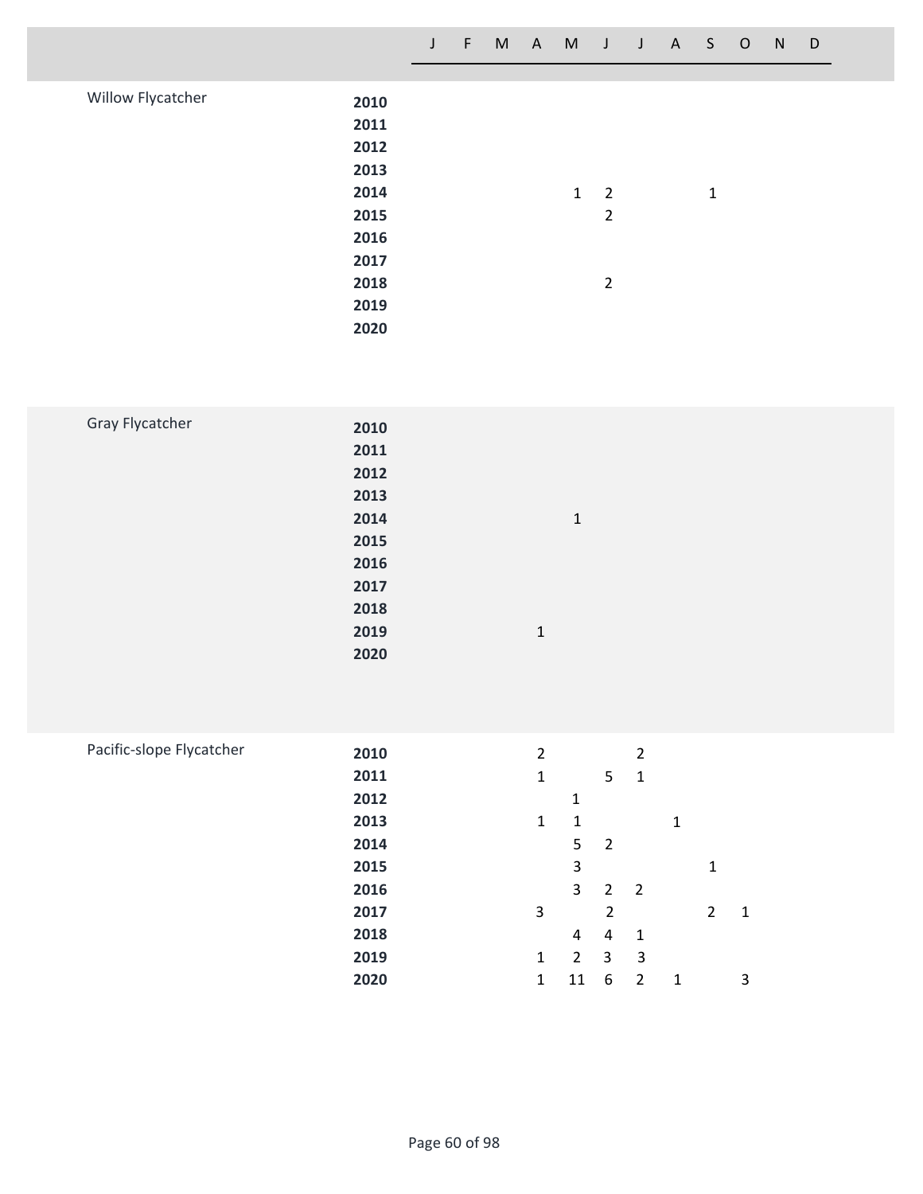| Species | Year | J | F | M | A | M | J | J | A | S | O | N | D |
|---|---|---|---|---|---|---|---|---|---|---|---|---|---|
| Willow Flycatcher | **2010** | | | | | | | | | | | | |
| | **2011** | | | | | | | | | | | | |
| | **2012** | | | | | | | | | | | | |
| | **2013** | | | | | | | | | | | | |
| | **2014** | | | | | 1 | 2 | | | 1 | | | |
| | **2015** | | | | | | 2 | | | | | | |
| | **2016** | | | | | | | | | | | | |
| | **2017** | | | | | | | | | | | | |
| | **2018** | | | | | | 2 | | | | | | |
| | **2019** | | | | | | | | | | | | |
| | **2020** | | | | | | | | | | | | |
| Gray Flycatcher | **2010** | | | | | | | | | | | | |
| | **2011** | | | | | | | | | | | | |
| | **2012** | | | | | | | | | | | | |
| | **2013** | | | | | | | | | | | | |
| | **2014** | | | | | 1 | | | | | | | |
| | **2015** | | | | | | | | | | | | |
| | **2016** | | | | | | | | | | | | |
| | **2017** | | | | | | | | | | | | |
| | **2018** | | | | | | | | | | | | |
| | **2019** | | | | 1 | | | | | | | | |
| | **2020** | | | | | | | | | | | | |
| Pacific-slope Flycatcher | **2010** | | | | 2 | | | 2 | | | | | |
| | **2011** | | | | 1 | | 5 | 1 | | | | | |
| | **2012** | | | | | 1 | | | | | | | |
| | **2013** | | | | 1 | 1 | | | 1 | | | | |
| | **2014** | | | | | 5 | 2 | | | | | | |
| | **2015** | | | | | 3 | | | | 1 | | | |
| | **2016** | | | | | 3 | 2 | 2 | | | | | |
| | **2017** | | | | 3 | | 2 | | | 2 | 1 | | |
| | **2018** | | | | | 4 | 4 | 1 | | | | | |
| | **2019** | | | | 1 | 2 | 3 | 3 | | | | | |
| | **2020** | | | | 1 | 11 | 6 | 2 | 1 | | 3 | | |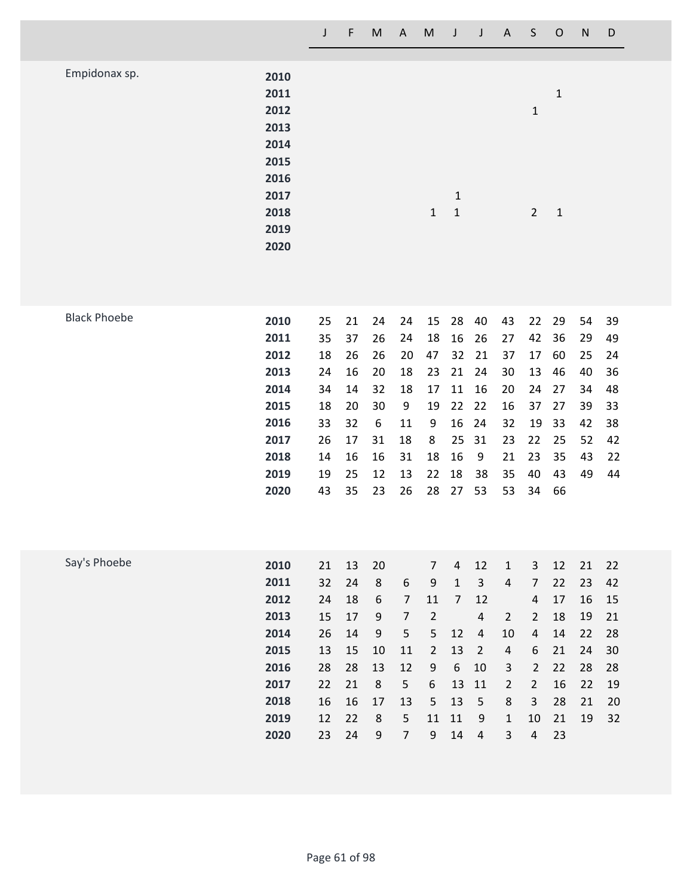| | | J | F | M | A | M | J | J | A | S | O | N | D |
|---|---|---|---|---|---|---|---|---|---|---|---|---|---|
| Empidonax sp. | **2010** | | | | | | | | | | | | |
| | **2011** | | | | | | | | | | 1 | | |
| | **2012** | | | | | | | | | 1 | | | |
| | **2013** | | | | | | | | | | | | |
| | **2014** | | | | | | | | | | | | |
| | **2015** | | | | | | | | | | | | |
| | **2016** | | | | | | | | | | | | |
| | **2017** | | | | | | 1 | | | | | | |
| | **2018** | | | | | 1 | 1 | | | 2 | 1 | | |
| | **2019** | | | | | | | | | | | | |
| | **2020** | | | | | | | | | | | | |
| Black Phoebe | **2010** | 25 | 21 | 24 | 24 | 15 | 28 | 40 | 43 | 22 | 29 | 54 | 39 |
| | **2011** | 35 | 37 | 26 | 24 | 18 | 16 | 26 | 27 | 42 | 36 | 29 | 49 |
| | **2012** | 18 | 26 | 26 | 20 | 47 | 32 | 21 | 37 | 17 | 60 | 25 | 24 |
| | **2013** | 24 | 16 | 20 | 18 | 23 | 21 | 24 | 30 | 13 | 46 | 40 | 36 |
| | **2014** | 34 | 14 | 32 | 18 | 17 | 11 | 16 | 20 | 24 | 27 | 34 | 48 |
| | **2015** | 18 | 20 | 30 | 9 | 19 | 22 | 22 | 16 | 37 | 27 | 39 | 33 |
| | **2016** | 33 | 32 | 6 | 11 | 9 | 16 | 24 | 32 | 19 | 33 | 42 | 38 |
| | **2017** | 26 | 17 | 31 | 18 | 8 | 25 | 31 | 23 | 22 | 25 | 52 | 42 |
| | **2018** | 14 | 16 | 16 | 31 | 18 | 16 | 9 | 21 | 23 | 35 | 43 | 22 |
| | **2019** | 19 | 25 | 12 | 13 | 22 | 18 | 38 | 35 | 40 | 43 | 49 | 44 |
| | **2020** | 43 | 35 | 23 | 26 | 28 | 27 | 53 | 53 | 34 | 66 | | |
| Say's Phoebe | **2010** | 21 | 13 | 20 | | 7 | 4 | 12 | 1 | 3 | 12 | 21 | 22 |
| | **2011** | 32 | 24 | 8 | 6 | 9 | 1 | 3 | 4 | 7 | 22 | 23 | 42 |
| | **2012** | 24 | 18 | 6 | 7 | 11 | 7 | 12 | | 4 | 17 | 16 | 15 |
| | **2013** | 15 | 17 | 9 | 7 | 2 | | 4 | 2 | 2 | 18 | 19 | 21 |
| | **2014** | 26 | 14 | 9 | 5 | 5 | 12 | 4 | 10 | 4 | 14 | 22 | 28 |
| | **2015** | 13 | 15 | 10 | 11 | 2 | 13 | 2 | 4 | 6 | 21 | 24 | 30 |
| | **2016** | 28 | 28 | 13 | 12 | 9 | 6 | 10 | 3 | 2 | 22 | 28 | 28 |
| | **2017** | 22 | 21 | 8 | 5 | 6 | 13 | 11 | 2 | 2 | 16 | 22 | 19 |
| | **2018** | 16 | 16 | 17 | 13 | 5 | 13 | 5 | 8 | 3 | 28 | 21 | 20 |
| | **2019** | 12 | 22 | 8 | 5 | 11 | 11 | 9 | 1 | 10 | 21 | 19 | 32 |
| | **2020** | 23 | 24 | 9 | 7 | 9 | 14 | 4 | 3 | 4 | 23 | | |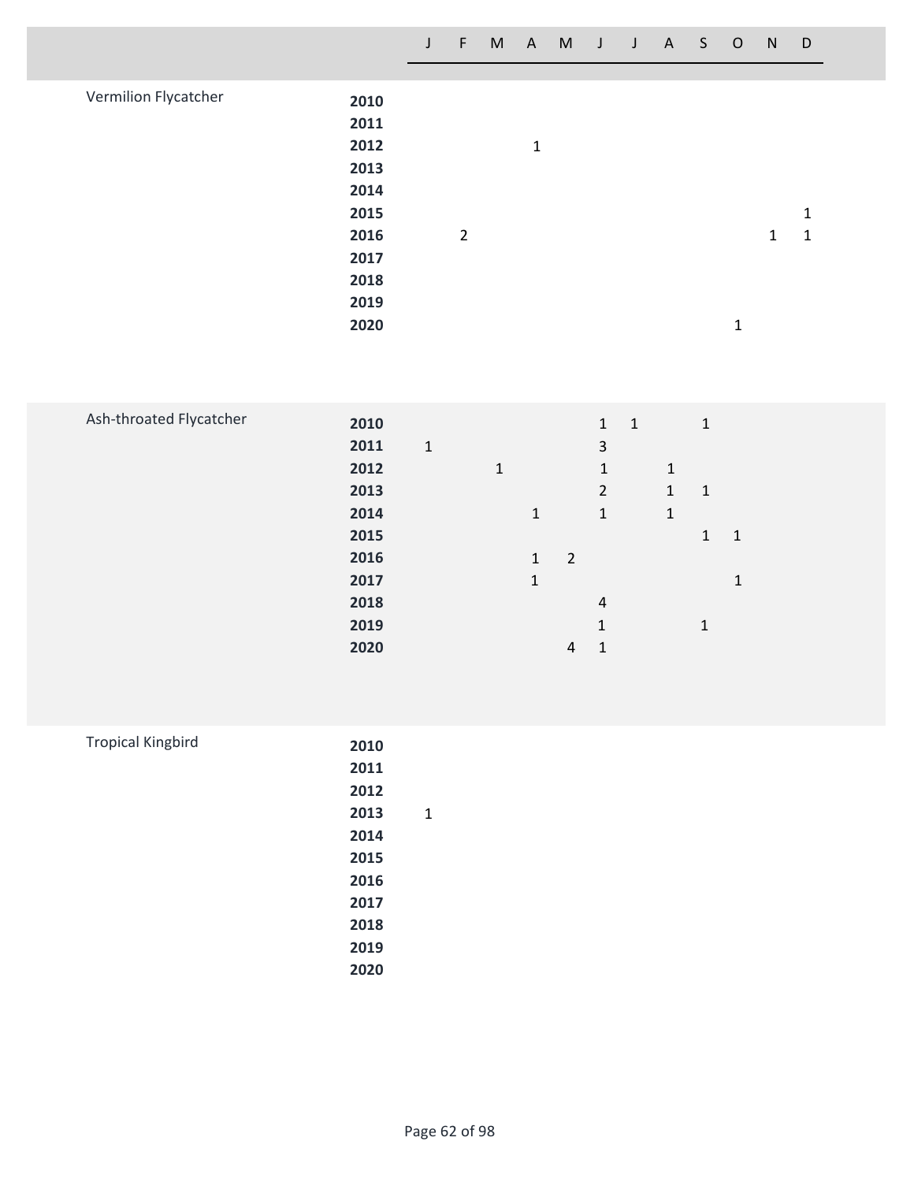| | | J | F | M | A | M | J | J | A | S | O | N | D |
|---|---|---|---|---|---|---|---|---|---|---|---|---|---|
| Vermilion Flycatcher | **2010** | | | | | | | | | | | | |
| | **2011** | | | | | | | | | | | | |
| | **2012** | | | | 1 | | | | | | | | |
| | **2013** | | | | | | | | | | | | |
| | **2014** | | | | | | | | | | | | |
| | **2015** | | | | | | | | | | | | 1 |
| | **2016** | | 2 | | | | | | | | | 1 | 1 |
| | **2017** | | | | | | | | | | | | |
| | **2018** | | | | | | | | | | | | |
| | **2019** | | | | | | | | | | | | |
| | **2020** | | | | | | | | | | 1 | | |
| Ash-throated Flycatcher | **2010** | | | | | | 1 | 1 | | 1 | | | |
| | **2011** | 1 | | | | | 3 | | | | | | |
| | **2012** | | | 1 | | | 1 | | 1 | | | | |
| | **2013** | | | | | | 2 | | 1 | 1 | | | |
| | **2014** | | | | 1 | | 1 | | 1 | | | | |
| | **2015** | | | | | | | | | 1 | 1 | | |
| | **2016** | | | | 1 | 2 | | | | | | | |
| | **2017** | | | | 1 | | | | | | 1 | | |
| | **2018** | | | | | | 4 | | | | | | |
| | **2019** | | | | | | 1 | | | 1 | | | |
| | **2020** | | | | | 4 | 1 | | | | | | |
| Tropical Kingbird | **2010** | | | | | | | | | | | | |
| | **2011** | | | | | | | | | | | | |
| | **2012** | | | | | | | | | | | | |
| | **2013** | 1 | | | | | | | | | | | |
| | **2014** | | | | | | | | | | | | |
| | **2015** | | | | | | | | | | | | |
| | **2016** | | | | | | | | | | | | |
| | **2017** | | | | | | | | | | | | |
| | **2018** | | | | | | | | | | | | |
| | **2019** | | | | | | | | | | | | |
| | **2020** | | | | | | | | | | | | |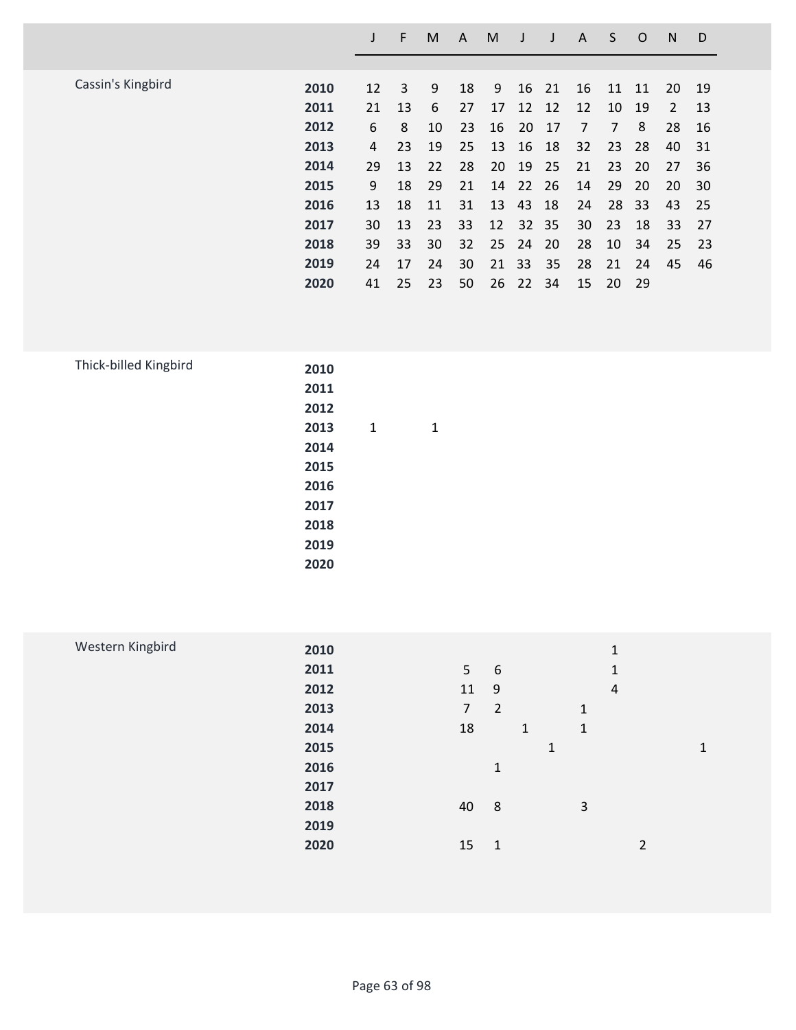## Cassin's Kingbird

| Year | J | F | M | A | M | J | J | A | S | O | N | D |
|---|---|---|---|---|---|---|---|---|---|---|---|---|
| **2010** | 12 | 3 | 9 | 18 | 9 | 16 | 21 | 16 | 11 | 11 | 20 | 19 |
| **2011** | 21 | 13 | 6 | 27 | 17 | 12 | 12 | 12 | 10 | 19 | 2 | 13 |
| **2012** | 6 | 8 | 10 | 23 | 16 | 20 | 17 | 7 | 7 | 8 | 28 | 16 |
| **2013** | 4 | 23 | 19 | 25 | 13 | 16 | 18 | 32 | 23 | 28 | 40 | 31 |
| **2014** | 29 | 13 | 22 | 28 | 20 | 19 | 25 | 21 | 23 | 20 | 27 | 36 |
| **2015** | 9 | 18 | 29 | 21 | 14 | 22 | 26 | 14 | 29 | 20 | 20 | 30 |
| **2016** | 13 | 18 | 11 | 31 | 13 | 43 | 18 | 24 | 28 | 33 | 43 | 25 |
| **2017** | 30 | 13 | 23 | 33 | 12 | 32 | 35 | 30 | 23 | 18 | 33 | 27 |
| **2018** | 39 | 33 | 30 | 32 | 25 | 24 | 20 | 28 | 10 | 34 | 25 | 23 |
| **2019** | 24 | 17 | 24 | 30 | 21 | 33 | 35 | 28 | 21 | 24 | 45 | 46 |
| **2020** | 41 | 25 | 23 | 50 | 26 | 22 | 34 | 15 | 20 | 29 | | |

## Thick-billed Kingbird

| Year | J | F | M | A | M | J | J | A | S | O | N | D |
|---|---|---|---|---|---|---|---|---|---|---|---|---|
| **2010** | | | | | | | | | | | | |
| **2011** | | | | | | | | | | | | |
| **2012** | | | | | | | | | | | | |
| **2013** | 1 | | 1 | | | | | | | | | |
| **2014** | | | | | | | | | | | | |
| **2015** | | | | | | | | | | | | |
| **2016** | | | | | | | | | | | | |
| **2017** | | | | | | | | | | | | |
| **2018** | | | | | | | | | | | | |
| **2019** | | | | | | | | | | | | |
| **2020** | | | | | | | | | | | | |

## Western Kingbird

| Year | J | F | M | A | M | J | J | A | S | O | N | D |
|---|---|---|---|---|---|---|---|---|---|---|---|---|
| **2010** | | | | | | | | | 1 | | | |
| **2011** | | | | 5 | 6 | | | | 1 | | | |
| **2012** | | | | 11 | 9 | | | | 4 | | | |
| **2013** | | | | 7 | 2 | | | 1 | | | | |
| **2014** | | | | 18 | | 1 | | 1 | | | | |
| **2015** | | | | | | | 1 | | | | | 1 |
| **2016** | | | | | 1 | | | | | | | |
| **2017** | | | | | | | | | | | | |
| **2018** | | | | 40 | 8 | | | 3 | | | | |
| **2019** | | | | | | | | | | | | |
| **2020** | | | | 15 | 1 | | | | | 2 | | |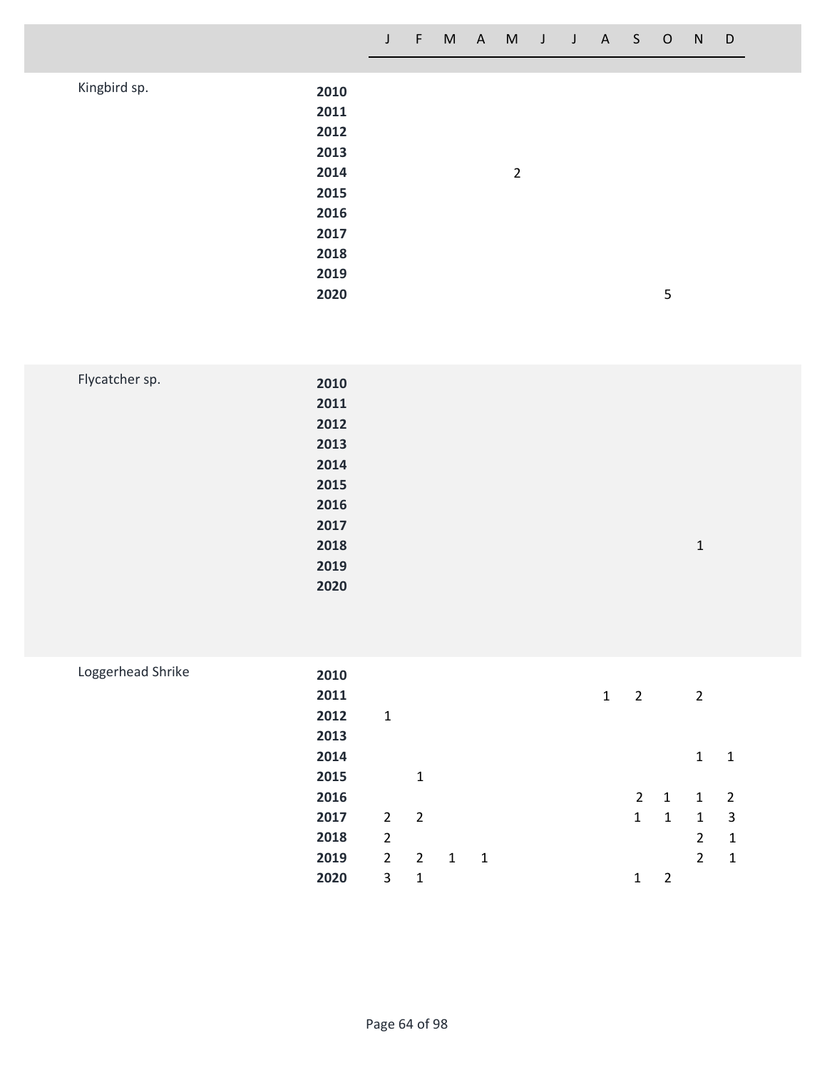| Species | Year | J | F | M | A | M | J | J | A | S | O | N | D |
|---|---|---|---|---|---|---|---|---|---|---|---|---|---|
| Kingbird sp. | **2010** | | | | | | | | | | | | |
| | **2011** | | | | | | | | | | | | |
| | **2012** | | | | | | | | | | | | |
| | **2013** | | | | | | | | | | | | |
| | **2014** | | | | | 2 | | | | | | | |
| | **2015** | | | | | | | | | | | | |
| | **2016** | | | | | | | | | | | | |
| | **2017** | | | | | | | | | | | | |
| | **2018** | | | | | | | | | | | | |
| | **2019** | | | | | | | | | | | | |
| | **2020** | | | | | | | | | | 5 | | |
| Flycatcher sp. | **2010** | | | | | | | | | | | | |
| | **2011** | | | | | | | | | | | | |
| | **2012** | | | | | | | | | | | | |
| | **2013** | | | | | | | | | | | | |
| | **2014** | | | | | | | | | | | | |
| | **2015** | | | | | | | | | | | | |
| | **2016** | | | | | | | | | | | | |
| | **2017** | | | | | | | | | | | | |
| | **2018** | | | | | | | | | | | 1 | |
| | **2019** | | | | | | | | | | | | |
| | **2020** | | | | | | | | | | | | |
| Loggerhead Shrike | **2010** | | | | | | | | | | | | |
| | **2011** | | | | | | | | 1 | 2 | | 2 | |
| | **2012** | 1 | | | | | | | | | | | |
| | **2013** | | | | | | | | | | | | |
| | **2014** | | | | | | | | | | | 1 | 1 |
| | **2015** | | 1 | | | | | | | | | | |
| | **2016** | | | | | | | | | 2 | 1 | 1 | 2 |
| | **2017** | 2 | 2 | | | | | | | 1 | 1 | 1 | 3 |
| | **2018** | 2 | | | | | | | | | | 2 | 1 |
| | **2019** | 2 | 2 | 1 | 1 | | | | | | | 2 | 1 |
| | **2020** | 3 | 1 | | | | | | | 1 | 2 | | |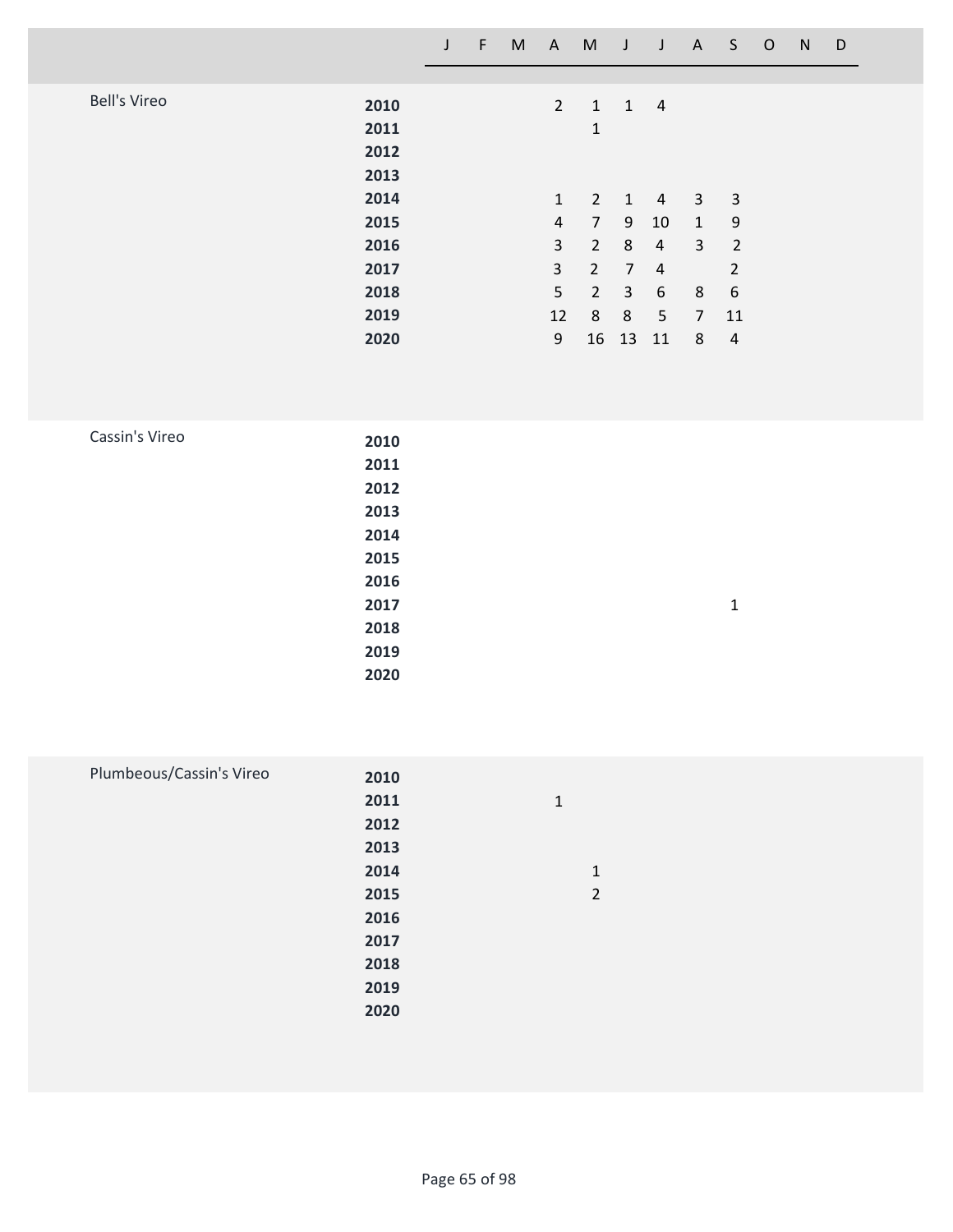| Species | Year | J | F | M | A | M | J | J | A | S | O | N | D |
|---|---|---|---|---|---|---|---|---|---|---|---|---|---|
| Bell's Vireo | **2010** | | | | 2 | 1 | 1 | 4 | | | | | |
| | **2011** | | | | | 1 | | | | | | | |
| | **2012** | | | | | | | | | | | | |
| | **2013** | | | | | | | | | | | | |
| | **2014** | | | | 1 | 2 | 1 | 4 | 3 | 3 | | | |
| | **2015** | | | | 4 | 7 | 9 | 10 | 1 | 9 | | | |
| | **2016** | | | | 3 | 2 | 8 | 4 | 3 | 2 | | | |
| | **2017** | | | | 3 | 2 | 7 | 4 | | 2 | | | |
| | **2018** | | | | 5 | 2 | 3 | 6 | 8 | 6 | | | |
| | **2019** | | | | 12 | 8 | 8 | 5 | 7 | 11 | | | |
| | **2020** | | | | 9 | 16 | 13 | 11 | 8 | 4 | | | |
| Cassin's Vireo | **2010** | | | | | | | | | | | | |
| | **2011** | | | | | | | | | | | | |
| | **2012** | | | | | | | | | | | | |
| | **2013** | | | | | | | | | | | | |
| | **2014** | | | | | | | | | | | | |
| | **2015** | | | | | | | | | | | | |
| | **2016** | | | | | | | | | | | | |
| | **2017** | | | | | | | | | 1 | | | |
| | **2018** | | | | | | | | | | | | |
| | **2019** | | | | | | | | | | | | |
| | **2020** | | | | | | | | | | | | |
| Plumbeous/Cassin's Vireo | **2010** | | | | | | | | | | | | |
| | **2011** | | | | 1 | | | | | | | | |
| | **2012** | | | | | | | | | | | | |
| | **2013** | | | | | | | | | | | | |
| | **2014** | | | | | 1 | | | | | | | |
| | **2015** | | | | | 2 | | | | | | | |
| | **2016** | | | | | | | | | | | | |
| | **2017** | | | | | | | | | | | | |
| | **2018** | | | | | | | | | | | | |
| | **2019** | | | | | | | | | | | | |
| | **2020** | | | | | | | | | | | | |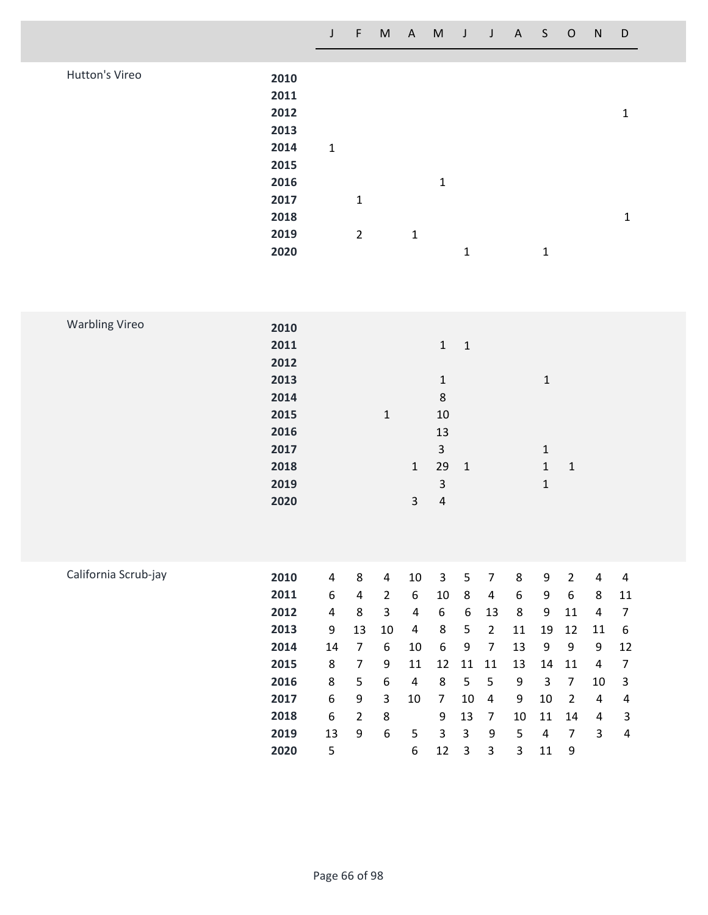| Species | Year | J | F | M | A | M | J | J | A | S | O | N | D |
|---|---|---|---|---|---|---|---|---|---|---|---|---|---|
| Hutton's Vireo | **2010** | | | | | | | | | | | | |
| | **2011** | | | | | | | | | | | | |
| | **2012** | | | | | | | | | | | | 1 |
| | **2013** | | | | | | | | | | | | |
| | **2014** | 1 | | | | | | | | | | | |
| | **2015** | | | | | | | | | | | | |
| | **2016** | | | | | 1 | | | | | | | |
| | **2017** | | 1 | | | | | | | | | | |
| | **2018** | | | | | | | | | | | | 1 |
| | **2019** | | 2 | | 1 | | | | | | | | |
| | **2020** | | | | | | 1 | | | 1 | | | |
| Warbling Vireo | **2010** | | | | | | | | | | | | |
| | **2011** | | | | | 1 | 1 | | | | | | |
| | **2012** | | | | | | | | | | | | |
| | **2013** | | | | | 1 | | | | 1 | | | |
| | **2014** | | | | | 8 | | | | | | | |
| | **2015** | | | 1 | | 10 | | | | | | | |
| | **2016** | | | | | 13 | | | | | | | |
| | **2017** | | | | | 3 | | | | 1 | | | |
| | **2018** | | | | 1 | 29 | 1 | | | 1 | 1 | | |
| | **2019** | | | | | 3 | | | | 1 | | | |
| | **2020** | | | | 3 | 4 | | | | | | | |
| California Scrub-jay | **2010** | 4 | 8 | 4 | 10 | 3 | 5 | 7 | 8 | 9 | 2 | 4 | 4 |
| | **2011** | 6 | 4 | 2 | 6 | 10 | 8 | 4 | 6 | 9 | 6 | 8 | 11 |
| | **2012** | 4 | 8 | 3 | 4 | 6 | 6 | 13 | 8 | 9 | 11 | 4 | 7 |
| | **2013** | 9 | 13 | 10 | 4 | 8 | 5 | 2 | 11 | 19 | 12 | 11 | 6 |
| | **2014** | 14 | 7 | 6 | 10 | 6 | 9 | 7 | 13 | 9 | 9 | 9 | 12 |
| | **2015** | 8 | 7 | 9 | 11 | 12 | 11 | 11 | 13 | 14 | 11 | 4 | 7 |
| | **2016** | 8 | 5 | 6 | 4 | 8 | 5 | 5 | 9 | 3 | 7 | 10 | 3 |
| | **2017** | 6 | 9 | 3 | 10 | 7 | 10 | 4 | 9 | 10 | 2 | 4 | 4 |
| | **2018** | 6 | 2 | 8 | | 9 | 13 | 7 | 10 | 11 | 14 | 4 | 3 |
| | **2019** | 13 | 9 | 6 | 5 | 3 | 3 | 9 | 5 | 4 | 7 | 3 | 4 |
| | **2020** | 5 | | | 6 | 12 | 3 | 3 | 3 | 11 | 9 | | |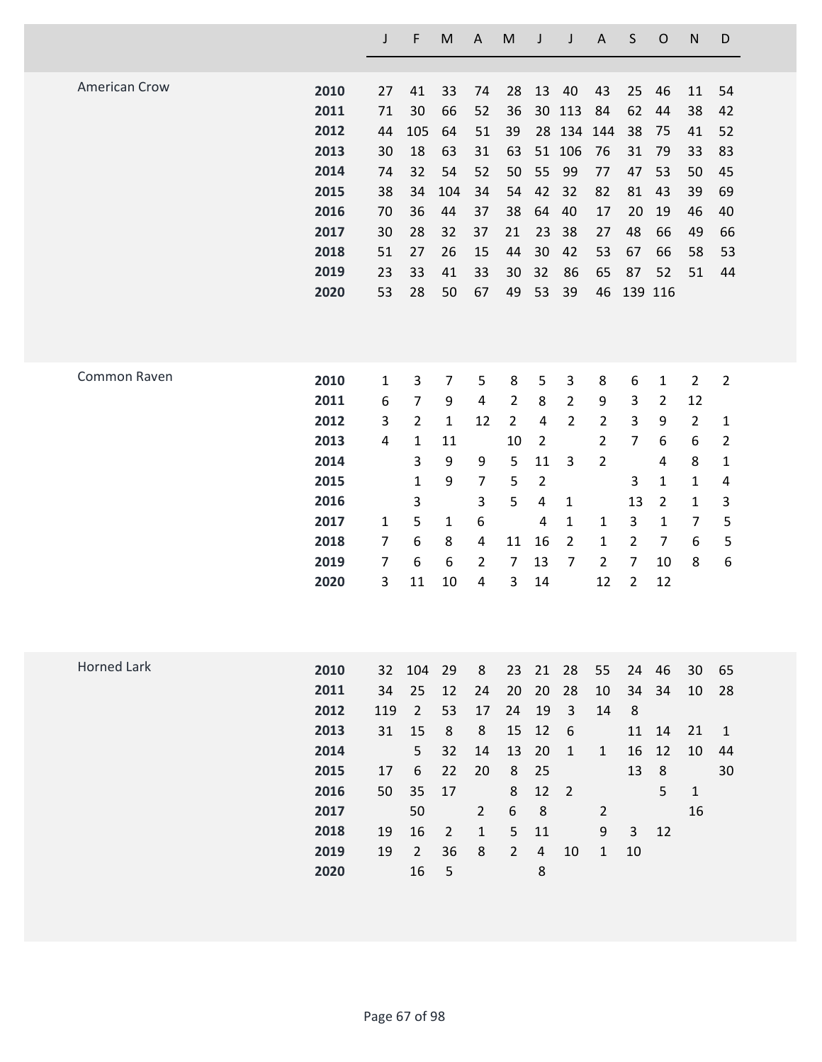| | | J | F | M | A | M | J | J | A | S | O | N | D |
|---|---|---|---|---|---|---|---|---|---|---|---|---|---|
| American Crow | **2010** | 27 | 41 | 33 | 74 | 28 | 13 | 40 | 43 | 25 | 46 | 11 | 54 |
| | **2011** | 71 | 30 | 66 | 52 | 36 | 30 | 113 | 84 | 62 | 44 | 38 | 42 |
| | **2012** | 44 | 105 | 64 | 51 | 39 | 28 | 134 | 144 | 38 | 75 | 41 | 52 |
| | **2013** | 30 | 18 | 63 | 31 | 63 | 51 | 106 | 76 | 31 | 79 | 33 | 83 |
| | **2014** | 74 | 32 | 54 | 52 | 50 | 55 | 99 | 77 | 47 | 53 | 50 | 45 |
| | **2015** | 38 | 34 | 104 | 34 | 54 | 42 | 32 | 82 | 81 | 43 | 39 | 69 |
| | **2016** | 70 | 36 | 44 | 37 | 38 | 64 | 40 | 17 | 20 | 19 | 46 | 40 |
| | **2017** | 30 | 28 | 32 | 37 | 21 | 23 | 38 | 27 | 48 | 66 | 49 | 66 |
| | **2018** | 51 | 27 | 26 | 15 | 44 | 30 | 42 | 53 | 67 | 66 | 58 | 53 |
| | **2019** | 23 | 33 | 41 | 33 | 30 | 32 | 86 | 65 | 87 | 52 | 51 | 44 |
| | **2020** | 53 | 28 | 50 | 67 | 49 | 53 | 39 | 46 | 139 | 116 | | |
| Common Raven | **2010** | 1 | 3 | 7 | 5 | 8 | 5 | 3 | 8 | 6 | 1 | 2 | 2 |
| | **2011** | 6 | 7 | 9 | 4 | 2 | 8 | 2 | 9 | 3 | 2 | 12 | |
| | **2012** | 3 | 2 | 1 | 12 | 2 | 4 | 2 | 2 | 3 | 9 | 2 | 1 |
| | **2013** | 4 | 1 | 11 | | 10 | 2 | | 2 | 7 | 6 | 6 | 2 |
| | **2014** | | 3 | 9 | 9 | 5 | 11 | 3 | 2 | | 4 | 8 | 1 |
| | **2015** | | 1 | 9 | 7 | 5 | 2 | | | 3 | 1 | 1 | 4 |
| | **2016** | | 3 | | 3 | 5 | 4 | 1 | | 13 | 2 | 1 | 3 |
| | **2017** | 1 | 5 | 1 | 6 | | 4 | 1 | 1 | 3 | 1 | 7 | 5 |
| | **2018** | 7 | 6 | 8 | 4 | 11 | 16 | 2 | 1 | 2 | 7 | 6 | 5 |
| | **2019** | 7 | 6 | 6 | 2 | 7 | 13 | 7 | 2 | 7 | 10 | 8 | 6 |
| | **2020** | 3 | 11 | 10 | 4 | 3 | 14 | | 12 | 2 | 12 | | |
| Horned Lark | **2010** | 32 | 104 | 29 | 8 | 23 | 21 | 28 | 55 | 24 | 46 | 30 | 65 |
| | **2011** | 34 | 25 | 12 | 24 | 20 | 20 | 28 | 10 | 34 | 34 | 10 | 28 |
| | **2012** | 119 | 2 | 53 | 17 | 24 | 19 | 3 | 14 | 8 | | | |
| | **2013** | 31 | 15 | 8 | 8 | 15 | 12 | 6 | | 11 | 14 | 21 | 1 |
| | **2014** | | 5 | 32 | 14 | 13 | 20 | 1 | 1 | 16 | 12 | 10 | 44 |
| | **2015** | 17 | 6 | 22 | 20 | 8 | 25 | | | 13 | 8 | | 30 |
| | **2016** | 50 | 35 | 17 | | 8 | 12 | 2 | | | 5 | 1 | |
| | **2017** | | 50 | | 2 | 6 | 8 | | 2 | | | 16 | |
| | **2018** | 19 | 16 | 2 | 1 | 5 | 11 | | 9 | 3 | 12 | | |
| | **2019** | 19 | 2 | 36 | 8 | 2 | 4 | 10 | 1 | 10 | | | |
| | **2020** | | 16 | 5 | | | 8 | | | | | | |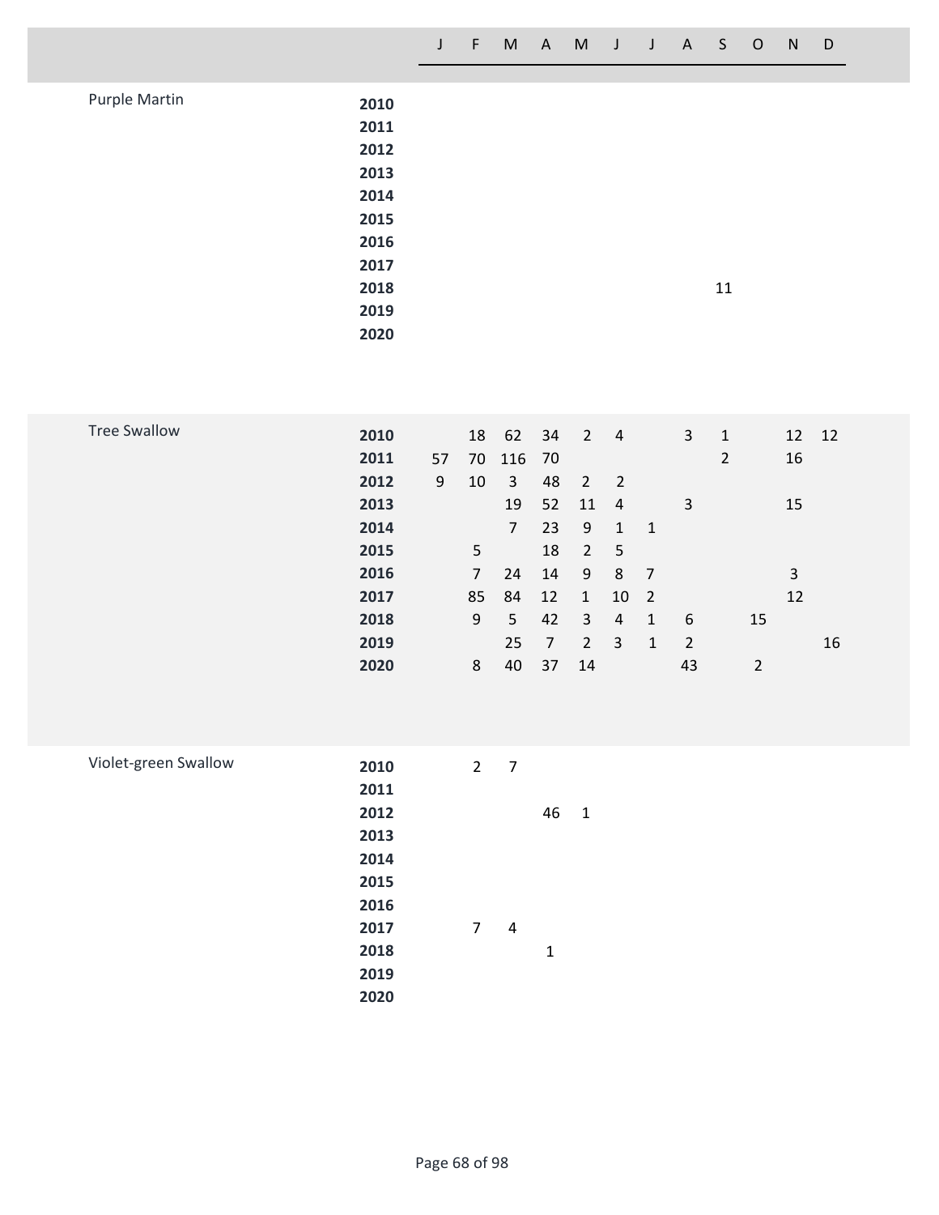| Species | Year | J | F | M | A | M | J | J | A | S | O | N | D |
|---|---|---|---|---|---|---|---|---|---|---|---|---|---|
| Purple Martin | **2010** | | | | | | | | | | | | |
| | **2011** | | | | | | | | | | | | |
| | **2012** | | | | | | | | | | | | |
| | **2013** | | | | | | | | | | | | |
| | **2014** | | | | | | | | | | | | |
| | **2015** | | | | | | | | | | | | |
| | **2016** | | | | | | | | | | | | |
| | **2017** | | | | | | | | | | | | |
| | **2018** | | | | | | | | | 11 | | | |
| | **2019** | | | | | | | | | | | | |
| | **2020** | | | | | | | | | | | | |
| Tree Swallow | **2010** | | 18 | 62 | 34 | 2 | 4 | | 3 | 1 | | 12 | 12 |
| | **2011** | 57 | 70 | 116 | 70 | | | | | 2 | | 16 | |
| | **2012** | 9 | 10 | 3 | 48 | 2 | 2 | | | | | | |
| | **2013** | | | 19 | 52 | 11 | 4 | | 3 | | | 15 | |
| | **2014** | | | 7 | 23 | 9 | 1 | 1 | | | | | |
| | **2015** | | 5 | | 18 | 2 | 5 | | | | | | |
| | **2016** | | 7 | 24 | 14 | 9 | 8 | 7 | | | | 3 | |
| | **2017** | | 85 | 84 | 12 | 1 | 10 | 2 | | | | 12 | |
| | **2018** | | 9 | 5 | 42 | 3 | 4 | 1 | 6 | | 15 | | |
| | **2019** | | | 25 | 7 | 2 | 3 | 1 | 2 | | | | 16 |
| | **2020** | | 8 | 40 | 37 | 14 | | | 43 | | 2 | | |
| Violet-green Swallow | **2010** | | 2 | 7 | | | | | | | | | |
| | **2011** | | | | | | | | | | | | |
| | **2012** | | | | 46 | 1 | | | | | | | |
| | **2013** | | | | | | | | | | | | |
| | **2014** | | | | | | | | | | | | |
| | **2015** | | | | | | | | | | | | |
| | **2016** | | | | | | | | | | | | |
| | **2017** | | 7 | 4 | | | | | | | | | |
| | **2018** | | | | 1 | | | | | | | | |
| | **2019** | | | | | | | | | | | | |
| | **2020** | | | | | | | | | | | | |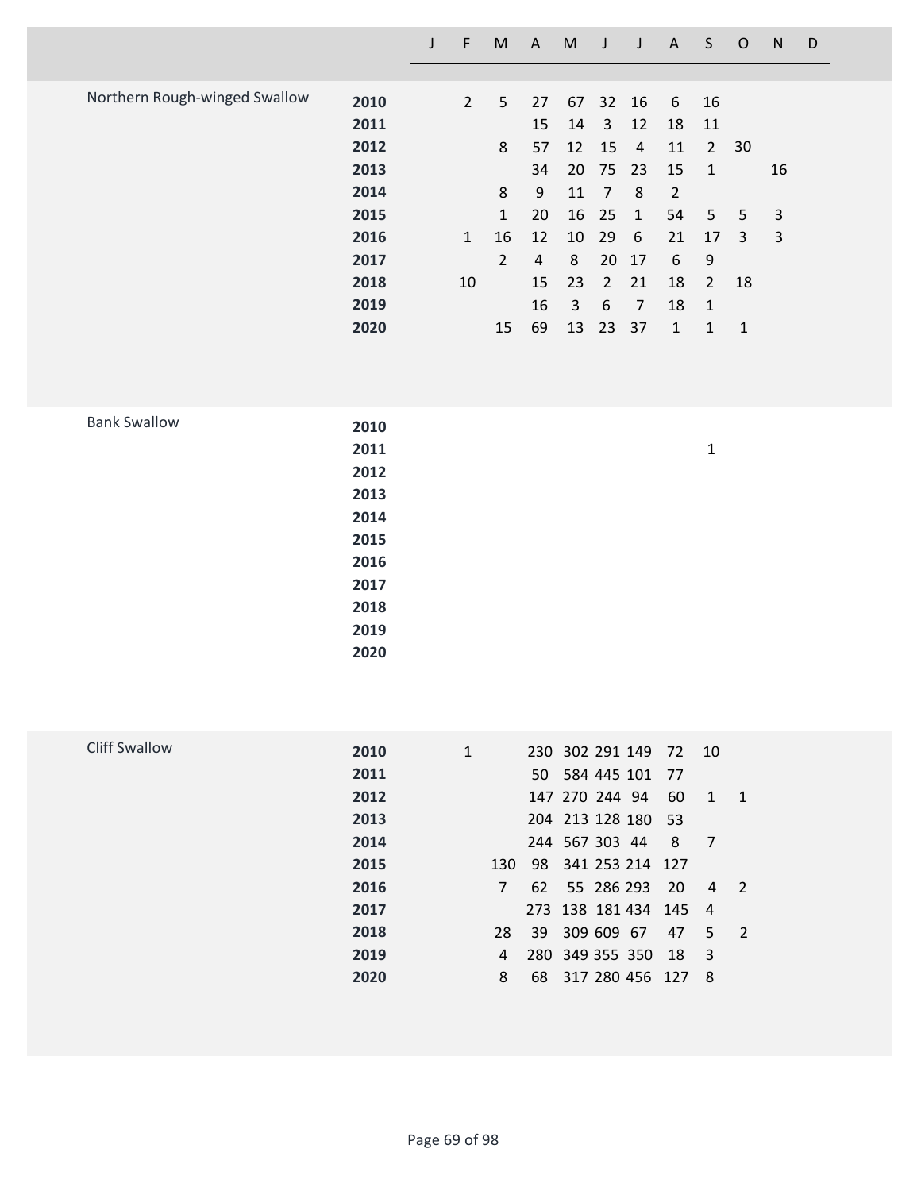| Species | Year | J | F | M | A | M | J | J | A | S | O | N | D |
|---|---|---|---|---|---|---|---|---|---|---|---|---|---|
| Northern Rough-winged Swallow | **2010** | | 2 | 5 | 27 | 67 | 32 | 16 | 6 | 16 | | | |
| | **2011** | | | | 15 | 14 | 3 | 12 | 18 | 11 | | | |
| | **2012** | | | 8 | 57 | 12 | 15 | 4 | 11 | 2 | 30 | | |
| | **2013** | | | | 34 | 20 | 75 | 23 | 15 | 1 | | 16 | |
| | **2014** | | | 8 | 9 | 11 | 7 | 8 | 2 | | | | |
| | **2015** | | | 1 | 20 | 16 | 25 | 1 | 54 | 5 | 5 | 3 | |
| | **2016** | | 1 | 16 | 12 | 10 | 29 | 6 | 21 | 17 | 3 | 3 | |
| | **2017** | | | 2 | 4 | 8 | 20 | 17 | 6 | 9 | | | |
| | **2018** | | 10 | | 15 | 23 | 2 | 21 | 18 | 2 | 18 | | |
| | **2019** | | | | 16 | 3 | 6 | 7 | 18 | 1 | | | |
| | **2020** | | | 15 | 69 | 13 | 23 | 37 | 1 | 1 | 1 | | |
| Bank Swallow | **2010** | | | | | | | | | | | | |
| | **2011** | | | | | | | | | 1 | | | |
| | **2012** | | | | | | | | | | | | |
| | **2013** | | | | | | | | | | | | |
| | **2014** | | | | | | | | | | | | |
| | **2015** | | | | | | | | | | | | |
| | **2016** | | | | | | | | | | | | |
| | **2017** | | | | | | | | | | | | |
| | **2018** | | | | | | | | | | | | |
| | **2019** | | | | | | | | | | | | |
| | **2020** | | | | | | | | | | | | |
| Cliff Swallow | **2010** | | 1 | | 230 | 302 | 291 | 149 | 72 | 10 | | | |
| | **2011** | | | | 50 | 584 | 445 | 101 | 77 | | | | |
| | **2012** | | | | 147 | 270 | 244 | 94 | 60 | 1 | 1 | | |
| | **2013** | | | | 204 | 213 | 128 | 180 | 53 | | | | |
| | **2014** | | | | 244 | 567 | 303 | 44 | 8 | 7 | | | |
| | **2015** | | | 130 | 98 | 341 | 253 | 214 | 127 | | | | |
| | **2016** | | | 7 | 62 | 55 | 286 | 293 | 20 | 4 | 2 | | |
| | **2017** | | | | 273 | 138 | 181 | 434 | 145 | 4 | | | |
| | **2018** | | | 28 | 39 | 309 | 609 | 67 | 47 | 5 | 2 | | |
| | **2019** | | | 4 | 280 | 349 | 355 | 350 | 18 | 3 | | | |
| | **2020** | | | 8 | 68 | 317 | 280 | 456 | 127 | 8 | | | |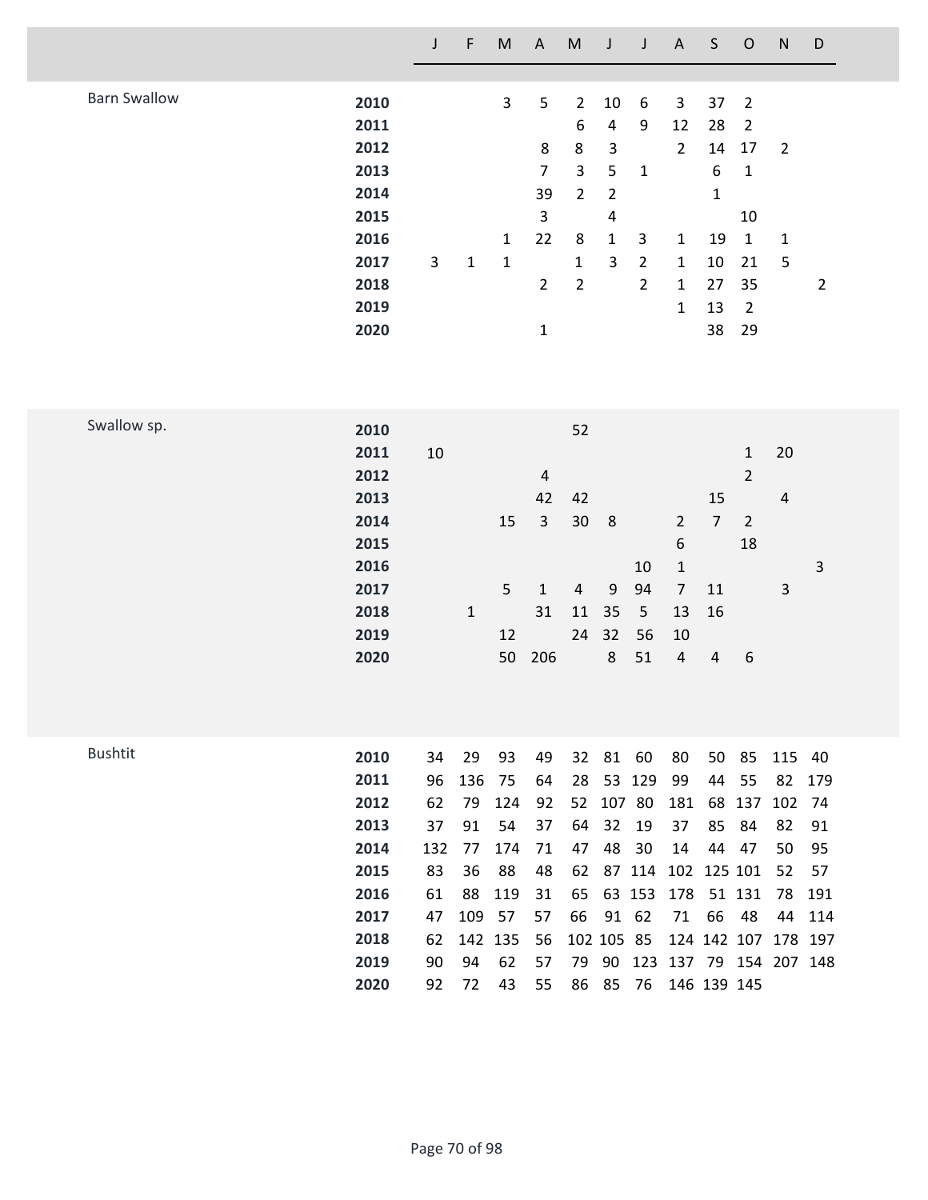| | Year | J | F | M | A | M | J | J | A | S | O | N | D |
|---|---|---|---|---|---|---|---|---|---|---|---|---|---|
| Barn Swallow | **2010** | | | 3 | 5 | 2 | 10 | 6 | 3 | 37 | 2 | | |
| | **2011** | | | | | 6 | 4 | 9 | 12 | 28 | 2 | | |
| | **2012** | | | | 8 | 8 | 3 | | 2 | 14 | 17 | 2 | |
| | **2013** | | | | 7 | 3 | 5 | 1 | | 6 | 1 | | |
| | **2014** | | | | 39 | 2 | 2 | | | 1 | | | |
| | **2015** | | | | 3 | | 4 | | | | 10 | | |
| | **2016** | | | 1 | 22 | 8 | 1 | 3 | 1 | 19 | 1 | 1 | |
| | **2017** | 3 | 1 | 1 | | 1 | 3 | 2 | 1 | 10 | 21 | 5 | |
| | **2018** | | | | 2 | 2 | | 2 | 1 | 27 | 35 | | 2 |
| | **2019** | | | | | | | | 1 | 13 | 2 | | |
| | **2020** | | | | 1 | | | | | 38 | 29 | | |
| Swallow sp. | **2010** | | | | | 52 | | | | | | | |
| | **2011** | 10 | | | | | | | | | 1 | 20 | |
| | **2012** | | | | 4 | | | | | | 2 | | |
| | **2013** | | | | 42 | 42 | | | | 15 | | 4 | |
| | **2014** | | | 15 | 3 | 30 | 8 | | 2 | 7 | 2 | | |
| | **2015** | | | | | | | | 6 | | 18 | | |
| | **2016** | | | | | | | 10 | 1 | | | | 3 |
| | **2017** | | | 5 | 1 | 4 | 9 | 94 | 7 | 11 | | 3 | |
| | **2018** | | 1 | | 31 | 11 | 35 | 5 | 13 | 16 | | | |
| | **2019** | | | 12 | | 24 | 32 | 56 | 10 | | | | |
| | **2020** | | | 50 | 206 | | 8 | 51 | 4 | 4 | 6 | | |
| Bushtit | **2010** | 34 | 29 | 93 | 49 | 32 | 81 | 60 | 80 | 50 | 85 | 115 | 40 |
| | **2011** | 96 | 136 | 75 | 64 | 28 | 53 | 129 | 99 | 44 | 55 | 82 | 179 |
| | **2012** | 62 | 79 | 124 | 92 | 52 | 107 | 80 | 181 | 68 | 137 | 102 | 74 |
| | **2013** | 37 | 91 | 54 | 37 | 64 | 32 | 19 | 37 | 85 | 84 | 82 | 91 |
| | **2014** | 132 | 77 | 174 | 71 | 47 | 48 | 30 | 14 | 44 | 47 | 50 | 95 |
| | **2015** | 83 | 36 | 88 | 48 | 62 | 87 | 114 | 102 | 125 | 101 | 52 | 57 |
| | **2016** | 61 | 88 | 119 | 31 | 65 | 63 | 153 | 178 | 51 | 131 | 78 | 191 |
| | **2017** | 47 | 109 | 57 | 57 | 66 | 91 | 62 | 71 | 66 | 48 | 44 | 114 |
| | **2018** | 62 | 142 | 135 | 56 | 102 | 105 | 85 | 124 | 142 | 107 | 178 | 197 |
| | **2019** | 90 | 94 | 62 | 57 | 79 | 90 | 123 | 137 | 79 | 154 | 207 | 148 |
| | **2020** | 92 | 72 | 43 | 55 | 86 | 85 | 76 | 146 | 139 | 145 | | |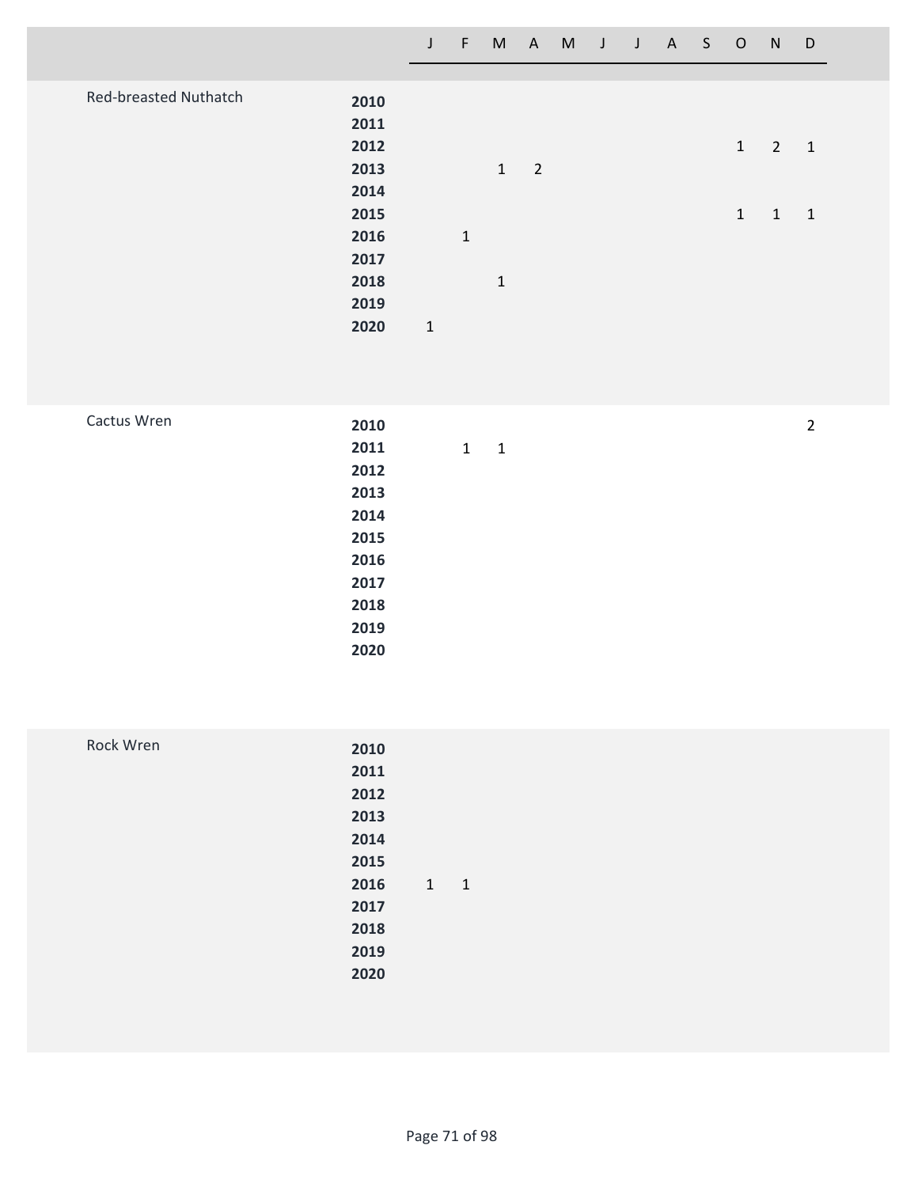| | | J | F | M | A | M | J | J | A | S | O | N | D |
|---|---|---|---|---|---|---|---|---|---|---|---|---|---|
| Red-breasted Nuthatch | **2010** | | | | | | | | | | | | |
| | **2011** | | | | | | | | | | | | |
| | **2012** | | | | | | | | | | 1 | 2 | 1 |
| | **2013** | | | 1 | 2 | | | | | | | | |
| | **2014** | | | | | | | | | | | | |
| | **2015** | | | | | | | | | | 1 | 1 | 1 |
| | **2016** | | 1 | | | | | | | | | | |
| | **2017** | | | | | | | | | | | | |
| | **2018** | | | 1 | | | | | | | | | |
| | **2019** | | | | | | | | | | | | |
| | **2020** | 1 | | | | | | | | | | | |
| Cactus Wren | **2010** | | | | | | | | | | | | 2 |
| | **2011** | | 1 | 1 | | | | | | | | | |
| | **2012** | | | | | | | | | | | | |
| | **2013** | | | | | | | | | | | | |
| | **2014** | | | | | | | | | | | | |
| | **2015** | | | | | | | | | | | | |
| | **2016** | | | | | | | | | | | | |
| | **2017** | | | | | | | | | | | | |
| | **2018** | | | | | | | | | | | | |
| | **2019** | | | | | | | | | | | | |
| | **2020** | | | | | | | | | | | | |
| Rock Wren | **2010** | | | | | | | | | | | | |
| | **2011** | | | | | | | | | | | | |
| | **2012** | | | | | | | | | | | | |
| | **2013** | | | | | | | | | | | | |
| | **2014** | | | | | | | | | | | | |
| | **2015** | | | | | | | | | | | | |
| | **2016** | 1 | 1 | | | | | | | | | | |
| | **2017** | | | | | | | | | | | | |
| | **2018** | | | | | | | | | | | | |
| | **2019** | | | | | | | | | | | | |
| | **2020** | | | | | | | | | | | | |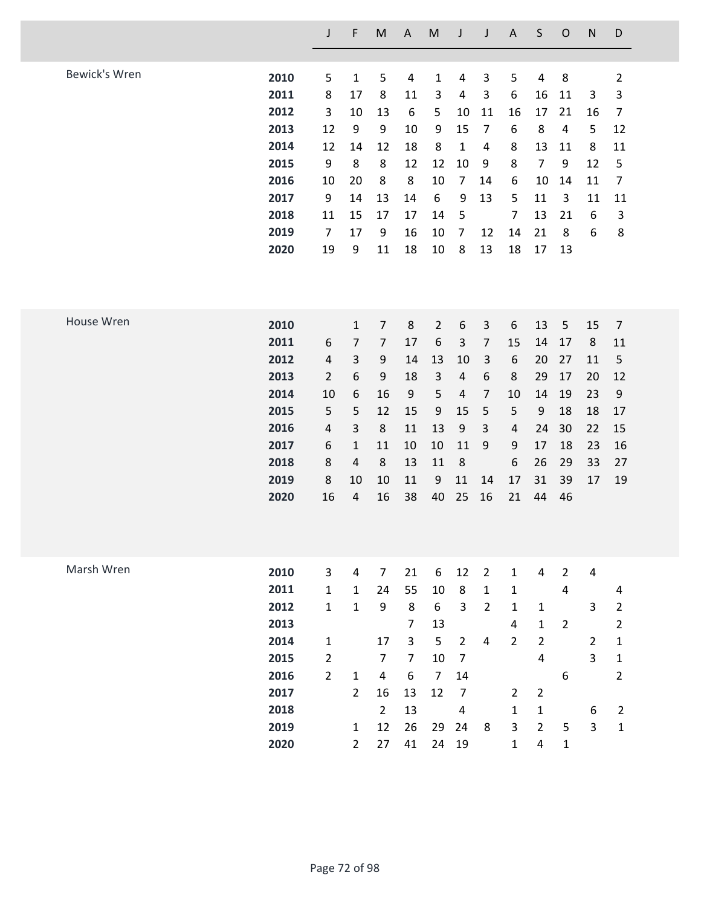| | | J | F | M | A | M | J | J | A | S | O | N | D |
|---|---|---|---|---|---|---|---|---|---|---|---|---|---|
| Bewick's Wren | **2010** | 5 | 1 | 5 | 4 | 1 | 4 | 3 | 5 | 4 | 8 | | 2 |
| | **2011** | 8 | 17 | 8 | 11 | 3 | 4 | 3 | 6 | 16 | 11 | 3 | 3 |
| | **2012** | 3 | 10 | 13 | 6 | 5 | 10 | 11 | 16 | 17 | 21 | 16 | 7 |
| | **2013** | 12 | 9 | 9 | 10 | 9 | 15 | 7 | 6 | 8 | 4 | 5 | 12 |
| | **2014** | 12 | 14 | 12 | 18 | 8 | 1 | 4 | 8 | 13 | 11 | 8 | 11 |
| | **2015** | 9 | 8 | 8 | 12 | 12 | 10 | 9 | 8 | 7 | 9 | 12 | 5 |
| | **2016** | 10 | 20 | 8 | 8 | 10 | 7 | 14 | 6 | 10 | 14 | 11 | 7 |
| | **2017** | 9 | 14 | 13 | 14 | 6 | 9 | 13 | 5 | 11 | 3 | 11 | 11 |
| | **2018** | 11 | 15 | 17 | 17 | 14 | 5 | | 7 | 13 | 21 | 6 | 3 |
| | **2019** | 7 | 17 | 9 | 16 | 10 | 7 | 12 | 14 | 21 | 8 | 6 | 8 |
| | **2020** | 19 | 9 | 11 | 18 | 10 | 8 | 13 | 18 | 17 | 13 | | |
| House Wren | **2010** | | 1 | 7 | 8 | 2 | 6 | 3 | 6 | 13 | 5 | 15 | 7 |
| | **2011** | 6 | 7 | 7 | 17 | 6 | 3 | 7 | 15 | 14 | 17 | 8 | 11 |
| | **2012** | 4 | 3 | 9 | 14 | 13 | 10 | 3 | 6 | 20 | 27 | 11 | 5 |
| | **2013** | 2 | 6 | 9 | 18 | 3 | 4 | 6 | 8 | 29 | 17 | 20 | 12 |
| | **2014** | 10 | 6 | 16 | 9 | 5 | 4 | 7 | 10 | 14 | 19 | 23 | 9 |
| | **2015** | 5 | 5 | 12 | 15 | 9 | 15 | 5 | 5 | 9 | 18 | 18 | 17 |
| | **2016** | 4 | 3 | 8 | 11 | 13 | 9 | 3 | 4 | 24 | 30 | 22 | 15 |
| | **2017** | 6 | 1 | 11 | 10 | 10 | 11 | 9 | 9 | 17 | 18 | 23 | 16 |
| | **2018** | 8 | 4 | 8 | 13 | 11 | 8 | | 6 | 26 | 29 | 33 | 27 |
| | **2019** | 8 | 10 | 10 | 11 | 9 | 11 | 14 | 17 | 31 | 39 | 17 | 19 |
| | **2020** | 16 | 4 | 16 | 38 | 40 | 25 | 16 | 21 | 44 | 46 | | |
| Marsh Wren | **2010** | 3 | 4 | 7 | 21 | 6 | 12 | 2 | 1 | 4 | 2 | 4 | |
| | **2011** | 1 | 1 | 24 | 55 | 10 | 8 | 1 | 1 | | 4 | | 4 |
| | **2012** | 1 | 1 | 9 | 8 | 6 | 3 | 2 | 1 | 1 | | 3 | 2 |
| | **2013** | | | | 7 | 13 | | | 4 | 1 | 2 | | 2 |
| | **2014** | 1 | | 17 | 3 | 5 | 2 | 4 | 2 | 2 | | 2 | 1 |
| | **2015** | 2 | | 7 | 7 | 10 | 7 | | | 4 | | 3 | 1 |
| | **2016** | 2 | 1 | 4 | 6 | 7 | 14 | | | | 6 | | 2 |
| | **2017** | | 2 | 16 | 13 | 12 | 7 | | 2 | 2 | | | |
| | **2018** | | | 2 | 13 | | 4 | | 1 | 1 | | 6 | 2 |
| | **2019** | | 1 | 12 | 26 | 29 | 24 | 8 | 3 | 2 | 5 | 3 | 1 |
| | **2020** | | 2 | 27 | 41 | 24 | 19 | | 1 | 4 | 1 | | |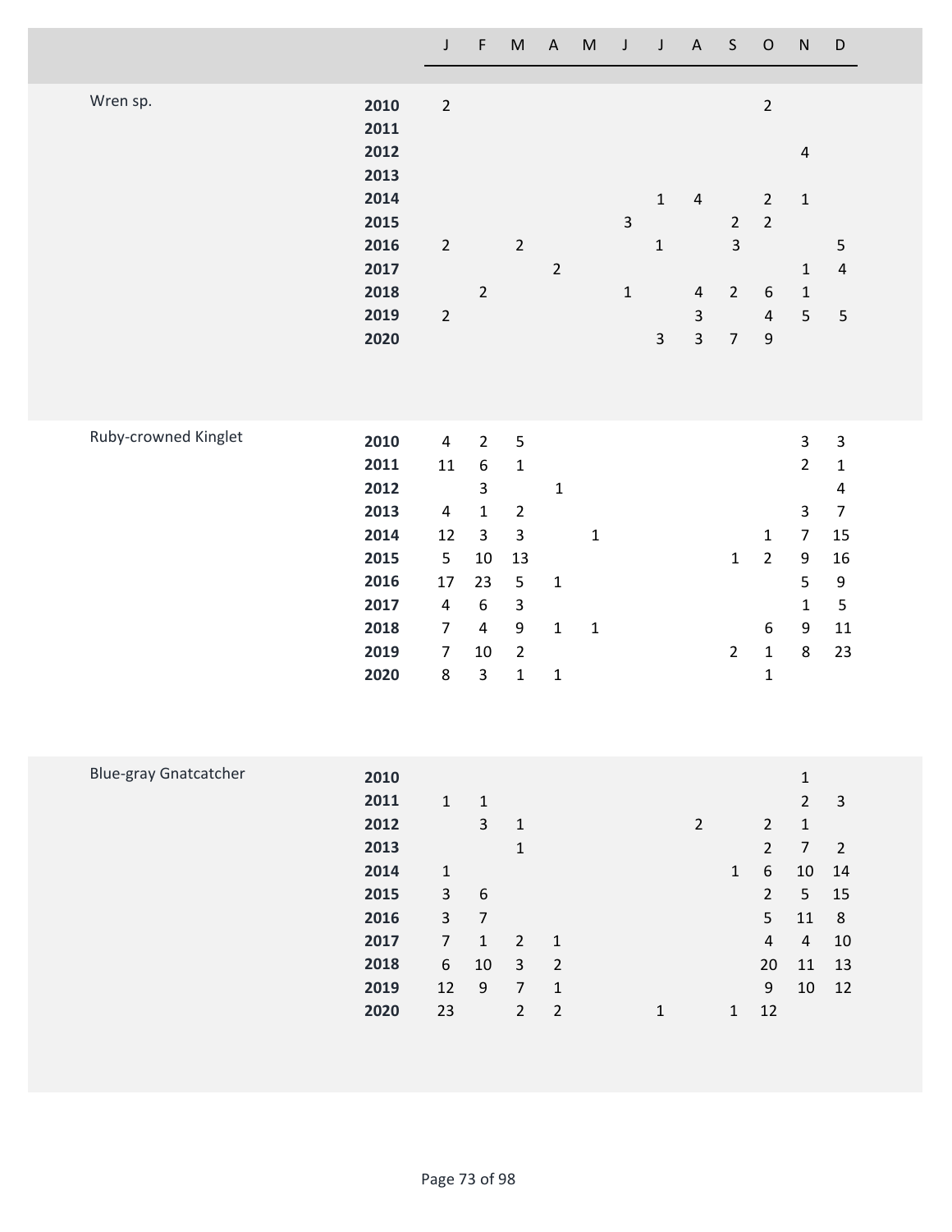| | | J | F | M | A | M | J | J | A | S | O | N | D |
|---|---|---|---|---|---|---|---|---|---|---|---|---|---|
| Wren sp. | **2010** | 2 | | | | | | | | | 2 | | |
| | **2011** | | | | | | | | | | | | |
| | **2012** | | | | | | | | | | | 4 | |
| | **2013** | | | | | | | | | | | | |
| | **2014** | | | | | | | 1 | 4 | | 2 | 1 | |
| | **2015** | | | | | | 3 | | | 2 | 2 | | |
| | **2016** | 2 | | 2 | | | | 1 | | 3 | | | 5 |
| | **2017** | | | | 2 | | | | | | | 1 | 4 |
| | **2018** | | 2 | | | | 1 | | 4 | 2 | 6 | 1 | |
| | **2019** | 2 | | | | | | | 3 | | 4 | 5 | 5 |
| | **2020** | | | | | | | 3 | 3 | 7 | 9 | | |
| Ruby-crowned Kinglet | **2010** | 4 | 2 | 5 | | | | | | | | 3 | 3 |
| | **2011** | 11 | 6 | 1 | | | | | | | | 2 | 1 |
| | **2012** | | 3 | | 1 | | | | | | | | 4 |
| | **2013** | 4 | 1 | 2 | | | | | | | | 3 | 7 |
| | **2014** | 12 | 3 | 3 | | 1 | | | | | 1 | 7 | 15 |
| | **2015** | 5 | 10 | 13 | | | | | | 1 | 2 | 9 | 16 |
| | **2016** | 17 | 23 | 5 | 1 | | | | | | | 5 | 9 |
| | **2017** | 4 | 6 | 3 | | | | | | | | 1 | 5 |
| | **2018** | 7 | 4 | 9 | 1 | 1 | | | | | 6 | 9 | 11 |
| | **2019** | 7 | 10 | 2 | | | | | | 2 | 1 | 8 | 23 |
| | **2020** | 8 | 3 | 1 | 1 | | | | | | 1 | | |
| Blue-gray Gnatcatcher | **2010** | | | | | | | | | | | 1 | |
| | **2011** | 1 | 1 | | | | | | | | | 2 | 3 |
| | **2012** | | 3 | 1 | | | | | 2 | | 2 | 1 | |
| | **2013** | | | 1 | | | | | | | 2 | 7 | 2 |
| | **2014** | 1 | | | | | | | | 1 | 6 | 10 | 14 |
| | **2015** | 3 | 6 | | | | | | | | 2 | 5 | 15 |
| | **2016** | 3 | 7 | | | | | | | | 5 | 11 | 8 |
| | **2017** | 7 | 1 | 2 | 1 | | | | | | 4 | 4 | 10 |
| | **2018** | 6 | 10 | 3 | 2 | | | | | | 20 | 11 | 13 |
| | **2019** | 12 | 9 | 7 | 1 | | | | | | 9 | 10 | 12 |
| | **2020** | 23 | | 2 | 2 | | | 1 | | 1 | 12 | | |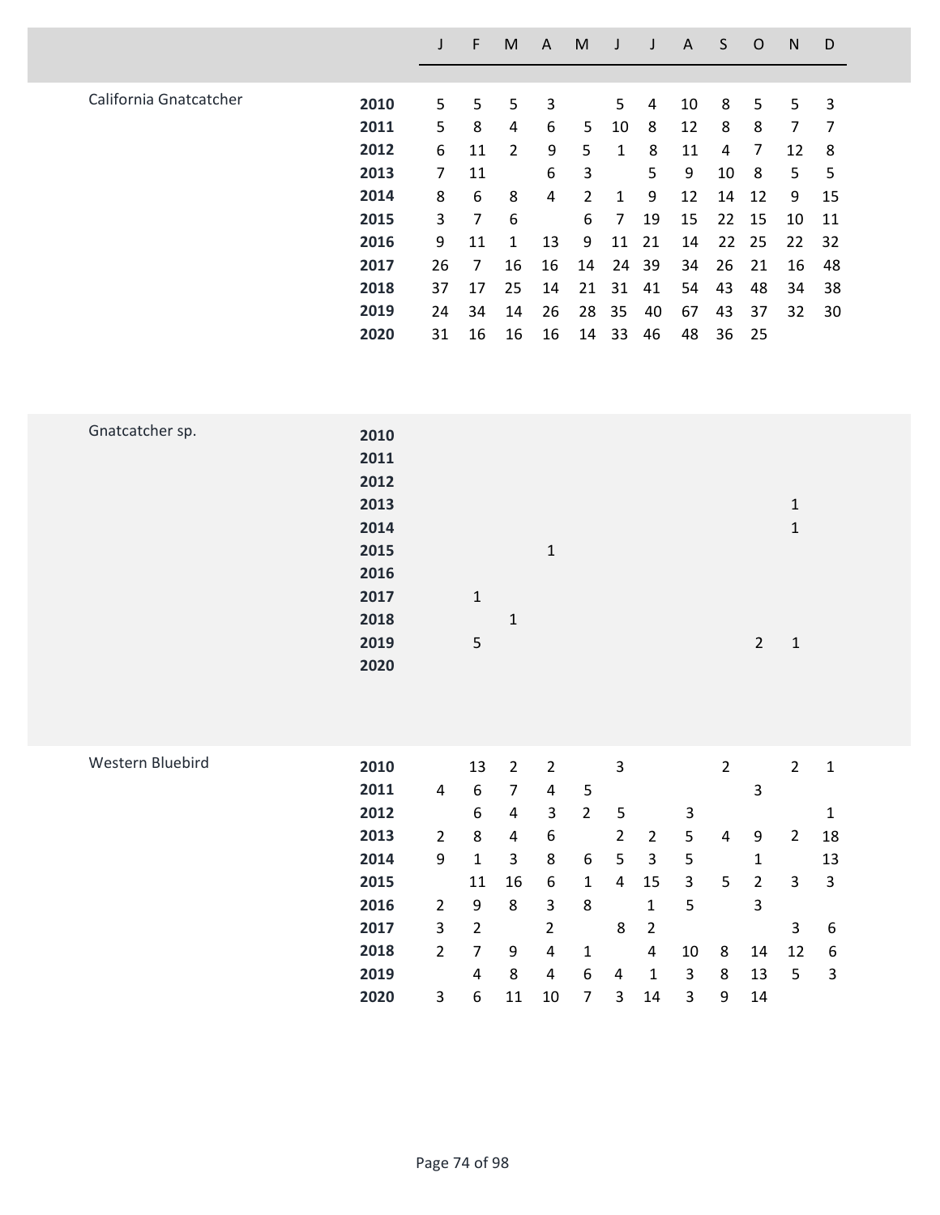| | | J | F | M | A | M | J | J | A | S | O | N | D |
|---|---|---|---|---|---|---|---|---|---|---|---|---|---|
| California Gnatcatcher | **2010** | 5 | 5 | 5 | 3 | | 5 | 4 | 10 | 8 | 5 | 5 | 3 |
| | **2011** | 5 | 8 | 4 | 6 | 5 | 10 | 8 | 12 | 8 | 8 | 7 | 7 |
| | **2012** | 6 | 11 | 2 | 9 | 5 | 1 | 8 | 11 | 4 | 7 | 12 | 8 |
| | **2013** | 7 | 11 | | 6 | 3 | | 5 | 9 | 10 | 8 | 5 | 5 |
| | **2014** | 8 | 6 | 8 | 4 | 2 | 1 | 9 | 12 | 14 | 12 | 9 | 15 |
| | **2015** | 3 | 7 | 6 | | 6 | 7 | 19 | 15 | 22 | 15 | 10 | 11 |
| | **2016** | 9 | 11 | 1 | 13 | 9 | 11 | 21 | 14 | 22 | 25 | 22 | 32 |
| | **2017** | 26 | 7 | 16 | 16 | 14 | 24 | 39 | 34 | 26 | 21 | 16 | 48 |
| | **2018** | 37 | 17 | 25 | 14 | 21 | 31 | 41 | 54 | 43 | 48 | 34 | 38 |
| | **2019** | 24 | 34 | 14 | 26 | 28 | 35 | 40 | 67 | 43 | 37 | 32 | 30 |
| | **2020** | 31 | 16 | 16 | 16 | 14 | 33 | 46 | 48 | 36 | 25 | | |
| Gnatcatcher sp. | **2010** | | | | | | | | | | | | |
| | **2011** | | | | | | | | | | | | |
| | **2012** | | | | | | | | | | | | |
| | **2013** | | | | | | | | | | | 1 | |
| | **2014** | | | | | | | | | | | 1 | |
| | **2015** | | | | 1 | | | | | | | | |
| | **2016** | | | | | | | | | | | | |
| | **2017** | | 1 | | | | | | | | | | |
| | **2018** | | | 1 | | | | | | | | | |
| | **2019** | | 5 | | | | | | | | 2 | 1 | |
| | **2020** | | | | | | | | | | | | |
| Western Bluebird | **2010** | | 13 | 2 | 2 | | 3 | | | 2 | | 2 | 1 |
| | **2011** | 4 | 6 | 7 | 4 | 5 | | | | | 3 | | |
| | **2012** | | 6 | 4 | 3 | 2 | 5 | | 3 | | | | 1 |
| | **2013** | 2 | 8 | 4 | 6 | | 2 | 2 | 5 | 4 | 9 | 2 | 18 |
| | **2014** | 9 | 1 | 3 | 8 | 6 | 5 | 3 | 5 | | 1 | | 13 |
| | **2015** | | 11 | 16 | 6 | 1 | 4 | 15 | 3 | 5 | 2 | 3 | 3 |
| | **2016** | 2 | 9 | 8 | 3 | 8 | | 1 | 5 | | 3 | | |
| | **2017** | 3 | 2 | | 2 | | 8 | 2 | | | | 3 | 6 |
| | **2018** | 2 | 7 | 9 | 4 | 1 | | 4 | 10 | 8 | 14 | 12 | 6 |
| | **2019** | | 4 | 8 | 4 | 6 | 4 | 1 | 3 | 8 | 13 | 5 | 3 |
| | **2020** | 3 | 6 | 11 | 10 | 7 | 3 | 14 | 3 | 9 | 14 | | |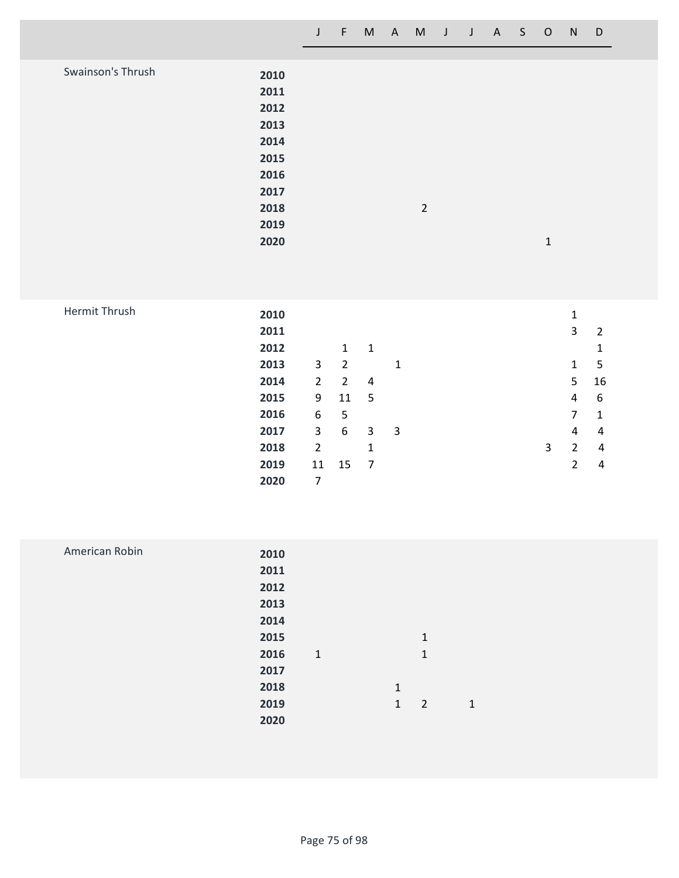| Species | Year | J | F | M | A | M | J | J | A | S | O | N | D |
|---|---|---|---|---|---|---|---|---|---|---|---|---|---|
| Swainson's Thrush | **2010** | | | | | | | | | | | | |
| | **2011** | | | | | | | | | | | | |
| | **2012** | | | | | | | | | | | | |
| | **2013** | | | | | | | | | | | | |
| | **2014** | | | | | | | | | | | | |
| | **2015** | | | | | | | | | | | | |
| | **2016** | | | | | | | | | | | | |
| | **2017** | | | | | | | | | | | | |
| | **2018** | | | | | 2 | | | | | | | |
| | **2019** | | | | | | | | | | | | |
| | **2020** | | | | | | | | | | 1 | | |
| Hermit Thrush | **2010** | | | | | | | | | | | 1 | |
| | **2011** | | | | | | | | | | | 3 | 2 |
| | **2012** | | 1 | 1 | | | | | | | | | 1 |
| | **2013** | 3 | 2 | | 1 | | | | | | | 1 | 5 |
| | **2014** | 2 | 2 | 4 | | | | | | | | 5 | 16 |
| | **2015** | 9 | 11 | 5 | | | | | | | | 4 | 6 |
| | **2016** | 6 | 5 | | | | | | | | | 7 | 1 |
| | **2017** | 3 | 6 | 3 | 3 | | | | | | | 4 | 4 |
| | **2018** | 2 | | 1 | | | | | | | 3 | 2 | 4 |
| | **2019** | 11 | 15 | 7 | | | | | | | | 2 | 4 |
| | **2020** | 7 | | | | | | | | | | | |
| American Robin | **2010** | | | | | | | | | | | | |
| | **2011** | | | | | | | | | | | | |
| | **2012** | | | | | | | | | | | | |
| | **2013** | | | | | | | | | | | | |
| | **2014** | | | | | | | | | | | | |
| | **2015** | | | | | 1 | | | | | | | |
| | **2016** | 1 | | | | 1 | | | | | | | |
| | **2017** | | | | | | | | | | | | |
| | **2018** | | | | 1 | | | | | | | | |
| | **2019** | | | | 1 | 2 | | 1 | | | | | |
| | **2020** | | | | | | | | | | | | |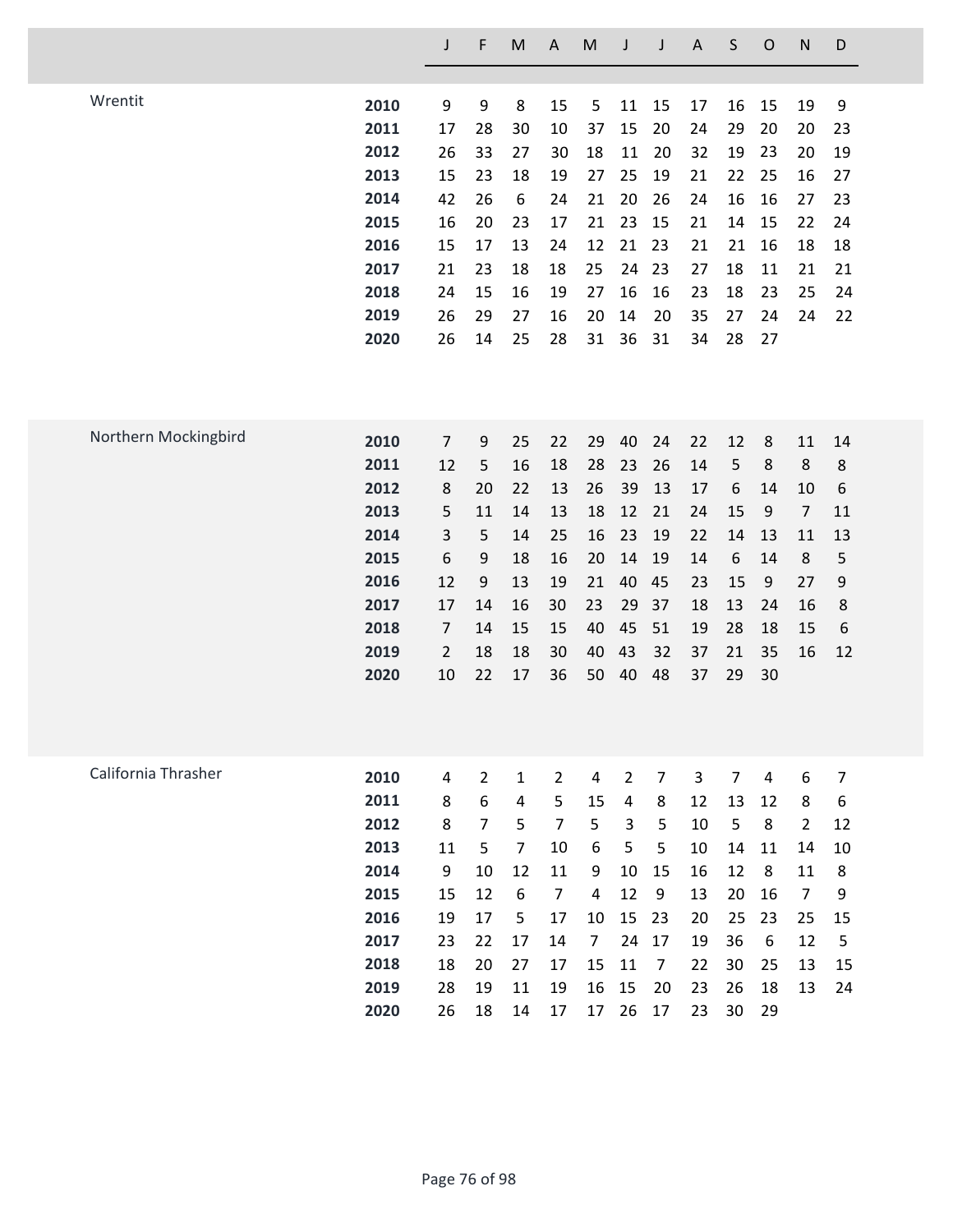| | | J | F | M | A | M | J | J | A | S | O | N | D |
|---|---|---|---|---|---|---|---|---|---|---|---|---|---|
| Wrentit | **2010** | 9 | 9 | 8 | 15 | 5 | 11 | 15 | 17 | 16 | 15 | 19 | 9 |
| | **2011** | 17 | 28 | 30 | 10 | 37 | 15 | 20 | 24 | 29 | 20 | 20 | 23 |
| | **2012** | 26 | 33 | 27 | 30 | 18 | 11 | 20 | 32 | 19 | 23 | 20 | 19 |
| | **2013** | 15 | 23 | 18 | 19 | 27 | 25 | 19 | 21 | 22 | 25 | 16 | 27 |
| | **2014** | 42 | 26 | 6 | 24 | 21 | 20 | 26 | 24 | 16 | 16 | 27 | 23 |
| | **2015** | 16 | 20 | 23 | 17 | 21 | 23 | 15 | 21 | 14 | 15 | 22 | 24 |
| | **2016** | 15 | 17 | 13 | 24 | 12 | 21 | 23 | 21 | 21 | 16 | 18 | 18 |
| | **2017** | 21 | 23 | 18 | 18 | 25 | 24 | 23 | 27 | 18 | 11 | 21 | 21 |
| | **2018** | 24 | 15 | 16 | 19 | 27 | 16 | 16 | 23 | 18 | 23 | 25 | 24 |
| | **2019** | 26 | 29 | 27 | 16 | 20 | 14 | 20 | 35 | 27 | 24 | 24 | 22 |
| | **2020** | 26 | 14 | 25 | 28 | 31 | 36 | 31 | 34 | 28 | 27 | | |
| Northern Mockingbird | **2010** | 7 | 9 | 25 | 22 | 29 | 40 | 24 | 22 | 12 | 8 | 11 | 14 |
| | **2011** | 12 | 5 | 16 | 18 | 28 | 23 | 26 | 14 | 5 | 8 | 8 | 8 |
| | **2012** | 8 | 20 | 22 | 13 | 26 | 39 | 13 | 17 | 6 | 14 | 10 | 6 |
| | **2013** | 5 | 11 | 14 | 13 | 18 | 12 | 21 | 24 | 15 | 9 | 7 | 11 |
| | **2014** | 3 | 5 | 14 | 25 | 16 | 23 | 19 | 22 | 14 | 13 | 11 | 13 |
| | **2015** | 6 | 9 | 18 | 16 | 20 | 14 | 19 | 14 | 6 | 14 | 8 | 5 |
| | **2016** | 12 | 9 | 13 | 19 | 21 | 40 | 45 | 23 | 15 | 9 | 27 | 9 |
| | **2017** | 17 | 14 | 16 | 30 | 23 | 29 | 37 | 18 | 13 | 24 | 16 | 8 |
| | **2018** | 7 | 14 | 15 | 15 | 40 | 45 | 51 | 19 | 28 | 18 | 15 | 6 |
| | **2019** | 2 | 18 | 18 | 30 | 40 | 43 | 32 | 37 | 21 | 35 | 16 | 12 |
| | **2020** | 10 | 22 | 17 | 36 | 50 | 40 | 48 | 37 | 29 | 30 | | |
| California Thrasher | **2010** | 4 | 2 | 1 | 2 | 4 | 2 | 7 | 3 | 7 | 4 | 6 | 7 |
| | **2011** | 8 | 6 | 4 | 5 | 15 | 4 | 8 | 12 | 13 | 12 | 8 | 6 |
| | **2012** | 8 | 7 | 5 | 7 | 5 | 3 | 5 | 10 | 5 | 8 | 2 | 12 |
| | **2013** | 11 | 5 | 7 | 10 | 6 | 5 | 5 | 10 | 14 | 11 | 14 | 10 |
| | **2014** | 9 | 10 | 12 | 11 | 9 | 10 | 15 | 16 | 12 | 8 | 11 | 8 |
| | **2015** | 15 | 12 | 6 | 7 | 4 | 12 | 9 | 13 | 20 | 16 | 7 | 9 |
| | **2016** | 19 | 17 | 5 | 17 | 10 | 15 | 23 | 20 | 25 | 23 | 25 | 15 |
| | **2017** | 23 | 22 | 17 | 14 | 7 | 24 | 17 | 19 | 36 | 6 | 12 | 5 |
| | **2018** | 18 | 20 | 27 | 17 | 15 | 11 | 7 | 22 | 30 | 25 | 13 | 15 |
| | **2019** | 28 | 19 | 11 | 19 | 16 | 15 | 20 | 23 | 26 | 18 | 13 | 24 |
| | **2020** | 26 | 18 | 14 | 17 | 17 | 26 | 17 | 23 | 30 | 29 | | |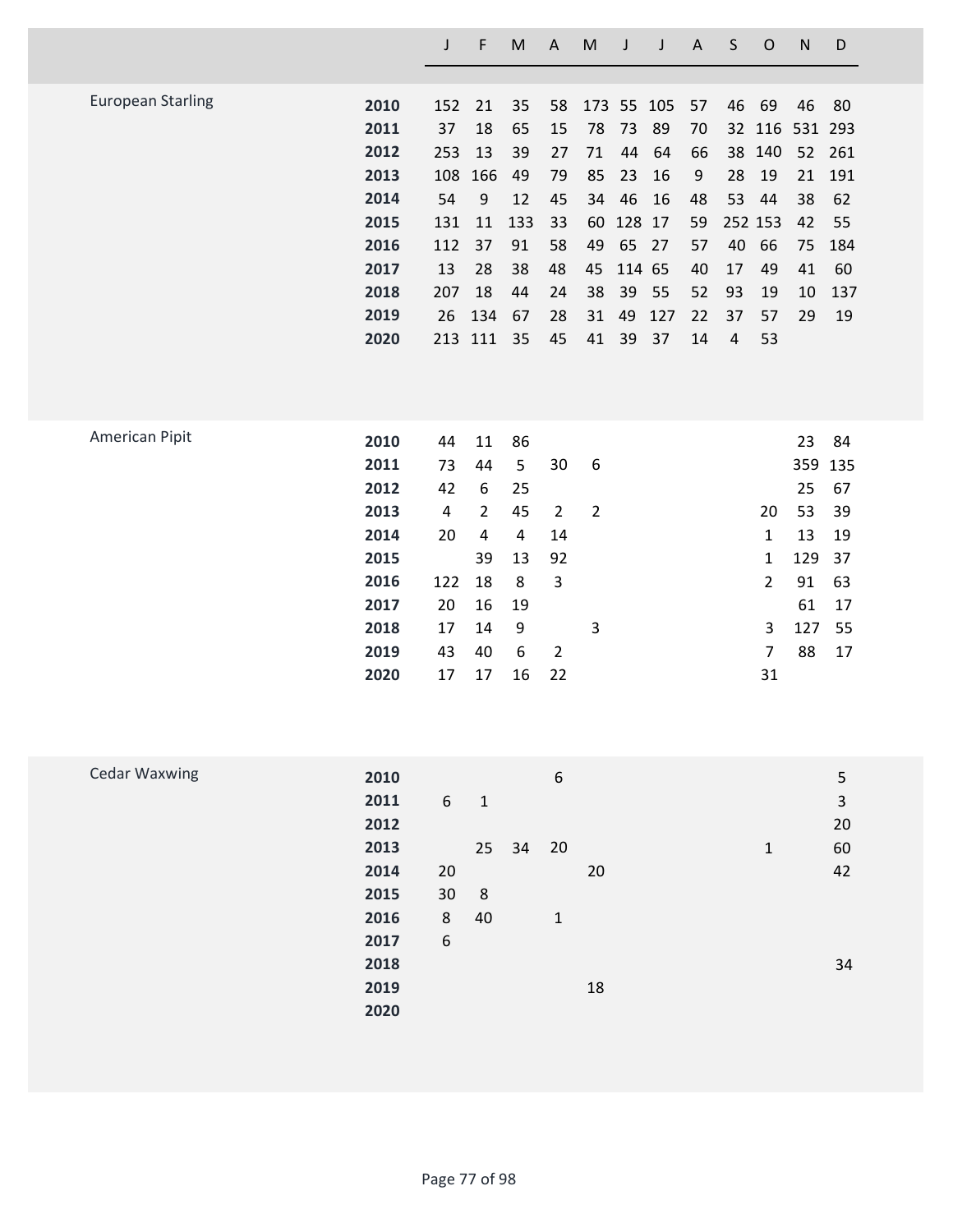| Species | Year | J | F | M | A | M | J | J | A | S | O | N | D |
|---|---|---|---|---|---|---|---|---|---|---|---|---|---|
| European Starling | **2010** | 152 | 21 | 35 | 58 | 173 | 55 | 105 | 57 | 46 | 69 | 46 | 80 |
| | **2011** | 37 | 18 | 65 | 15 | 78 | 73 | 89 | 70 | 32 | 116 | 531 | 293 |
| | **2012** | 253 | 13 | 39 | 27 | 71 | 44 | 64 | 66 | 38 | 140 | 52 | 261 |
| | **2013** | 108 | 166 | 49 | 79 | 85 | 23 | 16 | 9 | 28 | 19 | 21 | 191 |
| | **2014** | 54 | 9 | 12 | 45 | 34 | 46 | 16 | 48 | 53 | 44 | 38 | 62 |
| | **2015** | 131 | 11 | 133 | 33 | 60 | 128 | 17 | 59 | 252 | 153 | 42 | 55 |
| | **2016** | 112 | 37 | 91 | 58 | 49 | 65 | 27 | 57 | 40 | 66 | 75 | 184 |
| | **2017** | 13 | 28 | 38 | 48 | 45 | 114 | 65 | 40 | 17 | 49 | 41 | 60 |
| | **2018** | 207 | 18 | 44 | 24 | 38 | 39 | 55 | 52 | 93 | 19 | 10 | 137 |
| | **2019** | 26 | 134 | 67 | 28 | 31 | 49 | 127 | 22 | 37 | 57 | 29 | 19 |
| | **2020** | 213 | 111 | 35 | 45 | 41 | 39 | 37 | 14 | 4 | 53 | | |
| American Pipit | **2010** | 44 | 11 | 86 | | | | | | | | 23 | 84 |
| | **2011** | 73 | 44 | 5 | 30 | 6 | | | | | | 359 | 135 |
| | **2012** | 42 | 6 | 25 | | | | | | | | 25 | 67 |
| | **2013** | 4 | 2 | 45 | 2 | 2 | | | | | 20 | 53 | 39 |
| | **2014** | 20 | 4 | 4 | 14 | | | | | | 1 | 13 | 19 |
| | **2015** | | 39 | 13 | 92 | | | | | | 1 | 129 | 37 |
| | **2016** | 122 | 18 | 8 | 3 | | | | | | 2 | 91 | 63 |
| | **2017** | 20 | 16 | 19 | | | | | | | | 61 | 17 |
| | **2018** | 17 | 14 | 9 | | 3 | | | | | 3 | 127 | 55 |
| | **2019** | 43 | 40 | 6 | 2 | | | | | | 7 | 88 | 17 |
| | **2020** | 17 | 17 | 16 | 22 | | | | | | 31 | | |
| Cedar Waxwing | **2010** | | | | 6 | | | | | | | | 5 |
| | **2011** | 6 | 1 | | | | | | | | | | 3 |
| | **2012** | | | | | | | | | | | | 20 |
| | **2013** | | 25 | 34 | 20 | | | | | | 1 | | 60 |
| | **2014** | 20 | | | | 20 | | | | | | | 42 |
| | **2015** | 30 | 8 | | | | | | | | | | |
| | **2016** | 8 | 40 | | 1 | | | | | | | | |
| | **2017** | 6 | | | | | | | | | | | |
| | **2018** | | | | | | | | | | | | 34 |
| | **2019** | | | | | 18 | | | | | | | |
| | **2020** | | | | | | | | | | | | |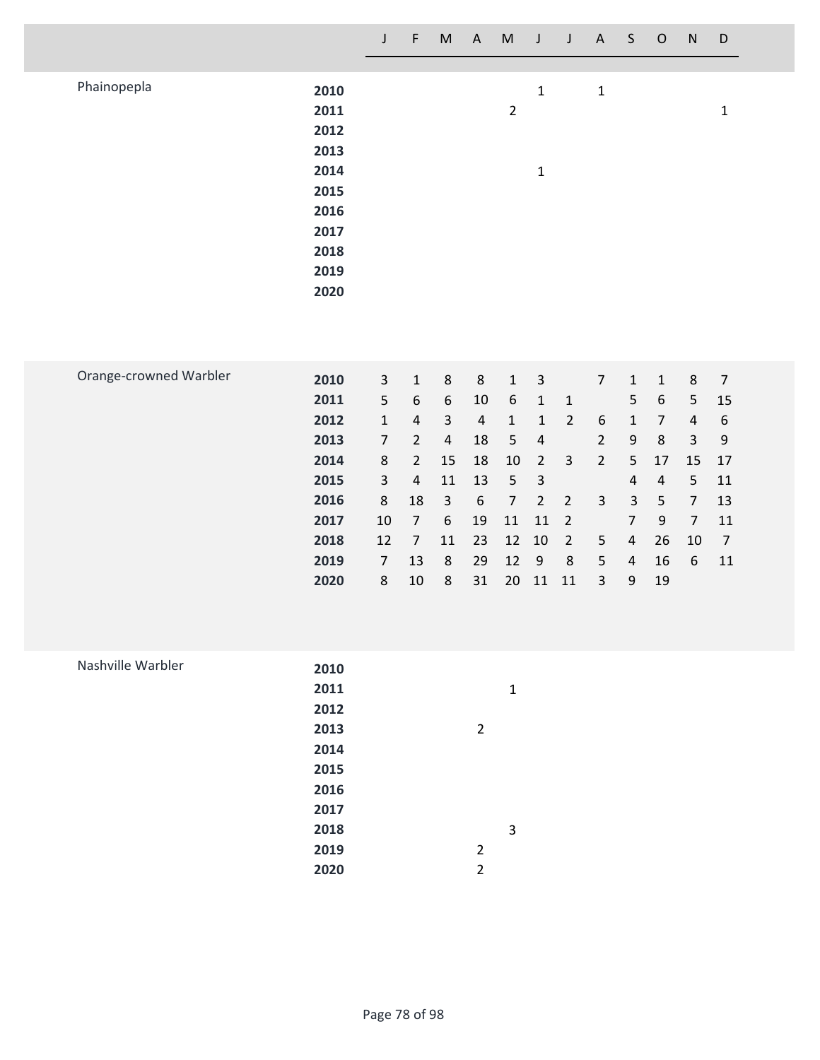| | | J | F | M | A | M | J | J | A | S | O | N | D |
|---|---|---|---|---|---|---|---|---|---|---|---|---|---|
| Phainopepla | **2010** | | | | | | 1 | | 1 | | | | |
| | **2011** | | | | | 2 | | | | | | | 1 |
| | **2012** | | | | | | | | | | | | |
| | **2013** | | | | | | | | | | | | |
| | **2014** | | | | | | 1 | | | | | | |
| | **2015** | | | | | | | | | | | | |
| | **2016** | | | | | | | | | | | | |
| | **2017** | | | | | | | | | | | | |
| | **2018** | | | | | | | | | | | | |
| | **2019** | | | | | | | | | | | | |
| | **2020** | | | | | | | | | | | | |
| Orange-crowned Warbler | **2010** | 3 | 1 | 8 | 8 | 1 | 3 | | 7 | 1 | 1 | 8 | 7 |
| | **2011** | 5 | 6 | 6 | 10 | 6 | 1 | 1 | | 5 | 6 | 5 | 15 |
| | **2012** | 1 | 4 | 3 | 4 | 1 | 1 | 2 | 6 | 1 | 7 | 4 | 6 |
| | **2013** | 7 | 2 | 4 | 18 | 5 | 4 | | 2 | 9 | 8 | 3 | 9 |
| | **2014** | 8 | 2 | 15 | 18 | 10 | 2 | 3 | 2 | 5 | 17 | 15 | 17 |
| | **2015** | 3 | 4 | 11 | 13 | 5 | 3 | | | 4 | 4 | 5 | 11 |
| | **2016** | 8 | 18 | 3 | 6 | 7 | 2 | 2 | 3 | 3 | 5 | 7 | 13 |
| | **2017** | 10 | 7 | 6 | 19 | 11 | 11 | 2 | | 7 | 9 | 7 | 11 |
| | **2018** | 12 | 7 | 11 | 23 | 12 | 10 | 2 | 5 | 4 | 26 | 10 | 7 |
| | **2019** | 7 | 13 | 8 | 29 | 12 | 9 | 8 | 5 | 4 | 16 | 6 | 11 |
| | **2020** | 8 | 10 | 8 | 31 | 20 | 11 | 11 | 3 | 9 | 19 | | |
| Nashville Warbler | **2010** | | | | | | | | | | | | |
| | **2011** | | | | | 1 | | | | | | | |
| | **2012** | | | | | | | | | | | | |
| | **2013** | | | | 2 | | | | | | | | |
| | **2014** | | | | | | | | | | | | |
| | **2015** | | | | | | | | | | | | |
| | **2016** | | | | | | | | | | | | |
| | **2017** | | | | | | | | | | | | |
| | **2018** | | | | | 3 | | | | | | | |
| | **2019** | | | | 2 | | | | | | | | |
| | **2020** | | | | 2 | | | | | | | | |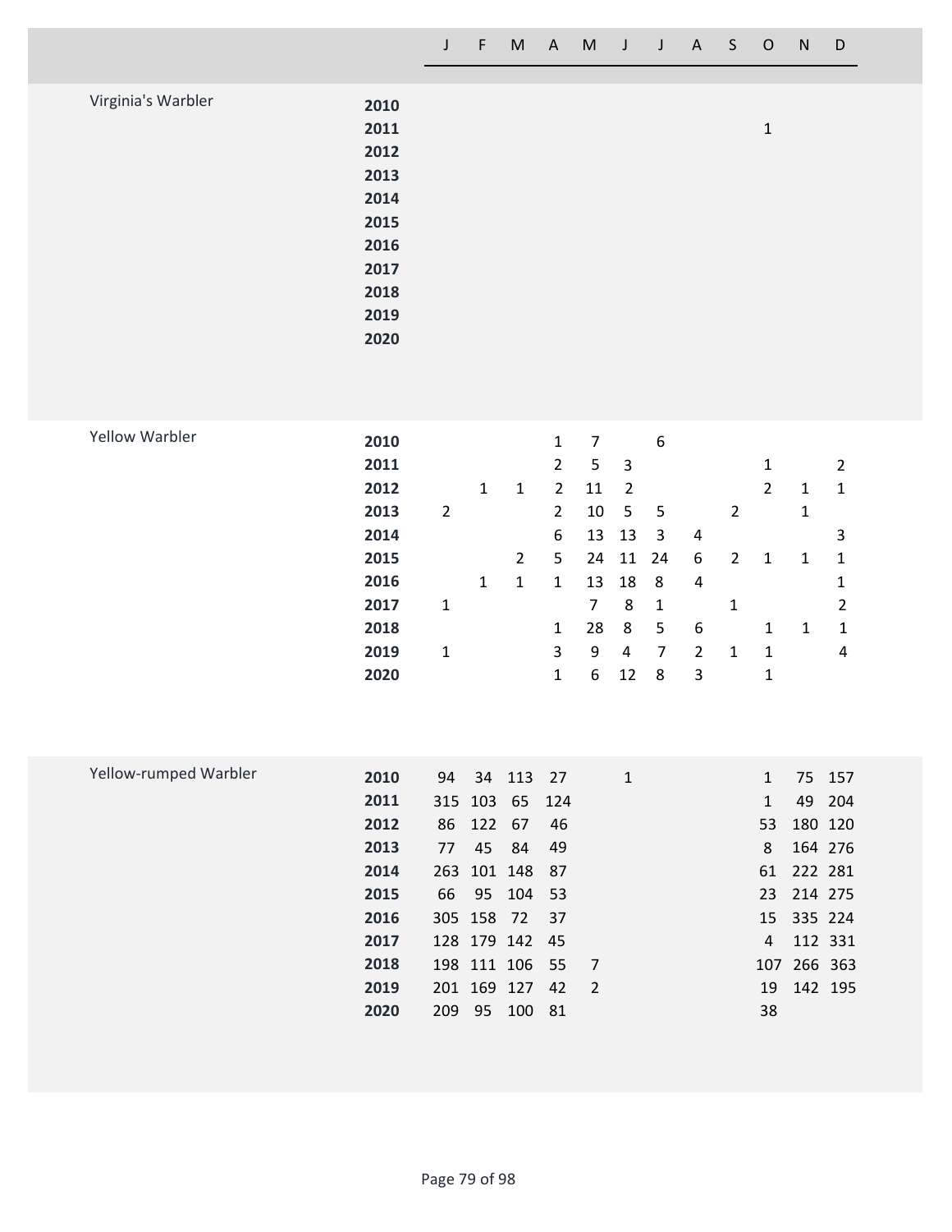| Species | Year | J | F | M | A | M | J | J | A | S | O | N | D |
|---|---|---|---|---|---|---|---|---|---|---|---|---|---|
| Virginia's Warbler | **2010** | | | | | | | | | | | | |
| | **2011** | | | | | | | | | | 1 | | |
| | **2012** | | | | | | | | | | | | |
| | **2013** | | | | | | | | | | | | |
| | **2014** | | | | | | | | | | | | |
| | **2015** | | | | | | | | | | | | |
| | **2016** | | | | | | | | | | | | |
| | **2017** | | | | | | | | | | | | |
| | **2018** | | | | | | | | | | | | |
| | **2019** | | | | | | | | | | | | |
| | **2020** | | | | | | | | | | | | |
| Yellow Warbler | **2010** | | | | 1 | 7 | | 6 | | | | | |
| | **2011** | | | | 2 | 5 | 3 | | | | 1 | | 2 |
| | **2012** | | 1 | 1 | 2 | 11 | 2 | | | | 2 | 1 | 1 |
| | **2013** | 2 | | | 2 | 10 | 5 | 5 | | 2 | | 1 | |
| | **2014** | | | | 6 | 13 | 13 | 3 | 4 | | | | 3 |
| | **2015** | | | 2 | 5 | 24 | 11 | 24 | 6 | 2 | 1 | 1 | 1 |
| | **2016** | | 1 | 1 | 1 | 13 | 18 | 8 | 4 | | | | 1 |
| | **2017** | 1 | | | | 7 | 8 | 1 | | 1 | | | 2 |
| | **2018** | | | | 1 | 28 | 8 | 5 | 6 | | 1 | 1 | 1 |
| | **2019** | 1 | | | 3 | 9 | 4 | 7 | 2 | 1 | 1 | | 4 |
| | **2020** | | | | 1 | 6 | 12 | 8 | 3 | | 1 | | |
| Yellow-rumped Warbler | **2010** | 94 | 34 | 113 | 27 | | 1 | | | | 1 | 75 | 157 |
| | **2011** | 315 | 103 | 65 | 124 | | | | | | 1 | 49 | 204 |
| | **2012** | 86 | 122 | 67 | 46 | | | | | | 53 | 180 | 120 |
| | **2013** | 77 | 45 | 84 | 49 | | | | | | 8 | 164 | 276 |
| | **2014** | 263 | 101 | 148 | 87 | | | | | | 61 | 222 | 281 |
| | **2015** | 66 | 95 | 104 | 53 | | | | | | 23 | 214 | 275 |
| | **2016** | 305 | 158 | 72 | 37 | | | | | | 15 | 335 | 224 |
| | **2017** | 128 | 179 | 142 | 45 | | | | | | 4 | 112 | 331 |
| | **2018** | 198 | 111 | 106 | 55 | 7 | | | | | 107 | 266 | 363 |
| | **2019** | 201 | 169 | 127 | 42 | 2 | | | | | 19 | 142 | 195 |
| | **2020** | 209 | 95 | 100 | 81 | | | | | | 38 | | |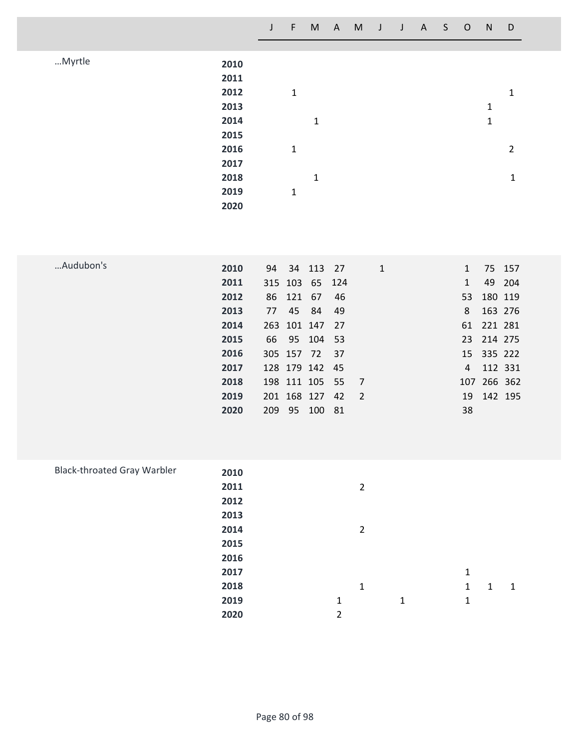| | | J | F | M | A | M | J | J | A | S | O | N | D |
|---|---|---|---|---|---|---|---|---|---|---|---|---|---|
| …Myrtle | **2010** | | | | | | | | | | | | |
| | **2011** | | | | | | | | | | | | |
| | **2012** | | 1 | | | | | | | | | | 1 |
| | **2013** | | | | | | | | | | | 1 | |
| | **2014** | | | 1 | | | | | | | | 1 | |
| | **2015** | | | | | | | | | | | | |
| | **2016** | | 1 | | | | | | | | | | 2 |
| | **2017** | | | | | | | | | | | | |
| | **2018** | | | 1 | | | | | | | | | 1 |
| | **2019** | | 1 | | | | | | | | | | |
| | **2020** | | | | | | | | | | | | |
| …Audubon's | **2010** | 94 | 34 | 113 | 27 | | 1 | | | | 1 | 75 | 157 |
| | **2011** | 315 | 103 | 65 | 124 | | | | | | 1 | 49 | 204 |
| | **2012** | 86 | 121 | 67 | 46 | | | | | | 53 | 180 | 119 |
| | **2013** | 77 | 45 | 84 | 49 | | | | | | 8 | 163 | 276 |
| | **2014** | 263 | 101 | 147 | 27 | | | | | | 61 | 221 | 281 |
| | **2015** | 66 | 95 | 104 | 53 | | | | | | 23 | 214 | 275 |
| | **2016** | 305 | 157 | 72 | 37 | | | | | | 15 | 335 | 222 |
| | **2017** | 128 | 179 | 142 | 45 | | | | | | 4 | 112 | 331 |
| | **2018** | 198 | 111 | 105 | 55 | 7 | | | | | 107 | 266 | 362 |
| | **2019** | 201 | 168 | 127 | 42 | 2 | | | | | 19 | 142 | 195 |
| | **2020** | 209 | 95 | 100 | 81 | | | | | | 38 | | |
| Black-throated Gray Warbler | **2010** | | | | | | | | | | | | |
| | **2011** | | | | | 2 | | | | | | | |
| | **2012** | | | | | | | | | | | | |
| | **2013** | | | | | | | | | | | | |
| | **2014** | | | | | 2 | | | | | | | |
| | **2015** | | | | | | | | | | | | |
| | **2016** | | | | | | | | | | | | |
| | **2017** | | | | | | | | | | 1 | | |
| | **2018** | | | | | 1 | | | | | 1 | 1 | 1 |
| | **2019** | | | | 1 | | | 1 | | | 1 | | |
| | **2020** | | | | 2 | | | | | | | | |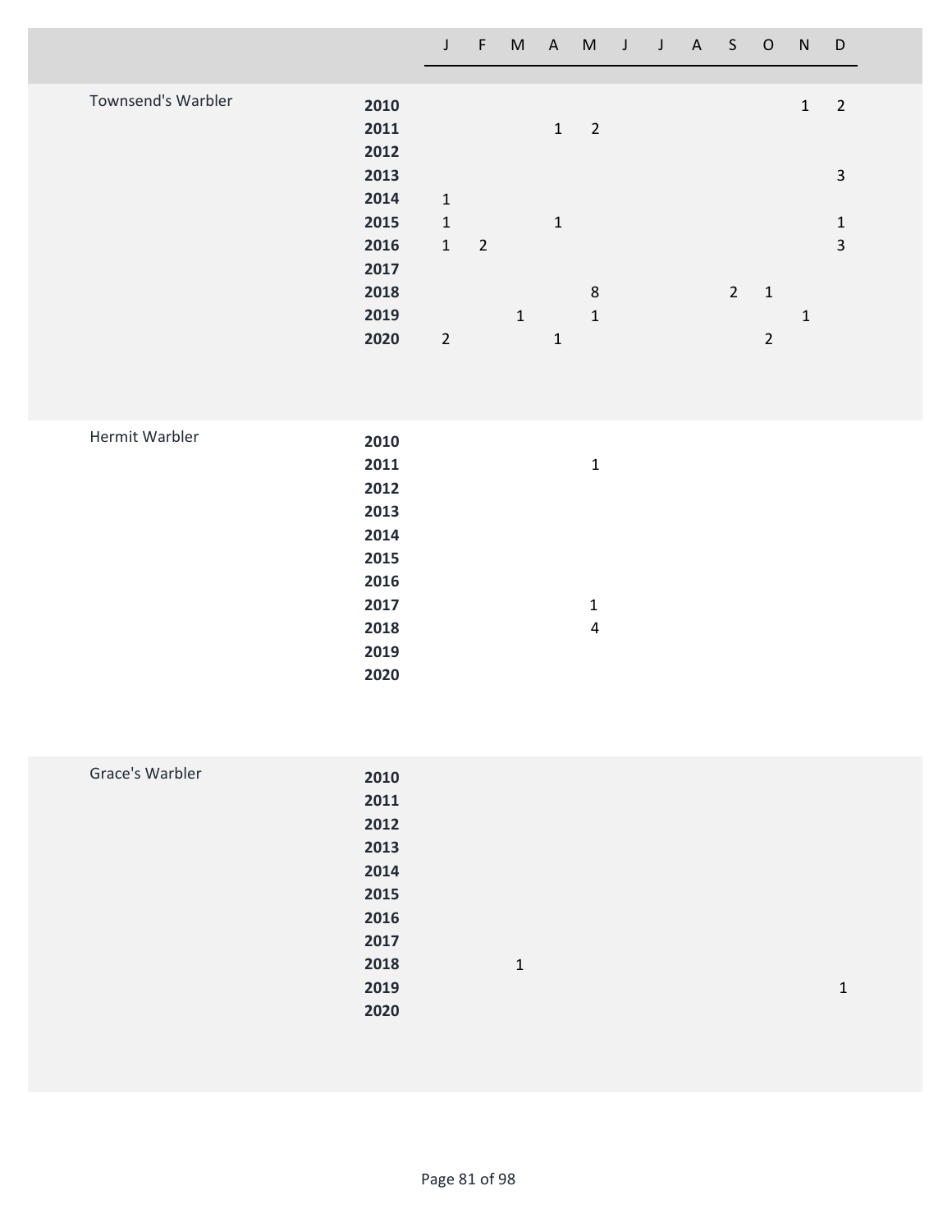| | | J | F | M | A | M | J | J | A | S | O | N | D |
|---|---|---|---|---|---|---|---|---|---|---|---|---|---|
| Townsend's Warbler | **2010** | | | | | | | | | | | 1 | 2 |
| | **2011** | | | | 1 | 2 | | | | | | | |
| | **2012** | | | | | | | | | | | | |
| | **2013** | | | | | | | | | | | | 3 |
| | **2014** | 1 | | | | | | | | | | | |
| | **2015** | 1 | | | 1 | | | | | | | | 1 |
| | **2016** | 1 | 2 | | | | | | | | | | 3 |
| | **2017** | | | | | | | | | | | | |
| | **2018** | | | | | 8 | | | | 2 | 1 | | |
| | **2019** | | | 1 | | 1 | | | | | | 1 | |
| | **2020** | 2 | | | 1 | | | | | | 2 | | |
| Hermit Warbler | **2010** | | | | | | | | | | | | |
| | **2011** | | | | | 1 | | | | | | | |
| | **2012** | | | | | | | | | | | | |
| | **2013** | | | | | | | | | | | | |
| | **2014** | | | | | | | | | | | | |
| | **2015** | | | | | | | | | | | | |
| | **2016** | | | | | | | | | | | | |
| | **2017** | | | | | 1 | | | | | | | |
| | **2018** | | | | | 4 | | | | | | | |
| | **2019** | | | | | | | | | | | | |
| | **2020** | | | | | | | | | | | | |
| Grace's Warbler | **2010** | | | | | | | | | | | | |
| | **2011** | | | | | | | | | | | | |
| | **2012** | | | | | | | | | | | | |
| | **2013** | | | | | | | | | | | | |
| | **2014** | | | | | | | | | | | | |
| | **2015** | | | | | | | | | | | | |
| | **2016** | | | | | | | | | | | | |
| | **2017** | | | | | | | | | | | | |
| | **2018** | | | 1 | | | | | | | | | |
| | **2019** | | | | | | | | | | | | 1 |
| | **2020** | | | | | | | | | | | | |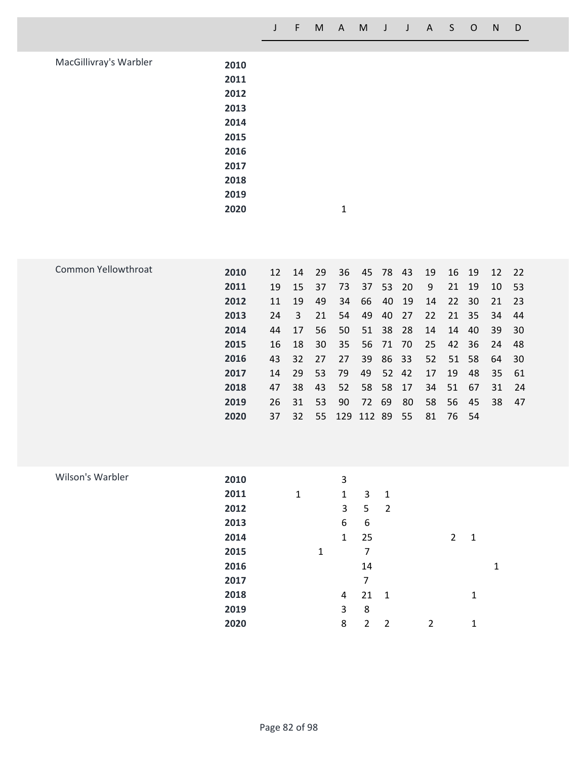| Species | Year | J | F | M | A | M | J | J | A | S | O | N | D |
|---|---|---|---|---|---|---|---|---|---|---|---|---|---|
| MacGillivray's Warbler | **2010** | | | | | | | | | | | | |
| | **2011** | | | | | | | | | | | | |
| | **2012** | | | | | | | | | | | | |
| | **2013** | | | | | | | | | | | | |
| | **2014** | | | | | | | | | | | | |
| | **2015** | | | | | | | | | | | | |
| | **2016** | | | | | | | | | | | | |
| | **2017** | | | | | | | | | | | | |
| | **2018** | | | | | | | | | | | | |
| | **2019** | | | | | | | | | | | | |
| | **2020** | | | | 1 | | | | | | | | |
| Common Yellowthroat | **2010** | 12 | 14 | 29 | 36 | 45 | 78 | 43 | 19 | 16 | 19 | 12 | 22 |
| | **2011** | 19 | 15 | 37 | 73 | 37 | 53 | 20 | 9 | 21 | 19 | 10 | 53 |
| | **2012** | 11 | 19 | 49 | 34 | 66 | 40 | 19 | 14 | 22 | 30 | 21 | 23 |
| | **2013** | 24 | 3 | 21 | 54 | 49 | 40 | 27 | 22 | 21 | 35 | 34 | 44 |
| | **2014** | 44 | 17 | 56 | 50 | 51 | 38 | 28 | 14 | 14 | 40 | 39 | 30 |
| | **2015** | 16 | 18 | 30 | 35 | 56 | 71 | 70 | 25 | 42 | 36 | 24 | 48 |
| | **2016** | 43 | 32 | 27 | 27 | 39 | 86 | 33 | 52 | 51 | 58 | 64 | 30 |
| | **2017** | 14 | 29 | 53 | 79 | 49 | 52 | 42 | 17 | 19 | 48 | 35 | 61 |
| | **2018** | 47 | 38 | 43 | 52 | 58 | 58 | 17 | 34 | 51 | 67 | 31 | 24 |
| | **2019** | 26 | 31 | 53 | 90 | 72 | 69 | 80 | 58 | 56 | 45 | 38 | 47 |
| | **2020** | 37 | 32 | 55 | 129 | 112 | 89 | 55 | 81 | 76 | 54 | | |
| Wilson's Warbler | **2010** | | | | 3 | | | | | | | | |
| | **2011** | | 1 | | 1 | 3 | 1 | | | | | | |
| | **2012** | | | | 3 | 5 | 2 | | | | | | |
| | **2013** | | | | 6 | 6 | | | | | | | |
| | **2014** | | | | 1 | 25 | | | | 2 | 1 | | |
| | **2015** | | | 1 | | 7 | | | | | | | |
| | **2016** | | | | | 14 | | | | | | 1 | |
| | **2017** | | | | | 7 | | | | | | | |
| | **2018** | | | | 4 | 21 | 1 | | | | 1 | | |
| | **2019** | | | | 3 | 8 | | | | | | | |
| | **2020** | | | | 8 | 2 | 2 | | 2 | | 1 | | |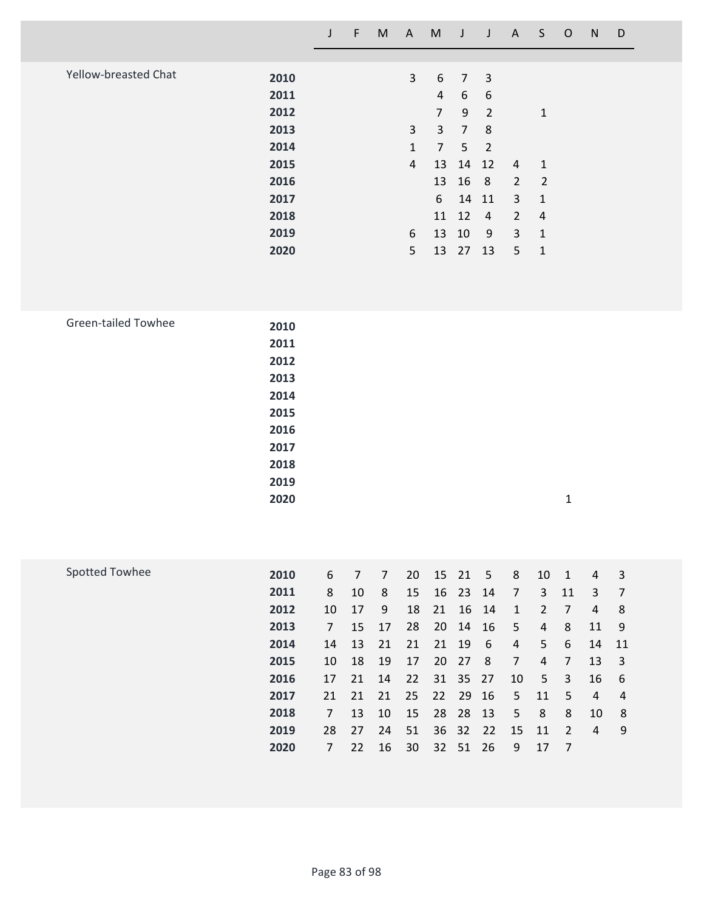| | | J | F | M | A | M | J | J | A | S | O | N | D |
|---|---|---|---|---|---|---|---|---|---|---|---|---|---|
| Yellow-breasted Chat | **2010** | | | | 3 | 6 | 7 | 3 | | | | | |
| | **2011** | | | | | 4 | 6 | 6 | | | | | |
| | **2012** | | | | | 7 | 9 | 2 | | 1 | | | |
| | **2013** | | | | 3 | 3 | 7 | 8 | | | | | |
| | **2014** | | | | 1 | 7 | 5 | 2 | | | | | |
| | **2015** | | | | 4 | 13 | 14 | 12 | 4 | 1 | | | |
| | **2016** | | | | | 13 | 16 | 8 | 2 | 2 | | | |
| | **2017** | | | | | 6 | 14 | 11 | 3 | 1 | | | |
| | **2018** | | | | | 11 | 12 | 4 | 2 | 4 | | | |
| | **2019** | | | | 6 | 13 | 10 | 9 | 3 | 1 | | | |
| | **2020** | | | | 5 | 13 | 27 | 13 | 5 | 1 | | | |
| Green-tailed Towhee | **2010** | | | | | | | | | | | | |
| | **2011** | | | | | | | | | | | | |
| | **2012** | | | | | | | | | | | | |
| | **2013** | | | | | | | | | | | | |
| | **2014** | | | | | | | | | | | | |
| | **2015** | | | | | | | | | | | | |
| | **2016** | | | | | | | | | | | | |
| | **2017** | | | | | | | | | | | | |
| | **2018** | | | | | | | | | | | | |
| | **2019** | | | | | | | | | | | | |
| | **2020** | | | | | | | | | | 1 | | |
| Spotted Towhee | **2010** | 6 | 7 | 7 | 20 | 15 | 21 | 5 | 8 | 10 | 1 | 4 | 3 |
| | **2011** | 8 | 10 | 8 | 15 | 16 | 23 | 14 | 7 | 3 | 11 | 3 | 7 |
| | **2012** | 10 | 17 | 9 | 18 | 21 | 16 | 14 | 1 | 2 | 7 | 4 | 8 |
| | **2013** | 7 | 15 | 17 | 28 | 20 | 14 | 16 | 5 | 4 | 8 | 11 | 9 |
| | **2014** | 14 | 13 | 21 | 21 | 21 | 19 | 6 | 4 | 5 | 6 | 14 | 11 |
| | **2015** | 10 | 18 | 19 | 17 | 20 | 27 | 8 | 7 | 4 | 7 | 13 | 3 |
| | **2016** | 17 | 21 | 14 | 22 | 31 | 35 | 27 | 10 | 5 | 3 | 16 | 6 |
| | **2017** | 21 | 21 | 21 | 25 | 22 | 29 | 16 | 5 | 11 | 5 | 4 | 4 |
| | **2018** | 7 | 13 | 10 | 15 | 28 | 28 | 13 | 5 | 8 | 8 | 10 | 8 |
| | **2019** | 28 | 27 | 24 | 51 | 36 | 32 | 22 | 15 | 11 | 2 | 4 | 9 |
| | **2020** | 7 | 22 | 16 | 30 | 32 | 51 | 26 | 9 | 17 | 7 | | |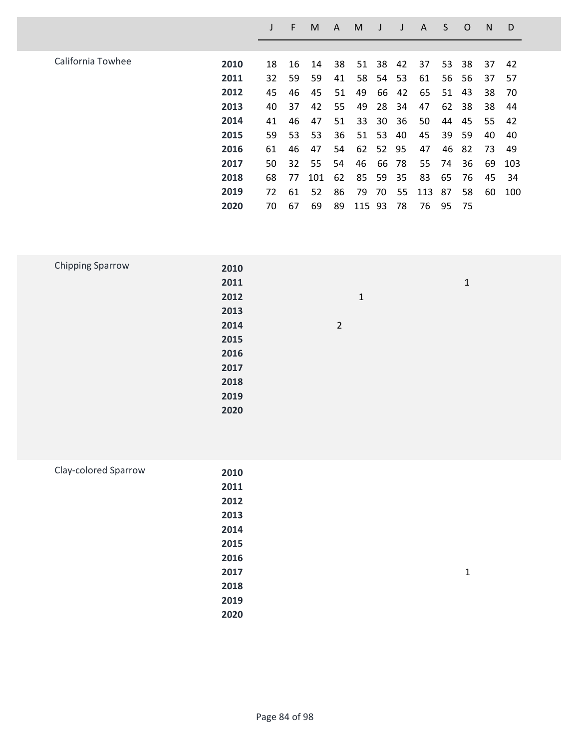| | | J | F | M | A | M | J | J | A | S | O | N | D |
|---|---|---|---|---|---|---|---|---|---|---|---|---|---|
| California Towhee | **2010** | 18 | 16 | 14 | 38 | 51 | 38 | 42 | 37 | 53 | 38 | 37 | 42 |
| | **2011** | 32 | 59 | 59 | 41 | 58 | 54 | 53 | 61 | 56 | 56 | 37 | 57 |
| | **2012** | 45 | 46 | 45 | 51 | 49 | 66 | 42 | 65 | 51 | 43 | 38 | 70 |
| | **2013** | 40 | 37 | 42 | 55 | 49 | 28 | 34 | 47 | 62 | 38 | 38 | 44 |
| | **2014** | 41 | 46 | 47 | 51 | 33 | 30 | 36 | 50 | 44 | 45 | 55 | 42 |
| | **2015** | 59 | 53 | 53 | 36 | 51 | 53 | 40 | 45 | 39 | 59 | 40 | 40 |
| | **2016** | 61 | 46 | 47 | 54 | 62 | 52 | 95 | 47 | 46 | 82 | 73 | 49 |
| | **2017** | 50 | 32 | 55 | 54 | 46 | 66 | 78 | 55 | 74 | 36 | 69 | 103 |
| | **2018** | 68 | 77 | 101 | 62 | 85 | 59 | 35 | 83 | 65 | 76 | 45 | 34 |
| | **2019** | 72 | 61 | 52 | 86 | 79 | 70 | 55 | 113 | 87 | 58 | 60 | 100 |
| | **2020** | 70 | 67 | 69 | 89 | 115 | 93 | 78 | 76 | 95 | 75 | | |
| Chipping Sparrow | **2010** | | | | | | | | | | | | |
| | **2011** | | | | | | | | | | 1 | | |
| | **2012** | | | | | 1 | | | | | | | |
| | **2013** | | | | | | | | | | | | |
| | **2014** | | | | 2 | | | | | | | | |
| | **2015** | | | | | | | | | | | | |
| | **2016** | | | | | | | | | | | | |
| | **2017** | | | | | | | | | | | | |
| | **2018** | | | | | | | | | | | | |
| | **2019** | | | | | | | | | | | | |
| | **2020** | | | | | | | | | | | | |
| Clay-colored Sparrow | **2010** | | | | | | | | | | | | |
| | **2011** | | | | | | | | | | | | |
| | **2012** | | | | | | | | | | | | |
| | **2013** | | | | | | | | | | | | |
| | **2014** | | | | | | | | | | | | |
| | **2015** | | | | | | | | | | | | |
| | **2016** | | | | | | | | | | | | |
| | **2017** | | | | | | | | | | 1 | | |
| | **2018** | | | | | | | | | | | | |
| | **2019** | | | | | | | | | | | | |
| | **2020** | | | | | | | | | | | | |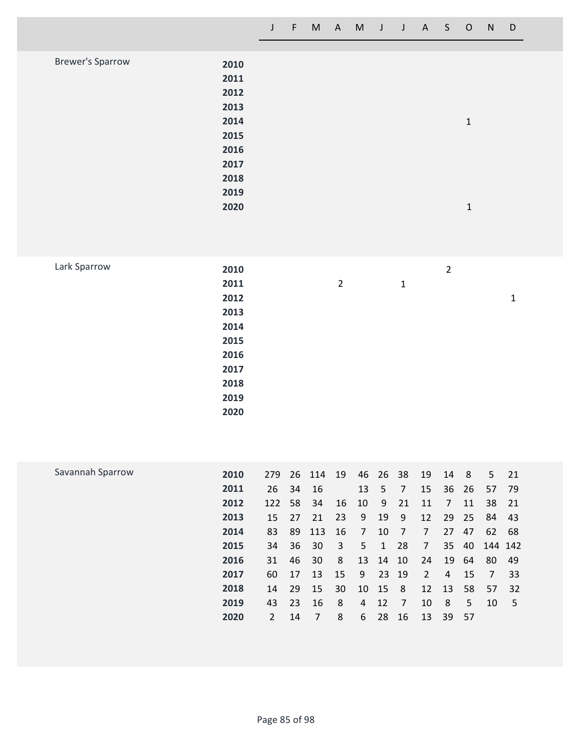| | | J | F | M | A | M | J | J | A | S | O | N | D |
|---|---|---|---|---|---|---|---|---|---|---|---|---|---|
| Brewer's Sparrow | **2010** | | | | | | | | | | | | |
| | **2011** | | | | | | | | | | | | |
| | **2012** | | | | | | | | | | | | |
| | **2013** | | | | | | | | | | | | |
| | **2014** | | | | | | | | | | 1 | | |
| | **2015** | | | | | | | | | | | | |
| | **2016** | | | | | | | | | | | | |
| | **2017** | | | | | | | | | | | | |
| | **2018** | | | | | | | | | | | | |
| | **2019** | | | | | | | | | | | | |
| | **2020** | | | | | | | | | | 1 | | |
| Lark Sparrow | **2010** | | | | | | | | | 2 | | | |
| | **2011** | | | | 2 | | | 1 | | | | | |
| | **2012** | | | | | | | | | | | | 1 |
| | **2013** | | | | | | | | | | | | |
| | **2014** | | | | | | | | | | | | |
| | **2015** | | | | | | | | | | | | |
| | **2016** | | | | | | | | | | | | |
| | **2017** | | | | | | | | | | | | |
| | **2018** | | | | | | | | | | | | |
| | **2019** | | | | | | | | | | | | |
| | **2020** | | | | | | | | | | | | |
| Savannah Sparrow | **2010** | 279 | 26 | 114 | 19 | 46 | 26 | 38 | 19 | 14 | 8 | 5 | 21 |
| | **2011** | 26 | 34 | 16 | | 13 | 5 | 7 | 15 | 36 | 26 | 57 | 79 |
| | **2012** | 122 | 58 | 34 | 16 | 10 | 9 | 21 | 11 | 7 | 11 | 38 | 21 |
| | **2013** | 15 | 27 | 21 | 23 | 9 | 19 | 9 | 12 | 29 | 25 | 84 | 43 |
| | **2014** | 83 | 89 | 113 | 16 | 7 | 10 | 7 | 7 | 27 | 47 | 62 | 68 |
| | **2015** | 34 | 36 | 30 | 3 | 5 | 1 | 28 | 7 | 35 | 40 | 144 | 142 |
| | **2016** | 31 | 46 | 30 | 8 | 13 | 14 | 10 | 24 | 19 | 64 | 80 | 49 |
| | **2017** | 60 | 17 | 13 | 15 | 9 | 23 | 19 | 2 | 4 | 15 | 7 | 33 |
| | **2018** | 14 | 29 | 15 | 30 | 10 | 15 | 8 | 12 | 13 | 58 | 57 | 32 |
| | **2019** | 43 | 23 | 16 | 8 | 4 | 12 | 7 | 10 | 8 | 5 | 10 | 5 |
| | **2020** | 2 | 14 | 7 | 8 | 6 | 28 | 16 | 13 | 39 | 57 | | |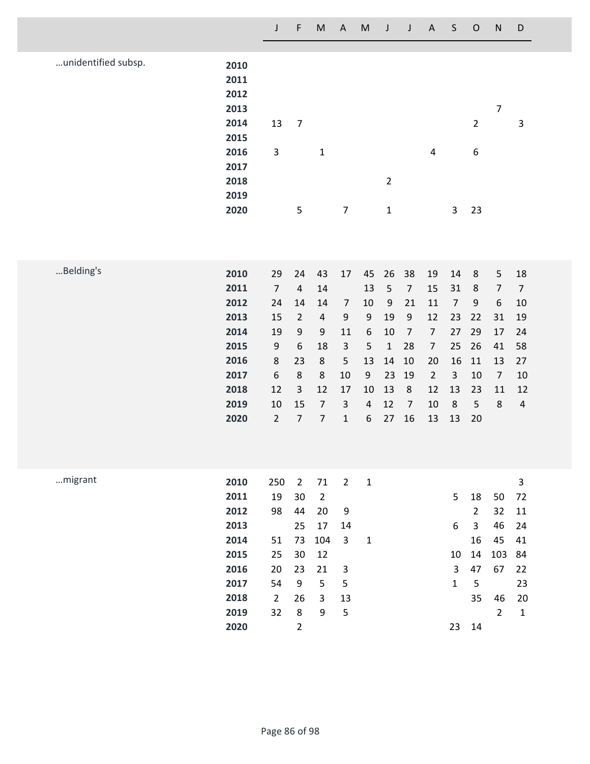| | | J | F | M | A | M | J | J | A | S | O | N | D |
|---|---|---|---|---|---|---|---|---|---|---|---|---|---|
| …unidentified subsp. | **2010** | | | | | | | | | | | | |
| | **2011** | | | | | | | | | | | | |
| | **2012** | | | | | | | | | | | | |
| | **2013** | | | | | | | | | | | 7 | |
| | **2014** | 13 | 7 | | | | | | | | 2 | | 3 |
| | **2015** | | | | | | | | | | | | |
| | **2016** | 3 | | 1 | | | | | 4 | | 6 | | |
| | **2017** | | | | | | | | | | | | |
| | **2018** | | | | | | 2 | | | | | | |
| | **2019** | | | | | | | | | | | | |
| | **2020** | | 5 | | 7 | | 1 | | | 3 | 23 | | |
| …Belding's | **2010** | 29 | 24 | 43 | 17 | 45 | 26 | 38 | 19 | 14 | 8 | 5 | 18 |
| | **2011** | 7 | 4 | 14 | | 13 | 5 | 7 | 15 | 31 | 8 | 7 | 7 |
| | **2012** | 24 | 14 | 14 | 7 | 10 | 9 | 21 | 11 | 7 | 9 | 6 | 10 |
| | **2013** | 15 | 2 | 4 | 9 | 9 | 19 | 9 | 12 | 23 | 22 | 31 | 19 |
| | **2014** | 19 | 9 | 9 | 11 | 6 | 10 | 7 | 7 | 27 | 29 | 17 | 24 |
| | **2015** | 9 | 6 | 18 | 3 | 5 | 1 | 28 | 7 | 25 | 26 | 41 | 58 |
| | **2016** | 8 | 23 | 8 | 5 | 13 | 14 | 10 | 20 | 16 | 11 | 13 | 27 |
| | **2017** | 6 | 8 | 8 | 10 | 9 | 23 | 19 | 2 | 3 | 10 | 7 | 10 |
| | **2018** | 12 | 3 | 12 | 17 | 10 | 13 | 8 | 12 | 13 | 23 | 11 | 12 |
| | **2019** | 10 | 15 | 7 | 3 | 4 | 12 | 7 | 10 | 8 | 5 | 8 | 4 |
| | **2020** | 2 | 7 | 7 | 1 | 6 | 27 | 16 | 13 | 13 | 20 | | |
| …migrant | **2010** | 250 | 2 | 71 | 2 | 1 | | | | | | | 3 |
| | **2011** | 19 | 30 | 2 | | | | | | 5 | 18 | 50 | 72 |
| | **2012** | 98 | 44 | 20 | 9 | | | | | | 2 | 32 | 11 |
| | **2013** | | 25 | 17 | 14 | | | | | 6 | 3 | 46 | 24 |
| | **2014** | 51 | 73 | 104 | 3 | 1 | | | | | 16 | 45 | 41 |
| | **2015** | 25 | 30 | 12 | | | | | | 10 | 14 | 103 | 84 |
| | **2016** | 20 | 23 | 21 | 3 | | | | | 3 | 47 | 67 | 22 |
| | **2017** | 54 | 9 | 5 | 5 | | | | | 1 | 5 | | 23 |
| | **2018** | 2 | 26 | 3 | 13 | | | | | | 35 | 46 | 20 |
| | **2019** | 32 | 8 | 9 | 5 | | | | | | | 2 | 1 |
| | **2020** | | 2 | | | | | | | 23 | 14 | | |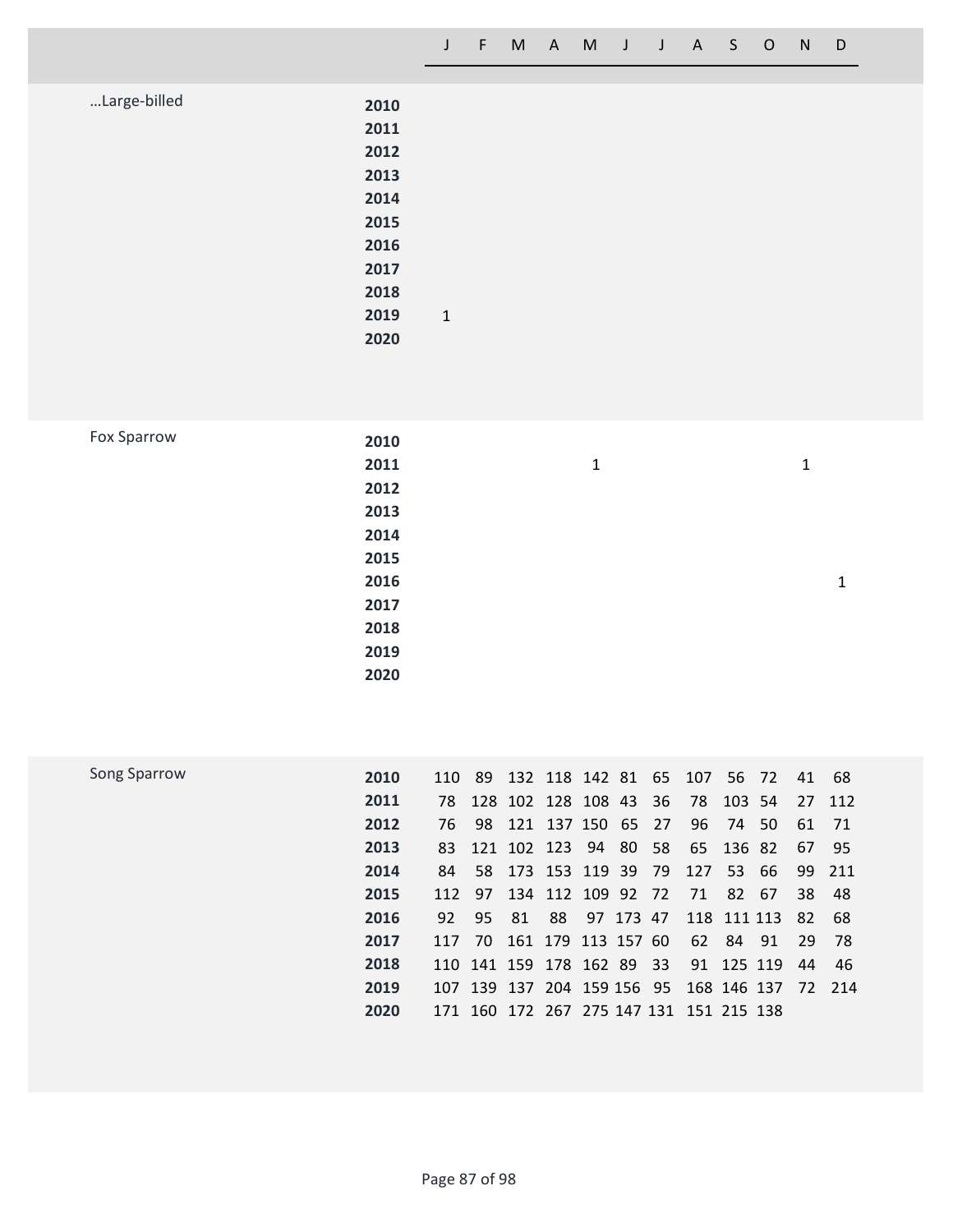| | | J | F | M | A | M | J | J | A | S | O | N | D |
|---|---|---|---|---|---|---|---|---|---|---|---|---|---|
| …Large-billed | **2010** | | | | | | | | | | | | |
| | **2011** | | | | | | | | | | | | |
| | **2012** | | | | | | | | | | | | |
| | **2013** | | | | | | | | | | | | |
| | **2014** | | | | | | | | | | | | |
| | **2015** | | | | | | | | | | | | |
| | **2016** | | | | | | | | | | | | |
| | **2017** | | | | | | | | | | | | |
| | **2018** | | | | | | | | | | | | |
| | **2019** | 1 | | | | | | | | | | | |
| | **2020** | | | | | | | | | | | | |
| Fox Sparrow | **2010** | | | | | | | | | | | | |
| | **2011** | | | | | 1 | | | | | | 1 | |
| | **2012** | | | | | | | | | | | | |
| | **2013** | | | | | | | | | | | | |
| | **2014** | | | | | | | | | | | | |
| | **2015** | | | | | | | | | | | | |
| | **2016** | | | | | | | | | | | | 1 |
| | **2017** | | | | | | | | | | | | |
| | **2018** | | | | | | | | | | | | |
| | **2019** | | | | | | | | | | | | |
| | **2020** | | | | | | | | | | | | |
| Song Sparrow | **2010** | 110 | 89 | 132 | 118 | 142 | 81 | 65 | 107 | 56 | 72 | 41 | 68 |
| | **2011** | 78 | 128 | 102 | 128 | 108 | 43 | 36 | 78 | 103 | 54 | 27 | 112 |
| | **2012** | 76 | 98 | 121 | 137 | 150 | 65 | 27 | 96 | 74 | 50 | 61 | 71 |
| | **2013** | 83 | 121 | 102 | 123 | 94 | 80 | 58 | 65 | 136 | 82 | 67 | 95 |
| | **2014** | 84 | 58 | 173 | 153 | 119 | 39 | 79 | 127 | 53 | 66 | 99 | 211 |
| | **2015** | 112 | 97 | 134 | 112 | 109 | 92 | 72 | 71 | 82 | 67 | 38 | 48 |
| | **2016** | 92 | 95 | 81 | 88 | 97 | 173 | 47 | 118 | 111 | 113 | 82 | 68 |
| | **2017** | 117 | 70 | 161 | 179 | 113 | 157 | 60 | 62 | 84 | 91 | 29 | 78 |
| | **2018** | 110 | 141 | 159 | 178 | 162 | 89 | 33 | 91 | 125 | 119 | 44 | 46 |
| | **2019** | 107 | 139 | 137 | 204 | 159 | 156 | 95 | 168 | 146 | 137 | 72 | 214 |
| | **2020** | 171 | 160 | 172 | 267 | 275 | 147 | 131 | 151 | 215 | 138 | | |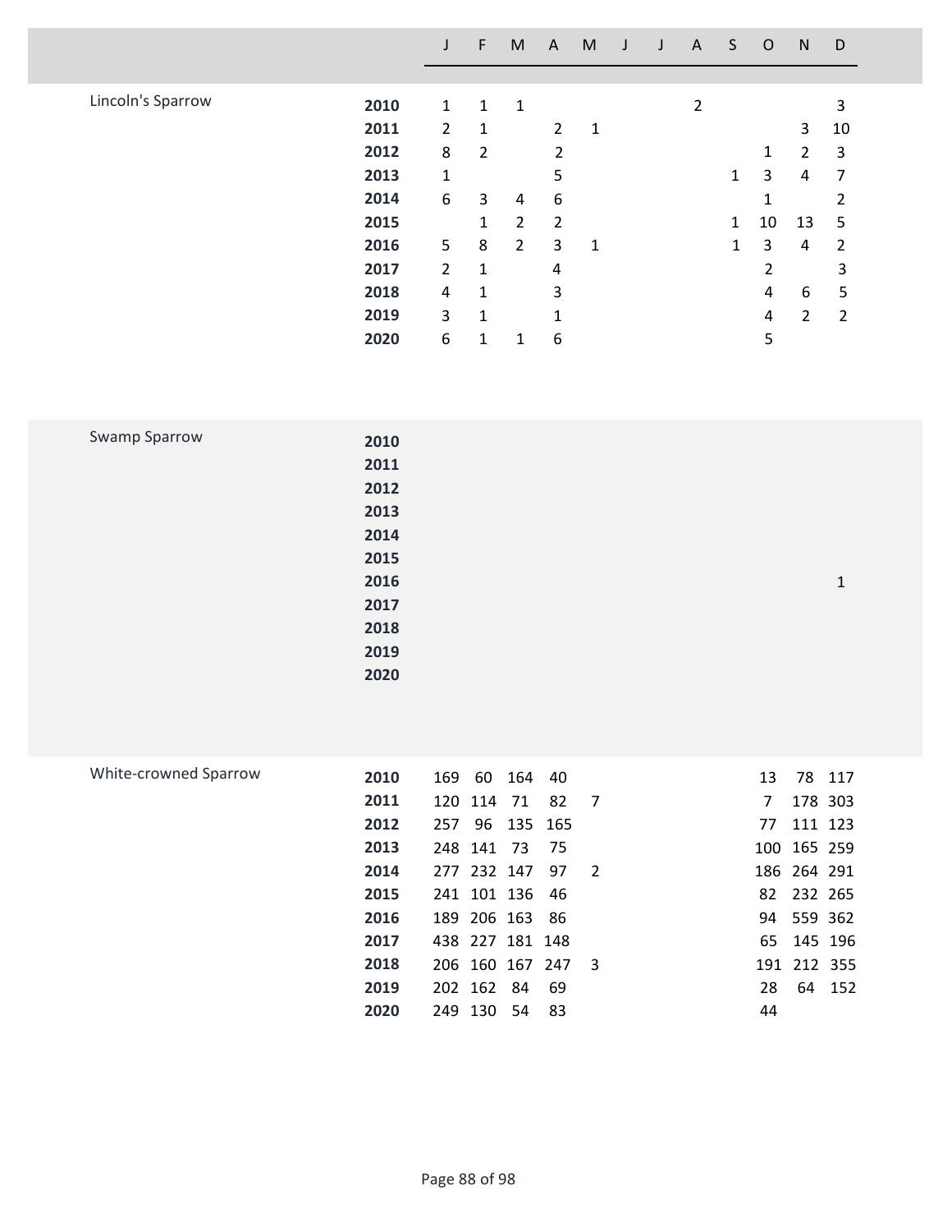| Species | Year | J | F | M | A | M | J | J | A | S | O | N | D |
|---|---|---|---|---|---|---|---|---|---|---|---|---|---|
| Lincoln's Sparrow | **2010** | 1 | 1 | 1 | | | | | 2 | | | | 3 |
| | **2011** | 2 | 1 | | 2 | 1 | | | | | | 3 | 10 |
| | **2012** | 8 | 2 | | 2 | | | | | | 1 | 2 | 3 |
| | **2013** | 1 | | | 5 | | | | | 1 | 3 | 4 | 7 |
| | **2014** | 6 | 3 | 4 | 6 | | | | | | 1 | | 2 |
| | **2015** | | 1 | 2 | 2 | | | | | 1 | 10 | 13 | 5 |
| | **2016** | 5 | 8 | 2 | 3 | 1 | | | | 1 | 3 | 4 | 2 |
| | **2017** | 2 | 1 | | 4 | | | | | | 2 | | 3 |
| | **2018** | 4 | 1 | | 3 | | | | | | 4 | 6 | 5 |
| | **2019** | 3 | 1 | | 1 | | | | | | 4 | 2 | 2 |
| | **2020** | 6 | 1 | 1 | 6 | | | | | | 5 | | |
| Swamp Sparrow | **2010** | | | | | | | | | | | | |
| | **2011** | | | | | | | | | | | | |
| | **2012** | | | | | | | | | | | | |
| | **2013** | | | | | | | | | | | | |
| | **2014** | | | | | | | | | | | | |
| | **2015** | | | | | | | | | | | | |
| | **2016** | | | | | | | | | | | | 1 |
| | **2017** | | | | | | | | | | | | |
| | **2018** | | | | | | | | | | | | |
| | **2019** | | | | | | | | | | | | |
| | **2020** | | | | | | | | | | | | |
| White-crowned Sparrow | **2010** | 169 | 60 | 164 | 40 | | | | | | 13 | 78 | 117 |
| | **2011** | 120 | 114 | 71 | 82 | 7 | | | | | 7 | 178 | 303 |
| | **2012** | 257 | 96 | 135 | 165 | | | | | | 77 | 111 | 123 |
| | **2013** | 248 | 141 | 73 | 75 | | | | | | 100 | 165 | 259 |
| | **2014** | 277 | 232 | 147 | 97 | 2 | | | | | 186 | 264 | 291 |
| | **2015** | 241 | 101 | 136 | 46 | | | | | | 82 | 232 | 265 |
| | **2016** | 189 | 206 | 163 | 86 | | | | | | 94 | 559 | 362 |
| | **2017** | 438 | 227 | 181 | 148 | | | | | | 65 | 145 | 196 |
| | **2018** | 206 | 160 | 167 | 247 | 3 | | | | | 191 | 212 | 355 |
| | **2019** | 202 | 162 | 84 | 69 | | | | | | 28 | 64 | 152 |
| | **2020** | 249 | 130 | 54 | 83 | | | | | | 44 | | |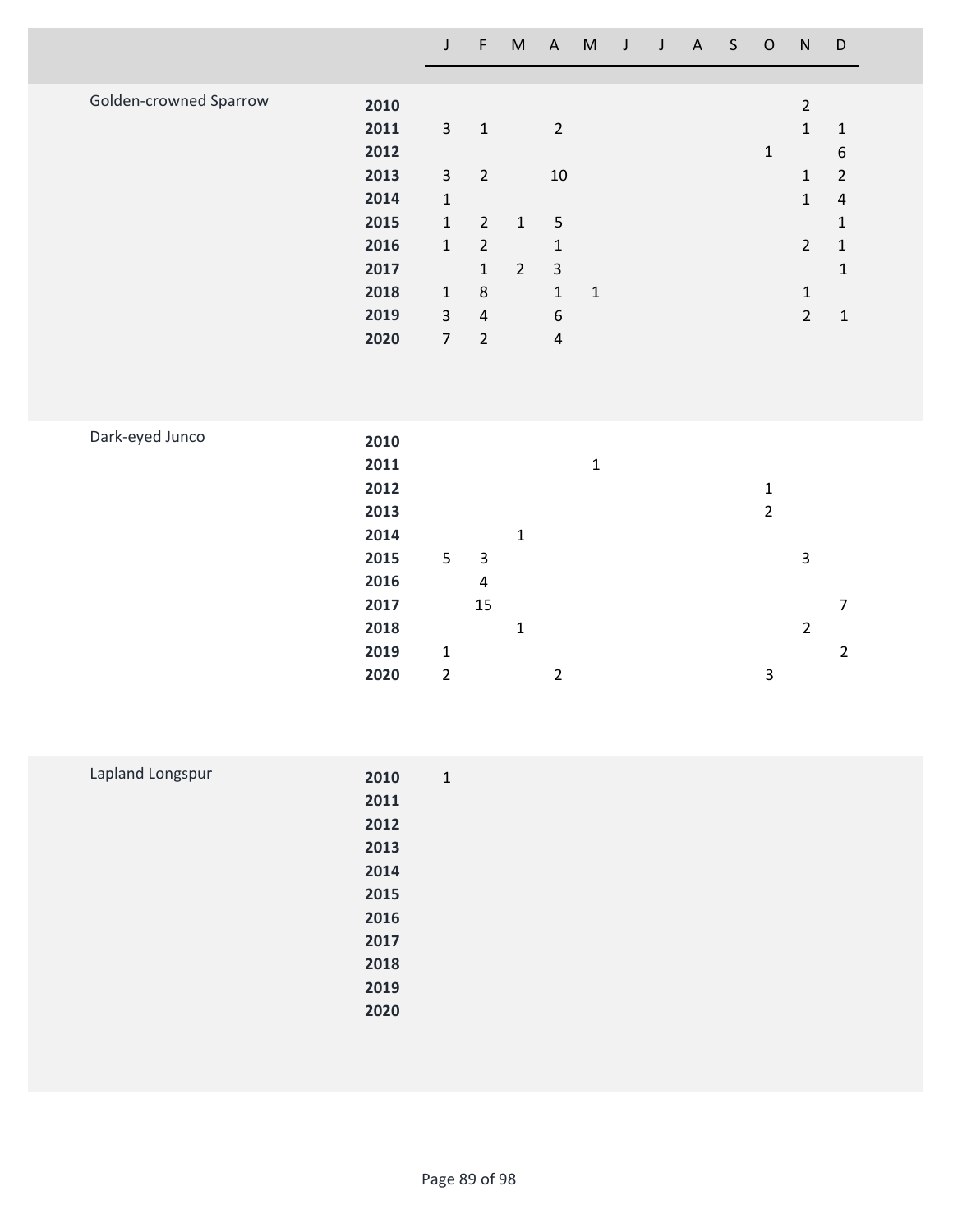| | | J | F | M | A | M | J | J | A | S | O | N | D |
|---|---|---|---|---|---|---|---|---|---|---|---|---|---|
| Golden-crowned Sparrow | **2010** | | | | | | | | | | | 2 | |
| | **2011** | 3 | 1 | | 2 | | | | | | | 1 | 1 |
| | **2012** | | | | | | | | | | 1 | | 6 |
| | **2013** | 3 | 2 | | 10 | | | | | | | 1 | 2 |
| | **2014** | 1 | | | | | | | | | | 1 | 4 |
| | **2015** | 1 | 2 | 1 | 5 | | | | | | | | 1 |
| | **2016** | 1 | 2 | | 1 | | | | | | | 2 | 1 |
| | **2017** | | 1 | 2 | 3 | | | | | | | | 1 |
| | **2018** | 1 | 8 | | 1 | 1 | | | | | | 1 | |
| | **2019** | 3 | 4 | | 6 | | | | | | | 2 | 1 |
| | **2020** | 7 | 2 | | 4 | | | | | | | | |
| Dark-eyed Junco | **2010** | | | | | | | | | | | | |
| | **2011** | | | | | 1 | | | | | | | |
| | **2012** | | | | | | | | | | 1 | | |
| | **2013** | | | | | | | | | | 2 | | |
| | **2014** | | | 1 | | | | | | | | | |
| | **2015** | 5 | 3 | | | | | | | | | 3 | |
| | **2016** | | 4 | | | | | | | | | | |
| | **2017** | | 15 | | | | | | | | | | 7 |
| | **2018** | | | 1 | | | | | | | | 2 | |
| | **2019** | 1 | | | | | | | | | | | 2 |
| | **2020** | 2 | | | 2 | | | | | | 3 | | |
| Lapland Longspur | **2010** | 1 | | | | | | | | | | | |
| | **2011** | | | | | | | | | | | | |
| | **2012** | | | | | | | | | | | | |
| | **2013** | | | | | | | | | | | | |
| | **2014** | | | | | | | | | | | | |
| | **2015** | | | | | | | | | | | | |
| | **2016** | | | | | | | | | | | | |
| | **2017** | | | | | | | | | | | | |
| | **2018** | | | | | | | | | | | | |
| | **2019** | | | | | | | | | | | | |
| | **2020** | | | | | | | | | | | | |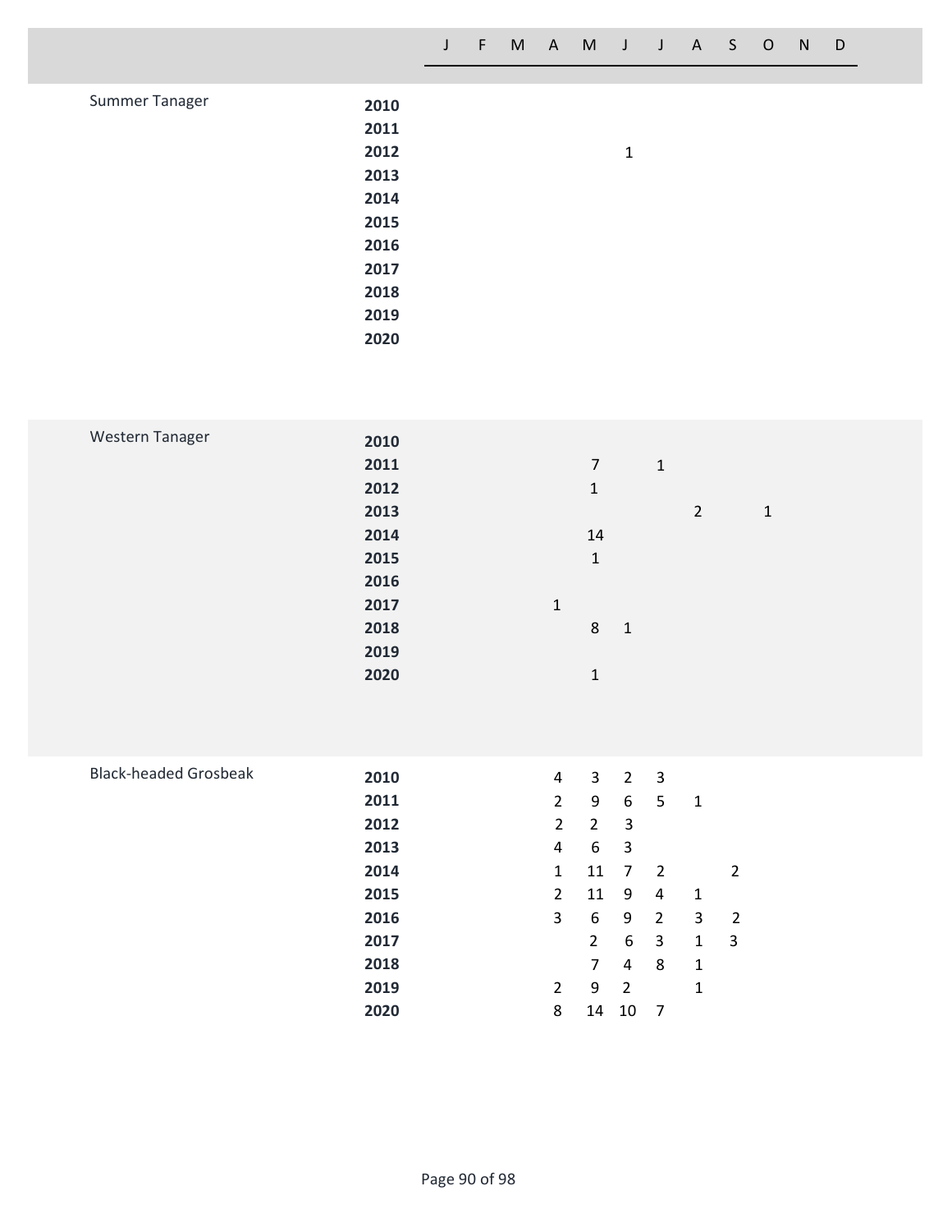| Species | Year | J | F | M | A | M | J | J | A | S | O | N | D |
|---|---|---|---|---|---|---|---|---|---|---|---|---|---|
| Summer Tanager | **2010** | | | | | | | | | | | | |
| | **2011** | | | | | | | | | | | | |
| | **2012** | | | | | | 1 | | | | | | |
| | **2013** | | | | | | | | | | | | |
| | **2014** | | | | | | | | | | | | |
| | **2015** | | | | | | | | | | | | |
| | **2016** | | | | | | | | | | | | |
| | **2017** | | | | | | | | | | | | |
| | **2018** | | | | | | | | | | | | |
| | **2019** | | | | | | | | | | | | |
| | **2020** | | | | | | | | | | | | |
| Western Tanager | **2010** | | | | | | | | | | | | |
| | **2011** | | | | | 7 | | 1 | | | | | |
| | **2012** | | | | | 1 | | | | | | | |
| | **2013** | | | | | | | | 2 | | 1 | | |
| | **2014** | | | | | 14 | | | | | | | |
| | **2015** | | | | | 1 | | | | | | | |
| | **2016** | | | | | | | | | | | | |
| | **2017** | | | | 1 | | | | | | | | |
| | **2018** | | | | | 8 | 1 | | | | | | |
| | **2019** | | | | | | | | | | | | |
| | **2020** | | | | | 1 | | | | | | | |
| Black-headed Grosbeak | **2010** | | | | 4 | 3 | 2 | 3 | | | | | |
| | **2011** | | | | 2 | 9 | 6 | 5 | 1 | | | | |
| | **2012** | | | | 2 | 2 | 3 | | | | | | |
| | **2013** | | | | 4 | 6 | 3 | | | | | | |
| | **2014** | | | | 1 | 11 | 7 | 2 | | 2 | | | |
| | **2015** | | | | 2 | 11 | 9 | 4 | 1 | | | | |
| | **2016** | | | | 3 | 6 | 9 | 2 | 3 | 2 | | | |
| | **2017** | | | | | 2 | 6 | 3 | 1 | 3 | | | |
| | **2018** | | | | | 7 | 4 | 8 | 1 | | | | |
| | **2019** | | | | 2 | 9 | 2 | | 1 | | | | |
| | **2020** | | | | 8 | 14 | 10 | 7 | | | | | |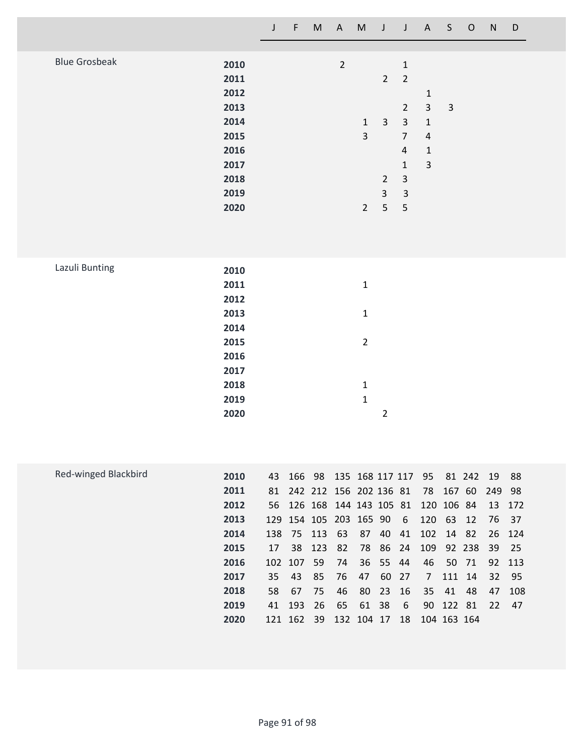| | | J | F | M | A | M | J | J | A | S | O | N | D |
|---|---|---|---|---|---|---|---|---|---|---|---|---|---|
| Blue Grosbeak | **2010** | | | | 2 | | | 1 | | | | | |
| | **2011** | | | | | | 2 | 2 | | | | | |
| | **2012** | | | | | | | | 1 | | | | |
| | **2013** | | | | | | | 2 | 3 | 3 | | | |
| | **2014** | | | | | 1 | 3 | 3 | 1 | | | | |
| | **2015** | | | | | 3 | | 7 | 4 | | | | |
| | **2016** | | | | | | | 4 | 1 | | | | |
| | **2017** | | | | | | | 1 | 3 | | | | |
| | **2018** | | | | | | 2 | 3 | | | | | |
| | **2019** | | | | | | 3 | 3 | | | | | |
| | **2020** | | | | | 2 | 5 | 5 | | | | | |
| Lazuli Bunting | **2010** | | | | | | | | | | | | |
| | **2011** | | | | | 1 | | | | | | | |
| | **2012** | | | | | | | | | | | | |
| | **2013** | | | | | 1 | | | | | | | |
| | **2014** | | | | | | | | | | | | |
| | **2015** | | | | | 2 | | | | | | | |
| | **2016** | | | | | | | | | | | | |
| | **2017** | | | | | | | | | | | | |
| | **2018** | | | | | 1 | | | | | | | |
| | **2019** | | | | | 1 | | | | | | | |
| | **2020** | | | | | | 2 | | | | | | |
| Red-winged Blackbird | **2010** | 43 | 166 | 98 | 135 | 168 | 117 | 117 | 95 | 81 | 242 | 19 | 88 |
| | **2011** | 81 | 242 | 212 | 156 | 202 | 136 | 81 | 78 | 167 | 60 | 249 | 98 |
| | **2012** | 56 | 126 | 168 | 144 | 143 | 105 | 81 | 120 | 106 | 84 | 13 | 172 |
| | **2013** | 129 | 154 | 105 | 203 | 165 | 90 | 6 | 120 | 63 | 12 | 76 | 37 |
| | **2014** | 138 | 75 | 113 | 63 | 87 | 40 | 41 | 102 | 14 | 82 | 26 | 124 |
| | **2015** | 17 | 38 | 123 | 82 | 78 | 86 | 24 | 109 | 92 | 238 | 39 | 25 |
| | **2016** | 102 | 107 | 59 | 74 | 36 | 55 | 44 | 46 | 50 | 71 | 92 | 113 |
| | **2017** | 35 | 43 | 85 | 76 | 47 | 60 | 27 | 7 | 111 | 14 | 32 | 95 |
| | **2018** | 58 | 67 | 75 | 46 | 80 | 23 | 16 | 35 | 41 | 48 | 47 | 108 |
| | **2019** | 41 | 193 | 26 | 65 | 61 | 38 | 6 | 90 | 122 | 81 | 22 | 47 |
| | **2020** | 121 | 162 | 39 | 132 | 104 | 17 | 18 | 104 | 163 | 164 | | |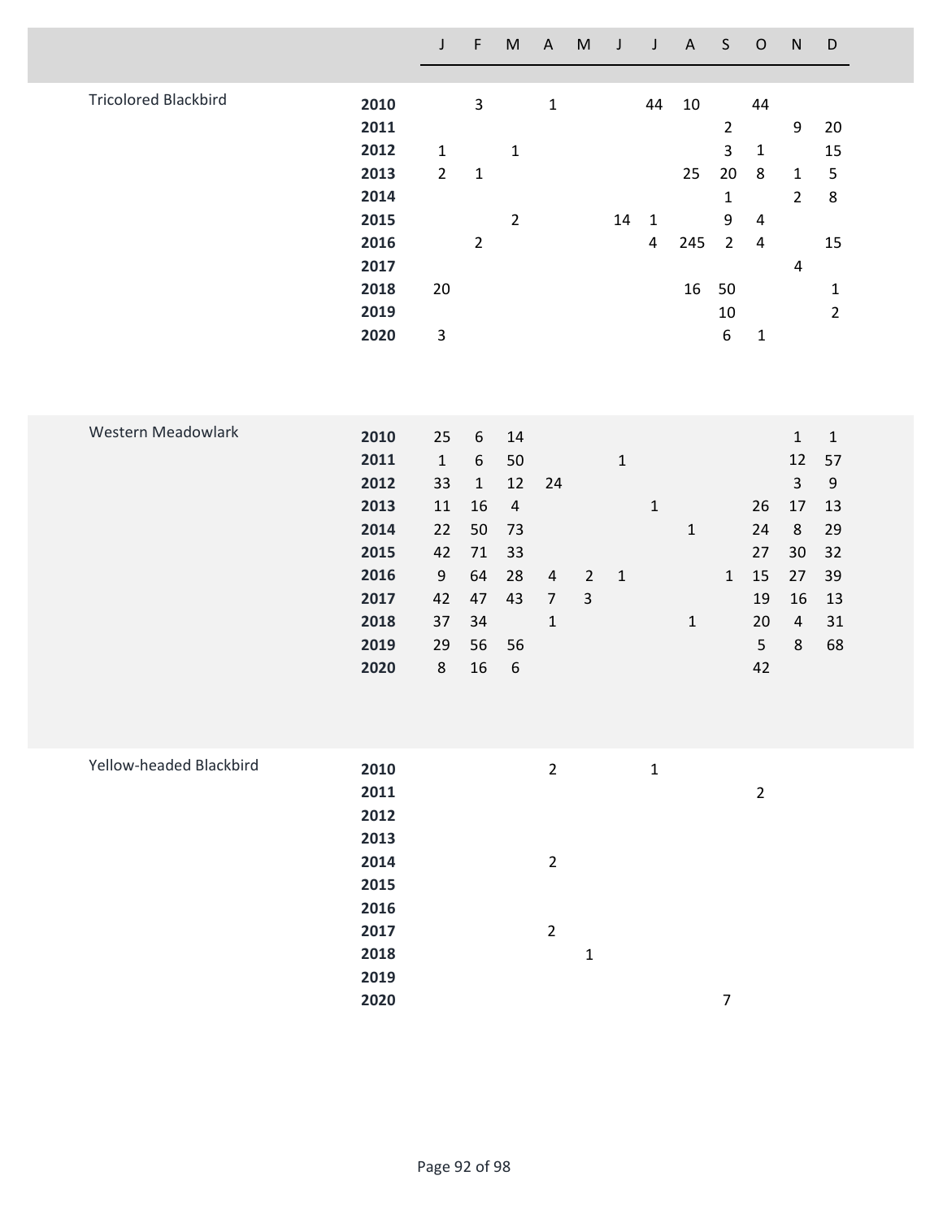| | | J | F | M | A | M | J | J | A | S | O | N | D |
|---|---|---|---|---|---|---|---|---|---|---|---|---|---|
| Tricolored Blackbird | **2010** | | 3 | | 1 | | | 44 | 10 | | 44 | | |
| | **2011** | | | | | | | | | 2 | | 9 | 20 |
| | **2012** | 1 | | 1 | | | | | | 3 | 1 | | 15 |
| | **2013** | 2 | 1 | | | | | | 25 | 20 | 8 | 1 | 5 |
| | **2014** | | | | | | | | | 1 | | 2 | 8 |
| | **2015** | | | 2 | | | 14 | 1 | | 9 | 4 | | |
| | **2016** | | 2 | | | | | 4 | 245 | 2 | 4 | | 15 |
| | **2017** | | | | | | | | | | | 4 | |
| | **2018** | 20 | | | | | | | 16 | 50 | | | 1 |
| | **2019** | | | | | | | | | 10 | | | 2 |
| | **2020** | 3 | | | | | | | | 6 | 1 | | |
| Western Meadowlark | **2010** | 25 | 6 | 14 | | | | | | | | 1 | 1 |
| | **2011** | 1 | 6 | 50 | | | 1 | | | | | 12 | 57 |
| | **2012** | 33 | 1 | 12 | 24 | | | | | | | 3 | 9 |
| | **2013** | 11 | 16 | 4 | | | | 1 | | | 26 | 17 | 13 |
| | **2014** | 22 | 50 | 73 | | | | | 1 | | 24 | 8 | 29 |
| | **2015** | 42 | 71 | 33 | | | | | | | 27 | 30 | 32 |
| | **2016** | 9 | 64 | 28 | 4 | 2 | 1 | | | 1 | 15 | 27 | 39 |
| | **2017** | 42 | 47 | 43 | 7 | 3 | | | | | 19 | 16 | 13 |
| | **2018** | 37 | 34 | | 1 | | | | 1 | | 20 | 4 | 31 |
| | **2019** | 29 | 56 | 56 | | | | | | | 5 | 8 | 68 |
| | **2020** | 8 | 16 | 6 | | | | | | | 42 | | |
| Yellow-headed Blackbird | **2010** | | | | 2 | | | 1 | | | | | |
| | **2011** | | | | | | | | | | 2 | | |
| | **2012** | | | | | | | | | | | | |
| | **2013** | | | | | | | | | | | | |
| | **2014** | | | | 2 | | | | | | | | |
| | **2015** | | | | | | | | | | | | |
| | **2016** | | | | | | | | | | | | |
| | **2017** | | | | 2 | | | | | | | | |
| | **2018** | | | | | 1 | | | | | | | |
| | **2019** | | | | | | | | | | | | |
| | **2020** | | | | | | | | | 7 | | | |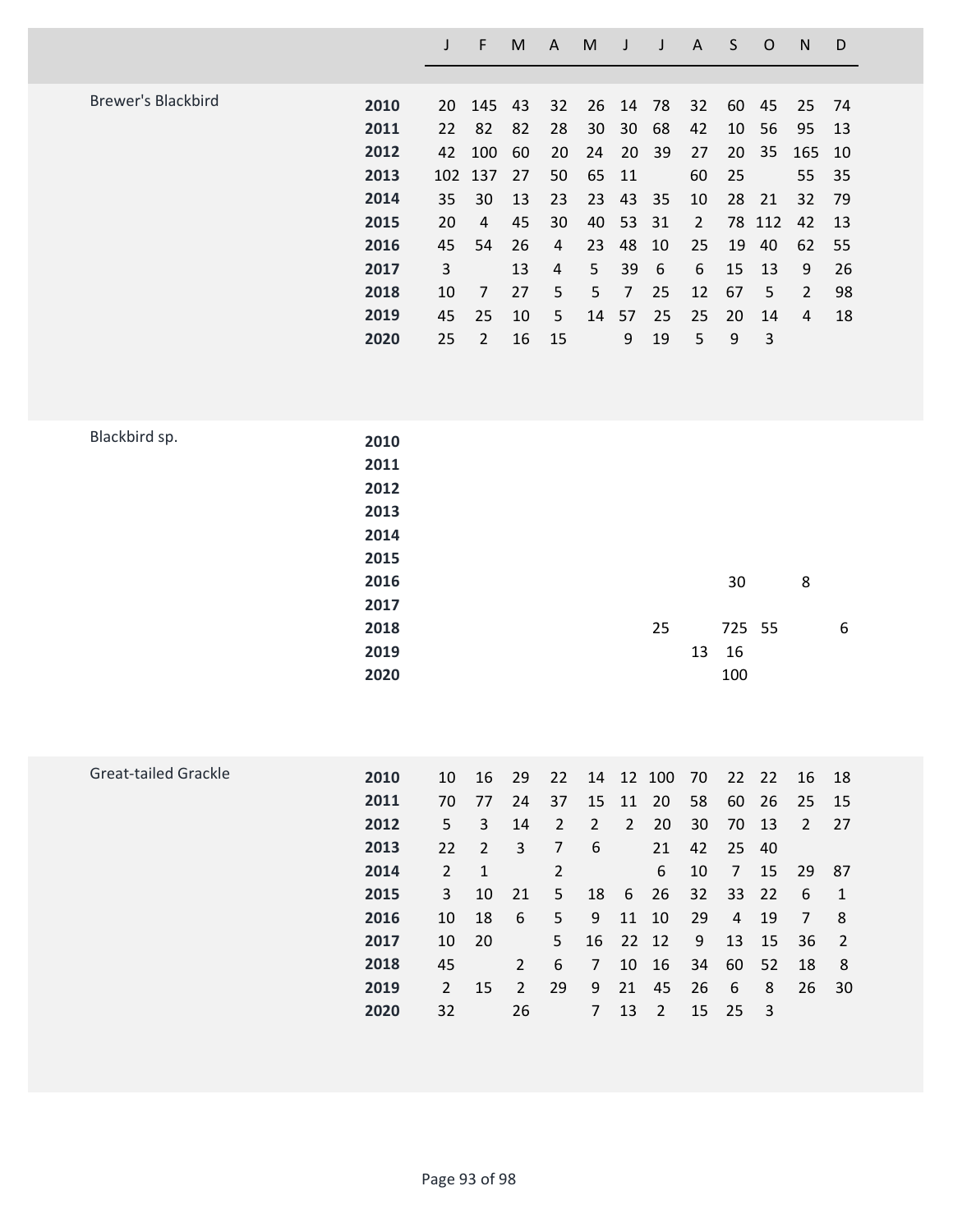| Species | Year | J | F | M | A | M | J | J | A | S | O | N | D |
|---|---|---|---|---|---|---|---|---|---|---|---|---|---|
| Brewer's Blackbird | **2010** | 20 | 145 | 43 | 32 | 26 | 14 | 78 | 32 | 60 | 45 | 25 | 74 |
| | **2011** | 22 | 82 | 82 | 28 | 30 | 30 | 68 | 42 | 10 | 56 | 95 | 13 |
| | **2012** | 42 | 100 | 60 | 20 | 24 | 20 | 39 | 27 | 20 | 35 | 165 | 10 |
| | **2013** | 102 | 137 | 27 | 50 | 65 | 11 | | 60 | 25 | | 55 | 35 |
| | **2014** | 35 | 30 | 13 | 23 | 23 | 43 | 35 | 10 | 28 | 21 | 32 | 79 |
| | **2015** | 20 | 4 | 45 | 30 | 40 | 53 | 31 | 2 | 78 | 112 | 42 | 13 |
| | **2016** | 45 | 54 | 26 | 4 | 23 | 48 | 10 | 25 | 19 | 40 | 62 | 55 |
| | **2017** | 3 | | 13 | 4 | 5 | 39 | 6 | 6 | 15 | 13 | 9 | 26 |
| | **2018** | 10 | 7 | 27 | 5 | 5 | 7 | 25 | 12 | 67 | 5 | 2 | 98 |
| | **2019** | 45 | 25 | 10 | 5 | 14 | 57 | 25 | 25 | 20 | 14 | 4 | 18 |
| | **2020** | 25 | 2 | 16 | 15 | | 9 | 19 | 5 | 9 | 3 | | |
| Blackbird sp. | **2010** | | | | | | | | | | | | |
| | **2011** | | | | | | | | | | | | |
| | **2012** | | | | | | | | | | | | |
| | **2013** | | | | | | | | | | | | |
| | **2014** | | | | | | | | | | | | |
| | **2015** | | | | | | | | | | | | |
| | **2016** | | | | | | | | | 30 | | 8 | |
| | **2017** | | | | | | | | | | | | |
| | **2018** | | | | | | | 25 | | 725 | 55 | | 6 |
| | **2019** | | | | | | | | 13 | 16 | | | |
| | **2020** | | | | | | | | | 100 | | | |
| Great-tailed Grackle | **2010** | 10 | 16 | 29 | 22 | 14 | 12 | 100 | 70 | 22 | 22 | 16 | 18 |
| | **2011** | 70 | 77 | 24 | 37 | 15 | 11 | 20 | 58 | 60 | 26 | 25 | 15 |
| | **2012** | 5 | 3 | 14 | 2 | 2 | 2 | 20 | 30 | 70 | 13 | 2 | 27 |
| | **2013** | 22 | 2 | 3 | 7 | 6 | | 21 | 42 | 25 | 40 | | |
| | **2014** | 2 | 1 | | 2 | | | 6 | 10 | 7 | 15 | 29 | 87 |
| | **2015** | 3 | 10 | 21 | 5 | 18 | 6 | 26 | 32 | 33 | 22 | 6 | 1 |
| | **2016** | 10 | 18 | 6 | 5 | 9 | 11 | 10 | 29 | 4 | 19 | 7 | 8 |
| | **2017** | 10 | 20 | | 5 | 16 | 22 | 12 | 9 | 13 | 15 | 36 | 2 |
| | **2018** | 45 | | 2 | 6 | 7 | 10 | 16 | 34 | 60 | 52 | 18 | 8 |
| | **2019** | 2 | 15 | 2 | 29 | 9 | 21 | 45 | 26 | 6 | 8 | 26 | 30 |
| | **2020** | 32 | | 26 | | 7 | 13 | 2 | 15 | 25 | 3 | | |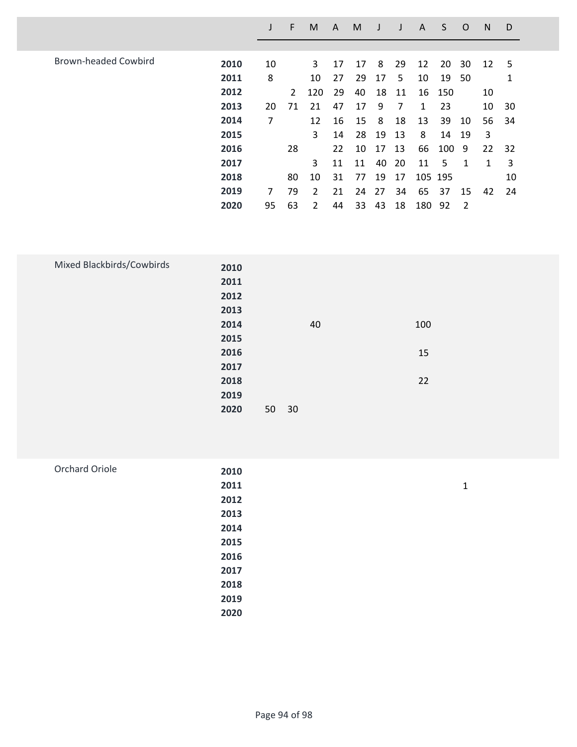| | | J | F | M | A | M | J | J | A | S | O | N | D |
|---|---|---|---|---|---|---|---|---|---|---|---|---|---|
| Brown-headed Cowbird | **2010** | 10 | | 3 | 17 | 17 | 8 | 29 | 12 | 20 | 30 | 12 | 5 |
| | **2011** | 8 | | 10 | 27 | 29 | 17 | 5 | 10 | 19 | 50 | | 1 |
| | **2012** | | 2 | 120 | 29 | 40 | 18 | 11 | 16 | 150 | | 10 | |
| | **2013** | 20 | 71 | 21 | 47 | 17 | 9 | 7 | 1 | 23 | | 10 | 30 |
| | **2014** | 7 | | 12 | 16 | 15 | 8 | 18 | 13 | 39 | 10 | 56 | 34 |
| | **2015** | | | 3 | 14 | 28 | 19 | 13 | 8 | 14 | 19 | 3 | |
| | **2016** | | 28 | | 22 | 10 | 17 | 13 | 66 | 100 | 9 | 22 | 32 |
| | **2017** | | | 3 | 11 | 11 | 40 | 20 | 11 | 5 | 1 | 1 | 3 |
| | **2018** | | 80 | 10 | 31 | 77 | 19 | 17 | 105 | 195 | | | 10 |
| | **2019** | 7 | 79 | 2 | 21 | 24 | 27 | 34 | 65 | 37 | 15 | 42 | 24 |
| | **2020** | 95 | 63 | 2 | 44 | 33 | 43 | 18 | 180 | 92 | 2 | | |
| Mixed Blackbirds/Cowbirds | **2010** | | | | | | | | | | | | |
| | **2011** | | | | | | | | | | | | |
| | **2012** | | | | | | | | | | | | |
| | **2013** | | | | | | | | | | | | |
| | **2014** | | | 40 | | | | | 100 | | | | |
| | **2015** | | | | | | | | | | | | |
| | **2016** | | | | | | | | 15 | | | | |
| | **2017** | | | | | | | | | | | | |
| | **2018** | | | | | | | | 22 | | | | |
| | **2019** | | | | | | | | | | | | |
| | **2020** | 50 | 30 | | | | | | | | | | |
| Orchard Oriole | **2010** | | | | | | | | | | | | |
| | **2011** | | | | | | | | | | 1 | | |
| | **2012** | | | | | | | | | | | | |
| | **2013** | | | | | | | | | | | | |
| | **2014** | | | | | | | | | | | | |
| | **2015** | | | | | | | | | | | | |
| | **2016** | | | | | | | | | | | | |
| | **2017** | | | | | | | | | | | | |
| | **2018** | | | | | | | | | | | | |
| | **2019** | | | | | | | | | | | | |
| | **2020** | | | | | | | | | | | | |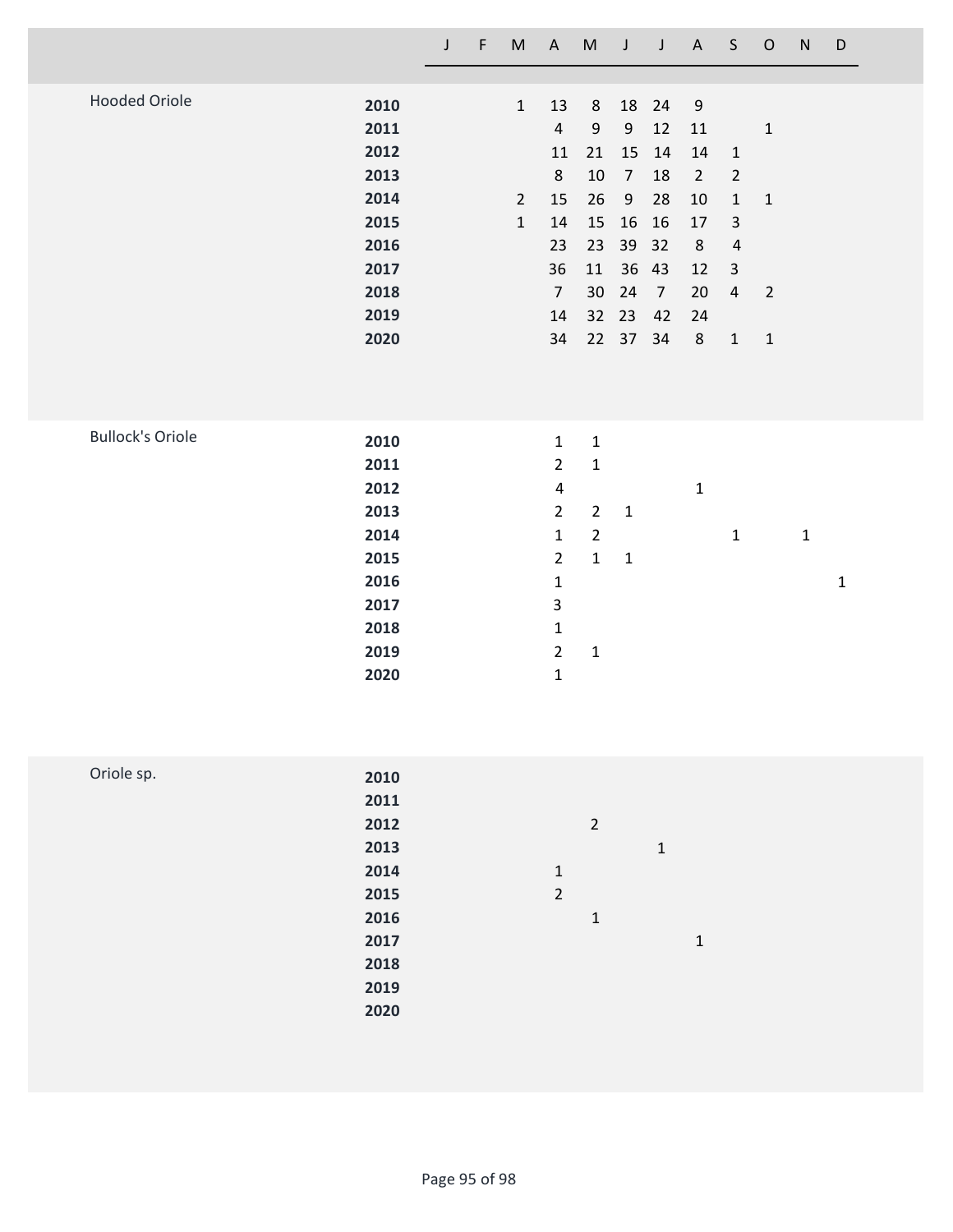| | | J | F | M | A | M | J | J | A | S | O | N | D |
|---|---|---|---|---|---|---|---|---|---|---|---|---|---|
| Hooded Oriole | **2010** | | | 1 | 13 | 8 | 18 | 24 | 9 | | | | |
| | **2011** | | | | 4 | 9 | 9 | 12 | 11 | | 1 | | |
| | **2012** | | | | 11 | 21 | 15 | 14 | 14 | 1 | | | |
| | **2013** | | | | 8 | 10 | 7 | 18 | 2 | 2 | | | |
| | **2014** | | | 2 | 15 | 26 | 9 | 28 | 10 | 1 | 1 | | |
| | **2015** | | | 1 | 14 | 15 | 16 | 16 | 17 | 3 | | | |
| | **2016** | | | | 23 | 23 | 39 | 32 | 8 | 4 | | | |
| | **2017** | | | | 36 | 11 | 36 | 43 | 12 | 3 | | | |
| | **2018** | | | | 7 | 30 | 24 | 7 | 20 | 4 | 2 | | |
| | **2019** | | | | 14 | 32 | 23 | 42 | 24 | | | | |
| | **2020** | | | | 34 | 22 | 37 | 34 | 8 | 1 | 1 | | |
| Bullock's Oriole | **2010** | | | | 1 | 1 | | | | | | | |
| | **2011** | | | | 2 | 1 | | | | | | | |
| | **2012** | | | | 4 | | | | 1 | | | | |
| | **2013** | | | | 2 | 2 | 1 | | | | | | |
| | **2014** | | | | 1 | 2 | | | | 1 | | 1 | |
| | **2015** | | | | 2 | 1 | 1 | | | | | | |
| | **2016** | | | | 1 | | | | | | | | 1 |
| | **2017** | | | | 3 | | | | | | | | |
| | **2018** | | | | 1 | | | | | | | | |
| | **2019** | | | | 2 | 1 | | | | | | | |
| | **2020** | | | | 1 | | | | | | | | |
| Oriole sp. | **2010** | | | | | | | | | | | | |
| | **2011** | | | | | | | | | | | | |
| | **2012** | | | | | 2 | | | | | | | |
| | **2013** | | | | | | | 1 | | | | | |
| | **2014** | | | | 1 | | | | | | | | |
| | **2015** | | | | 2 | | | | | | | | |
| | **2016** | | | | | 1 | | | | | | | |
| | **2017** | | | | | | | | 1 | | | | |
| | **2018** | | | | | | | | | | | | |
| | **2019** | | | | | | | | | | | | |
| | **2020** | | | | | | | | | | | | |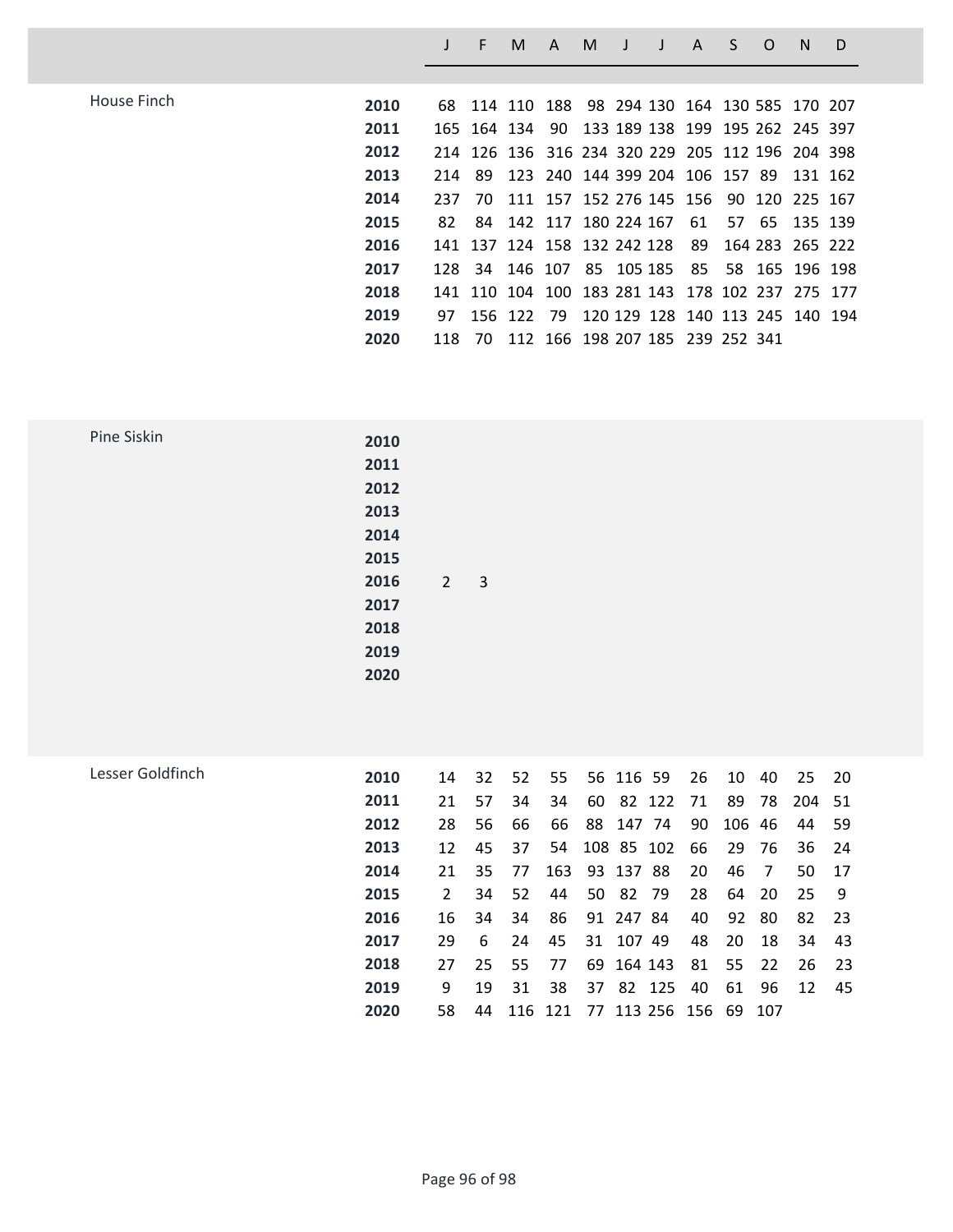| | | J | F | M | A | M | J | J | A | S | O | N | D |
|---|---|---|---|---|---|---|---|---|---|---|---|---|---|
| House Finch | 2010 | 68 | 114 | 110 | 188 | 98 | 294 | 130 | 164 | 130 | 585 | 170 | 207 |
| | 2011 | 165 | 164 | 134 | 90 | 133 | 189 | 138 | 199 | 195 | 262 | 245 | 397 |
| | 2012 | 214 | 126 | 136 | 316 | 234 | 320 | 229 | 205 | 112 | 196 | 204 | 398 |
| | 2013 | 214 | 89 | 123 | 240 | 144 | 399 | 204 | 106 | 157 | 89 | 131 | 162 |
| | 2014 | 237 | 70 | 111 | 157 | 152 | 276 | 145 | 156 | 90 | 120 | 225 | 167 |
| | 2015 | 82 | 84 | 142 | 117 | 180 | 224 | 167 | 61 | 57 | 65 | 135 | 139 |
| | 2016 | 141 | 137 | 124 | 158 | 132 | 242 | 128 | 89 | 164 | 283 | 265 | 222 |
| | 2017 | 128 | 34 | 146 | 107 | 85 | 105 | 185 | 85 | 58 | 165 | 196 | 198 |
| | 2018 | 141 | 110 | 104 | 100 | 183 | 281 | 143 | 178 | 102 | 237 | 275 | 177 |
| | 2019 | 97 | 156 | 122 | 79 | 120 | 129 | 128 | 140 | 113 | 245 | 140 | 194 |
| | 2020 | 118 | 70 | 112 | 166 | 198 | 207 | 185 | 239 | 252 | 341 | | |
| Pine Siskin | 2010 | | | | | | | | | | | | |
| | 2011 | | | | | | | | | | | | |
| | 2012 | | | | | | | | | | | | |
| | 2013 | | | | | | | | | | | | |
| | 2014 | | | | | | | | | | | | |
| | 2015 | | | | | | | | | | | | |
| | 2016 | 2 | 3 | | | | | | | | | | |
| | 2017 | | | | | | | | | | | | |
| | 2018 | | | | | | | | | | | | |
| | 2019 | | | | | | | | | | | | |
| | 2020 | | | | | | | | | | | | |
| Lesser Goldfinch | 2010 | 14 | 32 | 52 | 55 | 56 | 116 | 59 | 26 | 10 | 40 | 25 | 20 |
| | 2011 | 21 | 57 | 34 | 34 | 60 | 82 | 122 | 71 | 89 | 78 | 204 | 51 |
| | 2012 | 28 | 56 | 66 | 66 | 88 | 147 | 74 | 90 | 106 | 46 | 44 | 59 |
| | 2013 | 12 | 45 | 37 | 54 | 108 | 85 | 102 | 66 | 29 | 76 | 36 | 24 |
| | 2014 | 21 | 35 | 77 | 163 | 93 | 137 | 88 | 20 | 46 | 7 | 50 | 17 |
| | 2015 | 2 | 34 | 52 | 44 | 50 | 82 | 79 | 28 | 64 | 20 | 25 | 9 |
| | 2016 | 16 | 34 | 34 | 86 | 91 | 247 | 84 | 40 | 92 | 80 | 82 | 23 |
| | 2017 | 29 | 6 | 24 | 45 | 31 | 107 | 49 | 48 | 20 | 18 | 34 | 43 |
| | 2018 | 27 | 25 | 55 | 77 | 69 | 164 | 143 | 81 | 55 | 22 | 26 | 23 |
| | 2019 | 9 | 19 | 31 | 38 | 37 | 82 | 125 | 40 | 61 | 96 | 12 | 45 |
| | 2020 | 58 | 44 | 116 | 121 | 77 | 113 | 256 | 156 | 69 | 107 | | |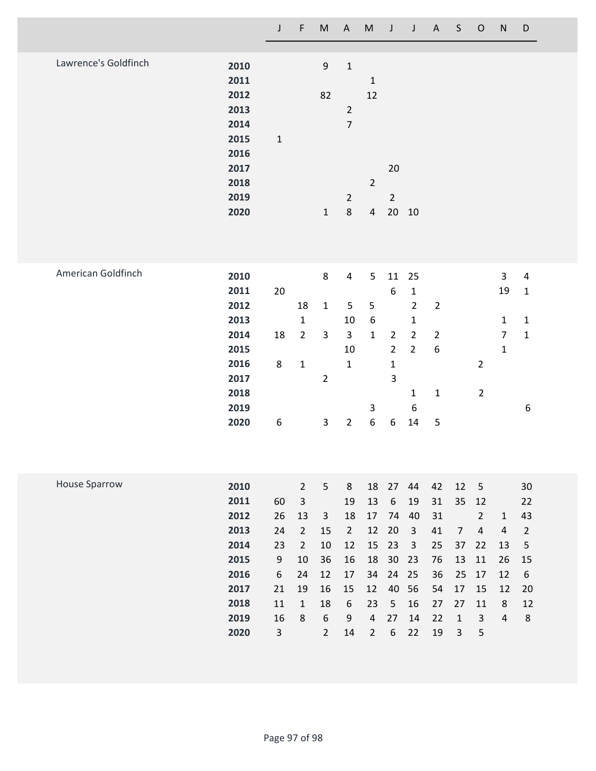| | | J | F | M | A | M | J | J | A | S | O | N | D |
|---|---|---|---|---|---|---|---|---|---|---|---|---|---|
| Lawrence's Goldfinch | **2010** | | | 9 | 1 | | | | | | | | |
| | **2011** | | | | | 1 | | | | | | | |
| | **2012** | | | 82 | | 12 | | | | | | | |
| | **2013** | | | | 2 | | | | | | | | |
| | **2014** | | | | 7 | | | | | | | | |
| | **2015** | 1 | | | | | | | | | | | |
| | **2016** | | | | | | | | | | | | |
| | **2017** | | | | | | 20 | | | | | | |
| | **2018** | | | | | 2 | | | | | | | |
| | **2019** | | | | 2 | | 2 | | | | | | |
| | **2020** | | | 1 | 8 | 4 | 20 | 10 | | | | | |
| American Goldfinch | **2010** | | | 8 | 4 | 5 | 11 | 25 | | | | 3 | 4 |
| | **2011** | 20 | | | | | 6 | 1 | | | | 19 | 1 |
| | **2012** | | 18 | 1 | 5 | 5 | | 2 | 2 | | | | |
| | **2013** | | 1 | | 10 | 6 | | 1 | | | | 1 | 1 |
| | **2014** | 18 | 2 | 3 | 3 | 1 | 2 | 2 | 2 | | | 7 | 1 |
| | **2015** | | | | 10 | | 2 | 2 | 6 | | | 1 | |
| | **2016** | 8 | 1 | | 1 | | 1 | | | | 2 | | |
| | **2017** | | | 2 | | | 3 | | | | | | |
| | **2018** | | | | | | | 1 | 1 | | 2 | | |
| | **2019** | | | | | 3 | | 6 | | | | | 6 |
| | **2020** | 6 | | 3 | 2 | 6 | 6 | 14 | 5 | | | | |
| House Sparrow | **2010** | | 2 | 5 | 8 | 18 | 27 | 44 | 42 | 12 | 5 | | 30 |
| | **2011** | 60 | 3 | | 19 | 13 | 6 | 19 | 31 | 35 | 12 | | 22 |
| | **2012** | 26 | 13 | 3 | 18 | 17 | 74 | 40 | 31 | | 2 | 1 | 43 |
| | **2013** | 24 | 2 | 15 | 2 | 12 | 20 | 3 | 41 | 7 | 4 | 4 | 2 |
| | **2014** | 23 | 2 | 10 | 12 | 15 | 23 | 3 | 25 | 37 | 22 | 13 | 5 |
| | **2015** | 9 | 10 | 36 | 16 | 18 | 30 | 23 | 76 | 13 | 11 | 26 | 15 |
| | **2016** | 6 | 24 | 12 | 17 | 34 | 24 | 25 | 36 | 25 | 17 | 12 | 6 |
| | **2017** | 21 | 19 | 16 | 15 | 12 | 40 | 56 | 54 | 17 | 15 | 12 | 20 |
| | **2018** | 11 | 1 | 18 | 6 | 23 | 5 | 16 | 27 | 27 | 11 | 8 | 12 |
| | **2019** | 16 | 8 | 6 | 9 | 4 | 27 | 14 | 22 | 1 | 3 | 4 | 8 |
| | **2020** | 3 | | 2 | 14 | 2 | 6 | 22 | 19 | 3 | 5 | | |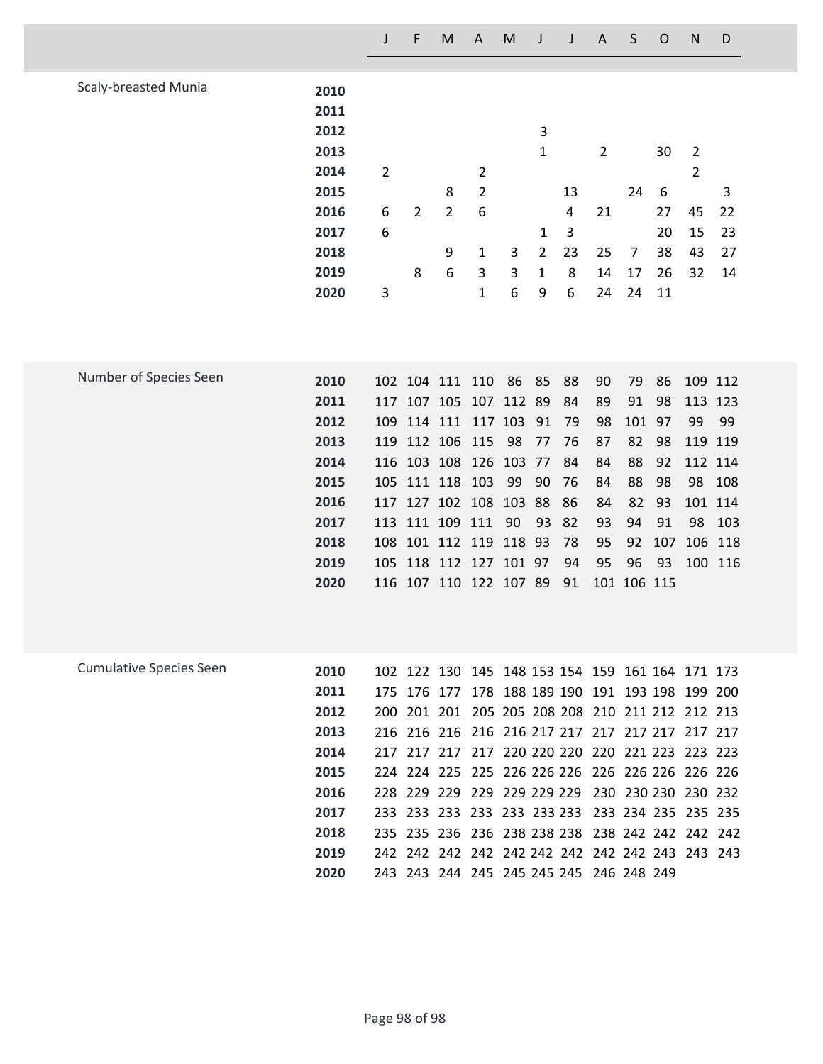| | | J | F | M | A | M | J | J | A | S | O | N | D |
|---|---|---|---|---|---|---|---|---|---|---|---|---|---|
| Scaly-breasted Munia | **2010** | | | | | | | | | | | | |
| | **2011** | | | | | | | | | | | | |
| | **2012** | | | | | | 3 | | | | | | |
| | **2013** | | | | | | 1 | | 2 | | 30 | 2 | |
| | **2014** | 2 | | | 2 | | | | | | | 2 | |
| | **2015** | | | 8 | 2 | | | 13 | | 24 | 6 | | 3 |
| | **2016** | 6 | 2 | 2 | 6 | | | 4 | 21 | | 27 | 45 | 22 |
| | **2017** | 6 | | | | | 1 | 3 | | | 20 | 15 | 23 |
| | **2018** | | | 9 | 1 | 3 | 2 | 23 | 25 | 7 | 38 | 43 | 27 |
| | **2019** | | 8 | 6 | 3 | 3 | 1 | 8 | 14 | 17 | 26 | 32 | 14 |
| | **2020** | 3 | | | 1 | 6 | 9 | 6 | 24 | 24 | 11 | | |
| Number of Species Seen | **2010** | 102 | 104 | 111 | 110 | 86 | 85 | 88 | 90 | 79 | 86 | 109 | 112 |
| | **2011** | 117 | 107 | 105 | 107 | 112 | 89 | 84 | 89 | 91 | 98 | 113 | 123 |
| | **2012** | 109 | 114 | 111 | 117 | 103 | 91 | 79 | 98 | 101 | 97 | 99 | 99 |
| | **2013** | 119 | 112 | 106 | 115 | 98 | 77 | 76 | 87 | 82 | 98 | 119 | 119 |
| | **2014** | 116 | 103 | 108 | 126 | 103 | 77 | 84 | 84 | 88 | 92 | 112 | 114 |
| | **2015** | 105 | 111 | 118 | 103 | 99 | 90 | 76 | 84 | 88 | 98 | 98 | 108 |
| | **2016** | 117 | 127 | 102 | 108 | 103 | 88 | 86 | 84 | 82 | 93 | 101 | 114 |
| | **2017** | 113 | 111 | 109 | 111 | 90 | 93 | 82 | 93 | 94 | 91 | 98 | 103 |
| | **2018** | 108 | 101 | 112 | 119 | 118 | 93 | 78 | 95 | 92 | 107 | 106 | 118 |
| | **2019** | 105 | 118 | 112 | 127 | 101 | 97 | 94 | 95 | 96 | 93 | 100 | 116 |
| | **2020** | 116 | 107 | 110 | 122 | 107 | 89 | 91 | 101 | 106 | 115 | | |
| Cumulative Species Seen | **2010** | 102 | 122 | 130 | 145 | 148 | 153 | 154 | 159 | 161 | 164 | 171 | 173 |
| | **2011** | 175 | 176 | 177 | 178 | 188 | 189 | 190 | 191 | 193 | 198 | 199 | 200 |
| | **2012** | 200 | 201 | 201 | 205 | 205 | 208 | 208 | 210 | 211 | 212 | 212 | 213 |
| | **2013** | 216 | 216 | 216 | 216 | 216 | 217 | 217 | 217 | 217 | 217 | 217 | 217 |
| | **2014** | 217 | 217 | 217 | 217 | 220 | 220 | 220 | 220 | 221 | 223 | 223 | 223 |
| | **2015** | 224 | 224 | 225 | 225 | 226 | 226 | 226 | 226 | 226 | 226 | 226 | 226 |
| | **2016** | 228 | 229 | 229 | 229 | 229 | 229 | 229 | 230 | 230 | 230 | 230 | 232 |
| | **2017** | 233 | 233 | 233 | 233 | 233 | 233 | 233 | 233 | 234 | 235 | 235 | 235 |
| | **2018** | 235 | 235 | 236 | 236 | 238 | 238 | 238 | 238 | 242 | 242 | 242 | 242 |
| | **2019** | 242 | 242 | 242 | 242 | 242 | 242 | 242 | 242 | 242 | 243 | 243 | 243 |
| | **2020** | 243 | 243 | 244 | 245 | 245 | 245 | 245 | 246 | 248 | 249 | | |